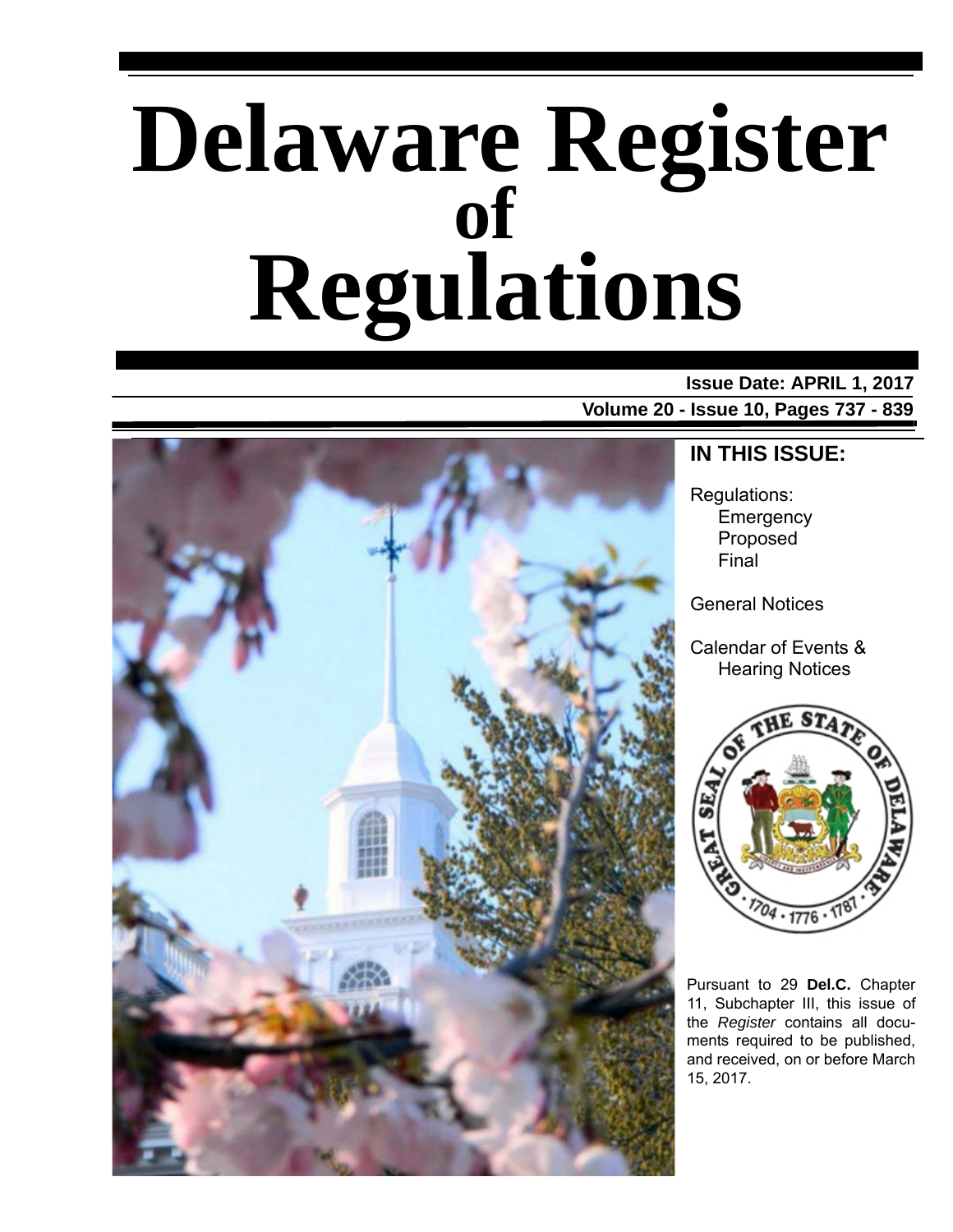# Delaware Register of Regulations

**Issue Date: APRIL 1, 2017**

**Volume 20 - Issue 10, Pages 737 - 839**

## IN THIS ISSUE:

Regulations:
- Emergency
- Proposed
- Final

General Notices

Calendar of Events & Hearing Notices

Pursuant to 29 **Del.C.** Chapter 11, Subchapter III, this issue of the *Register* contains all documents required to be published, and received, on or before March 15, 2017.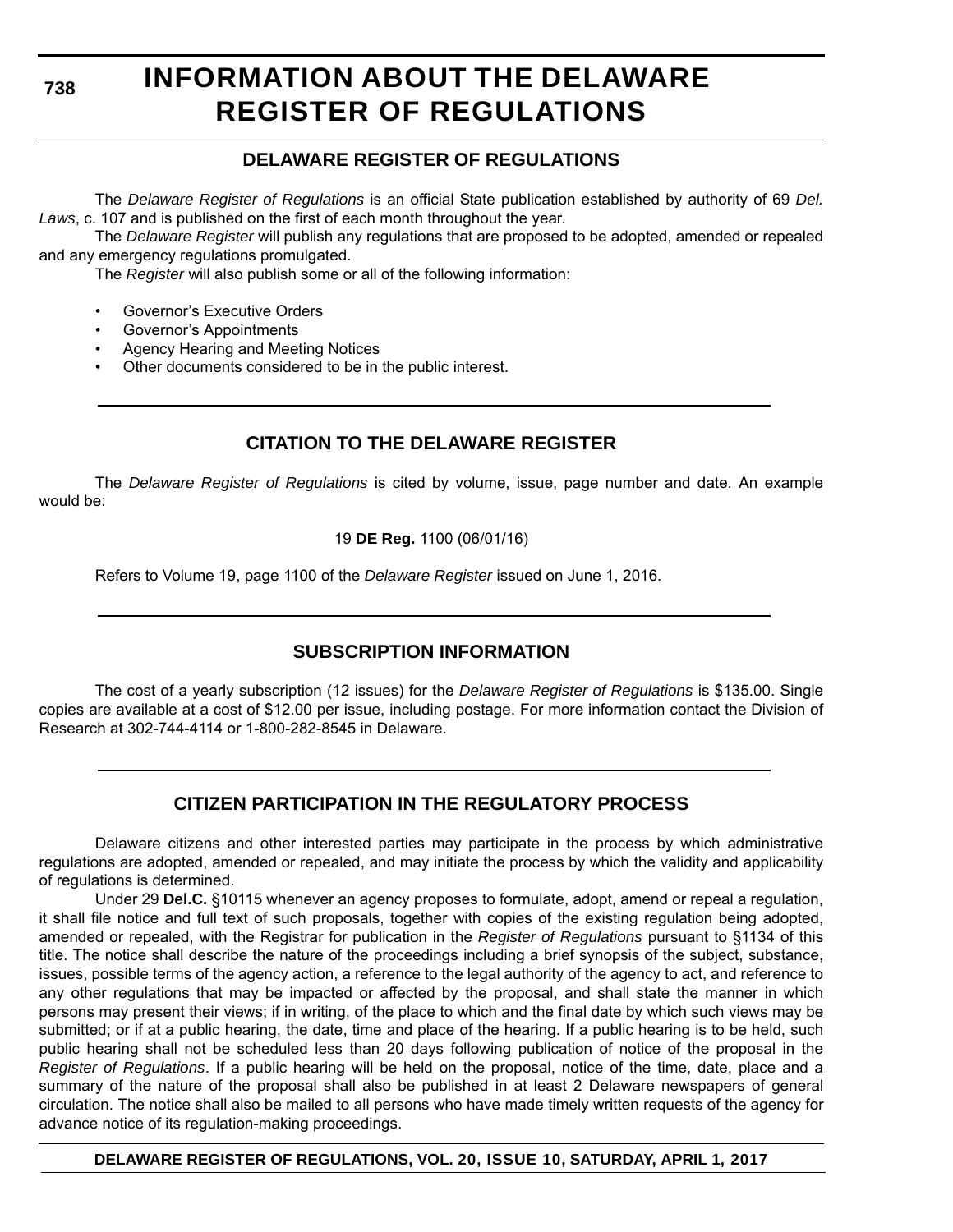# INFORMATION ABOUT THE DELAWARE REGISTER OF REGULATIONS

## DELAWARE REGISTER OF REGULATIONS

The *Delaware Register of Regulations* is an official State publication established by authority of 69 *Del. Laws*, c. 107 and is published on the first of each month throughout the year.

The *Delaware Register* will publish any regulations that are proposed to be adopted, amended or repealed and any emergency regulations promulgated.

The *Register* will also publish some or all of the following information:

- Governor's Executive Orders
- Governor's Appointments
- Agency Hearing and Meeting Notices
- Other documents considered to be in the public interest.

## CITATION TO THE DELAWARE REGISTER

The *Delaware Register of Regulations* is cited by volume, issue, page number and date. An example would be:

19 **DE Reg.** 1100 (06/01/16)

Refers to Volume 19, page 1100 of the *Delaware Register* issued on June 1, 2016.

## SUBSCRIPTION INFORMATION

The cost of a yearly subscription (12 issues) for the *Delaware Register of Regulations* is $135.00. Single copies are available at a cost of $12.00 per issue, including postage. For more information contact the Division of Research at 302-744-4114 or 1-800-282-8545 in Delaware.

## CITIZEN PARTICIPATION IN THE REGULATORY PROCESS

Delaware citizens and other interested parties may participate in the process by which administrative regulations are adopted, amended or repealed, and may initiate the process by which the validity and applicability of regulations is determined.

Under 29 **Del.C.** §10115 whenever an agency proposes to formulate, adopt, amend or repeal a regulation, it shall file notice and full text of such proposals, together with copies of the existing regulation being adopted, amended or repealed, with the Registrar for publication in the *Register of Regulations* pursuant to §1134 of this title. The notice shall describe the nature of the proceedings including a brief synopsis of the subject, substance, issues, possible terms of the agency action, a reference to the legal authority of the agency to act, and reference to any other regulations that may be impacted or affected by the proposal, and shall state the manner in which persons may present their views; if in writing, of the place to which and the final date by which such views may be submitted; or if at a public hearing, the date, time and place of the hearing. If a public hearing is to be held, such public hearing shall not be scheduled less than 20 days following publication of notice of the proposal in the *Register of Regulations*. If a public hearing will be held on the proposal, notice of the time, date, place and a summary of the nature of the proposal shall also be published in at least 2 Delaware newspapers of general circulation. The notice shall also be mailed to all persons who have made timely written requests of the agency for advance notice of its regulation-making proceedings.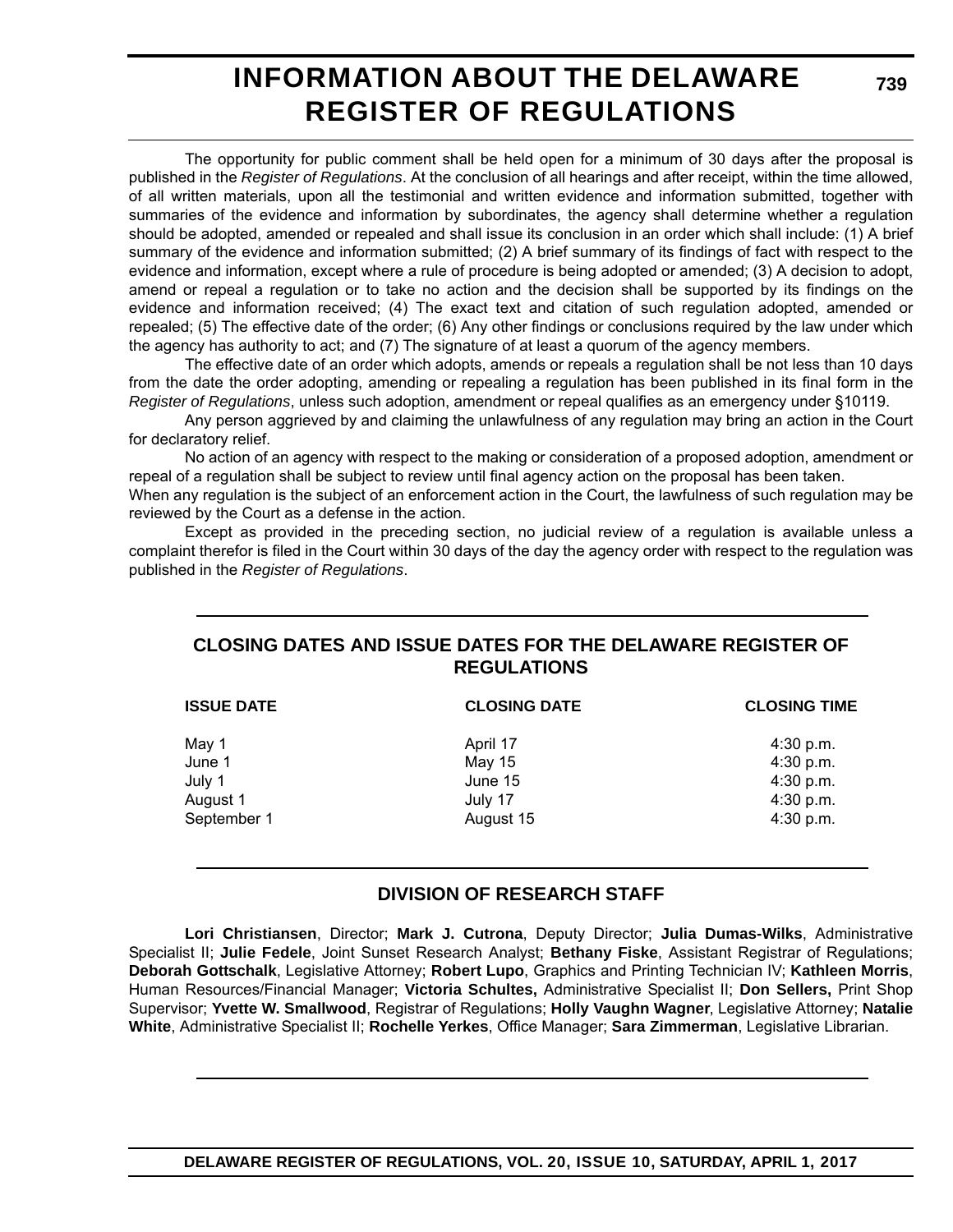# INFORMATION ABOUT THE DELAWARE REGISTER OF REGULATIONS

The opportunity for public comment shall be held open for a minimum of 30 days after the proposal is published in the *Register of Regulations*. At the conclusion of all hearings and after receipt, within the time allowed, of all written materials, upon all the testimonial and written evidence and information submitted, together with summaries of the evidence and information by subordinates, the agency shall determine whether a regulation should be adopted, amended or repealed and shall issue its conclusion in an order which shall include: (1) A brief summary of the evidence and information submitted; (2) A brief summary of its findings of fact with respect to the evidence and information, except where a rule of procedure is being adopted or amended; (3) A decision to adopt, amend or repeal a regulation or to take no action and the decision shall be supported by its findings on the evidence and information received; (4) The exact text and citation of such regulation adopted, amended or repealed; (5) The effective date of the order; (6) Any other findings or conclusions required by the law under which the agency has authority to act; and (7) The signature of at least a quorum of the agency members.

The effective date of an order which adopts, amends or repeals a regulation shall be not less than 10 days from the date the order adopting, amending or repealing a regulation has been published in its final form in the *Register of Regulations*, unless such adoption, amendment or repeal qualifies as an emergency under §10119.

Any person aggrieved by and claiming the unlawfulness of any regulation may bring an action in the Court for declaratory relief.

No action of an agency with respect to the making or consideration of a proposed adoption, amendment or repeal of a regulation shall be subject to review until final agency action on the proposal has been taken.

When any regulation is the subject of an enforcement action in the Court, the lawfulness of such regulation may be reviewed by the Court as a defense in the action.

Except as provided in the preceding section, no judicial review of a regulation is available unless a complaint therefor is filed in the Court within 30 days of the day the agency order with respect to the regulation was published in the *Register of Regulations*.

## CLOSING DATES AND ISSUE DATES FOR THE DELAWARE REGISTER OF REGULATIONS

| ISSUE DATE | CLOSING DATE | CLOSING TIME |
|---|---|---|
| May 1 | April 17 | 4:30 p.m. |
| June 1 | May 15 | 4:30 p.m. |
| July 1 | June 15 | 4:30 p.m. |
| August 1 | July 17 | 4:30 p.m. |
| September 1 | August 15 | 4:30 p.m. |

## DIVISION OF RESEARCH STAFF

**Lori Christiansen**, Director; **Mark J. Cutrona**, Deputy Director; **Julia Dumas-Wilks**, Administrative Specialist II; **Julie Fedele**, Joint Sunset Research Analyst; **Bethany Fiske**, Assistant Registrar of Regulations; **Deborah Gottschalk**, Legislative Attorney; **Robert Lupo**, Graphics and Printing Technician IV; **Kathleen Morris**, Human Resources/Financial Manager; **Victoria Schultes,** Administrative Specialist II; **Don Sellers,** Print Shop Supervisor; **Yvette W. Smallwood**, Registrar of Regulations; **Holly Vaughn Wagner**, Legislative Attorney; **Natalie White**, Administrative Specialist II; **Rochelle Yerkes**, Office Manager; **Sara Zimmerman**, Legislative Librarian.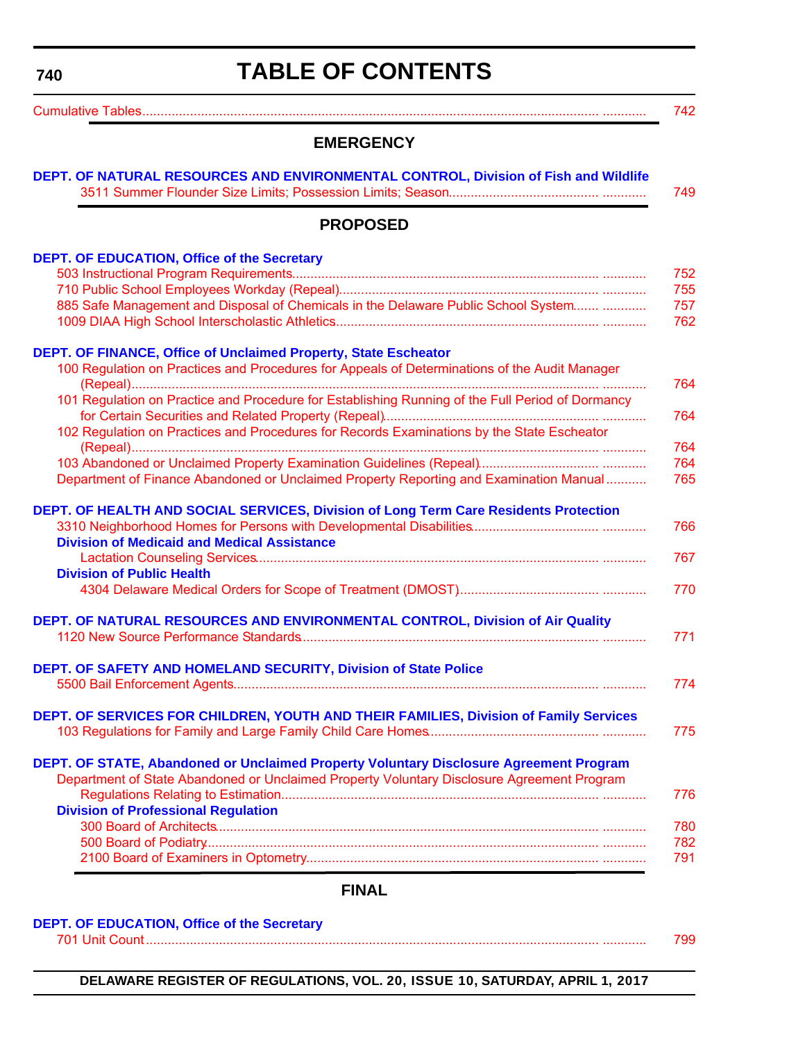# TABLE OF CONTENTS

Cumulative Tables ........................................................................ 742

## EMERGENCY

**DEPT. OF NATURAL RESOURCES AND ENVIRONMENTAL CONTROL, Division of Fish and Wildlife**

3511 Summer Flounder Size Limits; Possession Limits; Season ........................................ 749

## PROPOSED

**DEPT. OF EDUCATION, Office of the Secretary**

503 Instructional Program Requirements ........................................ 752
710 Public School Employees Workday (Repeal) ........................................ 755
885 Safe Management and Disposal of Chemicals in the Delaware Public School System ........................................ 757
1009 DIAA High School Interscholastic Athletics ........................................ 762

**DEPT. OF FINANCE, Office of Unclaimed Property, State Escheator**

100 Regulation on Practices and Procedures for Appeals of Determinations of the Audit Manager (Repeal) ........................................ 764
101 Regulation on Practice and Procedure for Establishing Running of the Full Period of Dormancy for Certain Securities and Related Property (Repeal) ........................................ 764
102 Regulation on Practices and Procedures for Records Examinations by the State Escheator (Repeal) ........................................ 764
103 Abandoned or Unclaimed Property Examination Guidelines (Repeal) ........................................ 764
Department of Finance Abandoned or Unclaimed Property Reporting and Examination Manual ........................................ 765

**DEPT. OF HEALTH AND SOCIAL SERVICES, Division of Long Term Care Residents Protection**

3310 Neighborhood Homes for Persons with Developmental Disabilities ........................................ 766

**Division of Medicaid and Medical Assistance**

Lactation Counseling Services ........................................ 767

**Division of Public Health**

4304 Delaware Medical Orders for Scope of Treatment (DMOST) ........................................ 770

**DEPT. OF NATURAL RESOURCES AND ENVIRONMENTAL CONTROL, Division of Air Quality**

1120 New Source Performance Standards ........................................ 771

**DEPT. OF SAFETY AND HOMELAND SECURITY, Division of State Police**

5500 Bail Enforcement Agents ........................................ 774

**DEPT. OF SERVICES FOR CHILDREN, YOUTH AND THEIR FAMILIES, Division of Family Services**

103 Regulations for Family and Large Family Child Care Homes ........................................ 775

**DEPT. OF STATE, Abandoned or Unclaimed Property Voluntary Disclosure Agreement Program**

Department of State Abandoned or Unclaimed Property Voluntary Disclosure Agreement Program Regulations Relating to Estimation ........................................ 776

**Division of Professional Regulation**

300 Board of Architects ........................................ 780
500 Board of Podiatry ........................................ 782
2100 Board of Examiners in Optometry ........................................ 791

## FINAL

**DEPT. OF EDUCATION, Office of the Secretary**

701 Unit Count ........................................ 799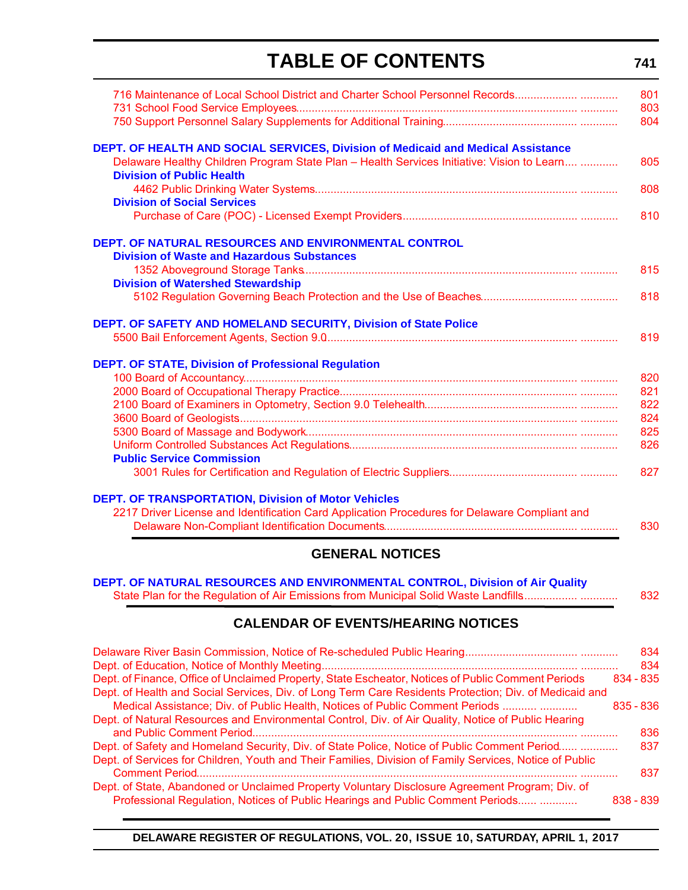# TABLE OF CONTENTS

716 Maintenance of Local School District and Charter School Personnel Records ........................ 801
731 School Food Service Employees ........................ 803
750 Support Personnel Salary Supplements for Additional Training ........................ 804

**DEPT. OF HEALTH AND SOCIAL SERVICES, Division of Medicaid and Medical Assistance**

Delaware Healthy Children Program State Plan – Health Services Initiative: Vision to Learn ........................ 805

**Division of Public Health**

4462 Public Drinking Water Systems ........................ 808

**Division of Social Services**

Purchase of Care (POC) - Licensed Exempt Providers ........................ 810

**DEPT. OF NATURAL RESOURCES AND ENVIRONMENTAL CONTROL**

**Division of Waste and Hazardous Substances**

1352 Aboveground Storage Tanks ........................ 815

**Division of Watershed Stewardship**

5102 Regulation Governing Beach Protection and the Use of Beaches ........................ 818

**DEPT. OF SAFETY AND HOMELAND SECURITY, Division of State Police**

5500 Bail Enforcement Agents, Section 9.0 ........................ 819

**DEPT. OF STATE, Division of Professional Regulation**

100 Board of Accountancy ........................ 820
2000 Board of Occupational Therapy Practice ........................ 821
2100 Board of Examiners in Optometry, Section 9.0 Telehealth ........................ 822
3600 Board of Geologists ........................ 824
5300 Board of Massage and Bodywork ........................ 825
Uniform Controlled Substances Act Regulations ........................ 826

**Public Service Commission**

3001 Rules for Certification and Regulation of Electric Suppliers ........................ 827

**DEPT. OF TRANSPORTATION, Division of Motor Vehicles**

2217 Driver License and Identification Card Application Procedures for Delaware Compliant and Delaware Non-Compliant Identification Documents ........................ 830

## GENERAL NOTICES

**DEPT. OF NATURAL RESOURCES AND ENVIRONMENTAL CONTROL, Division of Air Quality**

State Plan for the Regulation of Air Emissions from Municipal Solid Waste Landfills ........................ 832

## CALENDAR OF EVENTS/HEARING NOTICES

Delaware River Basin Commission, Notice of Re-scheduled Public Hearing ........................ 834
Dept. of Education, Notice of Monthly Meeting ........................ 834
Dept. of Finance, Office of Unclaimed Property, State Escheator, Notices of Public Comment Periods 834 - 835
Dept. of Health and Social Services, Div. of Long Term Care Residents Protection; Div. of Medicaid and Medical Assistance; Div. of Public Health, Notices of Public Comment Periods ........................ 835 - 836
Dept. of Natural Resources and Environmental Control, Div. of Air Quality, Notice of Public Hearing and Public Comment Period ........................ 836
Dept. of Safety and Homeland Security, Div. of State Police, Notice of Public Comment Period ........................ 837
Dept. of Services for Children, Youth and Their Families, Division of Family Services, Notice of Public Comment Period ........................ 837
Dept. of State, Abandoned or Unclaimed Property Voluntary Disclosure Agreement Program; Div. of Professional Regulation, Notices of Public Hearings and Public Comment Periods ........................ 838 - 839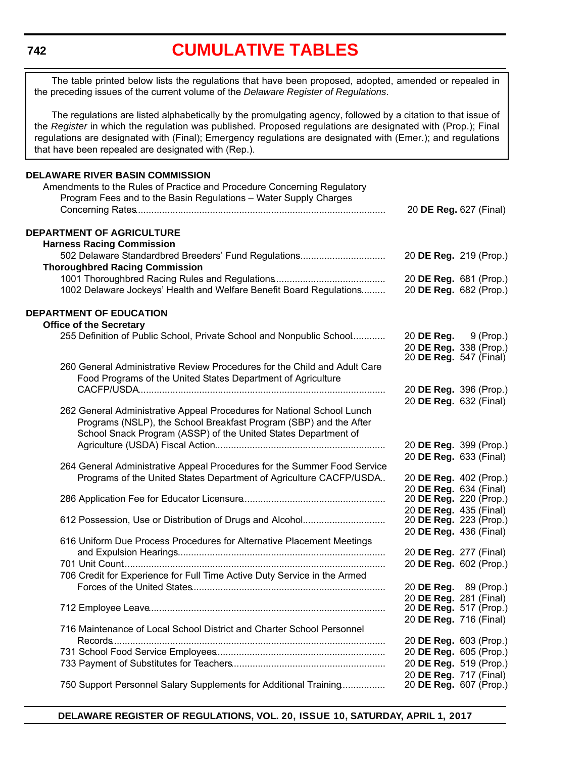# CUMULATIVE TABLES

The table printed below lists the regulations that have been proposed, adopted, amended or repealed in the preceding issues of the current volume of the *Delaware Register of Regulations*.

The regulations are listed alphabetically by the promulgating agency, followed by a citation to that issue of the *Register* in which the regulation was published. Proposed regulations are designated with (Prop.); Final regulations are designated with (Final); Emergency regulations are designated with (Emer.); and regulations that have been repealed are designated with (Rep.).

**DELAWARE RIVER BASIN COMMISSION**

Amendments to the Rules of Practice and Procedure Concerning Regulatory Program Fees and to the Basin Regulations – Water Supply Charges Concerning Rates ........ 20 **DE Reg.** 627 (Final)

**DEPARTMENT OF AGRICULTURE**

**Harness Racing Commission**

502 Delaware Standardbred Breeders' Fund Regulations ........ 20 **DE Reg.** 219 (Prop.)

**Thoroughbred Racing Commission**

1001 Thoroughbred Racing Rules and Regulations ........ 20 **DE Reg.** 681 (Prop.)

1002 Delaware Jockeys' Health and Welfare Benefit Board Regulations ........ 20 **DE Reg.** 682 (Prop.)

**DEPARTMENT OF EDUCATION**

**Office of the Secretary**

255 Definition of Public School, Private School and Nonpublic School ........ 20 **DE Reg.** 9 (Prop.)
20 **DE Reg.** 338 (Prop.)
20 **DE Reg.** 547 (Final)

260 General Administrative Review Procedures for the Child and Adult Care Food Programs of the United States Department of Agriculture CACFP/USDA ........ 20 **DE Reg.** 396 (Prop.)
20 **DE Reg.** 632 (Final)

262 General Administrative Appeal Procedures for National School Lunch Programs (NSLP), the School Breakfast Program (SBP) and the After School Snack Program (ASSP) of the United States Department of Agriculture (USDA) Fiscal Action ........ 20 **DE Reg.** 399 (Prop.)
20 **DE Reg.** 633 (Final)

264 General Administrative Appeal Procedures for the Summer Food Service Programs of the United States Department of Agriculture CACFP/USDA ........ 20 **DE Reg.** 402 (Prop.)
20 **DE Reg.** 634 (Final)

286 Application Fee for Educator Licensure ........ 20 **DE Reg.** 220 (Prop.)
20 **DE Reg.** 435 (Final)

612 Possession, Use or Distribution of Drugs and Alcohol ........ 20 **DE Reg.** 223 (Prop.)
20 **DE Reg.** 436 (Final)

616 Uniform Due Process Procedures for Alternative Placement Meetings and Expulsion Hearings ........ 20 **DE Reg.** 277 (Final)

701 Unit Count ........ 20 **DE Reg.** 602 (Prop.)

706 Credit for Experience for Full Time Active Duty Service in the Armed Forces of the United States ........ 20 **DE Reg.** 89 (Prop.)
20 **DE Reg.** 281 (Final)

712 Employee Leave ........ 20 **DE Reg.** 517 (Prop.)
20 **DE Reg.** 716 (Final)

716 Maintenance of Local School District and Charter School Personnel Records ........ 20 **DE Reg.** 603 (Prop.)

731 School Food Service Employees ........ 20 **DE Reg.** 605 (Prop.)

733 Payment of Substitutes for Teachers ........ 20 **DE Reg.** 519 (Prop.)
20 **DE Reg.** 717 (Final)

750 Support Personnel Salary Supplements for Additional Training ........ 20 **DE Reg.** 607 (Prop.)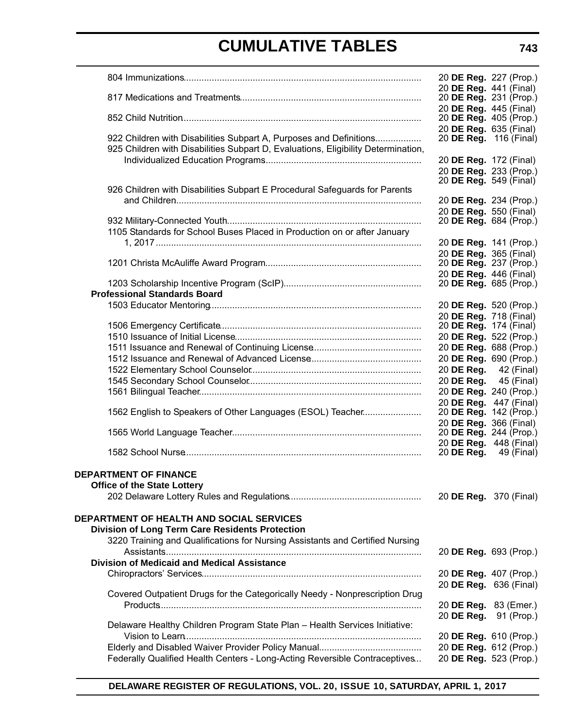804 Immunizations ........ 20 **DE Reg.** 227 (Prop.)
20 **DE Reg.** 441 (Final)

817 Medications and Treatments ........ 20 **DE Reg.** 231 (Prop.)
20 **DE Reg.** 445 (Final)

852 Child Nutrition ........ 20 **DE Reg.** 405 (Prop.)
20 **DE Reg.** 635 (Final)

922 Children with Disabilities Subpart A, Purposes and Definitions ........ 20 **DE Reg.** 116 (Final)

925 Children with Disabilities Subpart D, Evaluations, Eligibility Determination, Individualized Education Programs ........ 20 **DE Reg.** 172 (Final)
20 **DE Reg.** 233 (Prop.)
20 **DE Reg.** 549 (Final)

926 Children with Disabilities Subpart E Procedural Safeguards for Parents and Children ........ 20 **DE Reg.** 234 (Prop.)
20 **DE Reg.** 550 (Final)

932 Military-Connected Youth ........ 20 **DE Reg.** 684 (Prop.)

1105 Standards for School Buses Placed in Production on or after January 1, 2017 ........ 20 **DE Reg.** 141 (Prop.)
20 **DE Reg.** 365 (Final)

1201 Christa McAuliffe Award Program ........ 20 **DE Reg.** 237 (Prop.)
20 **DE Reg.** 446 (Final)

1203 Scholarship Incentive Program (ScIP) ........ 20 **DE Reg.** 685 (Prop.)

**Professional Standards Board**

1503 Educator Mentoring ........ 20 **DE Reg.** 520 (Prop.)
20 **DE Reg.** 718 (Final)

1506 Emergency Certificate ........ 20 **DE Reg.** 174 (Final)

1510 Issuance of Initial License ........ 20 **DE Reg.** 522 (Prop.)

1511 Issuance and Renewal of Continuing License ........ 20 **DE Reg.** 688 (Prop.)

1512 Issuance and Renewal of Advanced License ........ 20 **DE Reg.** 690 (Prop.)

1522 Elementary School Counselor ........ 20 **DE Reg.** 42 (Final)

1545 Secondary School Counselor ........ 20 **DE Reg.** 45 (Final)

1561 Bilingual Teacher ........ 20 **DE Reg.** 240 (Prop.)
20 **DE Reg.** 447 (Final)

1562 English to Speakers of Other Languages (ESOL) Teacher ........ 20 **DE Reg.** 142 (Prop.)
20 **DE Reg.** 366 (Final)

1565 World Language Teacher ........ 20 **DE Reg.** 244 (Prop.)
20 **DE Reg.** 448 (Final)

1582 School Nurse ........ 20 **DE Reg.** 49 (Final)

**DEPARTMENT OF FINANCE**

**Office of the State Lottery**

202 Delaware Lottery Rules and Regulations ........ 20 **DE Reg.** 370 (Final)

**DEPARTMENT OF HEALTH AND SOCIAL SERVICES**

**Division of Long Term Care Residents Protection**

3220 Training and Qualifications for Nursing Assistants and Certified Nursing Assistants ........ 20 **DE Reg.** 693 (Prop.)

**Division of Medicaid and Medical Assistance**

Chiropractors' Services ........ 20 **DE Reg.** 407 (Prop.)
20 **DE Reg.** 636 (Final)

Covered Outpatient Drugs for the Categorically Needy - Nonprescription Drug Products ........ 20 **DE Reg.** 83 (Emer.)
20 **DE Reg.** 91 (Prop.)

Delaware Healthy Children Program State Plan – Health Services Initiative: Vision to Learn ........ 20 **DE Reg.** 610 (Prop.)

Elderly and Disabled Waiver Provider Policy Manual ........ 20 **DE Reg.** 612 (Prop.)

Federally Qualified Health Centers - Long-Acting Reversible Contraceptives ........ 20 **DE Reg.** 523 (Prop.)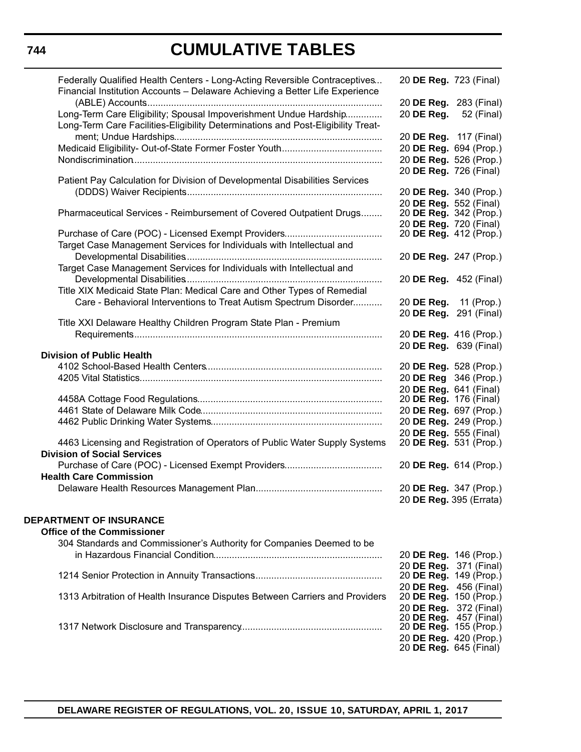# CUMULATIVE TABLES

| | |
|---|---|
| Federally Qualified Health Centers - Long-Acting Reversible Contraceptives | 20 **DE Reg.** 723 (Final) |
| Financial Institution Accounts – Delaware Achieving a Better Life Experience (ABLE) Accounts | 20 **DE Reg.** 283 (Final) |
| Long-Term Care Eligibility; Spousal Impoverishment Undue Hardship | 20 **DE Reg.** 52 (Final) |
| Long-Term Care Facilities-Eligibility Determinations and Post-Eligibility Treatment; Undue Hardships | 20 **DE Reg.** 117 (Final) |
| Medicaid Eligibility- Out-of-State Former Foster Youth | 20 **DE Reg.** 694 (Prop.) |
| Nondiscrimination | 20 **DE Reg.** 526 (Prop.)<br>20 **DE Reg.** 726 (Final) |
| Patient Pay Calculation for Division of Developmental Disabilities Services (DDDS) Waiver Recipients | 20 **DE Reg.** 340 (Prop.)<br>20 **DE Reg.** 552 (Final) |
| Pharmaceutical Services - Reimbursement of Covered Outpatient Drugs | 20 **DE Reg.** 342 (Prop.)<br>20 **DE Reg.** 720 (Final) |
| Purchase of Care (POC) - Licensed Exempt Providers | 20 **DE Reg.** 412 (Prop.) |
| Target Case Management Services for Individuals with Intellectual and Developmental Disabilities | 20 **DE Reg.** 247 (Prop.) |
| Target Case Management Services for Individuals with Intellectual and Developmental Disabilities | 20 **DE Reg.** 452 (Final) |
| Title XIX Medicaid State Plan: Medical Care and Other Types of Remedial Care - Behavioral Interventions to Treat Autism Spectrum Disorder | 20 **DE Reg.** 11 (Prop.)<br>20 **DE Reg.** 291 (Final) |
| Title XXI Delaware Healthy Children Program State Plan - Premium Requirements | 20 **DE Reg.** 416 (Prop.)<br>20 **DE Reg.** 639 (Final) |
| **Division of Public Health** | |
| 4102 School-Based Health Centers | 20 **DE Reg.** 528 (Prop.) |
| 4205 Vital Statistics | 20 **DE Reg** 346 (Prop.)<br>20 **DE Reg.** 641 (Final) |
| 4458A Cottage Food Regulations | 20 **DE Reg.** 176 (Final) |
| 4461 State of Delaware Milk Code | 20 **DE Reg.** 697 (Prop.) |
| 4462 Public Drinking Water Systems | 20 **DE Reg.** 249 (Prop.)<br>20 **DE Reg.** 555 (Final) |
| 4463 Licensing and Registration of Operators of Public Water Supply Systems | 20 **DE Reg.** 531 (Prop.) |
| **Division of Social Services** | |
| Purchase of Care (POC) - Licensed Exempt Providers | 20 **DE Reg.** 614 (Prop.) |
| **Health Care Commission** | |
| Delaware Health Resources Management Plan | 20 **DE Reg.** 347 (Prop.)<br>20 **DE Reg.** 395 (Errata) |

## DEPARTMENT OF INSURANCE

**Office of the Commissioner**

| | |
|---|---|
| 304 Standards and Commissioner's Authority for Companies Deemed to be in Hazardous Financial Condition | 20 **DE Reg.** 146 (Prop.)<br>20 **DE Reg.** 371 (Final) |
| 1214 Senior Protection in Annuity Transactions | 20 **DE Reg.** 149 (Prop.)<br>20 **DE Reg.** 456 (Final) |
| 1313 Arbitration of Health Insurance Disputes Between Carriers and Providers | 20 **DE Reg.** 150 (Prop.)<br>20 **DE Reg.** 372 (Final)<br>20 **DE Reg.** 457 (Final) |
| 1317 Network Disclosure and Transparency | 20 **DE Reg.** 155 (Prop.)<br>20 **DE Reg.** 420 (Prop.)<br>20 **DE Reg.** 645 (Final) |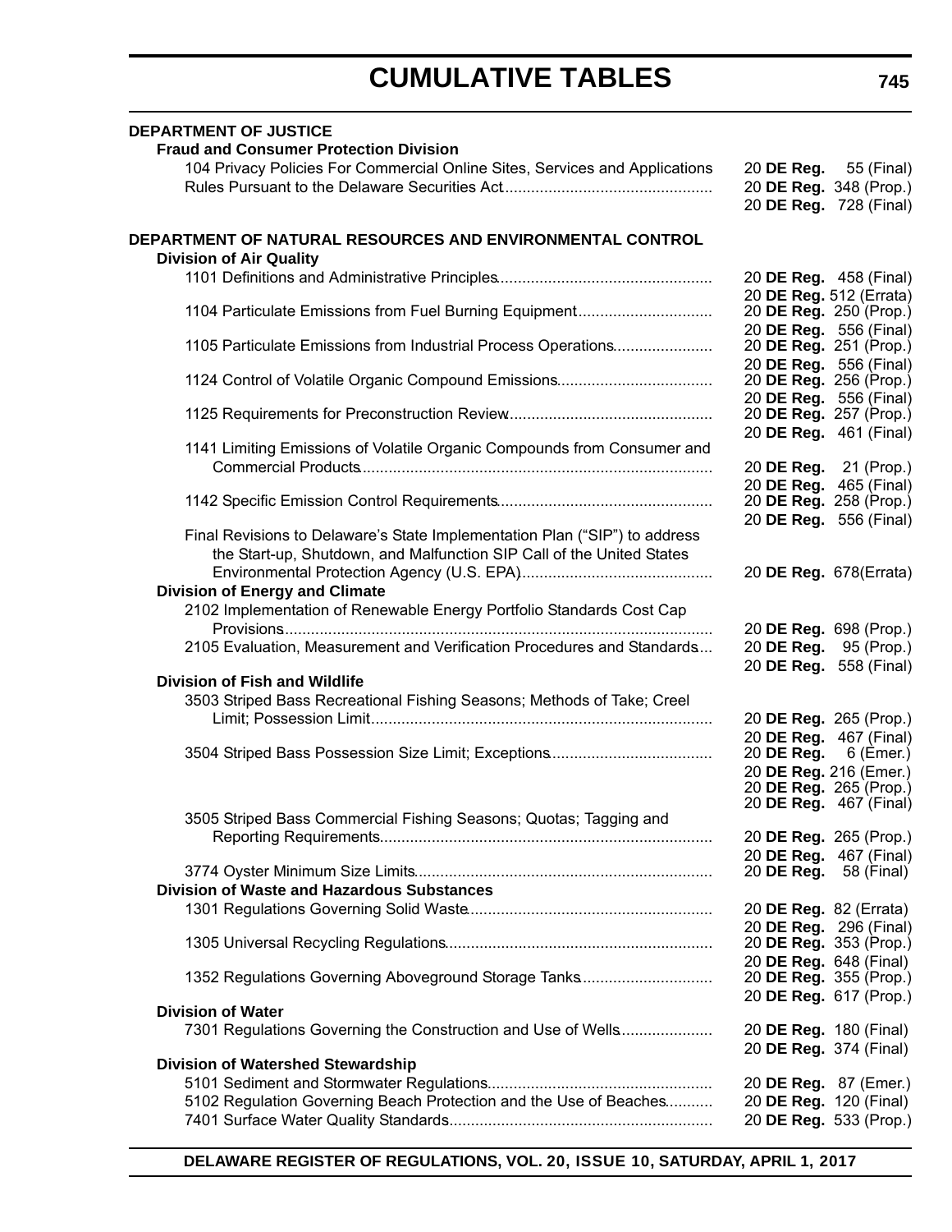# CUMULATIVE TABLES

**DEPARTMENT OF JUSTICE**

**Fraud and Consumer Protection Division**

| | |
|---|---|
| 104 Privacy Policies For Commercial Online Sites, Services and Applications | 20 **DE Reg.** 55 (Final) |
| Rules Pursuant to the Delaware Securities Act | 20 **DE Reg.** 348 (Prop.) |
| | 20 **DE Reg.** 728 (Final) |

**DEPARTMENT OF NATURAL RESOURCES AND ENVIRONMENTAL CONTROL**

**Division of Air Quality**

| | |
|---|---|
| 1101 Definitions and Administrative Principles | 20 **DE Reg.** 458 (Final) |
| | 20 **DE Reg.** 512 (Errata) |
| 1104 Particulate Emissions from Fuel Burning Equipment | 20 **DE Reg.** 250 (Prop.) |
| | 20 **DE Reg.** 556 (Final) |
| 1105 Particulate Emissions from Industrial Process Operations | 20 **DE Reg.** 251 (Prop.) |
| | 20 **DE Reg.** 556 (Final) |
| 1124 Control of Volatile Organic Compound Emissions | 20 **DE Reg.** 256 (Prop.) |
| | 20 **DE Reg.** 556 (Final) |
| 1125 Requirements for Preconstruction Review | 20 **DE Reg.** 257 (Prop.) |
| | 20 **DE Reg.** 461 (Final) |
| 1141 Limiting Emissions of Volatile Organic Compounds from Consumer and Commercial Products | 20 **DE Reg.** 21 (Prop.) |
| | 20 **DE Reg.** 465 (Final) |
| 1142 Specific Emission Control Requirements | 20 **DE Reg.** 258 (Prop.) |
| | 20 **DE Reg.** 556 (Final) |
| Final Revisions to Delaware's State Implementation Plan ("SIP") to address the Start-up, Shutdown, and Malfunction SIP Call of the United States Environmental Protection Agency (U.S. EPA) | 20 **DE Reg.** 678(Errata) |

**Division of Energy and Climate**

| | |
|---|---|
| 2102 Implementation of Renewable Energy Portfolio Standards Cost Cap Provisions | 20 **DE Reg.** 698 (Prop.) |
| 2105 Evaluation, Measurement and Verification Procedures and Standards | 20 **DE Reg.** 95 (Prop.) |
| | 20 **DE Reg.** 558 (Final) |

**Division of Fish and Wildlife**

| | |
|---|---|
| 3503 Striped Bass Recreational Fishing Seasons; Methods of Take; Creel Limit; Possession Limit | 20 **DE Reg.** 265 (Prop.) |
| | 20 **DE Reg.** 467 (Final) |
| 3504 Striped Bass Possession Size Limit; Exceptions | 20 **DE Reg.** 6 (Emer.) |
| | 20 **DE Reg.** 216 (Emer.) |
| | 20 **DE Reg.** 265 (Prop.) |
| | 20 **DE Reg.** 467 (Final) |
| 3505 Striped Bass Commercial Fishing Seasons; Quotas; Tagging and Reporting Requirements | 20 **DE Reg.** 265 (Prop.) |
| | 20 **DE Reg.** 467 (Final) |
| 3774 Oyster Minimum Size Limits | 20 **DE Reg.** 58 (Final) |

**Division of Waste and Hazardous Substances**

| | |
|---|---|
| 1301 Regulations Governing Solid Waste | 20 **DE Reg.** 82 (Errata) |
| | 20 **DE Reg.** 296 (Final) |
| 1305 Universal Recycling Regulations | 20 **DE Reg.** 353 (Prop.) |
| | 20 **DE Reg.** 648 (Final) |
| 1352 Regulations Governing Aboveground Storage Tanks | 20 **DE Reg.** 355 (Prop.) |
| | 20 **DE Reg.** 617 (Prop.) |

**Division of Water**

| | |
|---|---|
| 7301 Regulations Governing the Construction and Use of Wells | 20 **DE Reg.** 180 (Final) |
| | 20 **DE Reg.** 374 (Final) |

**Division of Watershed Stewardship**

| | |
|---|---|
| 5101 Sediment and Stormwater Regulations | 20 **DE Reg.** 87 (Emer.) |
| 5102 Regulation Governing Beach Protection and the Use of Beaches | 20 **DE Reg.** 120 (Final) |
| 7401 Surface Water Quality Standards | 20 **DE Reg.** 533 (Prop.) |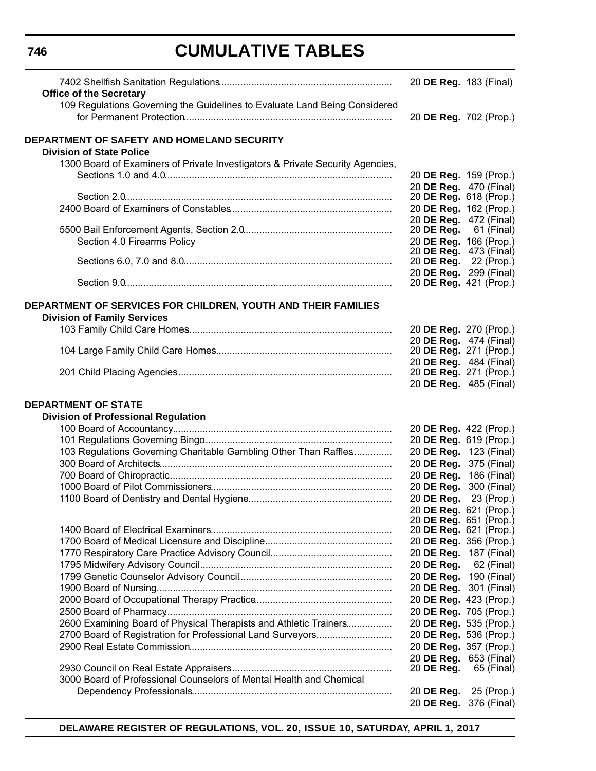# CUMULATIVE TABLES

7402 Shellfish Sanitation Regulations ........ 20 **DE Reg.** 183 (Final)

**Office of the Secretary**

109 Regulations Governing the Guidelines to Evaluate Land Being Considered for Permanent Protection ........ 20 **DE Reg.** 702 (Prop.)

**DEPARTMENT OF SAFETY AND HOMELAND SECURITY**

**Division of State Police**

1300 Board of Examiners of Private Investigators & Private Security Agencies, Sections 1.0 and 4.0 ........ 20 **DE Reg.** 159 (Prop.)
20 **DE Reg.** 470 (Final)

Section 2.0 ........ 20 **DE Reg.** 618 (Prop.)

2400 Board of Examiners of Constables ........ 20 **DE Reg.** 162 (Prop.)
20 **DE Reg.** 472 (Final)

5500 Bail Enforcement Agents, Section 2.0 ........ 20 **DE Reg.** 61 (Final)

Section 4.0 Firearms Policy ........ 20 **DE Reg.** 166 (Prop.)
20 **DE Reg.** 473 (Final)

Sections 6.0, 7.0 and 8.0 ........ 20 **DE Reg.** 22 (Prop.)
20 **DE Reg.** 299 (Final)

Section 9.0 ........ 20 **DE Reg.** 421 (Prop.)

**DEPARTMENT OF SERVICES FOR CHILDREN, YOUTH AND THEIR FAMILIES**

**Division of Family Services**

103 Family Child Care Homes ........ 20 **DE Reg.** 270 (Prop.)
20 **DE Reg.** 474 (Final)

104 Large Family Child Care Homes ........ 20 **DE Reg.** 271 (Prop.)
20 **DE Reg.** 484 (Final)

201 Child Placing Agencies ........ 20 **DE Reg.** 271 (Prop.)
20 **DE Reg.** 485 (Final)

**DEPARTMENT OF STATE**

**Division of Professional Regulation**

100 Board of Accountancy ........ 20 **DE Reg.** 422 (Prop.)

101 Regulations Governing Bingo ........ 20 **DE Reg.** 619 (Prop.)

103 Regulations Governing Charitable Gambling Other Than Raffles ........ 20 **DE Reg.** 123 (Final)

300 Board of Architects ........ 20 **DE Reg.** 375 (Final)

700 Board of Chiropractic ........ 20 **DE Reg.** 186 (Final)

1000 Board of Pilot Commissioners ........ 20 **DE Reg.** 300 (Final)

1100 Board of Dentistry and Dental Hygiene ........ 20 **DE Reg.** 23 (Prop.)
20 **DE Reg.** 621 (Prop.)
20 **DE Reg.** 651 (Prop.)

1400 Board of Electrical Examiners ........ 20 **DE Reg.** 621 (Prop.)

1700 Board of Medical Licensure and Discipline ........ 20 **DE Reg.** 356 (Prop.)

1770 Respiratory Care Practice Advisory Council ........ 20 **DE Reg.** 187 (Final)

1795 Midwifery Advisory Council ........ 20 **DE Reg.** 62 (Final)

1799 Genetic Counselor Advisory Council ........ 20 **DE Reg.** 190 (Final)

1900 Board of Nursing ........ 20 **DE Reg.** 301 (Final)

2000 Board of Occupational Therapy Practice ........ 20 **DE Reg.** 423 (Prop.)

2500 Board of Pharmacy ........ 20 **DE Reg.** 705 (Prop.)

2600 Examining Board of Physical Therapists and Athletic Trainers ........ 20 **DE Reg.** 535 (Prop.)

2700 Board of Registration for Professional Land Surveyors ........ 20 **DE Reg.** 536 (Prop.)

2900 Real Estate Commission ........ 20 **DE Reg.** 357 (Prop.)
20 **DE Reg.** 653 (Final)

2930 Council on Real Estate Appraisers ........ 20 **DE Reg.** 65 (Final)

3000 Board of Professional Counselors of Mental Health and Chemical Dependency Professionals ........ 20 **DE Reg.** 25 (Prop.)
20 **DE Reg.** 376 (Final)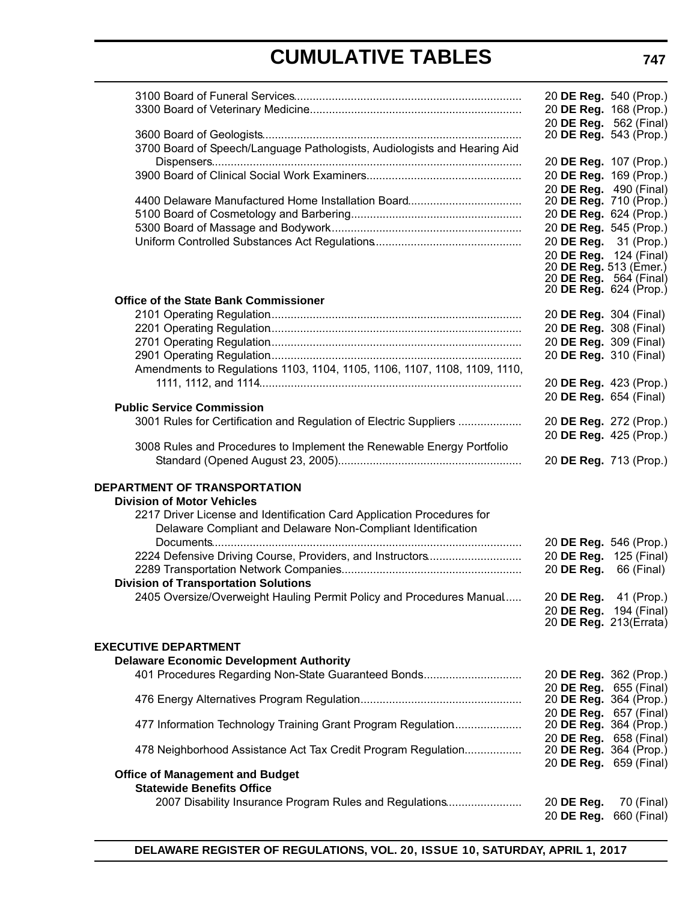| | |
|---|---|
| 3100 Board of Funeral Services | 20 **DE Reg.** 540 (Prop.) |
| 3300 Board of Veterinary Medicine | 20 **DE Reg.** 168 (Prop.) |
| | 20 **DE Reg.** 562 (Final) |
| 3600 Board of Geologists | 20 **DE Reg.** 543 (Prop.) |
| 3700 Board of Speech/Language Pathologists, Audiologists and Hearing Aid Dispensers | 20 **DE Reg.** 107 (Prop.) |
| 3900 Board of Clinical Social Work Examiners | 20 **DE Reg.** 169 (Prop.) |
| | 20 **DE Reg.** 490 (Final) |
| 4400 Delaware Manufactured Home Installation Board | 20 **DE Reg.** 710 (Prop.) |
| 5100 Board of Cosmetology and Barbering | 20 **DE Reg.** 624 (Prop.) |
| 5300 Board of Massage and Bodywork | 20 **DE Reg.** 545 (Prop.) |
| Uniform Controlled Substances Act Regulations | 20 **DE Reg.** 31 (Prop.) |
| | 20 **DE Reg.** 124 (Final) |
| | 20 **DE Reg.** 513 (Emer.) |
| | 20 **DE Reg.** 564 (Final) |
| | 20 **DE Reg.** 624 (Prop.) |
| **Office of the State Bank Commissioner** | |
| 2101 Operating Regulation | 20 **DE Reg.** 304 (Final) |
| 2201 Operating Regulation | 20 **DE Reg.** 308 (Final) |
| 2701 Operating Regulation | 20 **DE Reg.** 309 (Final) |
| 2901 Operating Regulation | 20 **DE Reg.** 310 (Final) |
| Amendments to Regulations 1103, 1104, 1105, 1106, 1107, 1108, 1109, 1110, 1111, 1112, and 1114 | 20 **DE Reg.** 423 (Prop.) |
| | 20 **DE Reg.** 654 (Final) |
| **Public Service Commission** | |
| 3001 Rules for Certification and Regulation of Electric Suppliers | 20 **DE Reg.** 272 (Prop.) |
| | 20 **DE Reg.** 425 (Prop.) |
| 3008 Rules and Procedures to Implement the Renewable Energy Portfolio Standard (Opened August 23, 2005) | 20 **DE Reg.** 713 (Prop.) |
| **DEPARTMENT OF TRANSPORTATION** | |
| **Division of Motor Vehicles** | |
| 2217 Driver License and Identification Card Application Procedures for Delaware Compliant and Delaware Non-Compliant Identification Documents | 20 **DE Reg.** 546 (Prop.) |
| 2224 Defensive Driving Course, Providers, and Instructors | 20 **DE Reg.** 125 (Final) |
| 2289 Transportation Network Companies | 20 **DE Reg.** 66 (Final) |
| **Division of Transportation Solutions** | |
| 2405 Oversize/Overweight Hauling Permit Policy and Procedures Manual | 20 **DE Reg.** 41 (Prop.) |
| | 20 **DE Reg.** 194 (Final) |
| | 20 **DE Reg.** 213(Errata) |
| **EXECUTIVE DEPARTMENT** | |
| **Delaware Economic Development Authority** | |
| 401 Procedures Regarding Non-State Guaranteed Bonds | 20 **DE Reg.** 362 (Prop.) |
| | 20 **DE Reg.** 655 (Final) |
| 476 Energy Alternatives Program Regulation | 20 **DE Reg.** 364 (Prop.) |
| | 20 **DE Reg.** 657 (Final) |
| 477 Information Technology Training Grant Program Regulation | 20 **DE Reg.** 364 (Prop.) |
| | 20 **DE Reg.** 658 (Final) |
| 478 Neighborhood Assistance Act Tax Credit Program Regulation | 20 **DE Reg.** 364 (Prop.) |
| | 20 **DE Reg.** 659 (Final) |
| **Office of Management and Budget** | |
| **Statewide Benefits Office** | |
| 2007 Disability Insurance Program Rules and Regulations | 20 **DE Reg.** 70 (Final) |
| | 20 **DE Reg.** 660 (Final) |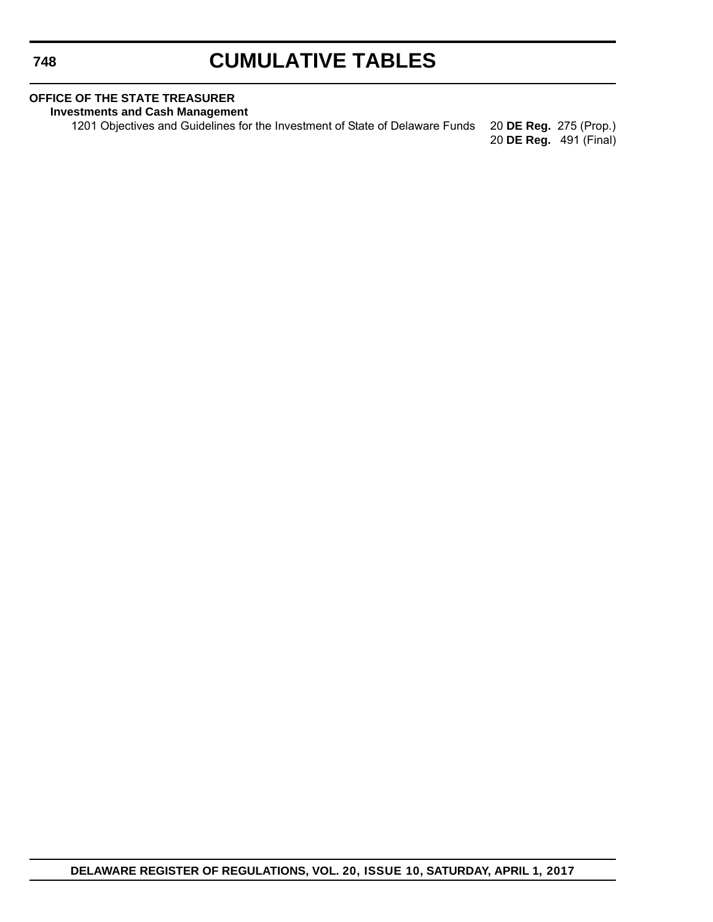# CUMULATIVE TABLES

**OFFICE OF THE STATE TREASURER**

**Investments and Cash Management**

1201 Objectives and Guidelines for the Investment of State of Delaware Funds 20 **DE Reg.** 275 (Prop.)
20 **DE Reg.** 491 (Final)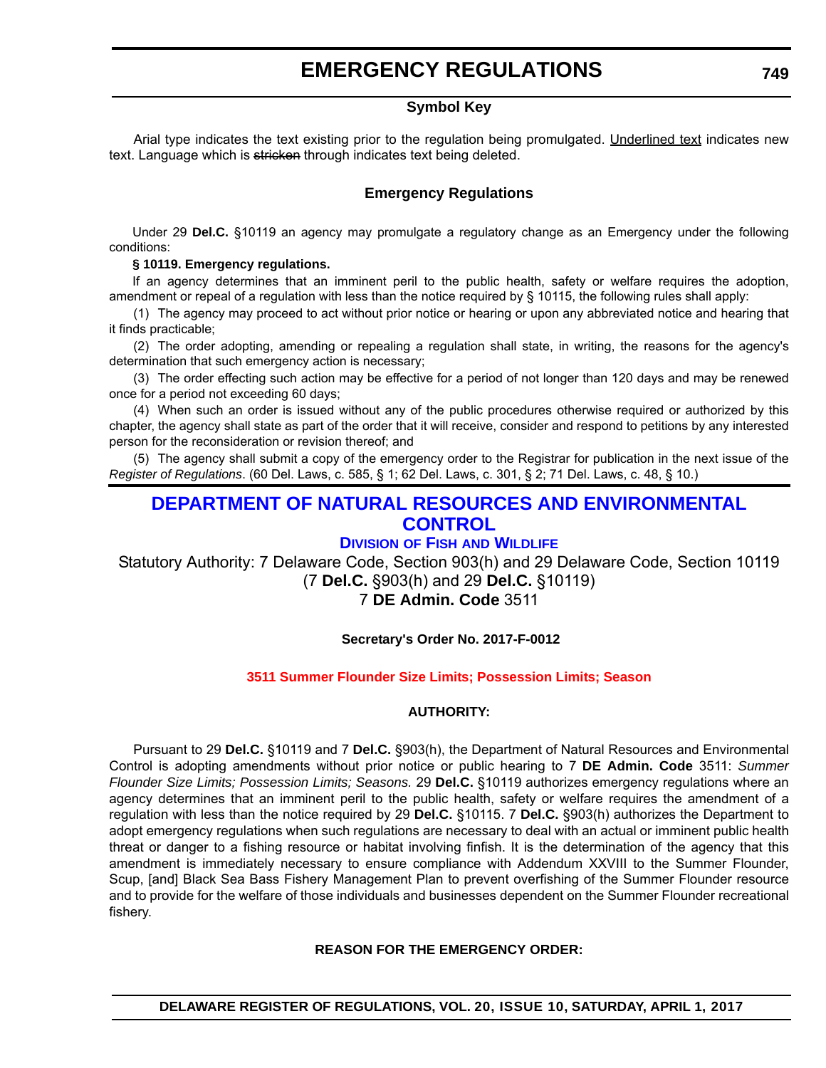# EMERGENCY REGULATIONS

### Symbol Key

Arial type indicates the text existing prior to the regulation being promulgated. Underlined text indicates new text. Language which is ~~stricken~~ through indicates text being deleted.

### Emergency Regulations

Under 29 **Del.C.** §10119 an agency may promulgate a regulatory change as an Emergency under the following conditions:

**§ 10119. Emergency regulations.**

If an agency determines that an imminent peril to the public health, safety or welfare requires the adoption, amendment or repeal of a regulation with less than the notice required by § 10115, the following rules shall apply:

(1) The agency may proceed to act without prior notice or hearing or upon any abbreviated notice and hearing that it finds practicable;

(2) The order adopting, amending or repealing a regulation shall state, in writing, the reasons for the agency's determination that such emergency action is necessary;

(3) The order effecting such action may be effective for a period of not longer than 120 days and may be renewed once for a period not exceeding 60 days;

(4) When such an order is issued without any of the public procedures otherwise required or authorized by this chapter, the agency shall state as part of the order that it will receive, consider and respond to petitions by any interested person for the reconsideration or revision thereof; and

(5) The agency shall submit a copy of the emergency order to the Registrar for publication in the next issue of the *Register of Regulations*. (60 Del. Laws, c. 585, § 1; 62 Del. Laws, c. 301, § 2; 71 Del. Laws, c. 48, § 10.)

## DEPARTMENT OF NATURAL RESOURCES AND ENVIRONMENTAL CONTROL

### Division of Fish and Wildlife

Statutory Authority: 7 Delaware Code, Section 903(h) and 29 Delaware Code, Section 10119 (7 **Del.C.** §903(h) and 29 **Del.C.** §10119)
7 **DE Admin. Code** 3511

**Secretary's Order No. 2017-F-0012**

**3511 Summer Flounder Size Limits; Possession Limits; Season**

**AUTHORITY:**

Pursuant to 29 **Del.C.** §10119 and 7 **Del.C.** §903(h), the Department of Natural Resources and Environmental Control is adopting amendments without prior notice or public hearing to 7 **DE Admin. Code** 3511: *Summer Flounder Size Limits; Possession Limits; Seasons.* 29 **Del.C.** §10119 authorizes emergency regulations where an agency determines that an imminent peril to the public health, safety or welfare requires the amendment of a regulation with less than the notice required by 29 **Del.C.** §10115. 7 **Del.C.** §903(h) authorizes the Department to adopt emergency regulations when such regulations are necessary to deal with an actual or imminent public health threat or danger to a fishing resource or habitat involving finfish. It is the determination of the agency that this amendment is immediately necessary to ensure compliance with Addendum XXVIII to the Summer Flounder, Scup, [and] Black Sea Bass Fishery Management Plan to prevent overfishing of the Summer Flounder resource and to provide for the welfare of those individuals and businesses dependent on the Summer Flounder recreational fishery.

**REASON FOR THE EMERGENCY ORDER:**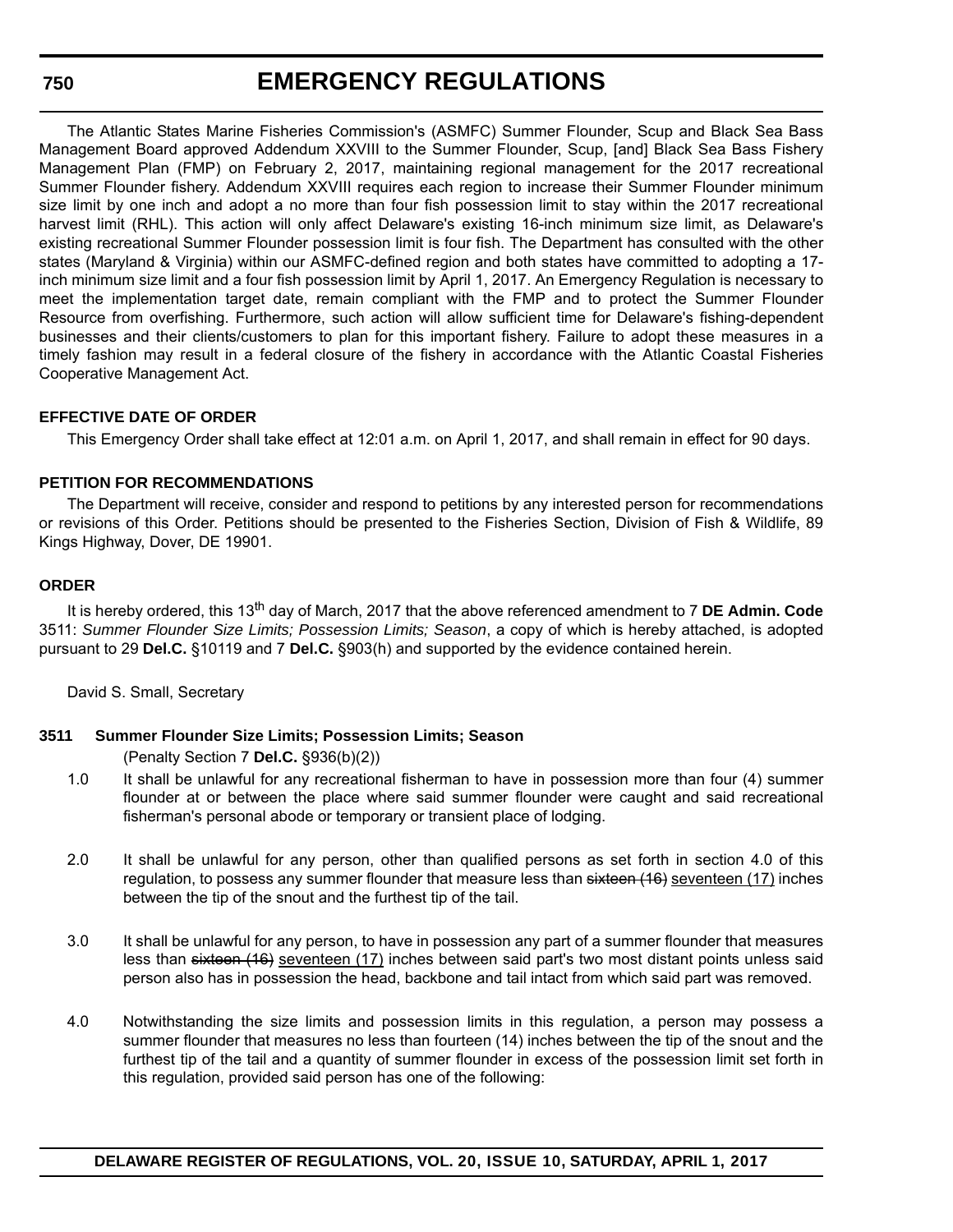The Atlantic States Marine Fisheries Commission's (ASMFC) Summer Flounder, Scup and Black Sea Bass Management Board approved Addendum XXVIII to the Summer Flounder, Scup, [and] Black Sea Bass Fishery Management Plan (FMP) on February 2, 2017, maintaining regional management for the 2017 recreational Summer Flounder fishery. Addendum XXVIII requires each region to increase their Summer Flounder minimum size limit by one inch and adopt a no more than four fish possession limit to stay within the 2017 recreational harvest limit (RHL). This action will only affect Delaware's existing 16-inch minimum size limit, as Delaware's existing recreational Summer Flounder possession limit is four fish. The Department has consulted with the other states (Maryland & Virginia) within our ASMFC-defined region and both states have committed to adopting a 17-inch minimum size limit and a four fish possession limit by April 1, 2017. An Emergency Regulation is necessary to meet the implementation target date, remain compliant with the FMP and to protect the Summer Flounder Resource from overfishing. Furthermore, such action will allow sufficient time for Delaware's fishing-dependent businesses and their clients/customers to plan for this important fishery. Failure to adopt these measures in a timely fashion may result in a federal closure of the fishery in accordance with the Atlantic Coastal Fisheries Cooperative Management Act.

### EFFECTIVE DATE OF ORDER

This Emergency Order shall take effect at 12:01 a.m. on April 1, 2017, and shall remain in effect for 90 days.

### PETITION FOR RECOMMENDATIONS

The Department will receive, consider and respond to petitions by any interested person for recommendations or revisions of this Order. Petitions should be presented to the Fisheries Section, Division of Fish & Wildlife, 89 Kings Highway, Dover, DE 19901.

### ORDER

It is hereby ordered, this 13th day of March, 2017 that the above referenced amendment to 7 **DE Admin. Code** 3511: *Summer Flounder Size Limits; Possession Limits; Season*, a copy of which is hereby attached, is adopted pursuant to 29 **Del.C.** §10119 and 7 **Del.C.** §903(h) and supported by the evidence contained herein.

David S. Small, Secretary

### 3511 Summer Flounder Size Limits; Possession Limits; Season

(Penalty Section 7 **Del.C.** §936(b)(2))

1.0 It shall be unlawful for any recreational fisherman to have in possession more than four (4) summer flounder at or between the place where said summer flounder were caught and said recreational fisherman's personal abode or temporary or transient place of lodging.

2.0 It shall be unlawful for any person, other than qualified persons as set forth in section 4.0 of this regulation, to possess any summer flounder that measure less than ~~sixteen (16)~~ seventeen (17) inches between the tip of the snout and the furthest tip of the tail.

3.0 It shall be unlawful for any person, to have in possession any part of a summer flounder that measures less than ~~sixteen (16)~~ seventeen (17) inches between said part's two most distant points unless said person also has in possession the head, backbone and tail intact from which said part was removed.

4.0 Notwithstanding the size limits and possession limits in this regulation, a person may possess a summer flounder that measures no less than fourteen (14) inches between the tip of the snout and the furthest tip of the tail and a quantity of summer flounder in excess of the possession limit set forth in this regulation, provided said person has one of the following: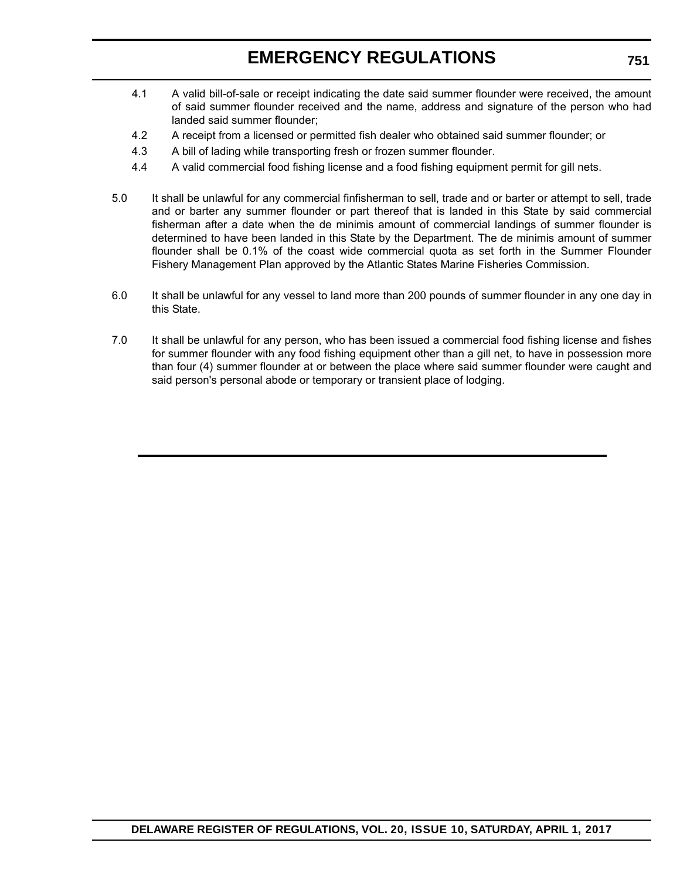4.1 A valid bill-of-sale or receipt indicating the date said summer flounder were received, the amount of said summer flounder received and the name, address and signature of the person who had landed said summer flounder;

4.2 A receipt from a licensed or permitted fish dealer who obtained said summer flounder; or

4.3 A bill of lading while transporting fresh or frozen summer flounder.

4.4 A valid commercial food fishing license and a food fishing equipment permit for gill nets.

5.0 It shall be unlawful for any commercial finfisherman to sell, trade and or barter or attempt to sell, trade and or barter any summer flounder or part thereof that is landed in this State by said commercial fisherman after a date when the de minimis amount of commercial landings of summer flounder is determined to have been landed in this State by the Department. The de minimis amount of summer flounder shall be 0.1% of the coast wide commercial quota as set forth in the Summer Flounder Fishery Management Plan approved by the Atlantic States Marine Fisheries Commission.

6.0 It shall be unlawful for any vessel to land more than 200 pounds of summer flounder in any one day in this State.

7.0 It shall be unlawful for any person, who has been issued a commercial food fishing license and fishes for summer flounder with any food fishing equipment other than a gill net, to have in possession more than four (4) summer flounder at or between the place where said summer flounder were caught and said person's personal abode or temporary or transient place of lodging.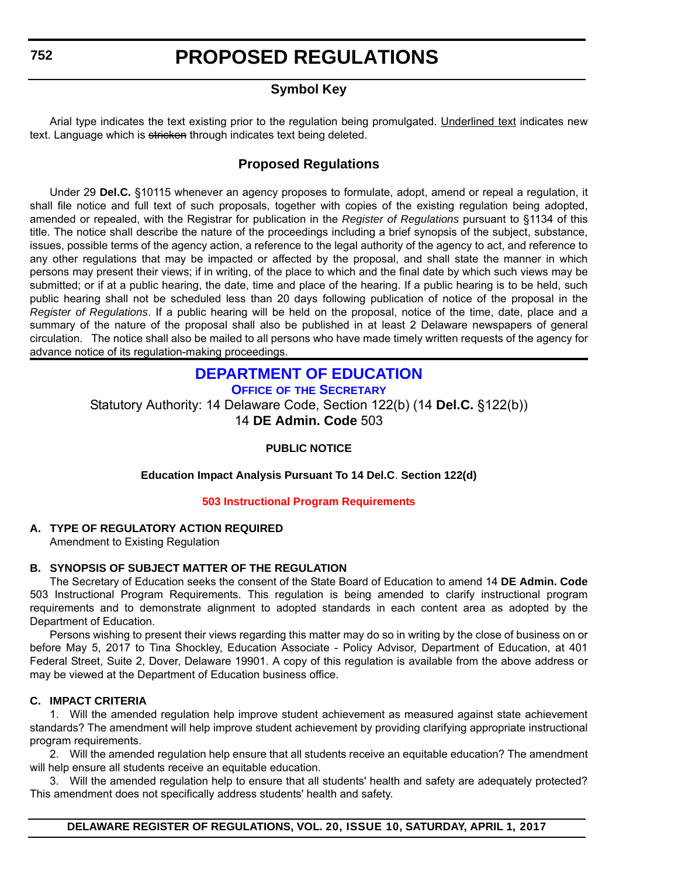# PROPOSED REGULATIONS

## Symbol Key

Arial type indicates the text existing prior to the regulation being promulgated. Underlined text indicates new text. Language which is ~~stricken~~ through indicates text being deleted.

## Proposed Regulations

Under 29 **Del.C.** §10115 whenever an agency proposes to formulate, adopt, amend or repeal a regulation, it shall file notice and full text of such proposals, together with copies of the existing regulation being adopted, amended or repealed, with the Registrar for publication in the *Register of Regulations* pursuant to §1134 of this title. The notice shall describe the nature of the proceedings including a brief synopsis of the subject, substance, issues, possible terms of the agency action, a reference to the legal authority of the agency to act, and reference to any other regulations that may be impacted or affected by the proposal, and shall state the manner in which persons may present their views; if in writing, of the place to which and the final date by which such views may be submitted; or if at a public hearing, the date, time and place of the hearing. If a public hearing is to be held, such public hearing shall not be scheduled less than 20 days following publication of notice of the proposal in the *Register of Regulations*. If a public hearing will be held on the proposal, notice of the time, date, place and a summary of the nature of the proposal shall also be published in at least 2 Delaware newspapers of general circulation. The notice shall also be mailed to all persons who have made timely written requests of the agency for advance notice of its regulation-making proceedings.

## DEPARTMENT OF EDUCATION

### Office of the Secretary

Statutory Authority: 14 Delaware Code, Section 122(b) (14 **Del.C.** §122(b))
14 **DE Admin. Code** 503

**PUBLIC NOTICE**

**Education Impact Analysis Pursuant To 14 Del.C. Section 122(d)**

**503 Instructional Program Requirements**

**A. TYPE OF REGULATORY ACTION REQUIRED**

Amendment to Existing Regulation

**B. SYNOPSIS OF SUBJECT MATTER OF THE REGULATION**

The Secretary of Education seeks the consent of the State Board of Education to amend 14 **DE Admin. Code** 503 Instructional Program Requirements. This regulation is being amended to clarify instructional program requirements and to demonstrate alignment to adopted standards in each content area as adopted by the Department of Education.

Persons wishing to present their views regarding this matter may do so in writing by the close of business on or before May 5, 2017 to Tina Shockley, Education Associate - Policy Advisor, Department of Education, at 401 Federal Street, Suite 2, Dover, Delaware 19901. A copy of this regulation is available from the above address or may be viewed at the Department of Education business office.

**C. IMPACT CRITERIA**

1. Will the amended regulation help improve student achievement as measured against state achievement standards? The amendment will help improve student achievement by providing clarifying appropriate instructional program requirements.

2. Will the amended regulation help ensure that all students receive an equitable education? The amendment will help ensure all students receive an equitable education.

3. Will the amended regulation help to ensure that all students' health and safety are adequately protected? This amendment does not specifically address students' health and safety.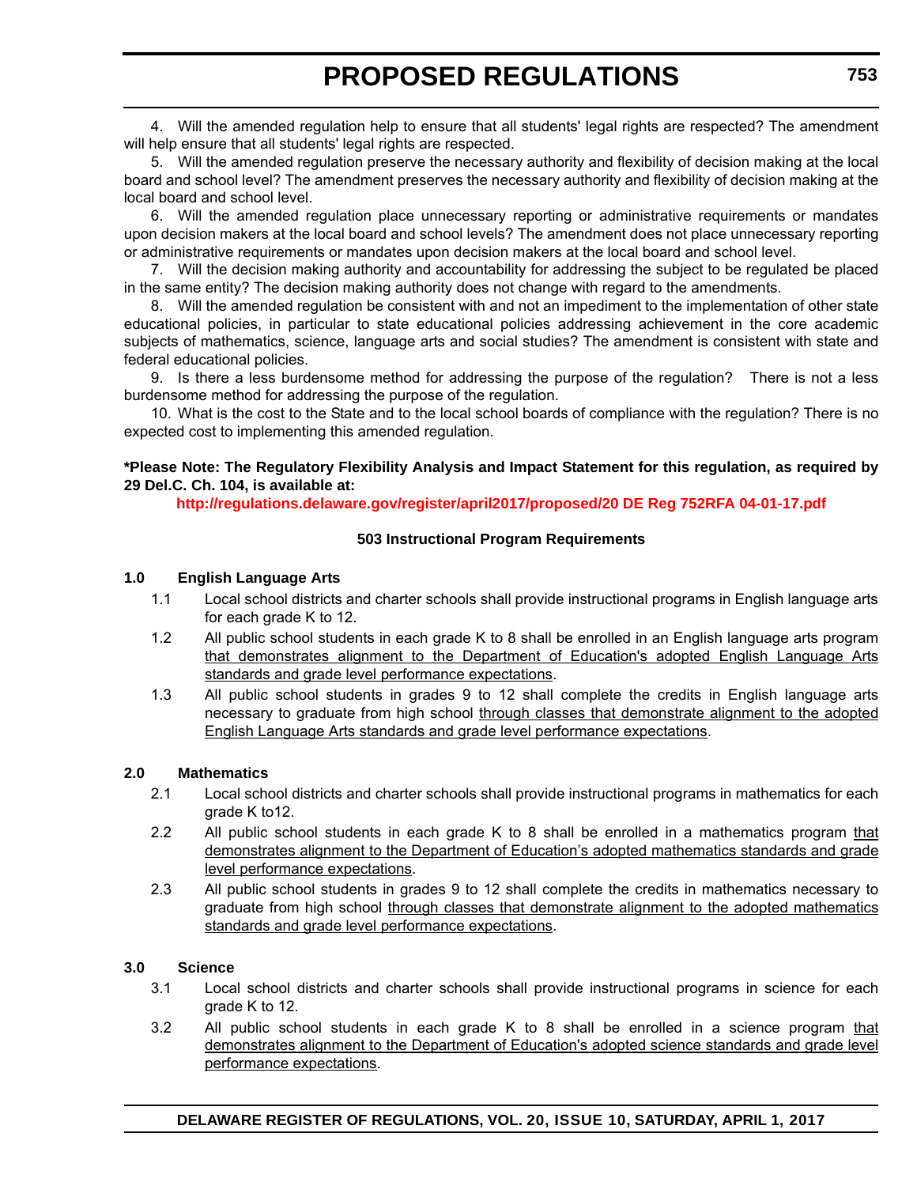4. Will the amended regulation help to ensure that all students' legal rights are respected? The amendment will help ensure that all students' legal rights are respected.

5. Will the amended regulation preserve the necessary authority and flexibility of decision making at the local board and school level? The amendment preserves the necessary authority and flexibility of decision making at the local board and school level.

6. Will the amended regulation place unnecessary reporting or administrative requirements or mandates upon decision makers at the local board and school levels? The amendment does not place unnecessary reporting or administrative requirements or mandates upon decision makers at the local board and school level.

7. Will the decision making authority and accountability for addressing the subject to be regulated be placed in the same entity? The decision making authority does not change with regard to the amendments.

8. Will the amended regulation be consistent with and not an impediment to the implementation of other state educational policies, in particular to state educational policies addressing achievement in the core academic subjects of mathematics, science, language arts and social studies? The amendment is consistent with state and federal educational policies.

9. Is there a less burdensome method for addressing the purpose of the regulation? There is not a less burdensome method for addressing the purpose of the regulation.

10. What is the cost to the State and to the local school boards of compliance with the regulation? There is no expected cost to implementing this amended regulation.

**\*Please Note: The Regulatory Flexibility Analysis and Impact Statement for this regulation, as required by 29 Del.C. Ch. 104, is available at:**

**http://regulations.delaware.gov/register/april2017/proposed/20 DE Reg 752RFA 04-01-17.pdf**

**503 Instructional Program Requirements**

**1.0 English Language Arts**

1.1 Local school districts and charter schools shall provide instructional programs in English language arts for each grade K to 12.

1.2 All public school students in each grade K to 8 shall be enrolled in an English language arts program <u>that demonstrates alignment to the Department of Education's adopted English Language Arts standards and grade level performance expectations</u>.

1.3 All public school students in grades 9 to 12 shall complete the credits in English language arts necessary to graduate from high school <u>through classes that demonstrate alignment to the adopted English Language Arts standards and grade level performance expectations</u>.

**2.0 Mathematics**

2.1 Local school districts and charter schools shall provide instructional programs in mathematics for each grade K to12.

2.2 All public school students in each grade K to 8 shall be enrolled in a mathematics program <u>that demonstrates alignment to the Department of Education's adopted mathematics standards and grade level performance expectations</u>.

2.3 All public school students in grades 9 to 12 shall complete the credits in mathematics necessary to graduate from high school <u>through classes that demonstrate alignment to the adopted mathematics standards and grade level performance expectations</u>.

**3.0 Science**

3.1 Local school districts and charter schools shall provide instructional programs in science for each grade K to 12.

3.2 All public school students in each grade K to 8 shall be enrolled in a science program <u>that demonstrates alignment to the Department of Education's adopted science standards and grade level performance expectations</u>.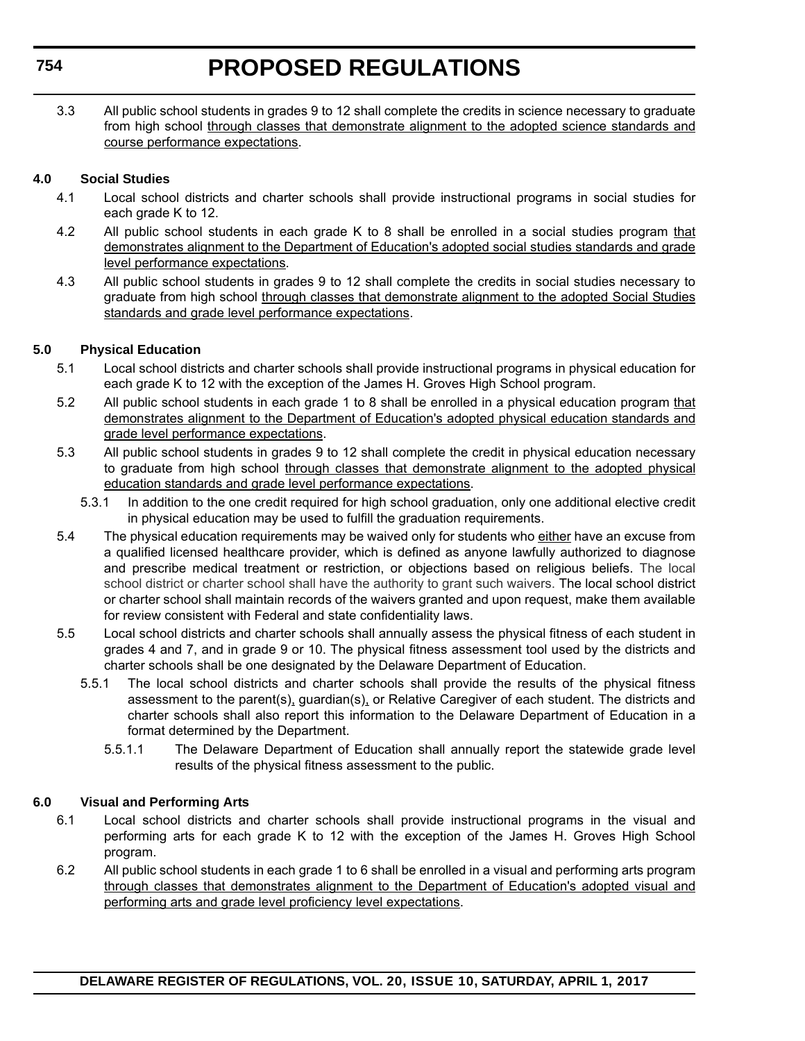3.3 All public school students in grades 9 to 12 shall complete the credits in science necessary to graduate from high school <u>through classes that demonstrate alignment to the adopted science standards and course performance expectations</u>.

**4.0 Social Studies**

4.1 Local school districts and charter schools shall provide instructional programs in social studies for each grade K to 12.

4.2 All public school students in each grade K to 8 shall be enrolled in a social studies program <u>that demonstrates alignment to the Department of Education's adopted social studies standards and grade level performance expectations</u>.

4.3 All public school students in grades 9 to 12 shall complete the credits in social studies necessary to graduate from high school <u>through classes that demonstrate alignment to the adopted Social Studies standards and grade level performance expectations</u>.

**5.0 Physical Education**

5.1 Local school districts and charter schools shall provide instructional programs in physical education for each grade K to 12 with the exception of the James H. Groves High School program.

5.2 All public school students in each grade 1 to 8 shall be enrolled in a physical education program <u>that demonstrates alignment to the Department of Education's adopted physical education standards and grade level performance expectations</u>.

5.3 All public school students in grades 9 to 12 shall complete the credit in physical education necessary to graduate from high school <u>through classes that demonstrate alignment to the adopted physical education standards and grade level performance expectations</u>.

5.3.1 In addition to the one credit required for high school graduation, only one additional elective credit in physical education may be used to fulfill the graduation requirements.

5.4 The physical education requirements may be waived only for students who <u>either</u> have an excuse from a qualified licensed healthcare provider, which is defined as anyone lawfully authorized to diagnose and prescribe medical treatment or restriction, or objections based on religious beliefs. The local school district or charter school shall have the authority to grant such waivers. The local school district or charter school shall maintain records of the waivers granted and upon request, make them available for review consistent with Federal and state confidentiality laws.

5.5 Local school districts and charter schools shall annually assess the physical fitness of each student in grades 4 and 7, and in grade 9 or 10. The physical fitness assessment tool used by the districts and charter schools shall be one designated by the Delaware Department of Education.

5.5.1 The local school districts and charter schools shall provide the results of the physical fitness assessment to the parent(s)<u>,</u> guardian(s)<u>,</u> or Relative Caregiver of each student. The districts and charter schools shall also report this information to the Delaware Department of Education in a format determined by the Department.

5.5.1.1 The Delaware Department of Education shall annually report the statewide grade level results of the physical fitness assessment to the public.

**6.0 Visual and Performing Arts**

6.1 Local school districts and charter schools shall provide instructional programs in the visual and performing arts for each grade K to 12 with the exception of the James H. Groves High School program.

6.2 All public school students in each grade 1 to 6 shall be enrolled in a visual and performing arts program <u>through classes that demonstrates alignment to the Department of Education's adopted visual and performing arts and grade level proficiency level expectations</u>.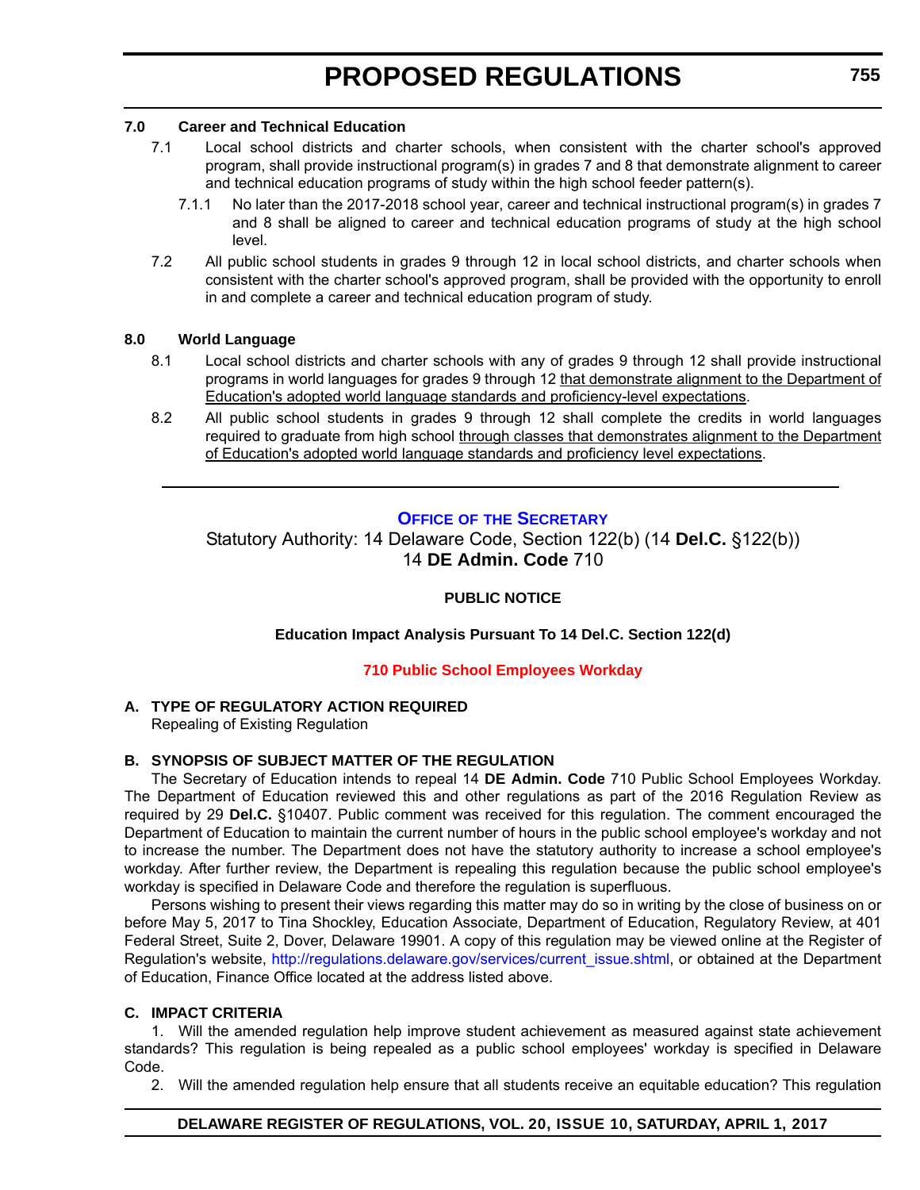**7.0 Career and Technical Education**

7.1 Local school districts and charter schools, when consistent with the charter school's approved program, shall provide instructional program(s) in grades 7 and 8 that demonstrate alignment to career and technical education programs of study within the high school feeder pattern(s).

7.1.1 No later than the 2017-2018 school year, career and technical instructional program(s) in grades 7 and 8 shall be aligned to career and technical education programs of study at the high school level.

7.2 All public school students in grades 9 through 12 in local school districts, and charter schools when consistent with the charter school's approved program, shall be provided with the opportunity to enroll in and complete a career and technical education program of study.

**8.0 World Language**

8.1 Local school districts and charter schools with any of grades 9 through 12 shall provide instructional programs in world languages for grades 9 through 12 <u>that demonstrate alignment to the Department of Education's adopted world language standards and proficiency-level expectations</u>.

8.2 All public school students in grades 9 through 12 shall complete the credits in world languages required to graduate from high school <u>through classes that demonstrates alignment to the Department of Education's adopted world language standards and proficiency level expectations</u>.

---

## OFFICE OF THE SECRETARY

Statutory Authority: 14 Delaware Code, Section 122(b) (14 **Del.C.** §122(b))
14 **DE Admin. Code** 710

**PUBLIC NOTICE**

**Education Impact Analysis Pursuant To 14 Del.C. Section 122(d)**

**710 Public School Employees Workday**

**A. TYPE OF REGULATORY ACTION REQUIRED**

Repealing of Existing Regulation

**B. SYNOPSIS OF SUBJECT MATTER OF THE REGULATION**

The Secretary of Education intends to repeal 14 **DE Admin. Code** 710 Public School Employees Workday. The Department of Education reviewed this and other regulations as part of the 2016 Regulation Review as required by 29 **Del.C.** §10407. Public comment was received for this regulation. The comment encouraged the Department of Education to maintain the current number of hours in the public school employee's workday and not to increase the number. The Department does not have the statutory authority to increase a school employee's workday. After further review, the Department is repealing this regulation because the public school employee's workday is specified in Delaware Code and therefore the regulation is superfluous.

Persons wishing to present their views regarding this matter may do so in writing by the close of business on or before May 5, 2017 to Tina Shockley, Education Associate, Department of Education, Regulatory Review, at 401 Federal Street, Suite 2, Dover, Delaware 19901. A copy of this regulation may be viewed online at the Register of Regulation's website, http://regulations.delaware.gov/services/current_issue.shtml, or obtained at the Department of Education, Finance Office located at the address listed above.

**C. IMPACT CRITERIA**

1. Will the amended regulation help improve student achievement as measured against state achievement standards? This regulation is being repealed as a public school employees' workday is specified in Delaware Code.

2. Will the amended regulation help ensure that all students receive an equitable education? This regulation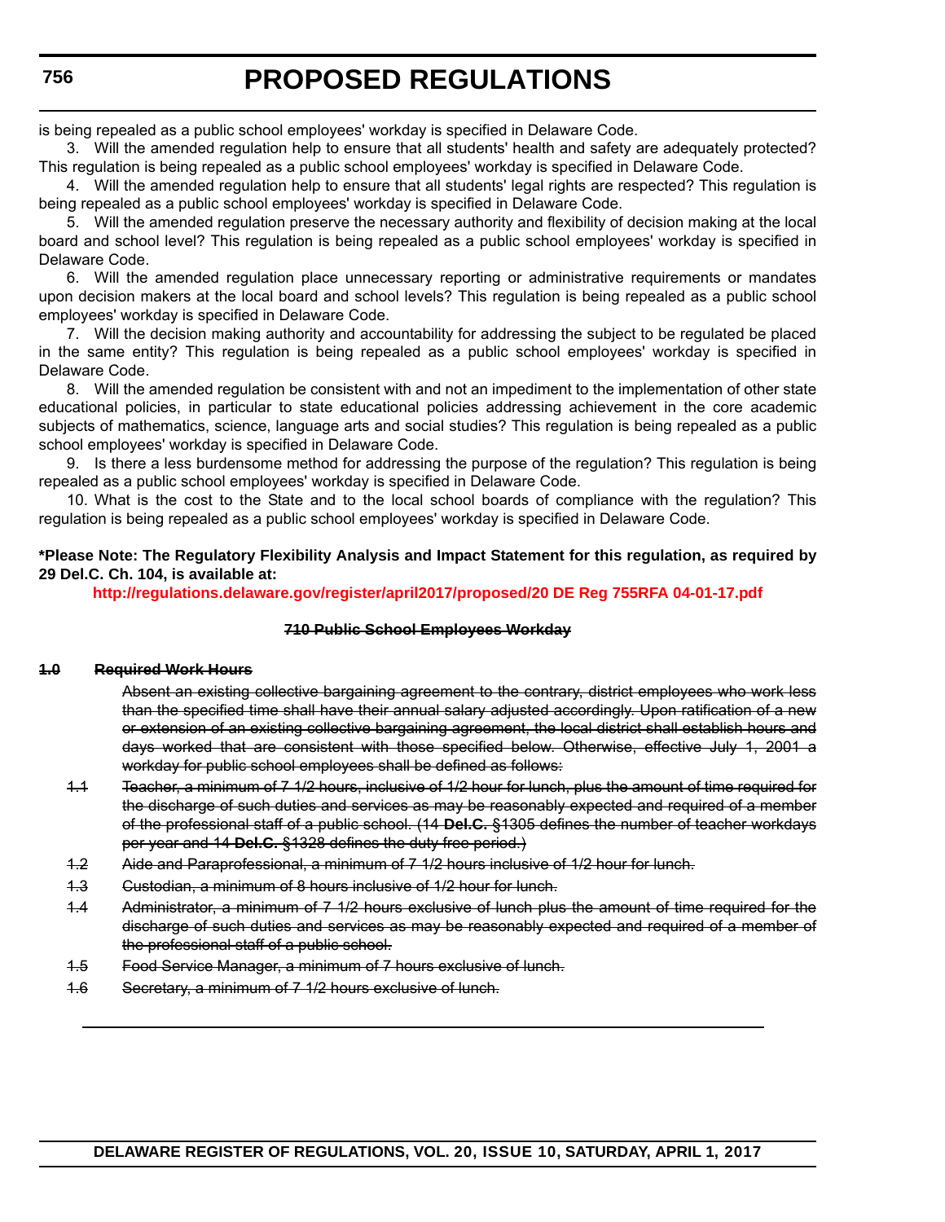is being repealed as a public school employees' workday is specified in Delaware Code.

3. Will the amended regulation help to ensure that all students' health and safety are adequately protected? This regulation is being repealed as a public school employees' workday is specified in Delaware Code.

4. Will the amended regulation help to ensure that all students' legal rights are respected? This regulation is being repealed as a public school employees' workday is specified in Delaware Code.

5. Will the amended regulation preserve the necessary authority and flexibility of decision making at the local board and school level? This regulation is being repealed as a public school employees' workday is specified in Delaware Code.

6. Will the amended regulation place unnecessary reporting or administrative requirements or mandates upon decision makers at the local board and school levels? This regulation is being repealed as a public school employees' workday is specified in Delaware Code.

7. Will the decision making authority and accountability for addressing the subject to be regulated be placed in the same entity? This regulation is being repealed as a public school employees' workday is specified in Delaware Code.

8. Will the amended regulation be consistent with and not an impediment to the implementation of other state educational policies, in particular to state educational policies addressing achievement in the core academic subjects of mathematics, science, language arts and social studies? This regulation is being repealed as a public school employees' workday is specified in Delaware Code.

9. Is there a less burdensome method for addressing the purpose of the regulation? This regulation is being repealed as a public school employees' workday is specified in Delaware Code.

10. What is the cost to the State and to the local school boards of compliance with the regulation? This regulation is being repealed as a public school employees' workday is specified in Delaware Code.

**\*Please Note: The Regulatory Flexibility Analysis and Impact Statement for this regulation, as required by 29 Del.C. Ch. 104, is available at:**

**http://regulations.delaware.gov/register/april2017/proposed/20 DE Reg 755RFA 04-01-17.pdf**

**~~710 Public School Employees Workday~~**

**~~1.0 Required Work Hours~~**

~~Absent an existing collective bargaining agreement to the contrary, district employees who work less than the specified time shall have their annual salary adjusted accordingly. Upon ratification of a new or extension of an existing collective bargaining agreement, the local district shall establish hours and days worked that are consistent with those specified below. Otherwise, effective July 1, 2001 a workday for public school employees shall be defined as follows:~~

~~1.1 Teacher, a minimum of 7 1/2 hours, inclusive of 1/2 hour for lunch, plus the amount of time required for the discharge of such duties and services as may be reasonably expected and required of a member of the professional staff of a public school. (14 **Del.C.** §1305 defines the number of teacher workdays per year and 14 **Del.C.** §1328 defines the duty free period.)~~

~~1.2 Aide and Paraprofessional, a minimum of 7 1/2 hours inclusive of 1/2 hour for lunch.~~

~~1.3 Custodian, a minimum of 8 hours inclusive of 1/2 hour for lunch.~~

~~1.4 Administrator, a minimum of 7 1/2 hours exclusive of lunch plus the amount of time required for the discharge of such duties and services as may be reasonably expected and required of a member of the professional staff of a public school.~~

~~1.5 Food Service Manager, a minimum of 7 hours exclusive of lunch.~~

~~1.6 Secretary, a minimum of 7 1/2 hours exclusive of lunch.~~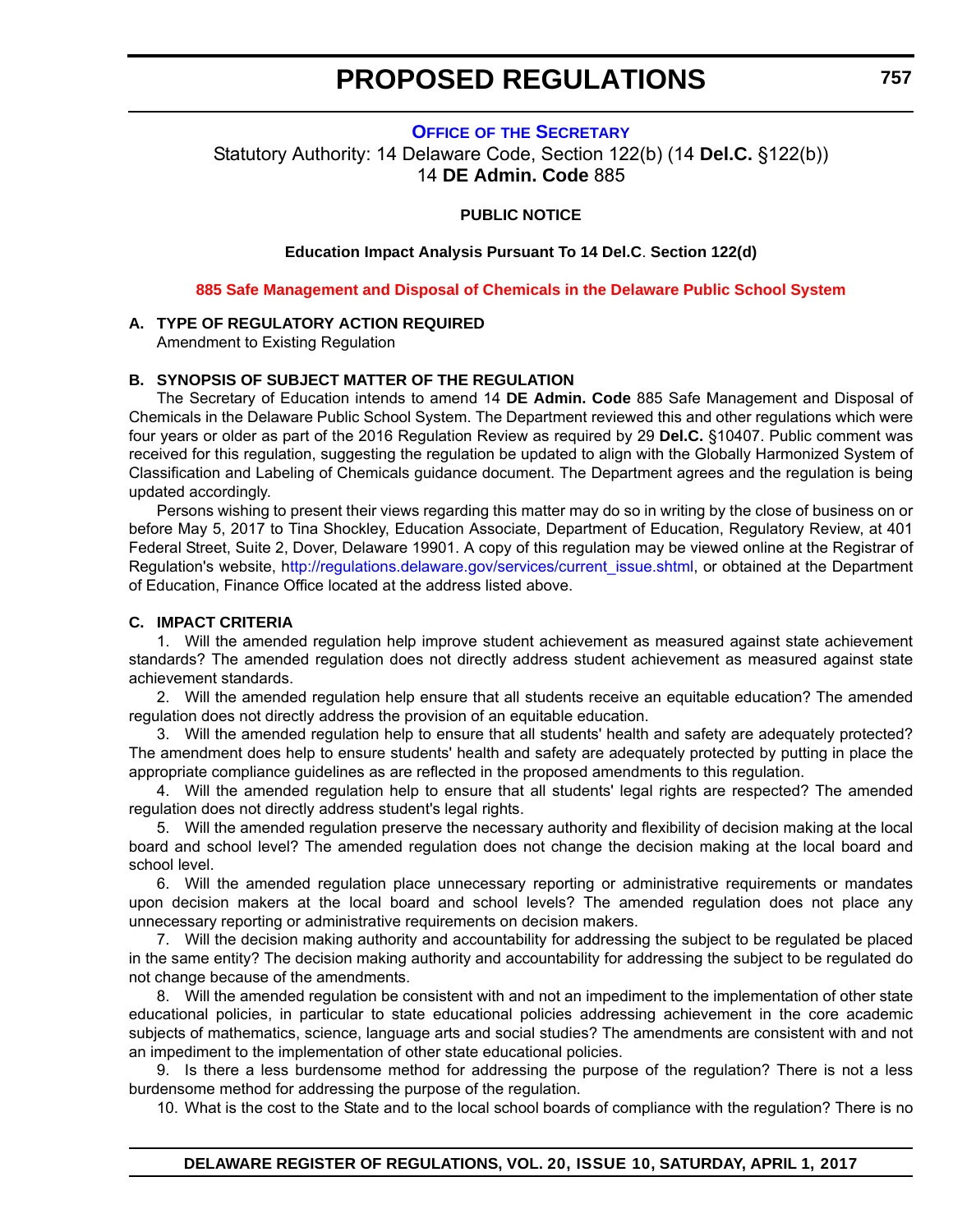# PROPOSED REGULATIONS

**OFFICE OF THE SECRETARY**

Statutory Authority: 14 Delaware Code, Section 122(b) (14 **Del.C.** §122(b))
14 **DE Admin. Code** 885

**PUBLIC NOTICE**

**Education Impact Analysis Pursuant To 14 Del.C. Section 122(d)**

**885 Safe Management and Disposal of Chemicals in the Delaware Public School System**

**A. TYPE OF REGULATORY ACTION REQUIRED**

Amendment to Existing Regulation

**B. SYNOPSIS OF SUBJECT MATTER OF THE REGULATION**

The Secretary of Education intends to amend 14 **DE Admin. Code** 885 Safe Management and Disposal of Chemicals in the Delaware Public School System. The Department reviewed this and other regulations which were four years or older as part of the 2016 Regulation Review as required by 29 **Del.C.** §10407. Public comment was received for this regulation, suggesting the regulation be updated to align with the Globally Harmonized System of Classification and Labeling of Chemicals guidance document. The Department agrees and the regulation is being updated accordingly.

Persons wishing to present their views regarding this matter may do so in writing by the close of business on or before May 5, 2017 to Tina Shockley, Education Associate, Department of Education, Regulatory Review, at 401 Federal Street, Suite 2, Dover, Delaware 19901. A copy of this regulation may be viewed online at the Registrar of Regulation's website, http://regulations.delaware.gov/services/current_issue.shtml, or obtained at the Department of Education, Finance Office located at the address listed above.

**C. IMPACT CRITERIA**

1. Will the amended regulation help improve student achievement as measured against state achievement standards? The amended regulation does not directly address student achievement as measured against state achievement standards.

2. Will the amended regulation help ensure that all students receive an equitable education? The amended regulation does not directly address the provision of an equitable education.

3. Will the amended regulation help to ensure that all students' health and safety are adequately protected? The amendment does help to ensure students' health and safety are adequately protected by putting in place the appropriate compliance guidelines as are reflected in the proposed amendments to this regulation.

4. Will the amended regulation help to ensure that all students' legal rights are respected? The amended regulation does not directly address student's legal rights.

5. Will the amended regulation preserve the necessary authority and flexibility of decision making at the local board and school level? The amended regulation does not change the decision making at the local board and school level.

6. Will the amended regulation place unnecessary reporting or administrative requirements or mandates upon decision makers at the local board and school levels? The amended regulation does not place any unnecessary reporting or administrative requirements on decision makers.

7. Will the decision making authority and accountability for addressing the subject to be regulated be placed in the same entity? The decision making authority and accountability for addressing the subject to be regulated do not change because of the amendments.

8. Will the amended regulation be consistent with and not an impediment to the implementation of other state educational policies, in particular to state educational policies addressing achievement in the core academic subjects of mathematics, science, language arts and social studies? The amendments are consistent with and not an impediment to the implementation of other state educational policies.

9. Is there a less burdensome method for addressing the purpose of the regulation? There is not a less burdensome method for addressing the purpose of the regulation.

10. What is the cost to the State and to the local school boards of compliance with the regulation? There is no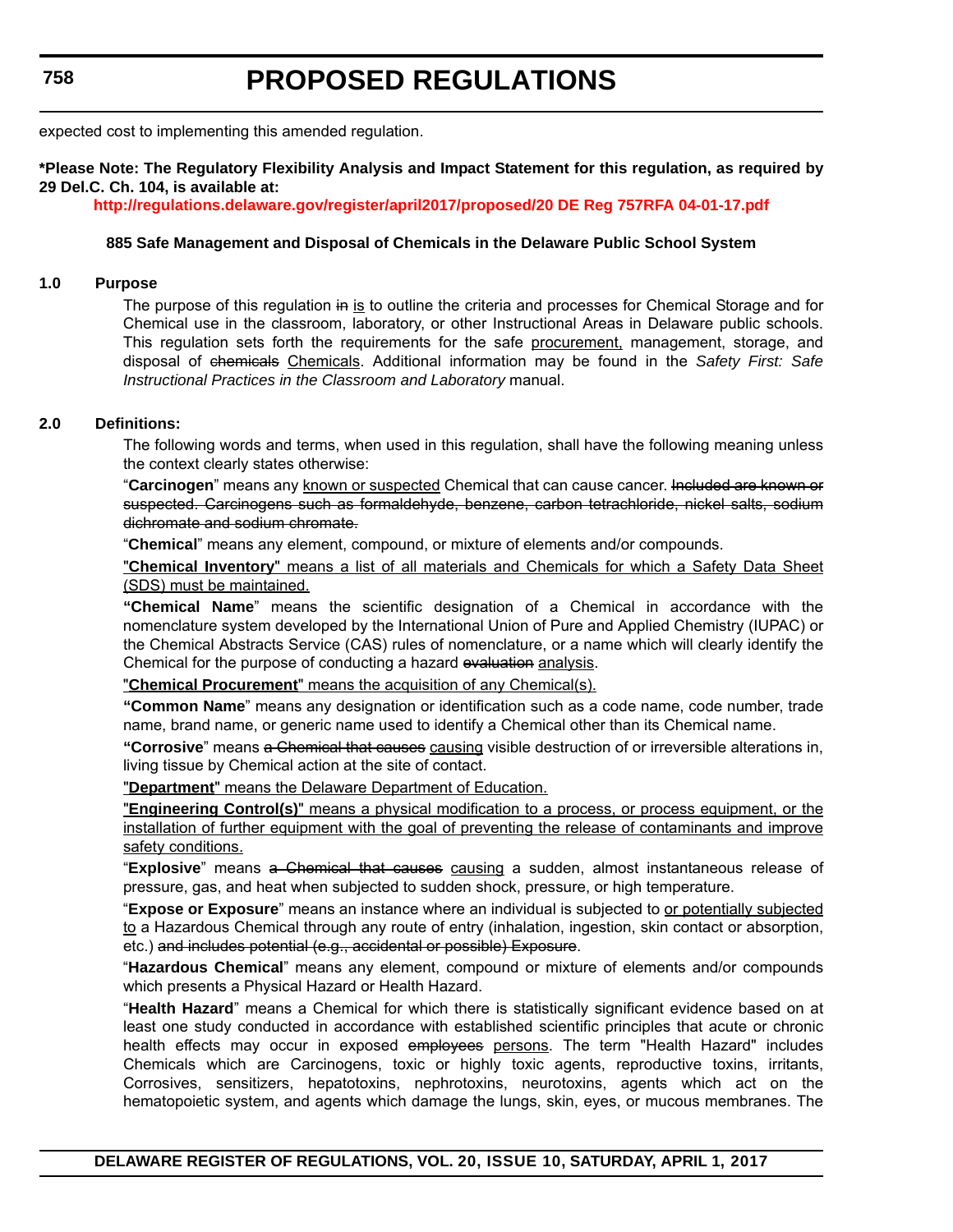expected cost to implementing this amended regulation.

**\*Please Note: The Regulatory Flexibility Analysis and Impact Statement for this regulation, as required by 29 Del.C. Ch. 104, is available at:**

**http://regulations.delaware.gov/register/april2017/proposed/20 DE Reg 757RFA 04-01-17.pdf**

**885 Safe Management and Disposal of Chemicals in the Delaware Public School System**

**1.0 Purpose**

The purpose of this regulation ~~in~~ <u>is</u> to outline the criteria and processes for Chemical Storage and for Chemical use in the classroom, laboratory, or other Instructional Areas in Delaware public schools. This regulation sets forth the requirements for the safe <u>procurement,</u> management, storage, and disposal of ~~chemicals~~ <u>Chemicals</u>. Additional information may be found in the *Safety First: Safe Instructional Practices in the Classroom and Laboratory* manual.

**2.0 Definitions:**

The following words and terms, when used in this regulation, shall have the following meaning unless the context clearly states otherwise:

"**Carcinogen**" means any <u>known or suspected</u> Chemical that can cause cancer. ~~Included are known or suspected. Carcinogens such as formaldehyde, benzene, carbon tetrachloride, nickel salts, sodium dichromate and sodium chromate.~~

"**Chemical**" means any element, compound, or mixture of elements and/or compounds.

<u>"**Chemical Inventory**" means a list of all materials and Chemicals for which a Safety Data Sheet (SDS) must be maintained.</u>

"**Chemical Name**" means the scientific designation of a Chemical in accordance with the nomenclature system developed by the International Union of Pure and Applied Chemistry (IUPAC) or the Chemical Abstracts Service (CAS) rules of nomenclature, or a name which will clearly identify the Chemical for the purpose of conducting a hazard ~~evaluation~~ <u>analysis</u>.

<u>"**Chemical Procurement**" means the acquisition of any Chemical(s).</u>

"**Common Name**" means any designation or identification such as a code name, code number, trade name, brand name, or generic name used to identify a Chemical other than its Chemical name.

"**Corrosive**" means ~~a Chemical that causes~~ <u>causing</u> visible destruction of or irreversible alterations in, living tissue by Chemical action at the site of contact.

<u>"**Department**" means the Delaware Department of Education.</u>

<u>"**Engineering Control(s)**" means a physical modification to a process, or process equipment, or the installation of further equipment with the goal of preventing the release of contaminants and improve safety conditions.</u>

"**Explosive**" means ~~a Chemical that causes~~ <u>causing</u> a sudden, almost instantaneous release of pressure, gas, and heat when subjected to sudden shock, pressure, or high temperature.

"**Expose or Exposure**" means an instance where an individual is subjected to <u>or potentially subjected to</u> a Hazardous Chemical through any route of entry (inhalation, ingestion, skin contact or absorption, etc.) ~~and includes potential (e.g., accidental or possible) Exposure~~.

"**Hazardous Chemical**" means any element, compound or mixture of elements and/or compounds which presents a Physical Hazard or Health Hazard.

"**Health Hazard**" means a Chemical for which there is statistically significant evidence based on at least one study conducted in accordance with established scientific principles that acute or chronic health effects may occur in exposed ~~employees~~ <u>persons</u>. The term "Health Hazard" includes Chemicals which are Carcinogens, toxic or highly toxic agents, reproductive toxins, irritants, Corrosives, sensitizers, hepatotoxins, nephrotoxins, neurotoxins, agents which act on the hematopoietic system, and agents which damage the lungs, skin, eyes, or mucous membranes. The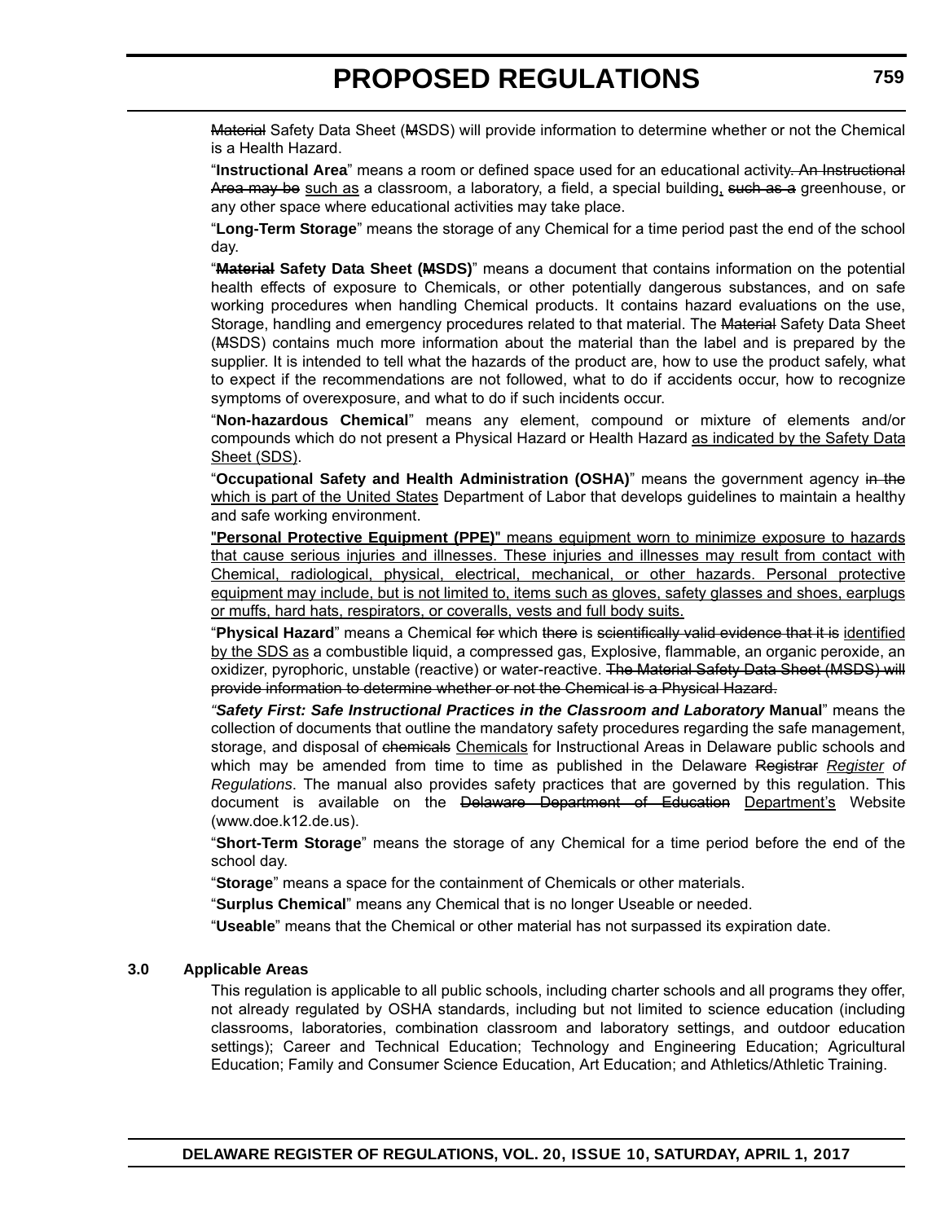~~Material~~ Safety Data Sheet (~~M~~SDS) will provide information to determine whether or not the Chemical is a Health Hazard.

"**Instructional Area**" means a room or defined space used for an educational activity~~. An Instructional Area may be~~ <u>such as</u> a classroom, a laboratory, a field, a special building<u>,</u> ~~such as a~~ greenhouse, or any other space where educational activities may take place.

"**Long-Term Storage**" means the storage of any Chemical for a time period past the end of the school day.

"~~**Material**~~ **Safety Data Sheet (~~M~~SDS)**" means a document that contains information on the potential health effects of exposure to Chemicals, or other potentially dangerous substances, and on safe working procedures when handling Chemical products. It contains hazard evaluations on the use, Storage, handling and emergency procedures related to that material. The ~~Material~~ Safety Data Sheet (~~M~~SDS) contains much more information about the material than the label and is prepared by the supplier. It is intended to tell what the hazards of the product are, how to use the product safely, what to expect if the recommendations are not followed, what to do if accidents occur, how to recognize symptoms of overexposure, and what to do if such incidents occur.

"**Non-hazardous Chemical**" means any element, compound or mixture of elements and/or compounds which do not present a Physical Hazard or Health Hazard <u>as indicated by the Safety Data Sheet (SDS)</u>.

"**Occupational Safety and Health Administration (OSHA)**" means the government agency ~~in the~~ <u>which is part of the United States</u> Department of Labor that develops guidelines to maintain a healthy and safe working environment.

<u>"**Personal Protective Equipment (PPE)**" means equipment worn to minimize exposure to hazards that cause serious injuries and illnesses. These injuries and illnesses may result from contact with Chemical, radiological, physical, electrical, mechanical, or other hazards. Personal protective equipment may include, but is not limited to, items such as gloves, safety glasses and shoes, earplugs or muffs, hard hats, respirators, or coveralls, vests and full body suits.</u>

"**Physical Hazard**" means a Chemical ~~for~~ which ~~there~~ is ~~scientifically valid evidence that it is~~ <u>identified by the SDS as</u> a combustible liquid, a compressed gas, Explosive, flammable, an organic peroxide, an oxidizer, pyrophoric, unstable (reactive) or water-reactive. ~~The Material Safety Data Sheet (MSDS) will provide information to determine whether or not the Chemical is a Physical Hazard.~~

*"**Safety First: Safe Instructional Practices in the Classroom and Laboratory***  **Manual**" means the collection of documents that outline the mandatory safety procedures regarding the safe management, storage, and disposal of ~~chemicals~~ <u>Chemicals</u> for Instructional Areas in Delaware public schools and which may be amended from time to time as published in the Delaware ~~Registrar~~ <u>*Register*</u> *of Regulations*. The manual also provides safety practices that are governed by this regulation. This document is available on the ~~Delaware Department of Education~~ <u>Department's</u> Website (www.doe.k12.de.us).

"**Short-Term Storage**" means the storage of any Chemical for a time period before the end of the school day.

"**Storage**" means a space for the containment of Chemicals or other materials.

"**Surplus Chemical**" means any Chemical that is no longer Useable or needed.

"**Useable**" means that the Chemical or other material has not surpassed its expiration date.

**3.0 Applicable Areas**

This regulation is applicable to all public schools, including charter schools and all programs they offer, not already regulated by OSHA standards, including but not limited to science education (including classrooms, laboratories, combination classroom and laboratory settings, and outdoor education settings); Career and Technical Education; Technology and Engineering Education; Agricultural Education; Family and Consumer Science Education, Art Education; and Athletics/Athletic Training.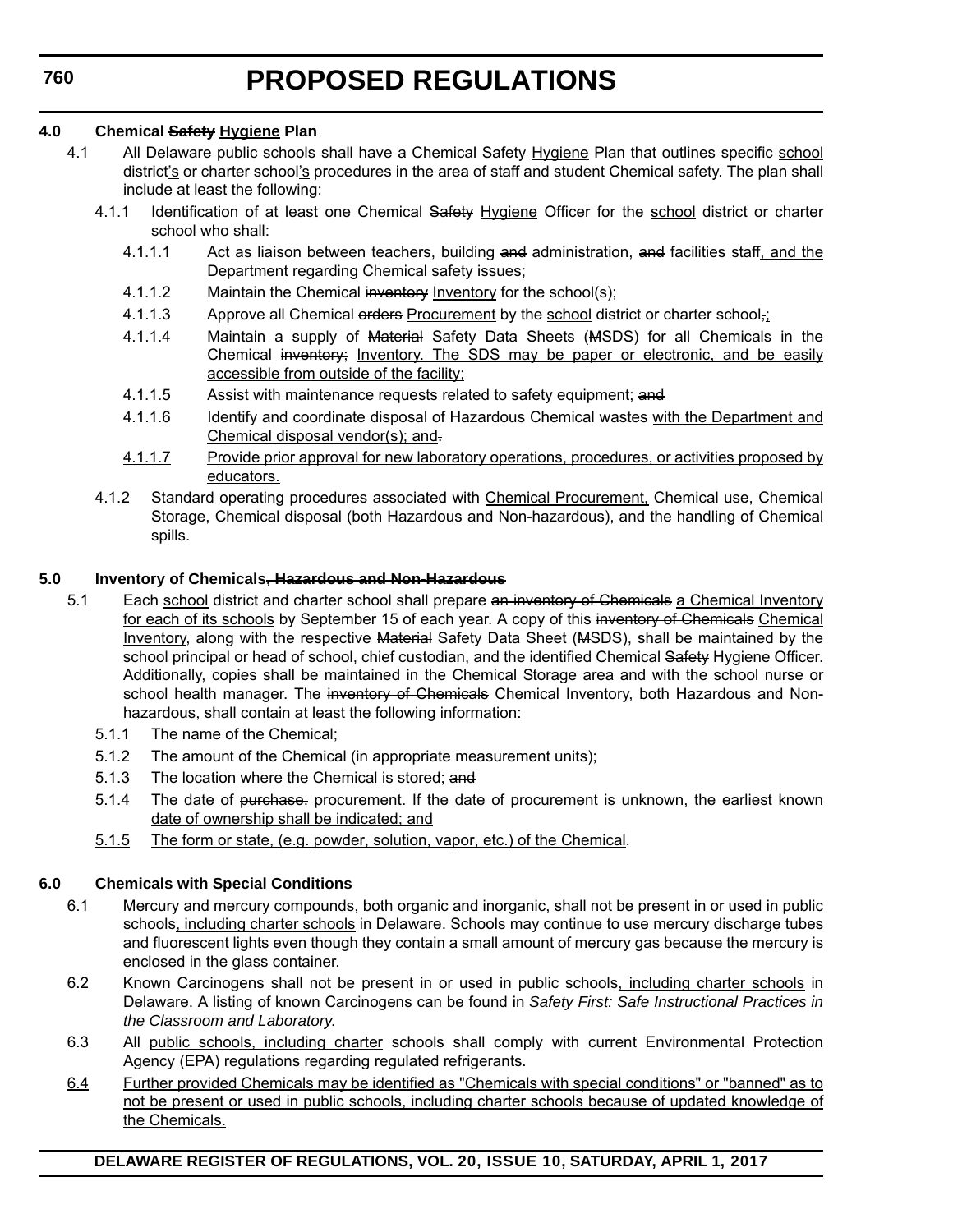**4.0 Chemical ~~Safety~~ <u>Hygiene</u> Plan**

4.1 All Delaware public schools shall have a Chemical ~~Safety~~ <u>Hygiene</u> Plan that outlines specific <u>school</u> district<u>'s</u> or charter school<u>'s</u> procedures in the area of staff and student Chemical safety. The plan shall include at least the following:

4.1.1 Identification of at least one Chemical ~~Safety~~ <u>Hygiene</u> Officer for the <u>school</u> district or charter school who shall:

4.1.1.1 Act as liaison between teachers, building ~~and~~ administration, ~~and~~ facilities staff<u>, and the Department</u> regarding Chemical safety issues;

4.1.1.2 Maintain the Chemical ~~inventory~~ <u>Inventory</u> for the school(s);

4.1.1.3 Approve all Chemical ~~orders~~ <u>Procurement</u> by the <u>school</u> district or charter school~~,~~<u>;</u>

4.1.1.4 Maintain a supply of ~~Material~~ Safety Data Sheets (~~M~~SDS) for all Chemicals in the Chemical ~~inventory;~~ <u>Inventory. The SDS may be paper or electronic, and be easily accessible from outside of the facility;</u>

4.1.1.5 Assist with maintenance requests related to safety equipment; ~~and~~

4.1.1.6 Identify and coordinate disposal of Hazardous Chemical wastes <u>with the Department and Chemical disposal vendor(s); and</u>~~.~~

<u>4.1.1.7</u> <u>Provide prior approval for new laboratory operations, procedures, or activities proposed by educators.</u>

4.1.2 Standard operating procedures associated with <u>Chemical Procurement,</u> Chemical use, Chemical Storage, Chemical disposal (both Hazardous and Non-hazardous), and the handling of Chemical spills.

**5.0 Inventory of Chemicals~~, Hazardous and Non-Hazardous~~**

5.1 Each <u>school</u> district and charter school shall prepare ~~an inventory of Chemicals~~ <u>a Chemical Inventory for each of its schools</u> by September 15 of each year. A copy of this ~~inventory of Chemicals~~ <u>Chemical Inventory</u>, along with the respective ~~Material~~ Safety Data Sheet (~~M~~SDS), shall be maintained by the school principal <u>or head of school</u>, chief custodian, and the <u>identified</u> Chemical ~~Safety~~ <u>Hygiene</u> Officer. Additionally, copies shall be maintained in the Chemical Storage area and with the school nurse or school health manager. The ~~inventory of Chemicals~~ <u>Chemical Inventory</u>, both Hazardous and Non-hazardous, shall contain at least the following information:

5.1.1 The name of the Chemical;

5.1.2 The amount of the Chemical (in appropriate measurement units);

5.1.3 The location where the Chemical is stored; ~~and~~

5.1.4 The date of ~~purchase.~~ <u>procurement. If the date of procurement is unknown, the earliest known date of ownership shall be indicated; and</u>

<u>5.1.5</u> <u>The form or state, (e.g. powder, solution, vapor, etc.) of the Chemical</u>.

**6.0 Chemicals with Special Conditions**

6.1 Mercury and mercury compounds, both organic and inorganic, shall not be present in or used in public schools<u>, including charter schools</u> in Delaware. Schools may continue to use mercury discharge tubes and fluorescent lights even though they contain a small amount of mercury gas because the mercury is enclosed in the glass container.

6.2 Known Carcinogens shall not be present in or used in public schools<u>, including charter schools</u> in Delaware. A listing of known Carcinogens can be found in *Safety First: Safe Instructional Practices in the Classroom and Laboratory.*

6.3 All <u>public schools, including charter</u> schools shall comply with current Environmental Protection Agency (EPA) regulations regarding regulated refrigerants.

<u>6.4</u> <u>Further provided Chemicals may be identified as "Chemicals with special conditions" or "banned" as to not be present or used in public schools, including charter schools because of updated knowledge of the Chemicals.</u>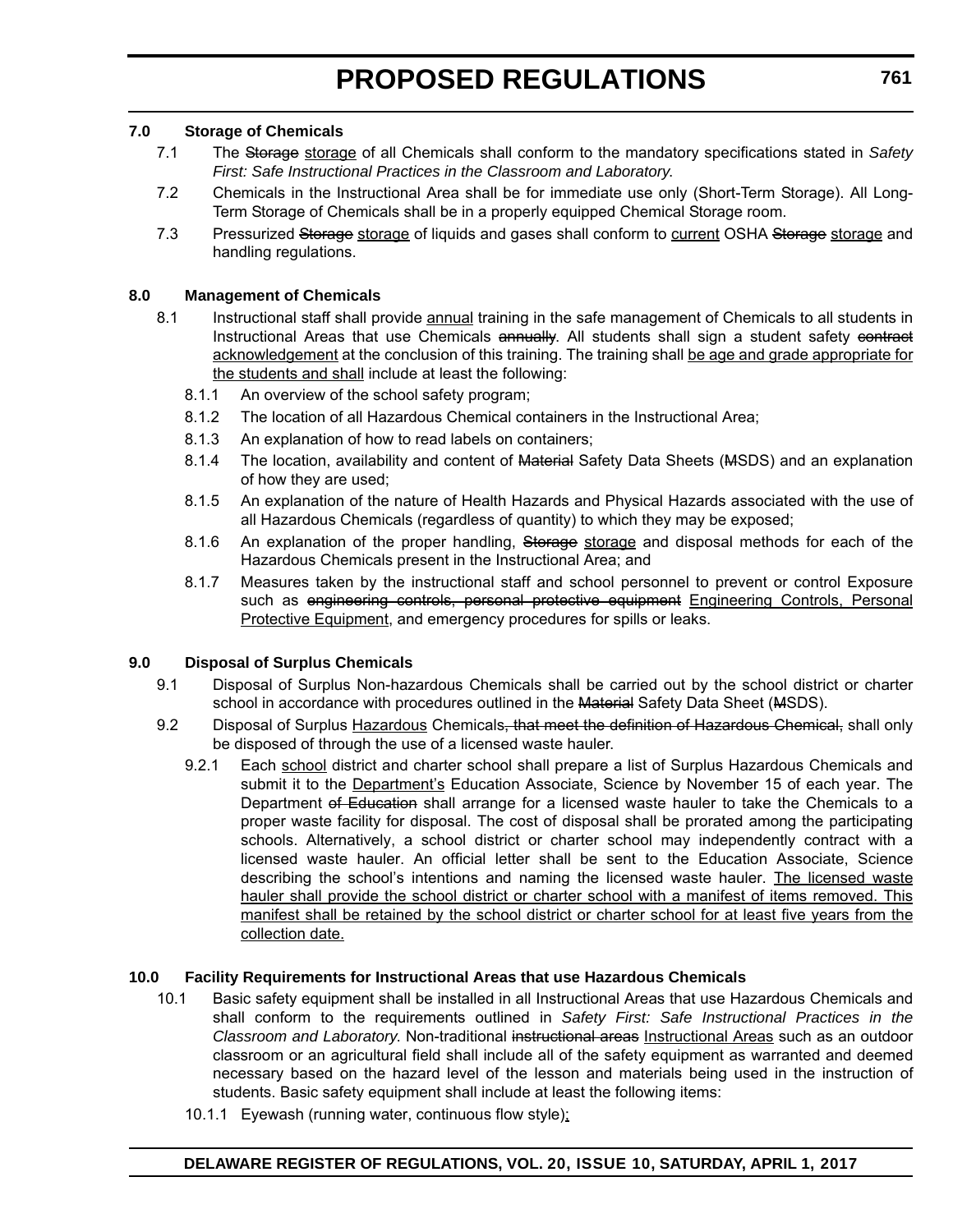**7.0 Storage of Chemicals**

7.1 The ~~Storage~~ <u>storage</u> of all Chemicals shall conform to the mandatory specifications stated in *Safety First: Safe Instructional Practices in the Classroom and Laboratory*.

7.2 Chemicals in the Instructional Area shall be for immediate use only (Short-Term Storage). All Long-Term Storage of Chemicals shall be in a properly equipped Chemical Storage room.

7.3 Pressurized ~~Storage~~ <u>storage</u> of liquids and gases shall conform to <u>current</u> OSHA ~~Storage~~ <u>storage</u> and handling regulations.

**8.0 Management of Chemicals**

8.1 Instructional staff shall provide <u>annual</u> training in the safe management of Chemicals to all students in Instructional Areas that use Chemicals ~~annually~~. All students shall sign a student safety ~~contract~~ <u>acknowledgement</u> at the conclusion of this training. The training shall <u>be age and grade appropriate for the students and shall</u> include at least the following:

8.1.1 An overview of the school safety program;

8.1.2 The location of all Hazardous Chemical containers in the Instructional Area;

8.1.3 An explanation of how to read labels on containers;

8.1.4 The location, availability and content of ~~Material~~ Safety Data Sheets (~~M~~SDS) and an explanation of how they are used;

8.1.5 An explanation of the nature of Health Hazards and Physical Hazards associated with the use of all Hazardous Chemicals (regardless of quantity) to which they may be exposed;

8.1.6 An explanation of the proper handling, ~~Storage~~ <u>storage</u> and disposal methods for each of the Hazardous Chemicals present in the Instructional Area; and

8.1.7 Measures taken by the instructional staff and school personnel to prevent or control Exposure such as ~~engineering controls, personal protective equipment~~ <u>Engineering Controls, Personal Protective Equipment</u>, and emergency procedures for spills or leaks.

**9.0 Disposal of Surplus Chemicals**

9.1 Disposal of Surplus Non-hazardous Chemicals shall be carried out by the school district or charter school in accordance with procedures outlined in the ~~Material~~ Safety Data Sheet (~~M~~SDS).

9.2 Disposal of Surplus <u>Hazardous</u> Chemicals~~, that meet the definition of Hazardous Chemical,~~ shall only be disposed of through the use of a licensed waste hauler.

9.2.1 Each <u>school</u> district and charter school shall prepare a list of Surplus Hazardous Chemicals and submit it to the <u>Department's</u> Education Associate, Science by November 15 of each year. The Department ~~of Education~~ shall arrange for a licensed waste hauler to take the Chemicals to a proper waste facility for disposal. The cost of disposal shall be prorated among the participating schools. Alternatively, a school district or charter school may independently contract with a licensed waste hauler. An official letter shall be sent to the Education Associate, Science describing the school's intentions and naming the licensed waste hauler. <u>The licensed waste hauler shall provide the school district or charter school with a manifest of items removed. This manifest shall be retained by the school district or charter school for at least five years from the collection date.</u>

**10.0 Facility Requirements for Instructional Areas that use Hazardous Chemicals**

10.1 Basic safety equipment shall be installed in all Instructional Areas that use Hazardous Chemicals and shall conform to the requirements outlined in *Safety First: Safe Instructional Practices in the Classroom and Laboratory.* Non-traditional ~~instructional areas~~ <u>Instructional Areas</u> such as an outdoor classroom or an agricultural field shall include all of the safety equipment as warranted and deemed necessary based on the hazard level of the lesson and materials being used in the instruction of students. Basic safety equipment shall include at least the following items:

10.1.1 Eyewash (running water, continuous flow style)<u>;</u>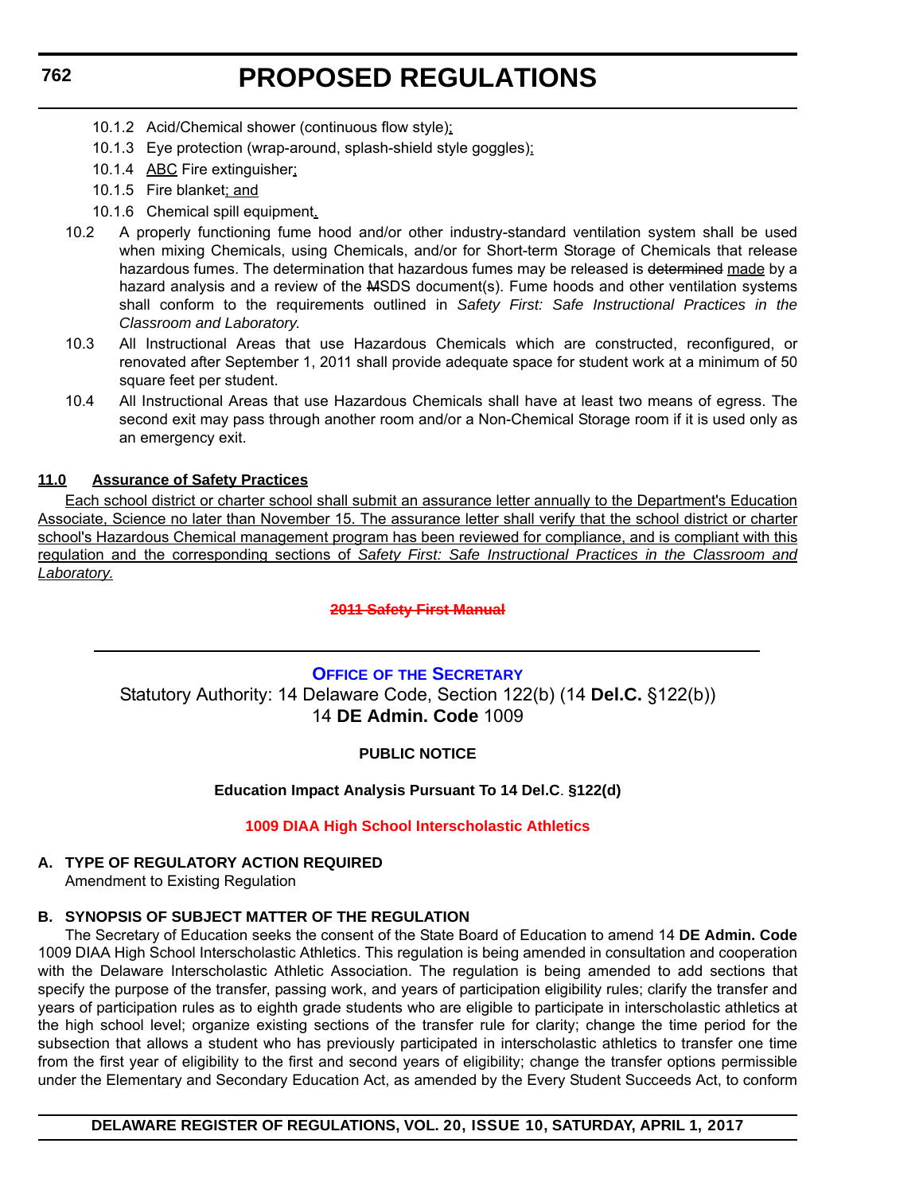10.1.2 Acid/Chemical shower (continuous flow style)<u>;</u>

10.1.3 Eye protection (wrap-around, splash-shield style goggles)<u>;</u>

10.1.4 <u>ABC</u> Fire extinguisher<u>;</u>

10.1.5 Fire blanket<u>; and</u>

10.1.6 Chemical spill equipment<u>.</u>

10.2 A properly functioning fume hood and/or other industry-standard ventilation system shall be used when mixing Chemicals, using Chemicals, and/or for Short-term Storage of Chemicals that release hazardous fumes. The determination that hazardous fumes may be released is ~~determined~~ <u>made</u> by a hazard analysis and a review of the ~~M~~SDS document(s). Fume hoods and other ventilation systems shall conform to the requirements outlined in *Safety First: Safe Instructional Practices in the Classroom and Laboratory*.

10.3 All Instructional Areas that use Hazardous Chemicals which are constructed, reconfigured, or renovated after September 1, 2011 shall provide adequate space for student work at a minimum of 50 square feet per student.

10.4 All Instructional Areas that use Hazardous Chemicals shall have at least two means of egress. The second exit may pass through another room and/or a Non-Chemical Storage room if it is used only as an emergency exit.

**<u>11.0 Assurance of Safety Practices</u>**

<u>Each school district or charter school shall submit an assurance letter annually to the Department's Education Associate, Science no later than November 15. The assurance letter shall verify that the school district or charter school's Hazardous Chemical management program has been reviewed for compliance, and is compliant with this regulation and the corresponding sections of *Safety First: Safe Instructional Practices in the Classroom and Laboratory*.</u>

**~~2011 Safety First Manual~~**

---

## OFFICE OF THE SECRETARY

Statutory Authority: 14 Delaware Code, Section 122(b) (14 **Del.C.** §122(b))
14 **DE Admin. Code** 1009

**PUBLIC NOTICE**

**Education Impact Analysis Pursuant To 14 Del.C. §122(d)**

**1009 DIAA High School Interscholastic Athletics**

**A. TYPE OF REGULATORY ACTION REQUIRED**

Amendment to Existing Regulation

**B. SYNOPSIS OF SUBJECT MATTER OF THE REGULATION**

The Secretary of Education seeks the consent of the State Board of Education to amend 14 **DE Admin. Code** 1009 DIAA High School Interscholastic Athletics. This regulation is being amended in consultation and cooperation with the Delaware Interscholastic Athletic Association. The regulation is being amended to add sections that specify the purpose of the transfer, passing work, and years of participation eligibility rules; clarify the transfer and years of participation rules as to eighth grade students who are eligible to participate in interscholastic athletics at the high school level; organize existing sections of the transfer rule for clarity; change the time period for the subsection that allows a student who has previously participated in interscholastic athletics to transfer one time from the first year of eligibility to the first and second years of eligibility; change the transfer options permissible under the Elementary and Secondary Education Act, as amended by the Every Student Succeeds Act, to conform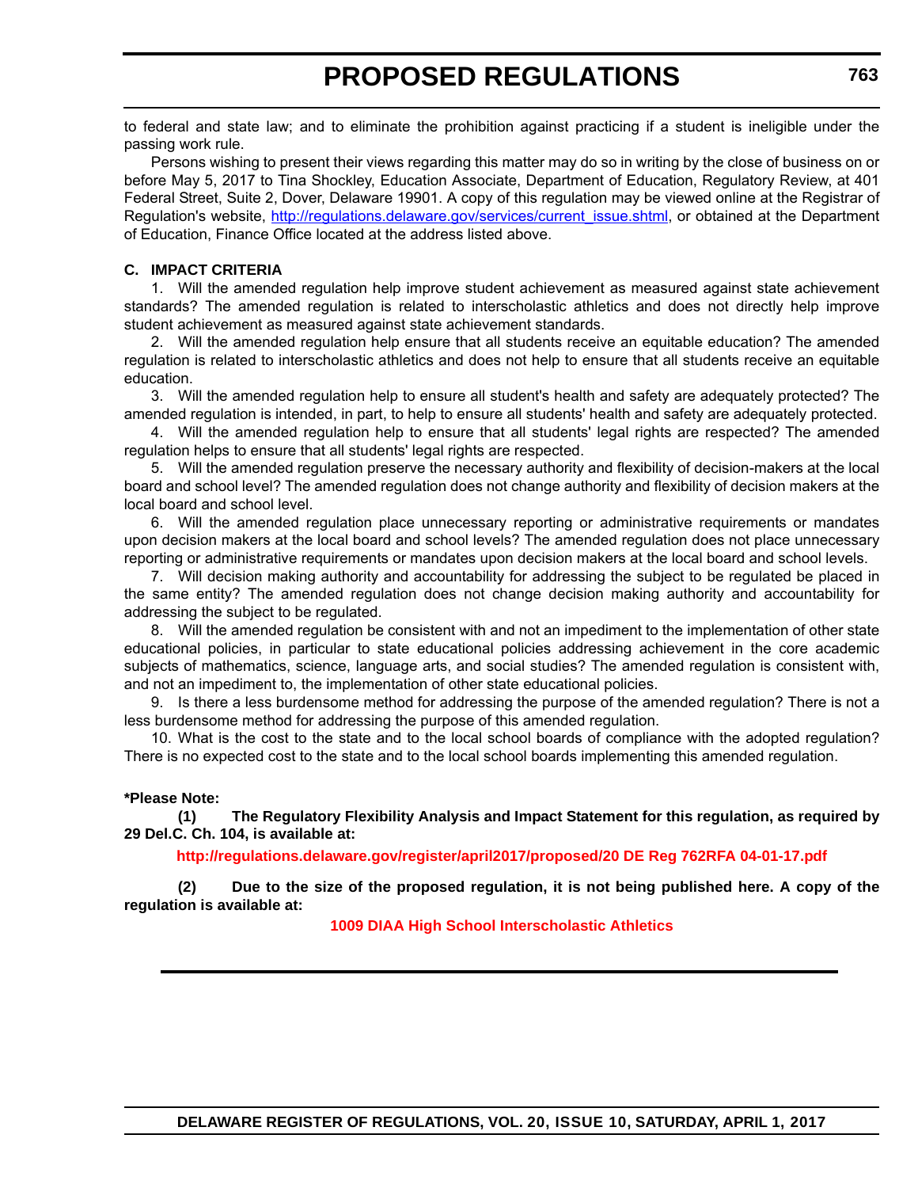to federal and state law; and to eliminate the prohibition against practicing if a student is ineligible under the passing work rule.

Persons wishing to present their views regarding this matter may do so in writing by the close of business on or before May 5, 2017 to Tina Shockley, Education Associate, Department of Education, Regulatory Review, at 401 Federal Street, Suite 2, Dover, Delaware 19901. A copy of this regulation may be viewed online at the Registrar of Regulation's website, [http://regulations.delaware.gov/services/current_issue.shtml](http://regulations.delaware.gov/services/current_issue.shtml), or obtained at the Department of Education, Finance Office located at the address listed above.

**C. IMPACT CRITERIA**

1. Will the amended regulation help improve student achievement as measured against state achievement standards? The amended regulation is related to interscholastic athletics and does not directly help improve student achievement as measured against state achievement standards.

2. Will the amended regulation help ensure that all students receive an equitable education? The amended regulation is related to interscholastic athletics and does not help to ensure that all students receive an equitable education.

3. Will the amended regulation help to ensure all student's health and safety are adequately protected? The amended regulation is intended, in part, to help to ensure all students' health and safety are adequately protected.

4. Will the amended regulation help to ensure that all students' legal rights are respected? The amended regulation helps to ensure that all students' legal rights are respected.

5. Will the amended regulation preserve the necessary authority and flexibility of decision-makers at the local board and school level? The amended regulation does not change authority and flexibility of decision makers at the local board and school level.

6. Will the amended regulation place unnecessary reporting or administrative requirements or mandates upon decision makers at the local board and school levels? The amended regulation does not place unnecessary reporting or administrative requirements or mandates upon decision makers at the local board and school levels.

7. Will decision making authority and accountability for addressing the subject to be regulated be placed in the same entity? The amended regulation does not change decision making authority and accountability for addressing the subject to be regulated.

8. Will the amended regulation be consistent with and not an impediment to the implementation of other state educational policies, in particular to state educational policies addressing achievement in the core academic subjects of mathematics, science, language arts, and social studies? The amended regulation is consistent with, and not an impediment to, the implementation of other state educational policies.

9. Is there a less burdensome method for addressing the purpose of the amended regulation? There is not a less burdensome method for addressing the purpose of this amended regulation.

10. What is the cost to the state and to the local school boards of compliance with the adopted regulation? There is no expected cost to the state and to the local school boards implementing this amended regulation.

**\*Please Note:**

**(1) The Regulatory Flexibility Analysis and Impact Statement for this regulation, as required by 29 Del.C. Ch. 104, is available at:**

**http://regulations.delaware.gov/register/april2017/proposed/20 DE Reg 762RFA 04-01-17.pdf**

**(2) Due to the size of the proposed regulation, it is not being published here. A copy of the regulation is available at:**

**1009 DIAA High School Interscholastic Athletics**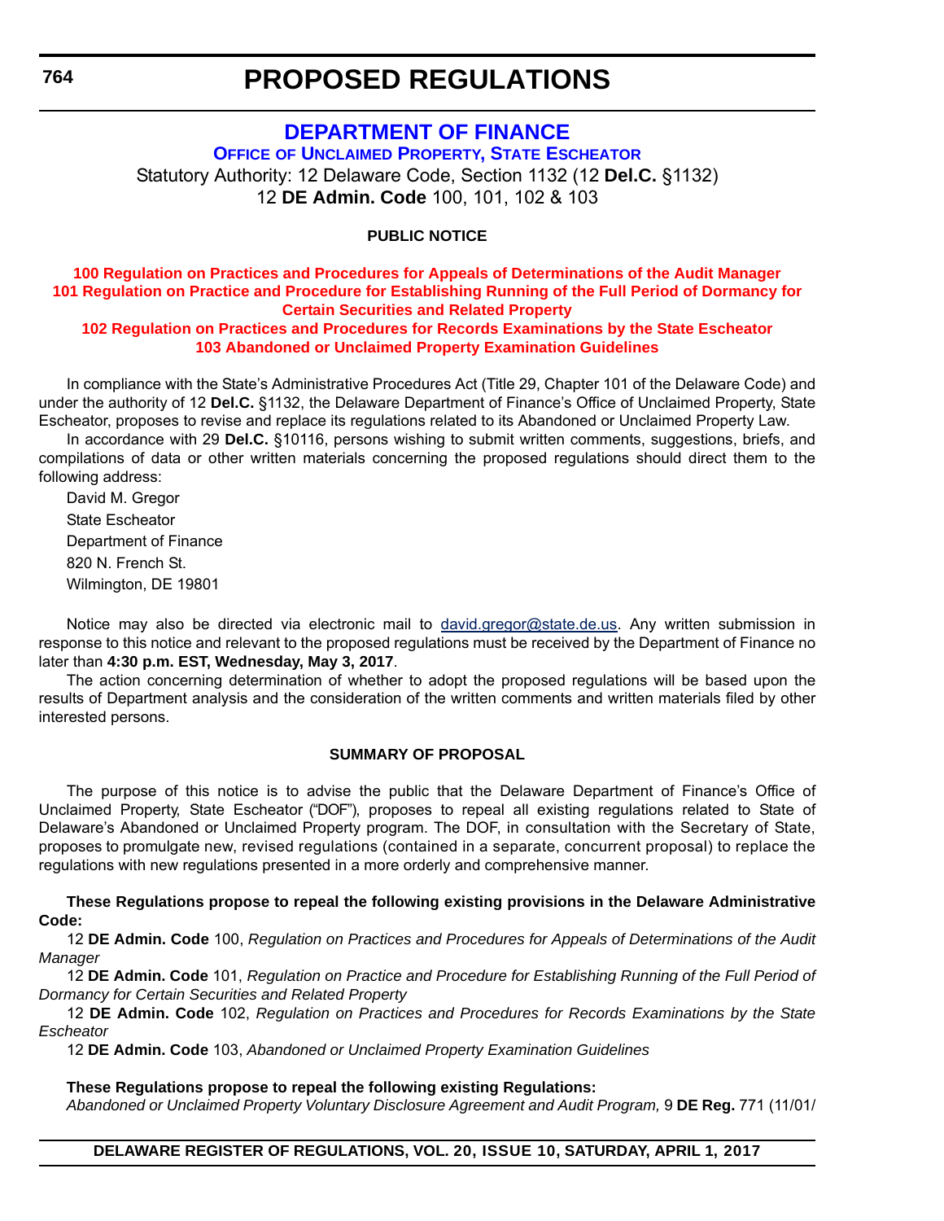# PROPOSED REGULATIONS

## DEPARTMENT OF FINANCE

### Office of Unclaimed Property, State Escheator

Statutory Authority: 12 Delaware Code, Section 1132 (12 **Del.C.** §1132)
12 **DE Admin. Code** 100, 101, 102 & 103

**PUBLIC NOTICE**

**100 Regulation on Practices and Procedures for Appeals of Determinations of the Audit Manager**
**101 Regulation on Practice and Procedure for Establishing Running of the Full Period of Dormancy for Certain Securities and Related Property**
**102 Regulation on Practices and Procedures for Records Examinations by the State Escheator**
**103 Abandoned or Unclaimed Property Examination Guidelines**

In compliance with the State's Administrative Procedures Act (Title 29, Chapter 101 of the Delaware Code) and under the authority of 12 **Del.C.** §1132, the Delaware Department of Finance's Office of Unclaimed Property, State Escheator, proposes to revise and replace its regulations related to its Abandoned or Unclaimed Property Law.

In accordance with 29 **Del.C.** §10116, persons wishing to submit written comments, suggestions, briefs, and compilations of data or other written materials concerning the proposed regulations should direct them to the following address:

David M. Gregor
State Escheator
Department of Finance
820 N. French St.
Wilmington, DE 19801

Notice may also be directed via electronic mail to david.gregor@state.de.us. Any written submission in response to this notice and relevant to the proposed regulations must be received by the Department of Finance no later than **4:30 p.m. EST, Wednesday, May 3, 2017**.

The action concerning determination of whether to adopt the proposed regulations will be based upon the results of Department analysis and the consideration of the written comments and written materials filed by other interested persons.

**SUMMARY OF PROPOSAL**

The purpose of this notice is to advise the public that the Delaware Department of Finance's Office of Unclaimed Property, State Escheator ("DOF"), proposes to repeal all existing regulations related to State of Delaware's Abandoned or Unclaimed Property program. The DOF, in consultation with the Secretary of State, proposes to promulgate new, revised regulations (contained in a separate, concurrent proposal) to replace the regulations with new regulations presented in a more orderly and comprehensive manner.

**These Regulations propose to repeal the following existing provisions in the Delaware Administrative Code:**

12 **DE Admin. Code** 100, *Regulation on Practices and Procedures for Appeals of Determinations of the Audit Manager*

12 **DE Admin. Code** 101, *Regulation on Practice and Procedure for Establishing Running of the Full Period of Dormancy for Certain Securities and Related Property*

12 **DE Admin. Code** 102, *Regulation on Practices and Procedures for Records Examinations by the State Escheator*

12 **DE Admin. Code** 103, *Abandoned or Unclaimed Property Examination Guidelines*

**These Regulations propose to repeal the following existing Regulations:**

*Abandoned or Unclaimed Property Voluntary Disclosure Agreement and Audit Program,* 9 **DE Reg.** 771 (11/01/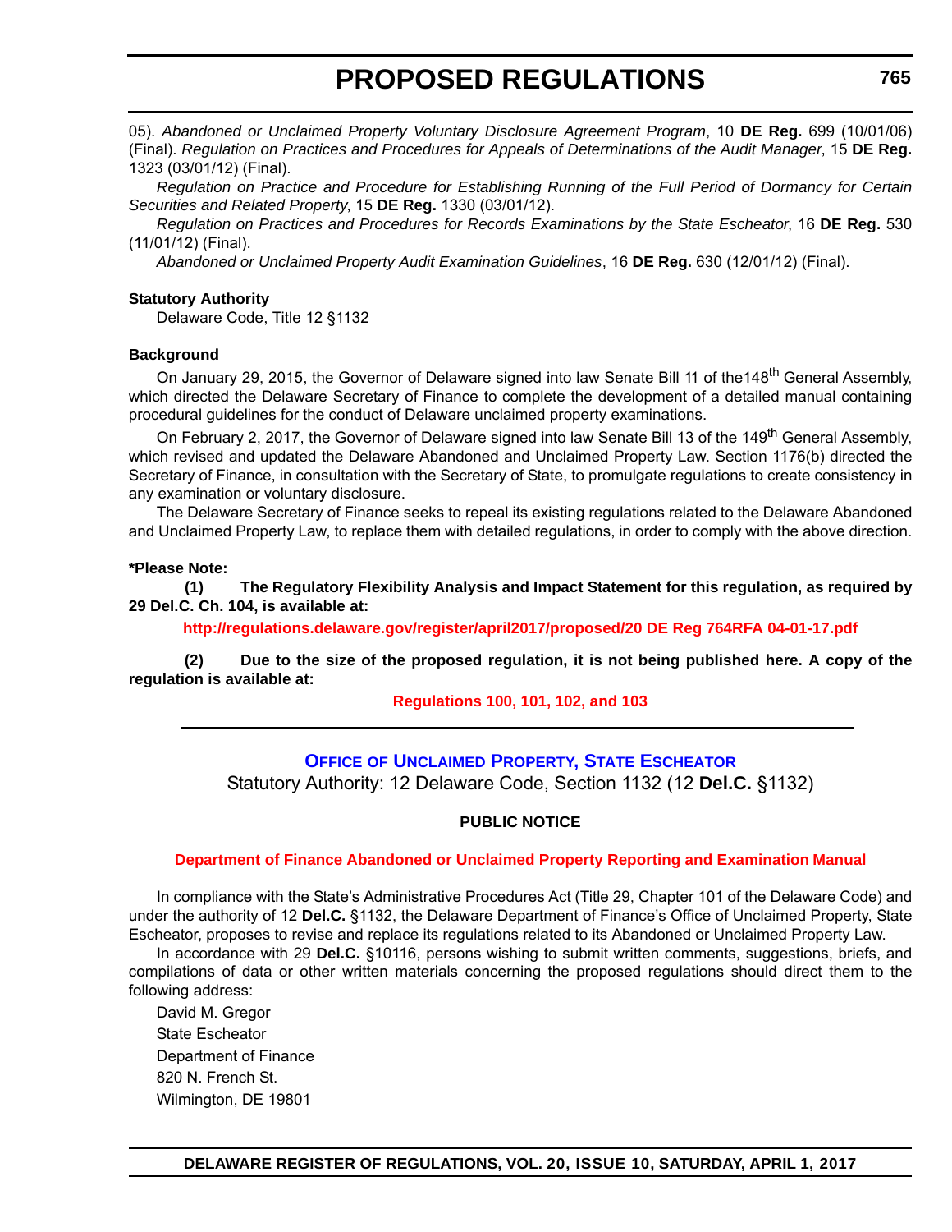05). *Abandoned or Unclaimed Property Voluntary Disclosure Agreement Program*, 10 **DE Reg.** 699 (10/01/06) (Final). *Regulation on Practices and Procedures for Appeals of Determinations of the Audit Manager*, 15 **DE Reg.** 1323 (03/01/12) (Final).

*Regulation on Practice and Procedure for Establishing Running of the Full Period of Dormancy for Certain Securities and Related Property*, 15 **DE Reg.** 1330 (03/01/12).

*Regulation on Practices and Procedures for Records Examinations by the State Escheator*, 16 **DE Reg.** 530 (11/01/12) (Final).

*Abandoned or Unclaimed Property Audit Examination Guidelines*, 16 **DE Reg.** 630 (12/01/12) (Final).

**Statutory Authority**

Delaware Code, Title 12 §1132

**Background**

On January 29, 2015, the Governor of Delaware signed into law Senate Bill 11 of the148th General Assembly, which directed the Delaware Secretary of Finance to complete the development of a detailed manual containing procedural guidelines for the conduct of Delaware unclaimed property examinations.

On February 2, 2017, the Governor of Delaware signed into law Senate Bill 13 of the 149th General Assembly, which revised and updated the Delaware Abandoned and Unclaimed Property Law. Section 1176(b) directed the Secretary of Finance, in consultation with the Secretary of State, to promulgate regulations to create consistency in any examination or voluntary disclosure.

The Delaware Secretary of Finance seeks to repeal its existing regulations related to the Delaware Abandoned and Unclaimed Property Law, to replace them with detailed regulations, in order to comply with the above direction.

**\*Please Note:**

**(1) The Regulatory Flexibility Analysis and Impact Statement for this regulation, as required by 29 Del.C. Ch. 104, is available at:**

**http://regulations.delaware.gov/register/april2017/proposed/20 DE Reg 764RFA 04-01-17.pdf**

**(2) Due to the size of the proposed regulation, it is not being published here. A copy of the regulation is available at:**

**Regulations 100, 101, 102, and 103**

---

## Office of Unclaimed Property, State Escheator

Statutory Authority: 12 Delaware Code, Section 1132 (12 **Del.C.** §1132)

**PUBLIC NOTICE**

**Department of Finance Abandoned or Unclaimed Property Reporting and Examination Manual**

In compliance with the State's Administrative Procedures Act (Title 29, Chapter 101 of the Delaware Code) and under the authority of 12 **Del.C.** §1132, the Delaware Department of Finance's Office of Unclaimed Property, State Escheator, proposes to revise and replace its regulations related to its Abandoned or Unclaimed Property Law.

In accordance with 29 **Del.C.** §10116, persons wishing to submit written comments, suggestions, briefs, and compilations of data or other written materials concerning the proposed regulations should direct them to the following address:

David M. Gregor
State Escheator
Department of Finance
820 N. French St.
Wilmington, DE 19801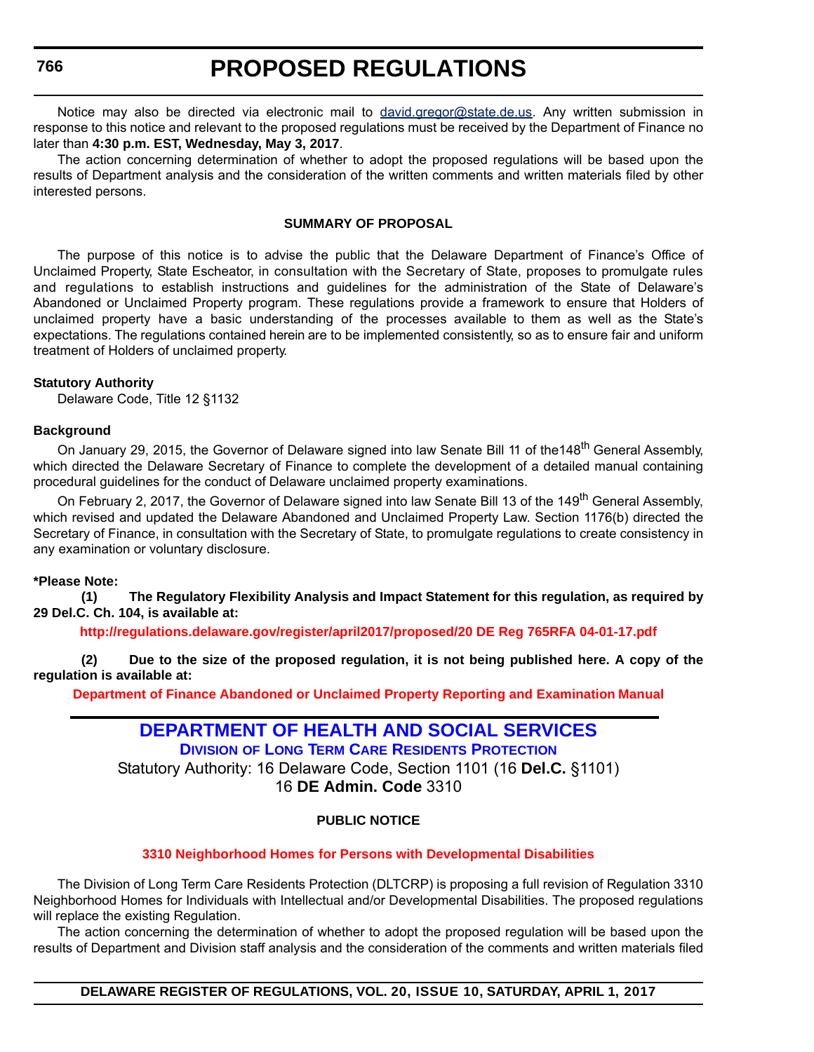Notice may also be directed via electronic mail to david.gregor@state.de.us. Any written submission in response to this notice and relevant to the proposed regulations must be received by the Department of Finance no later than **4:30 p.m. EST, Wednesday, May 3, 2017**.

The action concerning determination of whether to adopt the proposed regulations will be based upon the results of Department analysis and the consideration of the written comments and written materials filed by other interested persons.

**SUMMARY OF PROPOSAL**

The purpose of this notice is to advise the public that the Delaware Department of Finance's Office of Unclaimed Property, State Escheator, in consultation with the Secretary of State, proposes to promulgate rules and regulations to establish instructions and guidelines for the administration of the State of Delaware's Abandoned or Unclaimed Property program. These regulations provide a framework to ensure that Holders of unclaimed property have a basic understanding of the processes available to them as well as the State's expectations. The regulations contained herein are to be implemented consistently, so as to ensure fair and uniform treatment of Holders of unclaimed property.

**Statutory Authority**

Delaware Code, Title 12 §1132

**Background**

On January 29, 2015, the Governor of Delaware signed into law Senate Bill 11 of the148th General Assembly, which directed the Delaware Secretary of Finance to complete the development of a detailed manual containing procedural guidelines for the conduct of Delaware unclaimed property examinations.

On February 2, 2017, the Governor of Delaware signed into law Senate Bill 13 of the 149th General Assembly, which revised and updated the Delaware Abandoned and Unclaimed Property Law. Section 1176(b) directed the Secretary of Finance, in consultation with the Secretary of State, to promulgate regulations to create consistency in any examination or voluntary disclosure.

**\*Please Note:**

**(1) The Regulatory Flexibility Analysis and Impact Statement for this regulation, as required by 29 Del.C. Ch. 104, is available at:**

**http://regulations.delaware.gov/register/april2017/proposed/20 DE Reg 765RFA 04-01-17.pdf**

**(2) Due to the size of the proposed regulation, it is not being published here. A copy of the regulation is available at:**

**Department of Finance Abandoned or Unclaimed Property Reporting and Examination Manual**

## DEPARTMENT OF HEALTH AND SOCIAL SERVICES

### DIVISION OF LONG TERM CARE RESIDENTS PROTECTION

Statutory Authority: 16 Delaware Code, Section 1101 (16 **Del.C.** §1101)
16 **DE Admin. Code** 3310

**PUBLIC NOTICE**

**3310 Neighborhood Homes for Persons with Developmental Disabilities**

The Division of Long Term Care Residents Protection (DLTCRP) is proposing a full revision of Regulation 3310 Neighborhood Homes for Individuals with Intellectual and/or Developmental Disabilities. The proposed regulations will replace the existing Regulation.

The action concerning the determination of whether to adopt the proposed regulation will be based upon the results of Department and Division staff analysis and the consideration of the comments and written materials filed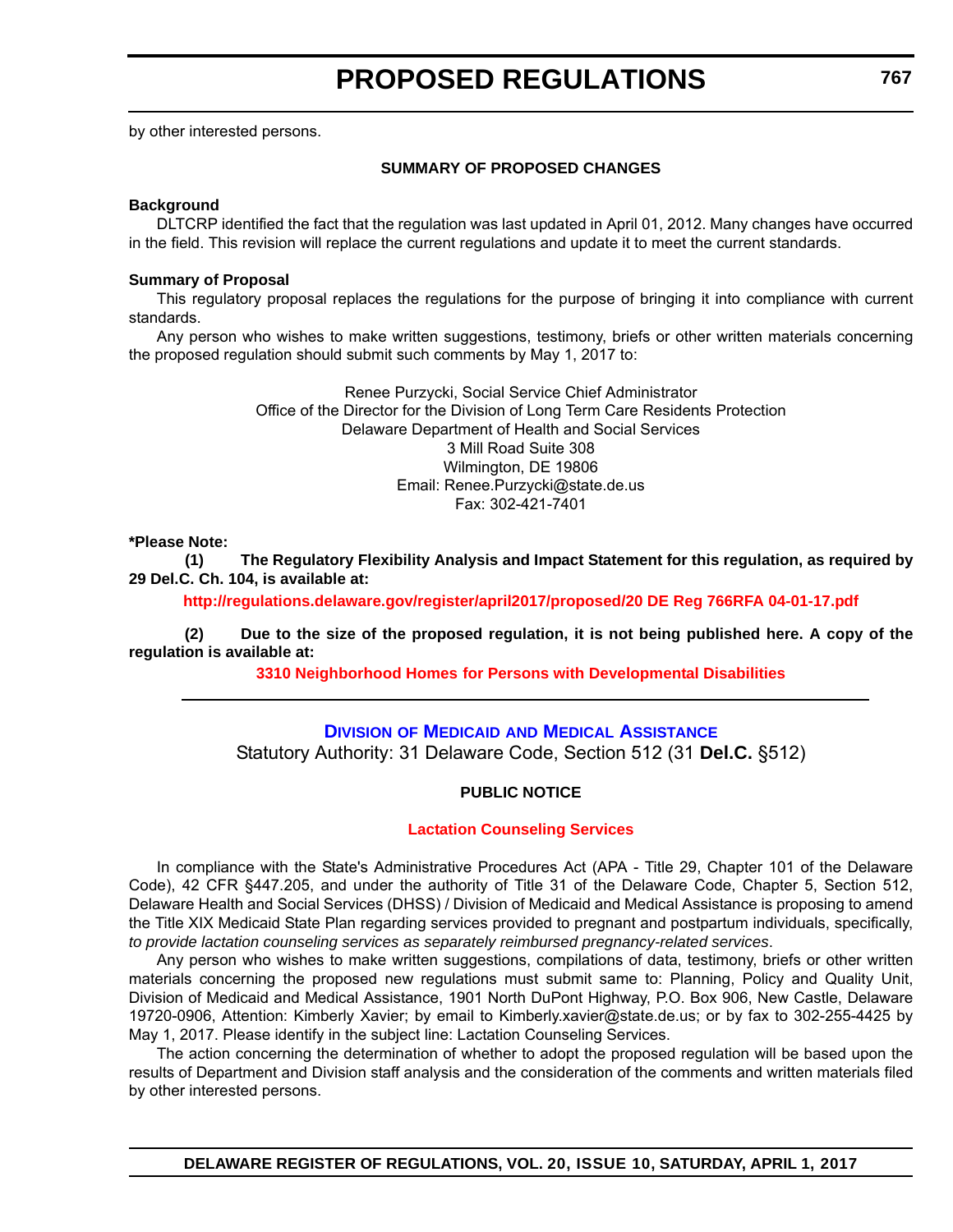by other interested persons.

**SUMMARY OF PROPOSED CHANGES**

**Background**

DLTCRP identified the fact that the regulation was last updated in April 01, 2012. Many changes have occurred in the field. This revision will replace the current regulations and update it to meet the current standards.

**Summary of Proposal**

This regulatory proposal replaces the regulations for the purpose of bringing it into compliance with current standards.

Any person who wishes to make written suggestions, testimony, briefs or other written materials concerning the proposed regulation should submit such comments by May 1, 2017 to:

Renee Purzycki, Social Service Chief Administrator
Office of the Director for the Division of Long Term Care Residents Protection
Delaware Department of Health and Social Services
3 Mill Road Suite 308
Wilmington, DE 19806
Email: Renee.Purzycki@state.de.us
Fax: 302-421-7401

**\*Please Note:**

**(1) The Regulatory Flexibility Analysis and Impact Statement for this regulation, as required by 29 Del.C. Ch. 104, is available at:**

**http://regulations.delaware.gov/register/april2017/proposed/20 DE Reg 766RFA 04-01-17.pdf**

**(2) Due to the size of the proposed regulation, it is not being published here. A copy of the regulation is available at:**

**3310 Neighborhood Homes for Persons with Developmental Disabilities**

---

## Division of Medicaid and Medical Assistance

Statutory Authority: 31 Delaware Code, Section 512 (31 **Del.C.** §512)

**PUBLIC NOTICE**

**Lactation Counseling Services**

In compliance with the State's Administrative Procedures Act (APA - Title 29, Chapter 101 of the Delaware Code), 42 CFR §447.205, and under the authority of Title 31 of the Delaware Code, Chapter 5, Section 512, Delaware Health and Social Services (DHSS) / Division of Medicaid and Medical Assistance is proposing to amend the Title XIX Medicaid State Plan regarding services provided to pregnant and postpartum individuals, specifically, *to provide lactation counseling services as separately reimbursed pregnancy-related services*.

Any person who wishes to make written suggestions, compilations of data, testimony, briefs or other written materials concerning the proposed new regulations must submit same to: Planning, Policy and Quality Unit, Division of Medicaid and Medical Assistance, 1901 North DuPont Highway, P.O. Box 906, New Castle, Delaware 19720-0906, Attention: Kimberly Xavier; by email to Kimberly.xavier@state.de.us; or by fax to 302-255-4425 by May 1, 2017. Please identify in the subject line: Lactation Counseling Services.

The action concerning the determination of whether to adopt the proposed regulation will be based upon the results of Department and Division staff analysis and the consideration of the comments and written materials filed by other interested persons.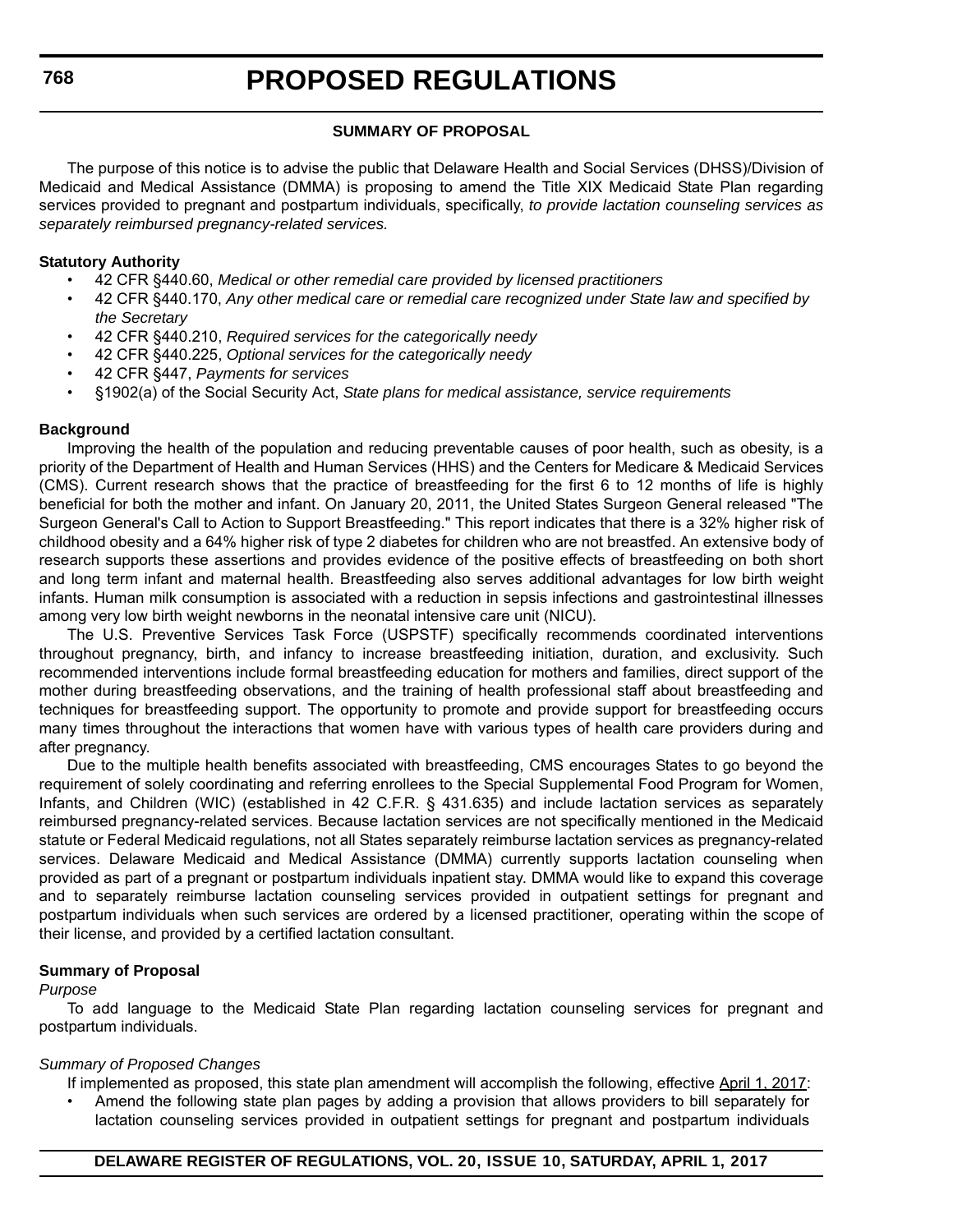# PROPOSED REGULATIONS

**SUMMARY OF PROPOSAL**

The purpose of this notice is to advise the public that Delaware Health and Social Services (DHSS)/Division of Medicaid and Medical Assistance (DMMA) is proposing to amend the Title XIX Medicaid State Plan regarding services provided to pregnant and postpartum individuals, specifically, *to provide lactation counseling services as separately reimbursed pregnancy-related services.*

**Statutory Authority**

- 42 CFR §440.60, *Medical or other remedial care provided by licensed practitioners*
- 42 CFR §440.170, *Any other medical care or remedial care recognized under State law and specified by the Secretary*
- 42 CFR §440.210, *Required services for the categorically needy*
- 42 CFR §440.225, *Optional services for the categorically needy*
- 42 CFR §447, *Payments for services*
- §1902(a) of the Social Security Act, *State plans for medical assistance, service requirements*

**Background**

Improving the health of the population and reducing preventable causes of poor health, such as obesity, is a priority of the Department of Health and Human Services (HHS) and the Centers for Medicare & Medicaid Services (CMS). Current research shows that the practice of breastfeeding for the first 6 to 12 months of life is highly beneficial for both the mother and infant. On January 20, 2011, the United States Surgeon General released "The Surgeon General's Call to Action to Support Breastfeeding." This report indicates that there is a 32% higher risk of childhood obesity and a 64% higher risk of type 2 diabetes for children who are not breastfed. An extensive body of research supports these assertions and provides evidence of the positive effects of breastfeeding on both short and long term infant and maternal health. Breastfeeding also serves additional advantages for low birth weight infants. Human milk consumption is associated with a reduction in sepsis infections and gastrointestinal illnesses among very low birth weight newborns in the neonatal intensive care unit (NICU).

The U.S. Preventive Services Task Force (USPSTF) specifically recommends coordinated interventions throughout pregnancy, birth, and infancy to increase breastfeeding initiation, duration, and exclusivity. Such recommended interventions include formal breastfeeding education for mothers and families, direct support of the mother during breastfeeding observations, and the training of health professional staff about breastfeeding and techniques for breastfeeding support. The opportunity to promote and provide support for breastfeeding occurs many times throughout the interactions that women have with various types of health care providers during and after pregnancy.

Due to the multiple health benefits associated with breastfeeding, CMS encourages States to go beyond the requirement of solely coordinating and referring enrollees to the Special Supplemental Food Program for Women, Infants, and Children (WIC) (established in 42 C.F.R. § 431.635) and include lactation services as separately reimbursed pregnancy-related services. Because lactation services are not specifically mentioned in the Medicaid statute or Federal Medicaid regulations, not all States separately reimburse lactation services as pregnancy-related services. Delaware Medicaid and Medical Assistance (DMMA) currently supports lactation counseling when provided as part of a pregnant or postpartum individuals inpatient stay. DMMA would like to expand this coverage and to separately reimburse lactation counseling services provided in outpatient settings for pregnant and postpartum individuals when such services are ordered by a licensed practitioner, operating within the scope of their license, and provided by a certified lactation consultant.

**Summary of Proposal**

*Purpose*

To add language to the Medicaid State Plan regarding lactation counseling services for pregnant and postpartum individuals.

*Summary of Proposed Changes*

If implemented as proposed, this state plan amendment will accomplish the following, effective April 1, 2017:

- Amend the following state plan pages by adding a provision that allows providers to bill separately for lactation counseling services provided in outpatient settings for pregnant and postpartum individuals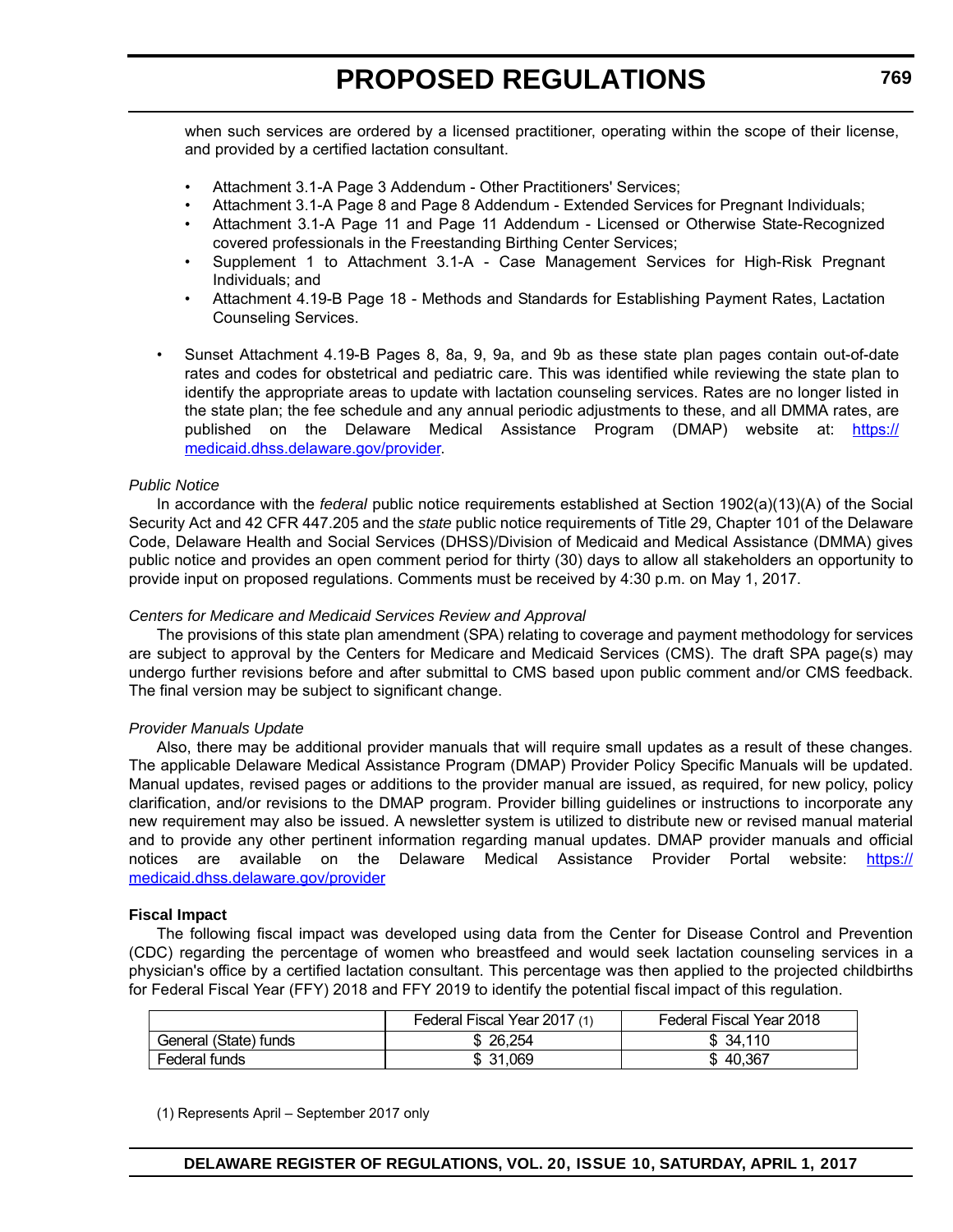when such services are ordered by a licensed practitioner, operating within the scope of their license, and provided by a certified lactation consultant.

- Attachment 3.1-A Page 3 Addendum - Other Practitioners' Services;
- Attachment 3.1-A Page 8 and Page 8 Addendum - Extended Services for Pregnant Individuals;
- Attachment 3.1-A Page 11 and Page 11 Addendum - Licensed or Otherwise State-Recognized covered professionals in the Freestanding Birthing Center Services;
- Supplement 1 to Attachment 3.1-A - Case Management Services for High-Risk Pregnant Individuals; and
- Attachment 4.19-B Page 18 - Methods and Standards for Establishing Payment Rates, Lactation Counseling Services.

- Sunset Attachment 4.19-B Pages 8, 8a, 9, 9a, and 9b as these state plan pages contain out-of-date rates and codes for obstetrical and pediatric care. This was identified while reviewing the state plan to identify the appropriate areas to update with lactation counseling services. Rates are no longer listed in the state plan; the fee schedule and any annual periodic adjustments to these, and all DMMA rates, are published on the Delaware Medical Assistance Program (DMAP) website at: https://medicaid.dhss.delaware.gov/provider.

*Public Notice*

In accordance with the *federal* public notice requirements established at Section 1902(a)(13)(A) of the Social Security Act and 42 CFR 447.205 and the *state* public notice requirements of Title 29, Chapter 101 of the Delaware Code, Delaware Health and Social Services (DHSS)/Division of Medicaid and Medical Assistance (DMMA) gives public notice and provides an open comment period for thirty (30) days to allow all stakeholders an opportunity to provide input on proposed regulations. Comments must be received by 4:30 p.m. on May 1, 2017.

*Centers for Medicare and Medicaid Services Review and Approval*

The provisions of this state plan amendment (SPA) relating to coverage and payment methodology for services are subject to approval by the Centers for Medicare and Medicaid Services (CMS). The draft SPA page(s) may undergo further revisions before and after submittal to CMS based upon public comment and/or CMS feedback. The final version may be subject to significant change.

*Provider Manuals Update*

Also, there may be additional provider manuals that will require small updates as a result of these changes. The applicable Delaware Medical Assistance Program (DMAP) Provider Policy Specific Manuals will be updated. Manual updates, revised pages or additions to the provider manual are issued, as required, for new policy, policy clarification, and/or revisions to the DMAP program. Provider billing guidelines or instructions to incorporate any new requirement may also be issued. A newsletter system is utilized to distribute new or revised manual material and to provide any other pertinent information regarding manual updates. DMAP provider manuals and official notices are available on the Delaware Medical Assistance Provider Portal website: https://medicaid.dhss.delaware.gov/provider

**Fiscal Impact**

The following fiscal impact was developed using data from the Center for Disease Control and Prevention (CDC) regarding the percentage of women who breastfeed and would seek lactation counseling services in a physician's office by a certified lactation consultant. This percentage was then applied to the projected childbirths for Federal Fiscal Year (FFY) 2018 and FFY 2019 to identify the potential fiscal impact of this regulation.

| | Federal Fiscal Year 2017 (1) | Federal Fiscal Year 2018 |
|---|---|---|
| General (State) funds | $ 26,254 | $ 34,110 |
| Federal funds | $ 31,069 | $ 40,367 |

(1) Represents April – September 2017 only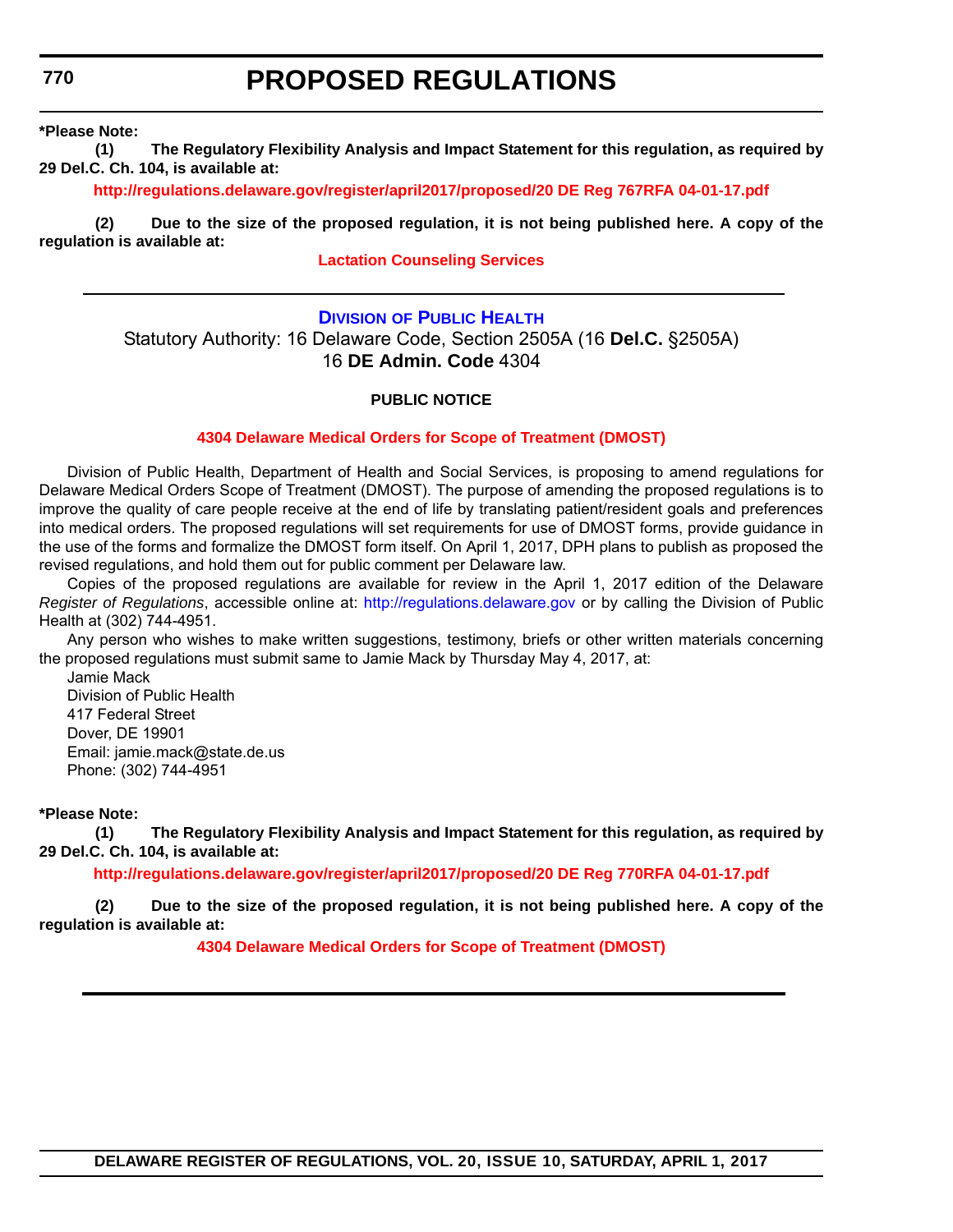**\*Please Note:**

**(1) The Regulatory Flexibility Analysis and Impact Statement for this regulation, as required by 29 Del.C. Ch. 104, is available at:**

**http://regulations.delaware.gov/register/april2017/proposed/20 DE Reg 767RFA 04-01-17.pdf**

**(2) Due to the size of the proposed regulation, it is not being published here. A copy of the regulation is available at:**

**Lactation Counseling Services**

---

## DIVISION OF PUBLIC HEALTH

Statutory Authority: 16 Delaware Code, Section 2505A (16 **Del.C.** §2505A)
16 **DE Admin. Code** 4304

**PUBLIC NOTICE**

**4304 Delaware Medical Orders for Scope of Treatment (DMOST)**

Division of Public Health, Department of Health and Social Services, is proposing to amend regulations for Delaware Medical Orders Scope of Treatment (DMOST). The purpose of amending the proposed regulations is to improve the quality of care people receive at the end of life by translating patient/resident goals and preferences into medical orders. The proposed regulations will set requirements for use of DMOST forms, provide guidance in the use of the forms and formalize the DMOST form itself. On April 1, 2017, DPH plans to publish as proposed the revised regulations, and hold them out for public comment per Delaware law.

Copies of the proposed regulations are available for review in the April 1, 2017 edition of the Delaware *Register of Regulations*, accessible online at: http://regulations.delaware.gov or by calling the Division of Public Health at (302) 744-4951.

Any person who wishes to make written suggestions, testimony, briefs or other written materials concerning the proposed regulations must submit same to Jamie Mack by Thursday May 4, 2017, at:

Jamie Mack
Division of Public Health
417 Federal Street
Dover, DE 19901
Email: jamie.mack@state.de.us
Phone: (302) 744-4951

**\*Please Note:**

**(1) The Regulatory Flexibility Analysis and Impact Statement for this regulation, as required by 29 Del.C. Ch. 104, is available at:**

**http://regulations.delaware.gov/register/april2017/proposed/20 DE Reg 770RFA 04-01-17.pdf**

**(2) Due to the size of the proposed regulation, it is not being published here. A copy of the regulation is available at:**

**4304 Delaware Medical Orders for Scope of Treatment (DMOST)**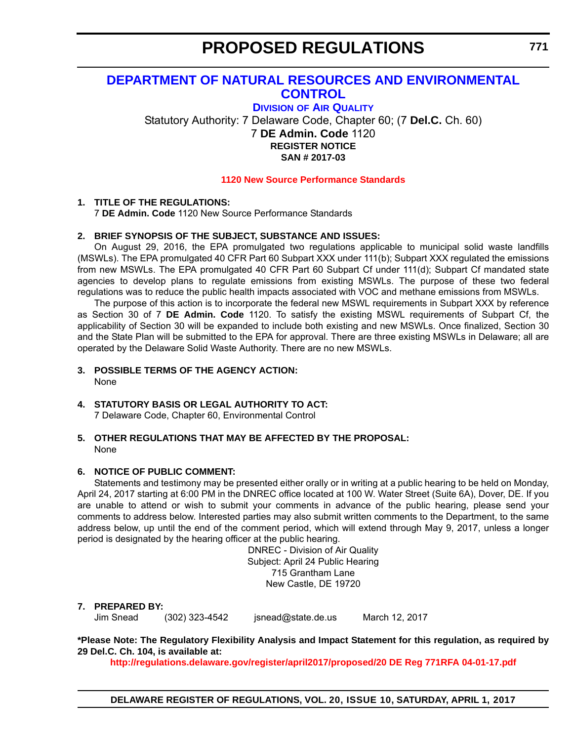# PROPOSED REGULATIONS

## DEPARTMENT OF NATURAL RESOURCES AND ENVIRONMENTAL CONTROL

### DIVISION OF AIR QUALITY

Statutory Authority: 7 Delaware Code, Chapter 60; (7 **Del.C.** Ch. 60)

7 **DE Admin. Code** 1120

**REGISTER NOTICE**

**SAN # 2017-03**

**1120 New Source Performance Standards**

**1. TITLE OF THE REGULATIONS:**

7 **DE Admin. Code** 1120 New Source Performance Standards

**2. BRIEF SYNOPSIS OF THE SUBJECT, SUBSTANCE AND ISSUES:**

On August 29, 2016, the EPA promulgated two regulations applicable to municipal solid waste landfills (MSWLs). The EPA promulgated 40 CFR Part 60 Subpart XXX under 111(b); Subpart XXX regulated the emissions from new MSWLs. The EPA promulgated 40 CFR Part 60 Subpart Cf under 111(d); Subpart Cf mandated state agencies to develop plans to regulate emissions from existing MSWLs. The purpose of these two federal regulations was to reduce the public health impacts associated with VOC and methane emissions from MSWLs.

The purpose of this action is to incorporate the federal new MSWL requirements in Subpart XXX by reference as Section 30 of 7 **DE Admin. Code** 1120. To satisfy the existing MSWL requirements of Subpart Cf, the applicability of Section 30 will be expanded to include both existing and new MSWLs. Once finalized, Section 30 and the State Plan will be submitted to the EPA for approval. There are three existing MSWLs in Delaware; all are operated by the Delaware Solid Waste Authority. There are no new MSWLs.

**3. POSSIBLE TERMS OF THE AGENCY ACTION:**

None

**4. STATUTORY BASIS OR LEGAL AUTHORITY TO ACT:**

7 Delaware Code, Chapter 60, Environmental Control

**5. OTHER REGULATIONS THAT MAY BE AFFECTED BY THE PROPOSAL:**

None

**6. NOTICE OF PUBLIC COMMENT:**

Statements and testimony may be presented either orally or in writing at a public hearing to be held on Monday, April 24, 2017 starting at 6:00 PM in the DNREC office located at 100 W. Water Street (Suite 6A), Dover, DE. If you are unable to attend or wish to submit your comments in advance of the public hearing, please send your comments to address below. Interested parties may also submit written comments to the Department, to the same address below, up until the end of the comment period, which will extend through May 9, 2017, unless a longer period is designated by the hearing officer at the public hearing.

DNREC - Division of Air Quality
Subject: April 24 Public Hearing
715 Grantham Lane
New Castle, DE 19720

**7. PREPARED BY:**

Jim Snead (302) 323-4542 jsnead@state.de.us March 12, 2017

**\*Please Note: The Regulatory Flexibility Analysis and Impact Statement for this regulation, as required by 29 Del.C. Ch. 104, is available at:**

**http://regulations.delaware.gov/register/april2017/proposed/20 DE Reg 771RFA 04-01-17.pdf**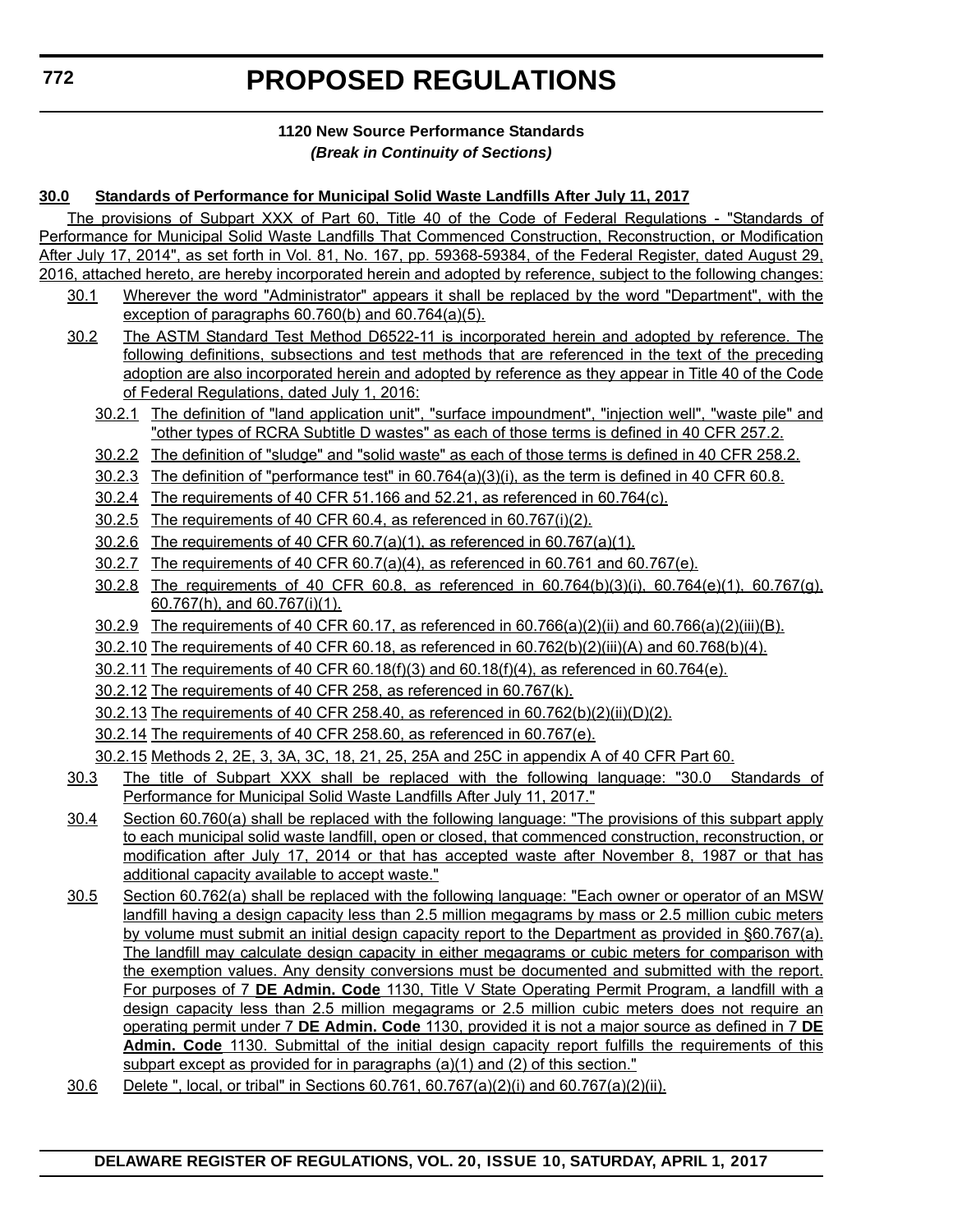# PROPOSED REGULATIONS

**1120 New Source Performance Standards**

***(Break in Continuity of Sections)***

**30.0 Standards of Performance for Municipal Solid Waste Landfills After July 11, 2017**

The provisions of Subpart XXX of Part 60, Title 40 of the Code of Federal Regulations - "Standards of Performance for Municipal Solid Waste Landfills That Commenced Construction, Reconstruction, or Modification After July 17, 2014", as set forth in Vol. 81, No. 167, pp. 59368-59384, of the Federal Register, dated August 29, 2016, attached hereto, are hereby incorporated herein and adopted by reference, subject to the following changes:

30.1 Wherever the word "Administrator" appears it shall be replaced by the word "Department", with the exception of paragraphs 60.760(b) and 60.764(a)(5).

30.2 The ASTM Standard Test Method D6522-11 is incorporated herein and adopted by reference. The following definitions, subsections and test methods that are referenced in the text of the preceding adoption are also incorporated herein and adopted by reference as they appear in Title 40 of the Code of Federal Regulations, dated July 1, 2016:

30.2.1 The definition of "land application unit", "surface impoundment", "injection well", "waste pile" and "other types of RCRA Subtitle D wastes" as each of those terms is defined in 40 CFR 257.2.

30.2.2 The definition of "sludge" and "solid waste" as each of those terms is defined in 40 CFR 258.2.

30.2.3 The definition of "performance test" in 60.764(a)(3)(i), as the term is defined in 40 CFR 60.8.

30.2.4 The requirements of 40 CFR 51.166 and 52.21, as referenced in 60.764(c).

30.2.5 The requirements of 40 CFR 60.4, as referenced in 60.767(i)(2).

30.2.6 The requirements of 40 CFR 60.7(a)(1), as referenced in 60.767(a)(1).

30.2.7 The requirements of 40 CFR 60.7(a)(4), as referenced in 60.761 and 60.767(e).

30.2.8 The requirements of 40 CFR 60.8, as referenced in 60.764(b)(3)(i), 60.764(e)(1), 60.767(g), 60.767(h), and 60.767(i)(1).

30.2.9 The requirements of 40 CFR 60.17, as referenced in 60.766(a)(2)(ii) and 60.766(a)(2)(iii)(B).

30.2.10 The requirements of 40 CFR 60.18, as referenced in 60.762(b)(2)(iii)(A) and 60.768(b)(4).

30.2.11 The requirements of 40 CFR 60.18(f)(3) and 60.18(f)(4), as referenced in 60.764(e).

30.2.12 The requirements of 40 CFR 258, as referenced in 60.767(k).

30.2.13 The requirements of 40 CFR 258.40, as referenced in 60.762(b)(2)(ii)(D)(2).

30.2.14 The requirements of 40 CFR 258.60, as referenced in 60.767(e).

30.2.15 Methods 2, 2E, 3, 3A, 3C, 18, 21, 25, 25A and 25C in appendix A of 40 CFR Part 60.

30.3 The title of Subpart XXX shall be replaced with the following language: "30.0 Standards of Performance for Municipal Solid Waste Landfills After July 11, 2017."

30.4 Section 60.760(a) shall be replaced with the following language: "The provisions of this subpart apply to each municipal solid waste landfill, open or closed, that commenced construction, reconstruction, or modification after July 17, 2014 or that has accepted waste after November 8, 1987 or that has additional capacity available to accept waste."

30.5 Section 60.762(a) shall be replaced with the following language: "Each owner or operator of an MSW landfill having a design capacity less than 2.5 million megagrams by mass or 2.5 million cubic meters by volume must submit an initial design capacity report to the Department as provided in §60.767(a). The landfill may calculate design capacity in either megagrams or cubic meters for comparison with the exemption values. Any density conversions must be documented and submitted with the report. For purposes of 7 **DE Admin. Code** 1130, Title V State Operating Permit Program, a landfill with a design capacity less than 2.5 million megagrams or 2.5 million cubic meters does not require an operating permit under 7 **DE Admin. Code** 1130, provided it is not a major source as defined in 7 **DE Admin. Code** 1130. Submittal of the initial design capacity report fulfills the requirements of this subpart except as provided for in paragraphs (a)(1) and (2) of this section."

30.6 Delete ", local, or tribal" in Sections 60.761, 60.767(a)(2)(i) and 60.767(a)(2)(ii).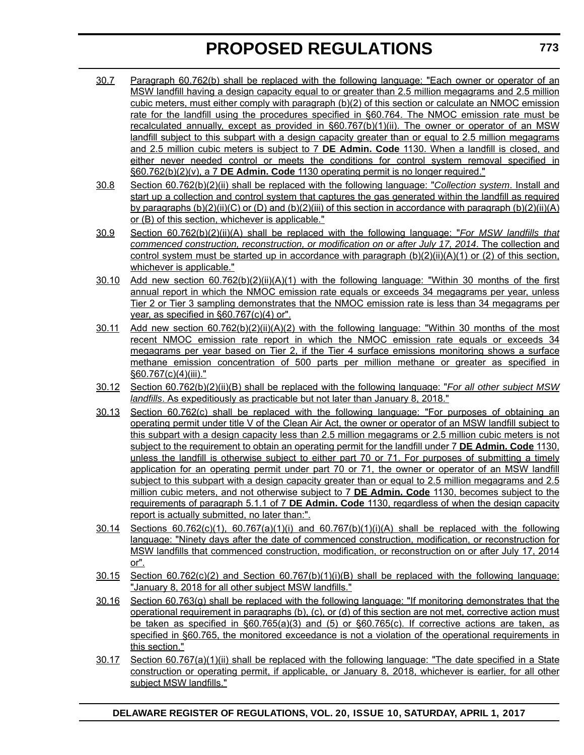30.7 Paragraph 60.762(b) shall be replaced with the following language: "Each owner or operator of an MSW landfill having a design capacity equal to or greater than 2.5 million megagrams and 2.5 million cubic meters, must either comply with paragraph (b)(2) of this section or calculate an NMOC emission rate for the landfill using the procedures specified in §60.764. The NMOC emission rate must be recalculated annually, except as provided in §60.767(b)(1)(ii). The owner or operator of an MSW landfill subject to this subpart with a design capacity greater than or equal to 2.5 million megagrams and 2.5 million cubic meters is subject to 7 **DE Admin. Code** 1130. When a landfill is closed, and either never needed control or meets the conditions for control system removal specified in §60.762(b)(2)(v), a 7 **DE Admin. Code** 1130 operating permit is no longer required."

30.8 Section 60.762(b)(2)(ii) shall be replaced with the following language: "*Collection system*. Install and start up a collection and control system that captures the gas generated within the landfill as required by paragraphs (b)(2)(ii)(C) or (D) and (b)(2)(iii) of this section in accordance with paragraph (b)(2)(ii)(A) or (B) of this section, whichever is applicable."

30.9 Section 60.762(b)(2)(ii)(A) shall be replaced with the following language: "*For MSW landfills that commenced construction, reconstruction, or modification on or after July 17, 2014*. The collection and control system must be started up in accordance with paragraph (b)(2)(ii)(A)(1) or (2) of this section, whichever is applicable."

30.10 Add new section 60.762(b)(2)(ii)(A)(1) with the following language: "Within 30 months of the first annual report in which the NMOC emission rate equals or exceeds 34 megagrams per year, unless Tier 2 or Tier 3 sampling demonstrates that the NMOC emission rate is less than 34 megagrams per year, as specified in §60.767(c)(4) or".

30.11 Add new section 60.762(b)(2)(ii)(A)(2) with the following language: "Within 30 months of the most recent NMOC emission rate report in which the NMOC emission rate equals or exceeds 34 megagrams per year based on Tier 2, if the Tier 4 surface emissions monitoring shows a surface methane emission concentration of 500 parts per million methane or greater as specified in §60.767(c)(4)(iii)."

30.12 Section 60.762(b)(2)(ii)(B) shall be replaced with the following language: "*For all other subject MSW landfills*. As expeditiously as practicable but not later than January 8, 2018."

30.13 Section 60.762(c) shall be replaced with the following language: "For purposes of obtaining an operating permit under title V of the Clean Air Act, the owner or operator of an MSW landfill subject to this subpart with a design capacity less than 2.5 million megagrams or 2.5 million cubic meters is not subject to the requirement to obtain an operating permit for the landfill under 7 **DE Admin. Code** 1130, unless the landfill is otherwise subject to either part 70 or 71. For purposes of submitting a timely application for an operating permit under part 70 or 71, the owner or operator of an MSW landfill subject to this subpart with a design capacity greater than or equal to 2.5 million megagrams and 2.5 million cubic meters, and not otherwise subject to 7 **DE Admin. Code** 1130, becomes subject to the requirements of paragraph 5.1.1 of 7 **DE Admin. Code** 1130, regardless of when the design capacity report is actually submitted, no later than:".

30.14 Sections 60.762(c)(1), 60.767(a)(1)(i) and 60.767(b)(1)(i)(A) shall be replaced with the following language: "Ninety days after the date of commenced construction, modification, or reconstruction for MSW landfills that commenced construction, modification, or reconstruction on or after July 17, 2014 or".

30.15 Section 60.762(c)(2) and Section 60.767(b)(1)(i)(B) shall be replaced with the following language: "January 8, 2018 for all other subject MSW landfills."

30.16 Section 60.763(g) shall be replaced with the following language: "If monitoring demonstrates that the operational requirement in paragraphs (b), (c), or (d) of this section are not met, corrective action must be taken as specified in §60.765(a)(3) and (5) or §60.765(c). If corrective actions are taken, as specified in §60.765, the monitored exceedance is not a violation of the operational requirements in this section."

30.17 Section 60.767(a)(1)(ii) shall be replaced with the following language: "The date specified in a State construction or operating permit, if applicable, or January 8, 2018, whichever is earlier, for all other subject MSW landfills."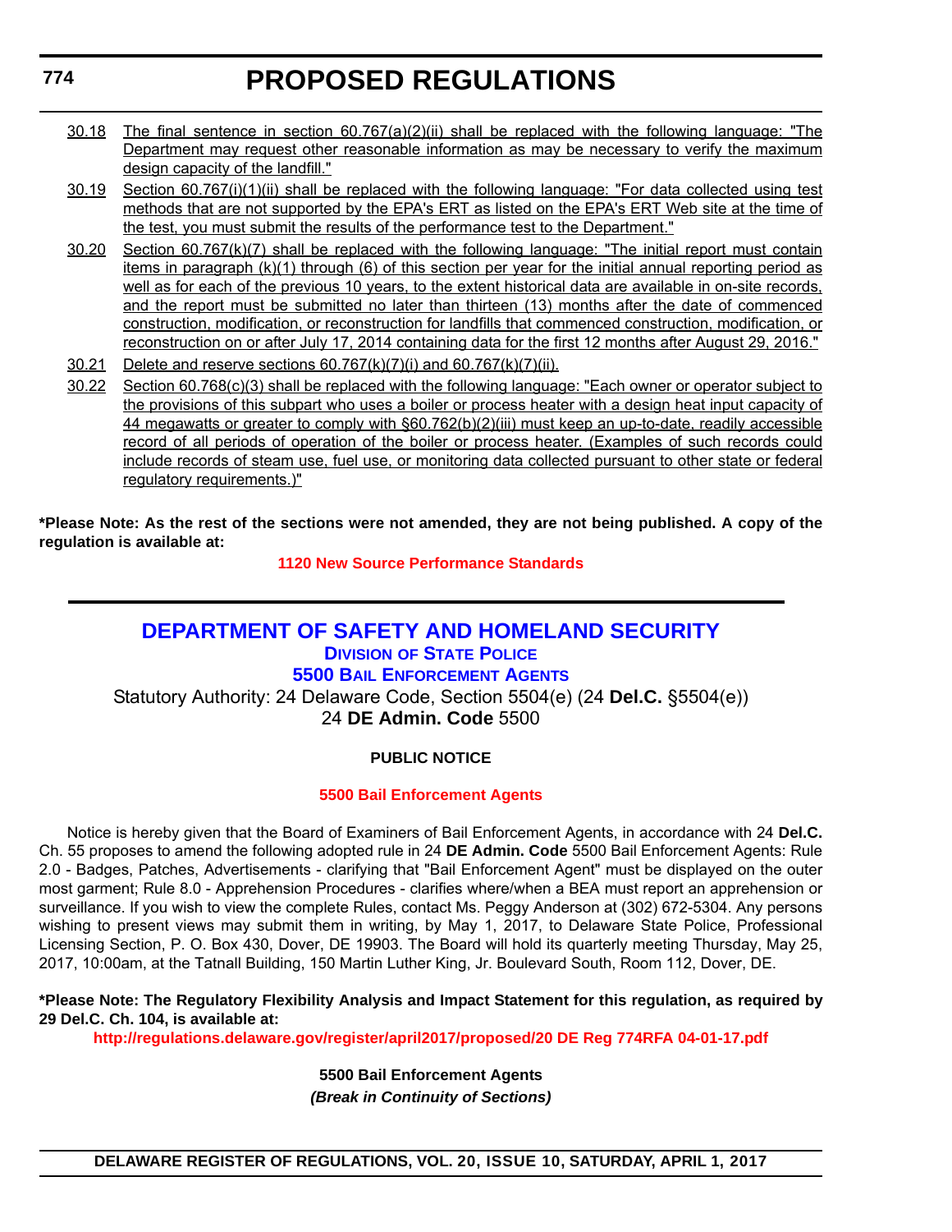30.18 The final sentence in section 60.767(a)(2)(ii) shall be replaced with the following language: "The Department may request other reasonable information as may be necessary to verify the maximum design capacity of the landfill."

30.19 Section 60.767(i)(1)(ii) shall be replaced with the following language: "For data collected using test methods that are not supported by the EPA's ERT as listed on the EPA's ERT Web site at the time of the test, you must submit the results of the performance test to the Department."

30.20 Section 60.767(k)(7) shall be replaced with the following language: "The initial report must contain items in paragraph (k)(1) through (6) of this section per year for the initial annual reporting period as well as for each of the previous 10 years, to the extent historical data are available in on-site records, and the report must be submitted no later than thirteen (13) months after the date of commenced construction, modification, or reconstruction for landfills that commenced construction, modification, or reconstruction on or after July 17, 2014 containing data for the first 12 months after August 29, 2016."

30.21 Delete and reserve sections 60.767(k)(7)(i) and 60.767(k)(7)(ii).

30.22 Section 60.768(c)(3) shall be replaced with the following language: "Each owner or operator subject to the provisions of this subpart who uses a boiler or process heater with a design heat input capacity of 44 megawatts or greater to comply with §60.762(b)(2)(iii) must keep an up-to-date, readily accessible record of all periods of operation of the boiler or process heater. (Examples of such records could include records of steam use, fuel use, or monitoring data collected pursuant to other state or federal regulatory requirements.)"

**\*Please Note: As the rest of the sections were not amended, they are not being published. A copy of the regulation is available at:**

**1120 New Source Performance Standards**

---

## DEPARTMENT OF SAFETY AND HOMELAND SECURITY

### DIVISION OF STATE POLICE

### 5500 BAIL ENFORCEMENT AGENTS

Statutory Authority: 24 Delaware Code, Section 5504(e) (24 **Del.C.** §5504(e))
24 **DE Admin. Code** 5500

**PUBLIC NOTICE**

**5500 Bail Enforcement Agents**

Notice is hereby given that the Board of Examiners of Bail Enforcement Agents, in accordance with 24 **Del.C.** Ch. 55 proposes to amend the following adopted rule in 24 **DE Admin. Code** 5500 Bail Enforcement Agents: Rule 2.0 - Badges, Patches, Advertisements - clarifying that "Bail Enforcement Agent" must be displayed on the outer most garment; Rule 8.0 - Apprehension Procedures - clarifies where/when a BEA must report an apprehension or surveillance. If you wish to view the complete Rules, contact Ms. Peggy Anderson at (302) 672-5304. Any persons wishing to present views may submit them in writing, by May 1, 2017, to Delaware State Police, Professional Licensing Section, P. O. Box 430, Dover, DE 19903. The Board will hold its quarterly meeting Thursday, May 25, 2017, 10:00am, at the Tatnall Building, 150 Martin Luther King, Jr. Boulevard South, Room 112, Dover, DE.

**\*Please Note: The Regulatory Flexibility Analysis and Impact Statement for this regulation, as required by 29 Del.C. Ch. 104, is available at:**

**http://regulations.delaware.gov/register/april2017/proposed/20 DE Reg 774RFA 04-01-17.pdf**

**5500 Bail Enforcement Agents**

***(Break in Continuity of Sections)***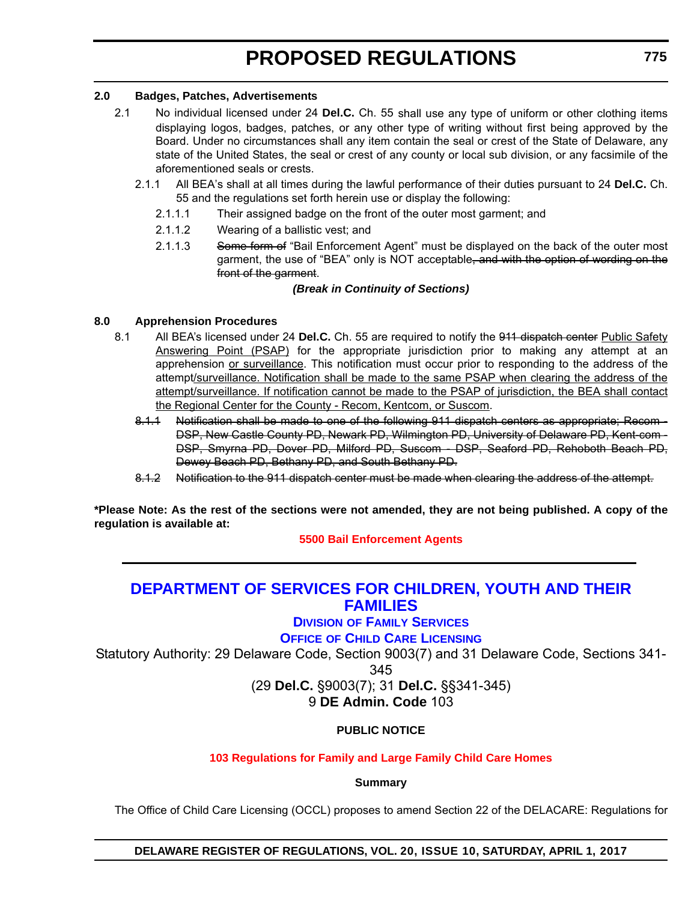**2.0 Badges, Patches, Advertisements**

2.1 No individual licensed under 24 **Del.C.** Ch. 55 shall use any type of uniform or other clothing items displaying logos, badges, patches, or any other type of writing without first being approved by the Board. Under no circumstances shall any item contain the seal or crest of the State of Delaware, any state of the United States, the seal or crest of any county or local sub division, or any facsimile of the aforementioned seals or crests.

2.1.1 All BEA's shall at all times during the lawful performance of their duties pursuant to 24 **Del.C.** Ch. 55 and the regulations set forth herein use or display the following:

2.1.1.1 Their assigned badge on the front of the outer most garment; and

2.1.1.2 Wearing of a ballistic vest; and

2.1.1.3 ~~Some form of~~ "Bail Enforcement Agent" must be displayed on the back of the outer most garment, the use of "BEA" only is NOT acceptable~~, and with the option of wording on the front of the garment~~.

***(Break in Continuity of Sections)***

**8.0 Apprehension Procedures**

8.1 All BEA's licensed under 24 **Del.C.** Ch. 55 are required to notify the ~~911 dispatch center~~ <u>Public Safety Answering Point (PSAP)</u> for the appropriate jurisdiction prior to making any attempt at an apprehension <u>or surveillance</u>. This notification must occur prior to responding to the address of the attempt<u>/surveillance. Notification shall be made to the same PSAP when clearing the address of the attempt/surveillance. If notification cannot be made to the PSAP of jurisdiction, the BEA shall contact the Regional Center for the County - Recom, Kentcom, or Suscom</u>.

~~8.1.1 Notification shall be made to one of the following 911 dispatch centers as appropriate; Recom - DSP, New Castle County PD, Newark PD, Wilmington PD, University of Delaware PD, Kent-com - DSP, Smyrna PD, Dover PD, Milford PD, Suscom - DSP, Seaford PD, Rehoboth Beach PD, Dewey Beach PD, Bethany PD, and South Bethany PD.~~

~~8.1.2 Notification to the 911 dispatch center must be made when clearing the address of the attempt.~~

**\*Please Note: As the rest of the sections were not amended, they are not being published. A copy of the regulation is available at:**

**5500 Bail Enforcement Agents**

# DEPARTMENT OF SERVICES FOR CHILDREN, YOUTH AND THEIR FAMILIES

## DIVISION OF FAMILY SERVICES

## OFFICE OF CHILD CARE LICENSING

Statutory Authority: 29 Delaware Code, Section 9003(7) and 31 Delaware Code, Sections 341-345

(29 **Del.C.** §9003(7); 31 **Del.C.** §§341-345)

9 **DE Admin. Code** 103

**PUBLIC NOTICE**

**103 Regulations for Family and Large Family Child Care Homes**

**Summary**

The Office of Child Care Licensing (OCCL) proposes to amend Section 22 of the DELACARE: Regulations for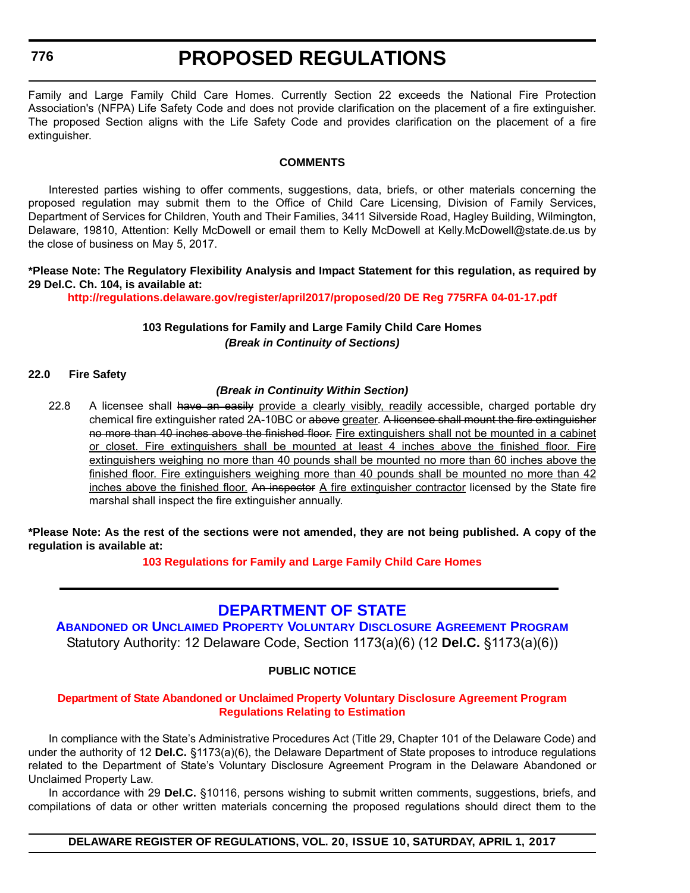Family and Large Family Child Care Homes. Currently Section 22 exceeds the National Fire Protection Association's (NFPA) Life Safety Code and does not provide clarification on the placement of a fire extinguisher. The proposed Section aligns with the Life Safety Code and provides clarification on the placement of a fire extinguisher.

**COMMENTS**

Interested parties wishing to offer comments, suggestions, data, briefs, or other materials concerning the proposed regulation may submit them to the Office of Child Care Licensing, Division of Family Services, Department of Services for Children, Youth and Their Families, 3411 Silverside Road, Hagley Building, Wilmington, Delaware, 19810, Attention: Kelly McDowell or email them to Kelly McDowell at Kelly.McDowell@state.de.us by the close of business on May 5, 2017.

**\*Please Note: The Regulatory Flexibility Analysis and Impact Statement for this regulation, as required by 29 Del.C. Ch. 104, is available at:**

**http://regulations.delaware.gov/register/april2017/proposed/20 DE Reg 775RFA 04-01-17.pdf**

**103 Regulations for Family and Large Family Child Care Homes**

***(Break in Continuity of Sections)***

**22.0 Fire Safety**

***(Break in Continuity Within Section)***

22.8 A licensee shall ~~have an easily~~ <u>provide a clearly visibly, readily</u> accessible, charged portable dry chemical fire extinguisher rated 2A-10BC or ~~above~~ <u>greater</u>. ~~A licensee shall mount the fire extinguisher no more than 40 inches above the finished floor.~~ <u>Fire extinguishers shall not be mounted in a cabinet or closet. Fire extinguishers shall be mounted at least 4 inches above the finished floor. Fire extinguishers weighing no more than 40 pounds shall be mounted no more than 60 inches above the finished floor. Fire extinguishers weighing more than 40 pounds shall be mounted no more than 42 inches above the finished floor.</u> ~~An inspector~~ <u>A fire extinguisher contractor</u> licensed by the State fire marshal shall inspect the fire extinguisher annually.

**\*Please Note: As the rest of the sections were not amended, they are not being published. A copy of the regulation is available at:**

**103 Regulations for Family and Large Family Child Care Homes**

---

## DEPARTMENT OF STATE

### ABANDONED OR UNCLAIMED PROPERTY VOLUNTARY DISCLOSURE AGREEMENT PROGRAM

Statutory Authority: 12 Delaware Code, Section 1173(a)(6) (12 **Del.C.** §1173(a)(6))

**PUBLIC NOTICE**

**Department of State Abandoned or Unclaimed Property Voluntary Disclosure Agreement Program Regulations Relating to Estimation**

In compliance with the State's Administrative Procedures Act (Title 29, Chapter 101 of the Delaware Code) and under the authority of 12 **Del.C.** §1173(a)(6), the Delaware Department of State proposes to introduce regulations related to the Department of State's Voluntary Disclosure Agreement Program in the Delaware Abandoned or Unclaimed Property Law.

In accordance with 29 **Del.C.** §10116, persons wishing to submit written comments, suggestions, briefs, and compilations of data or other written materials concerning the proposed regulations should direct them to the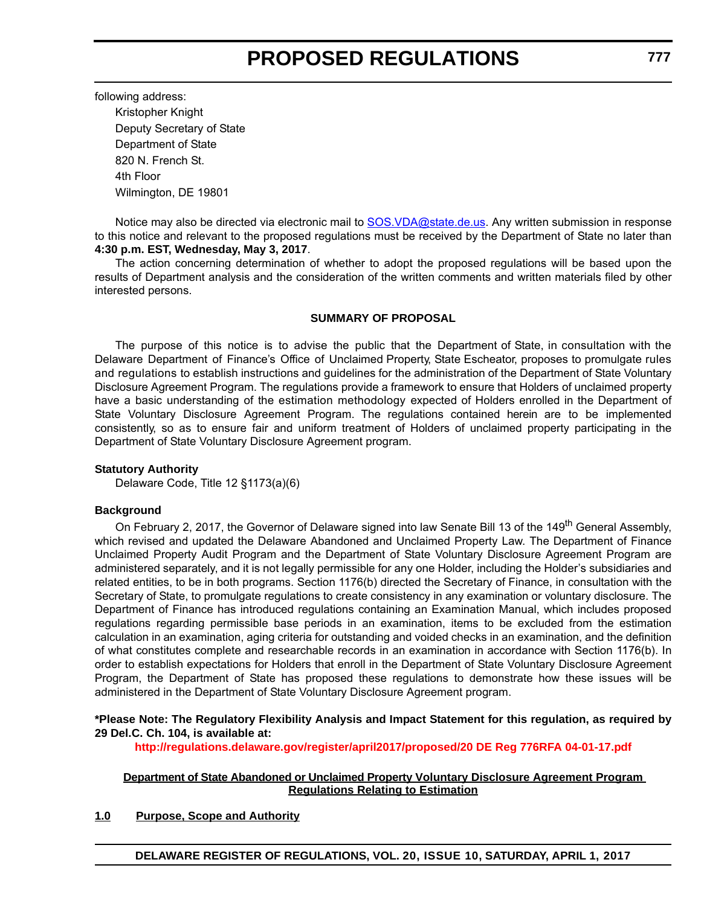following address:

Kristopher Knight
Deputy Secretary of State
Department of State
820 N. French St.
4th Floor
Wilmington, DE 19801

Notice may also be directed via electronic mail to SOS.VDA@state.de.us. Any written submission in response to this notice and relevant to the proposed regulations must be received by the Department of State no later than **4:30 p.m. EST, Wednesday, May 3, 2017**.

The action concerning determination of whether to adopt the proposed regulations will be based upon the results of Department analysis and the consideration of the written comments and written materials filed by other interested persons.

**SUMMARY OF PROPOSAL**

The purpose of this notice is to advise the public that the Department of State, in consultation with the Delaware Department of Finance's Office of Unclaimed Property, State Escheator, proposes to promulgate rules and regulations to establish instructions and guidelines for the administration of the Department of State Voluntary Disclosure Agreement Program. The regulations provide a framework to ensure that Holders of unclaimed property have a basic understanding of the estimation methodology expected of Holders enrolled in the Department of State Voluntary Disclosure Agreement Program. The regulations contained herein are to be implemented consistently, so as to ensure fair and uniform treatment of Holders of unclaimed property participating in the Department of State Voluntary Disclosure Agreement program.

**Statutory Authority**

Delaware Code, Title 12 §1173(a)(6)

**Background**

On February 2, 2017, the Governor of Delaware signed into law Senate Bill 13 of the 149th General Assembly, which revised and updated the Delaware Abandoned and Unclaimed Property Law. The Department of Finance Unclaimed Property Audit Program and the Department of State Voluntary Disclosure Agreement Program are administered separately, and it is not legally permissible for any one Holder, including the Holder's subsidiaries and related entities, to be in both programs. Section 1176(b) directed the Secretary of Finance, in consultation with the Secretary of State, to promulgate regulations to create consistency in any examination or voluntary disclosure. The Department of Finance has introduced regulations containing an Examination Manual, which includes proposed regulations regarding permissible base periods in an examination, items to be excluded from the estimation calculation in an examination, aging criteria for outstanding and voided checks in an examination, and the definition of what constitutes complete and researchable records in an examination in accordance with Section 1176(b). In order to establish expectations for Holders that enroll in the Department of State Voluntary Disclosure Agreement Program, the Department of State has proposed these regulations to demonstrate how these issues will be administered in the Department of State Voluntary Disclosure Agreement program.

**\*Please Note: The Regulatory Flexibility Analysis and Impact Statement for this regulation, as required by 29 Del.C. Ch. 104, is available at:**

**http://regulations.delaware.gov/register/april2017/proposed/20 DE Reg 776RFA 04-01-17.pdf**

**Department of State Abandoned or Unclaimed Property Voluntary Disclosure Agreement Program Regulations Relating to Estimation**

**1.0 Purpose, Scope and Authority**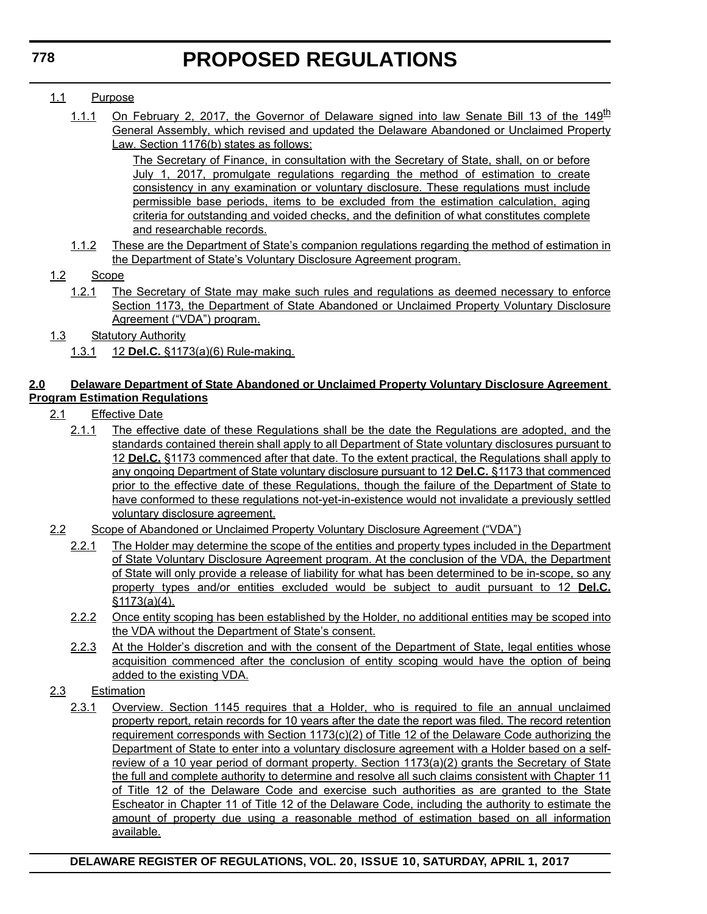1.1 Purpose

1.1.1 On February 2, 2017, the Governor of Delaware signed into law Senate Bill 13 of the 149th General Assembly, which revised and updated the Delaware Abandoned or Unclaimed Property Law. Section 1176(b) states as follows:

> The Secretary of Finance, in consultation with the Secretary of State, shall, on or before July 1, 2017, promulgate regulations regarding the method of estimation to create consistency in any examination or voluntary disclosure. These regulations must include permissible base periods, items to be excluded from the estimation calculation, aging criteria for outstanding and voided checks, and the definition of what constitutes complete and researchable records.

1.1.2 These are the Department of State's companion regulations regarding the method of estimation in the Department of State's Voluntary Disclosure Agreement program.

1.2 Scope

1.2.1 The Secretary of State may make such rules and regulations as deemed necessary to enforce Section 1173, the Department of State Abandoned or Unclaimed Property Voluntary Disclosure Agreement ("VDA") program.

1.3 Statutory Authority

1.3.1 12 **Del.C.** §1173(a)(6) Rule-making.

**2.0 Delaware Department of State Abandoned or Unclaimed Property Voluntary Disclosure Agreement Program Estimation Regulations**

2.1 Effective Date

2.1.1 The effective date of these Regulations shall be the date the Regulations are adopted, and the standards contained therein shall apply to all Department of State voluntary disclosures pursuant to 12 **Del.C.** §1173 commenced after that date. To the extent practical, the Regulations shall apply to any ongoing Department of State voluntary disclosure pursuant to 12 **Del.C.** §1173 that commenced prior to the effective date of these Regulations, though the failure of the Department of State to have conformed to these regulations not-yet-in-existence would not invalidate a previously settled voluntary disclosure agreement.

2.2 Scope of Abandoned or Unclaimed Property Voluntary Disclosure Agreement ("VDA")

2.2.1 The Holder may determine the scope of the entities and property types included in the Department of State Voluntary Disclosure Agreement program. At the conclusion of the VDA, the Department of State will only provide a release of liability for what has been determined to be in-scope, so any property types and/or entities excluded would be subject to audit pursuant to 12 **Del.C.** §1173(a)(4).

2.2.2 Once entity scoping has been established by the Holder, no additional entities may be scoped into the VDA without the Department of State's consent.

2.2.3 At the Holder's discretion and with the consent of the Department of State, legal entities whose acquisition commenced after the conclusion of entity scoping would have the option of being added to the existing VDA.

2.3 Estimation

2.3.1 Overview. Section 1145 requires that a Holder, who is required to file an annual unclaimed property report, retain records for 10 years after the date the report was filed. The record retention requirement corresponds with Section 1173(c)(2) of Title 12 of the Delaware Code authorizing the Department of State to enter into a voluntary disclosure agreement with a Holder based on a self-review of a 10 year period of dormant property. Section 1173(a)(2) grants the Secretary of State the full and complete authority to determine and resolve all such claims consistent with Chapter 11 of Title 12 of the Delaware Code and exercise such authorities as are granted to the State Escheator in Chapter 11 of Title 12 of the Delaware Code, including the authority to estimate the amount of property due using a reasonable method of estimation based on all information available.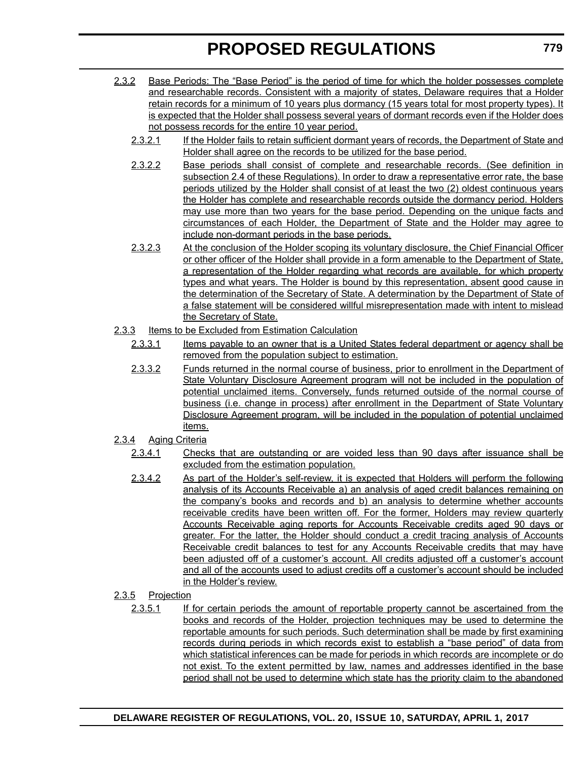2.3.2 Base Periods: The "Base Period" is the period of time for which the holder possesses complete and researchable records. Consistent with a majority of states, Delaware requires that a Holder retain records for a minimum of 10 years plus dormancy (15 years total for most property types). It is expected that the Holder shall possess several years of dormant records even if the Holder does not possess records for the entire 10 year period.

2.3.2.1 If the Holder fails to retain sufficient dormant years of records, the Department of State and Holder shall agree on the records to be utilized for the base period.

2.3.2.2 Base periods shall consist of complete and researchable records. (See definition in subsection 2.4 of these Regulations). In order to draw a representative error rate, the base periods utilized by the Holder shall consist of at least the two (2) oldest continuous years the Holder has complete and researchable records outside the dormancy period. Holders may use more than two years for the base period. Depending on the unique facts and circumstances of each Holder, the Department of State and the Holder may agree to include non-dormant periods in the base periods.

2.3.2.3 At the conclusion of the Holder scoping its voluntary disclosure, the Chief Financial Officer or other officer of the Holder shall provide in a form amenable to the Department of State, a representation of the Holder regarding what records are available, for which property types and what years. The Holder is bound by this representation, absent good cause in the determination of the Secretary of State. A determination by the Department of State of a false statement will be considered willful misrepresentation made with intent to mislead the Secretary of State.

2.3.3 Items to be Excluded from Estimation Calculation

2.3.3.1 Items payable to an owner that is a United States federal department or agency shall be removed from the population subject to estimation.

2.3.3.2 Funds returned in the normal course of business, prior to enrollment in the Department of State Voluntary Disclosure Agreement program will not be included in the population of potential unclaimed items. Conversely, funds returned outside of the normal course of business (i.e. change in process) after enrollment in the Department of State Voluntary Disclosure Agreement program, will be included in the population of potential unclaimed items.

2.3.4 Aging Criteria

2.3.4.1 Checks that are outstanding or are voided less than 90 days after issuance shall be excluded from the estimation population.

2.3.4.2 As part of the Holder's self-review, it is expected that Holders will perform the following analysis of its Accounts Receivable a) an analysis of aged credit balances remaining on the company's books and records and b) an analysis to determine whether accounts receivable credits have been written off. For the former, Holders may review quarterly Accounts Receivable aging reports for Accounts Receivable credits aged 90 days or greater. For the latter, the Holder should conduct a credit tracing analysis of Accounts Receivable credit balances to test for any Accounts Receivable credits that may have been adjusted off of a customer's account. All credits adjusted off a customer's account and all of the accounts used to adjust credits off a customer's account should be included in the Holder's review.

2.3.5 Projection

2.3.5.1 If for certain periods the amount of reportable property cannot be ascertained from the books and records of the Holder, projection techniques may be used to determine the reportable amounts for such periods. Such determination shall be made by first examining records during periods in which records exist to establish a "base period" of data from which statistical inferences can be made for periods in which records are incomplete or do not exist. To the extent permitted by law, names and addresses identified in the base period shall not be used to determine which state has the priority claim to the abandoned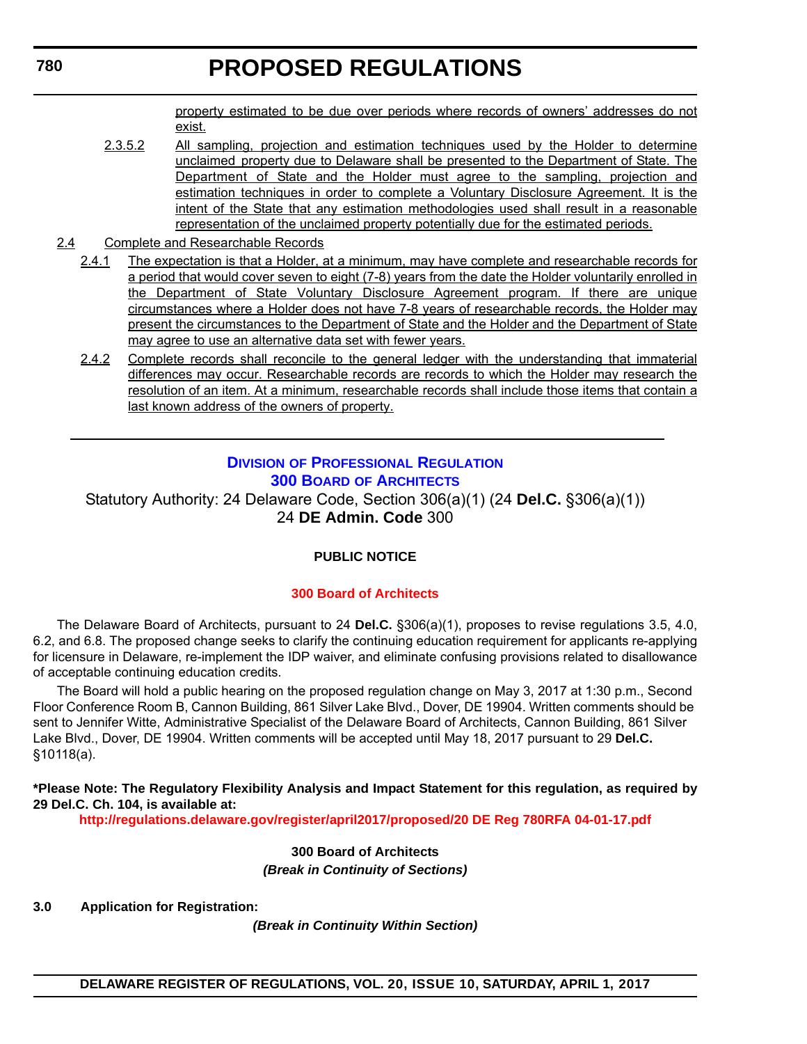property estimated to be due over periods where records of owners' addresses do not exist.

2.3.5.2 All sampling, projection and estimation techniques used by the Holder to determine unclaimed property due to Delaware shall be presented to the Department of State. The Department of State and the Holder must agree to the sampling, projection and estimation techniques in order to complete a Voluntary Disclosure Agreement. It is the intent of the State that any estimation methodologies used shall result in a reasonable representation of the unclaimed property potentially due for the estimated periods.

2.4 Complete and Researchable Records

2.4.1 The expectation is that a Holder, at a minimum, may have complete and researchable records for a period that would cover seven to eight (7-8) years from the date the Holder voluntarily enrolled in the Department of State Voluntary Disclosure Agreement program. If there are unique circumstances where a Holder does not have 7-8 years of researchable records, the Holder may present the circumstances to the Department of State and the Holder and the Department of State may agree to use an alternative data set with fewer years.

2.4.2 Complete records shall reconcile to the general ledger with the understanding that immaterial differences may occur. Researchable records are records to which the Holder may research the resolution of an item. At a minimum, researchable records shall include those items that contain a last known address of the owners of property.

---

## Division of Professional Regulation
## 300 Board of Architects

Statutory Authority: 24 Delaware Code, Section 306(a)(1) (24 **Del.C.** §306(a)(1))
24 **DE Admin. Code** 300

**PUBLIC NOTICE**

**300 Board of Architects**

The Delaware Board of Architects, pursuant to 24 **Del.C.** §306(a)(1), proposes to revise regulations 3.5, 4.0, 6.2, and 6.8. The proposed change seeks to clarify the continuing education requirement for applicants re-applying for licensure in Delaware, re-implement the IDP waiver, and eliminate confusing provisions related to disallowance of acceptable continuing education credits.

The Board will hold a public hearing on the proposed regulation change on May 3, 2017 at 1:30 p.m., Second Floor Conference Room B, Cannon Building, 861 Silver Lake Blvd., Dover, DE 19904. Written comments should be sent to Jennifer Witte, Administrative Specialist of the Delaware Board of Architects, Cannon Building, 861 Silver Lake Blvd., Dover, DE 19904. Written comments will be accepted until May 18, 2017 pursuant to 29 **Del.C.** §10118(a).

**\*Please Note: The Regulatory Flexibility Analysis and Impact Statement for this regulation, as required by 29 Del.C. Ch. 104, is available at:**

**http://regulations.delaware.gov/register/april2017/proposed/20 DE Reg 780RFA 04-01-17.pdf**

**300 Board of Architects**

***(Break in Continuity of Sections)***

**3.0 Application for Registration:**

***(Break in Continuity Within Section)***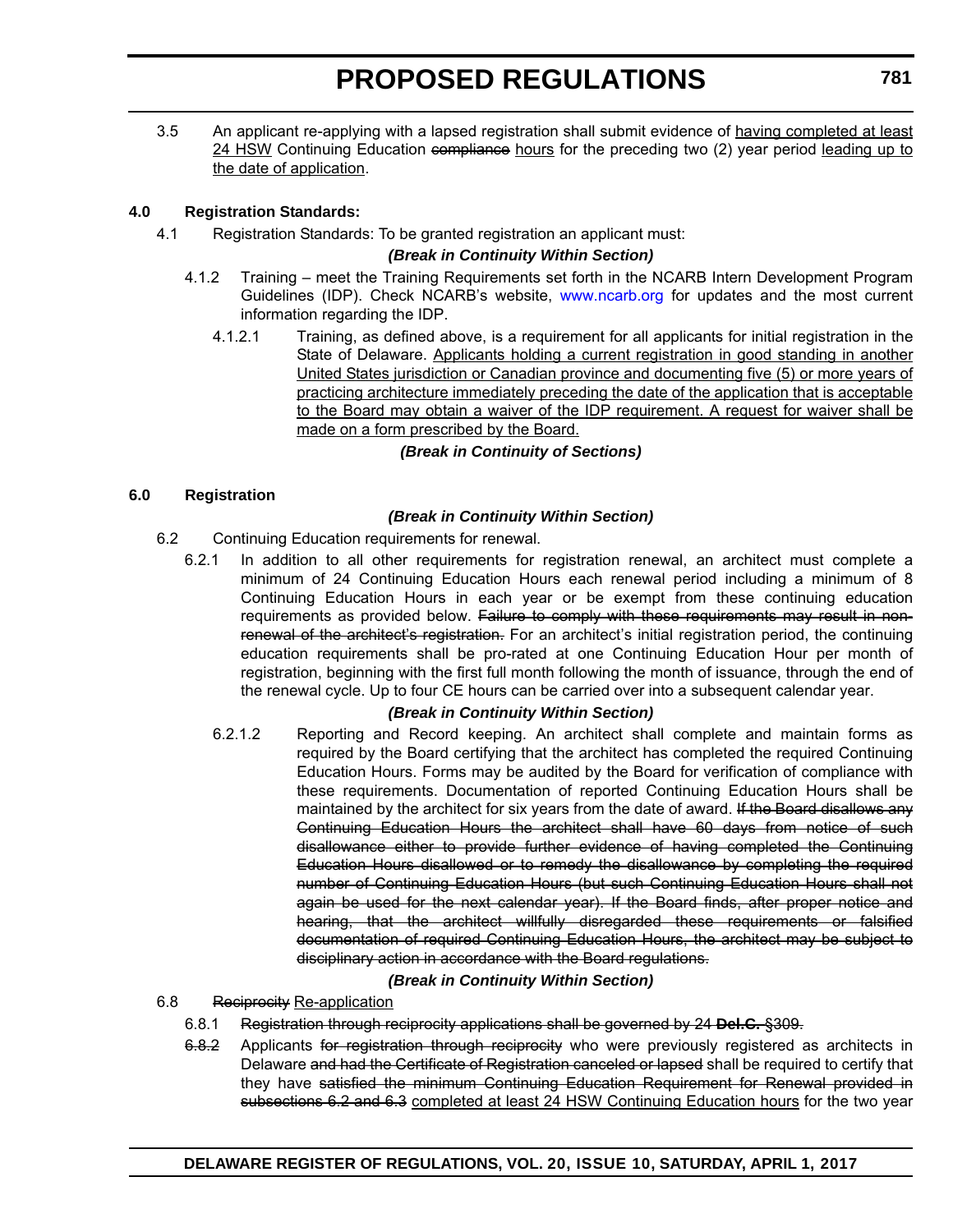3.5 An applicant re-applying with a lapsed registration shall submit evidence of <u>having completed at least 24 HSW</u> Continuing Education ~~compliance~~ <u>hours</u> for the preceding two (2) year period <u>leading up to the date of application</u>.

**4.0 Registration Standards:**

4.1 Registration Standards: To be granted registration an applicant must:

***(Break in Continuity Within Section)***

4.1.2 Training – meet the Training Requirements set forth in the NCARB Intern Development Program Guidelines (IDP). Check NCARB's website, www.ncarb.org for updates and the most current information regarding the IDP.

4.1.2.1 Training, as defined above, is a requirement for all applicants for initial registration in the State of Delaware. <u>Applicants holding a current registration in good standing in another United States jurisdiction or Canadian province and documenting five (5) or more years of practicing architecture immediately preceding the date of the application that is acceptable to the Board may obtain a waiver of the IDP requirement. A request for waiver shall be made on a form prescribed by the Board.</u>

***(Break in Continuity of Sections)***

**6.0 Registration**

***(Break in Continuity Within Section)***

6.2 Continuing Education requirements for renewal.

6.2.1 In addition to all other requirements for registration renewal, an architect must complete a minimum of 24 Continuing Education Hours each renewal period including a minimum of 8 Continuing Education Hours in each year or be exempt from these continuing education requirements as provided below. ~~Failure to comply with these requirements may result in non-renewal of the architect's registration.~~ For an architect's initial registration period, the continuing education requirements shall be pro-rated at one Continuing Education Hour per month of registration, beginning with the first full month following the month of issuance, through the end of the renewal cycle. Up to four CE hours can be carried over into a subsequent calendar year.

***(Break in Continuity Within Section)***

6.2.1.2 Reporting and Record keeping. An architect shall complete and maintain forms as required by the Board certifying that the architect has completed the required Continuing Education Hours. Forms may be audited by the Board for verification of compliance with these requirements. Documentation of reported Continuing Education Hours shall be maintained by the architect for six years from the date of award. ~~If the Board disallows any Continuing Education Hours the architect shall have 60 days from notice of such disallowance either to provide further evidence of having completed the Continuing Education Hours disallowed or to remedy the disallowance by completing the required number of Continuing Education Hours (but such Continuing Education Hours shall not again be used for the next calendar year). If the Board finds, after proper notice and hearing, that the architect willfully disregarded these requirements or falsified documentation of required Continuing Education Hours, the architect may be subject to disciplinary action in accordance with the Board regulations.~~

***(Break in Continuity Within Section)***

6.8 ~~Reciprocity~~ <u>Re-application</u>

6.8.1 ~~Registration through reciprocity applications shall be governed by 24 **Del.C.** §309.~~

~~6.8.2~~ Applicants ~~for registration through reciprocity~~ who were previously registered as architects in Delaware ~~and had the Certificate of Registration canceled or lapsed~~ shall be required to certify that they have ~~satisfied the minimum Continuing Education Requirement for Renewal provided in subsections 6.2 and 6.3~~ <u>completed at least 24 HSW Continuing Education hours</u> for the two year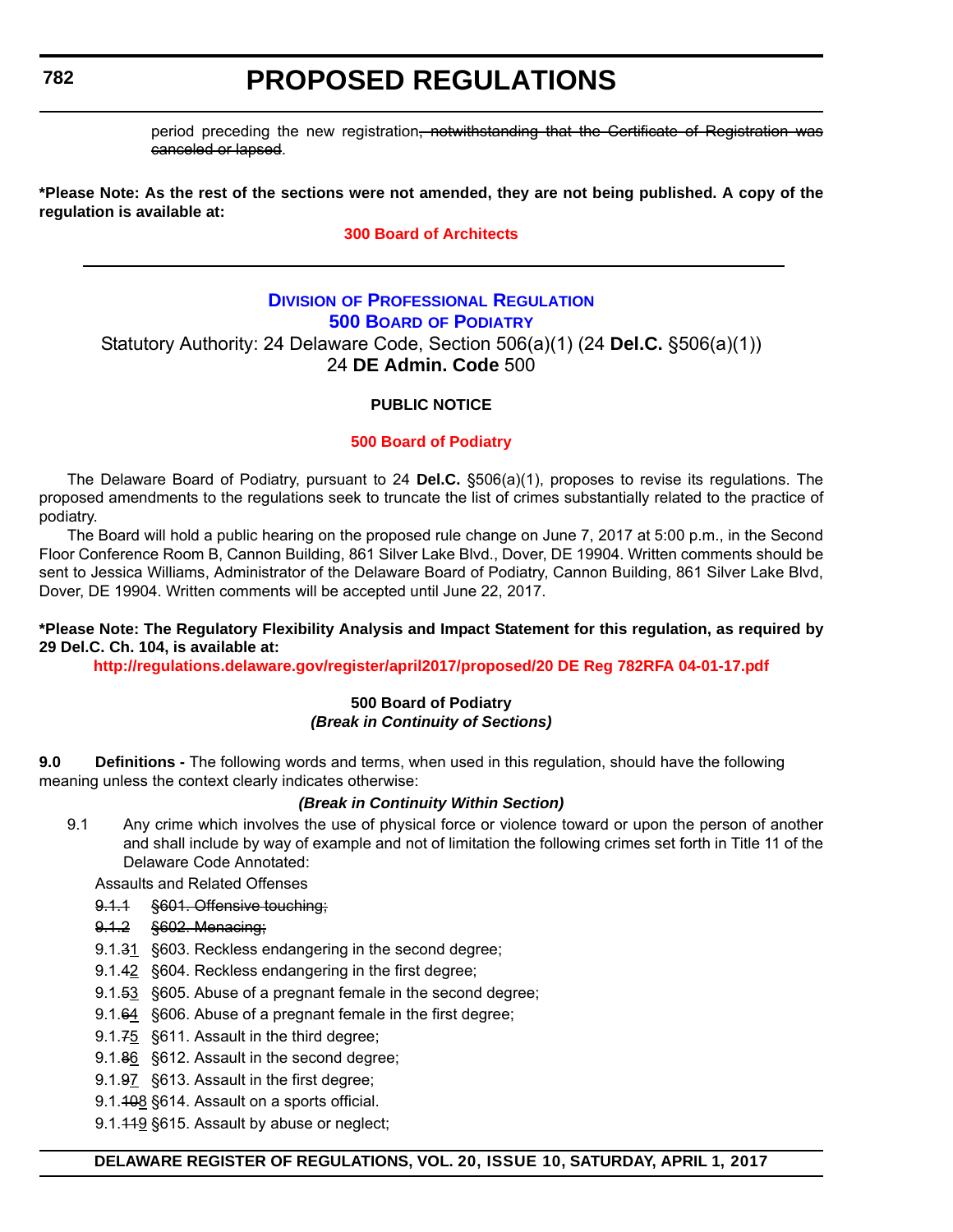period preceding the new registration~~, notwithstanding that the Certificate of Registration was canceled or lapsed~~.

**\*Please Note: As the rest of the sections were not amended, they are not being published. A copy of the regulation is available at:**

**300 Board of Architects**

---

## Division of Professional Regulation
## 500 Board of Podiatry

Statutory Authority: 24 Delaware Code, Section 506(a)(1) (24 **Del.C.** §506(a)(1))
24 **DE Admin. Code** 500

**PUBLIC NOTICE**

**500 Board of Podiatry**

The Delaware Board of Podiatry, pursuant to 24 **Del.C.** §506(a)(1), proposes to revise its regulations. The proposed amendments to the regulations seek to truncate the list of crimes substantially related to the practice of podiatry.

The Board will hold a public hearing on the proposed rule change on June 7, 2017 at 5:00 p.m., in the Second Floor Conference Room B, Cannon Building, 861 Silver Lake Blvd., Dover, DE 19904. Written comments should be sent to Jessica Williams, Administrator of the Delaware Board of Podiatry, Cannon Building, 861 Silver Lake Blvd, Dover, DE 19904. Written comments will be accepted until June 22, 2017.

**\*Please Note: The Regulatory Flexibility Analysis and Impact Statement for this regulation, as required by 29 Del.C. Ch. 104, is available at:**

**http://regulations.delaware.gov/register/april2017/proposed/20 DE Reg 782RFA 04-01-17.pdf**

**500 Board of Podiatry**
***(Break in Continuity of Sections)***

**9.0 Definitions -** The following words and terms, when used in this regulation, should have the following meaning unless the context clearly indicates otherwise:

***(Break in Continuity Within Section)***

9.1 Any crime which involves the use of physical force or violence toward or upon the person of another and shall include by way of example and not of limitation the following crimes set forth in Title 11 of the Delaware Code Annotated:

Assaults and Related Offenses

~~9.1.1 §601. Offensive touching;~~

~~9.1.2 §602. Menacing;~~

9.1.~~3~~1 §603. Reckless endangering in the second degree;

9.1.~~4~~2 §604. Reckless endangering in the first degree;

9.1.~~5~~3 §605. Abuse of a pregnant female in the second degree;

9.1.~~6~~4 §606. Abuse of a pregnant female in the first degree;

9.1.~~7~~5 §611. Assault in the third degree;

9.1.~~8~~6 §612. Assault in the second degree;

9.1.~~9~~7 §613. Assault in the first degree;

9.1.~~10~~8 §614. Assault on a sports official.

9.1.~~11~~9 §615. Assault by abuse or neglect;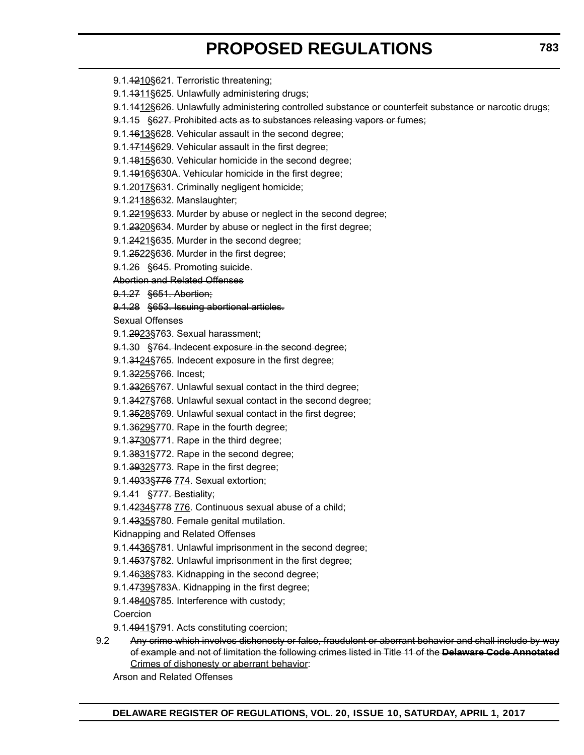9.1.~~12~~10§621. Terroristic threatening;

9.1.~~13~~11§625. Unlawfully administering drugs;

9.1.~~14~~12§626. Unlawfully administering controlled substance or counterfeit substance or narcotic drugs;

~~9.1.15 §627. Prohibited acts as to substances releasing vapors or fumes;~~

9.1.~~16~~13§628. Vehicular assault in the second degree;

9.1.~~17~~14§629. Vehicular assault in the first degree;

9.1.~~18~~15§630. Vehicular homicide in the second degree;

9.1.~~19~~16§630A. Vehicular homicide in the first degree;

9.1.~~20~~17§631. Criminally negligent homicide;

9.1.~~21~~18§632. Manslaughter;

9.1.~~22~~19§633. Murder by abuse or neglect in the second degree;

9.1.~~23~~20§634. Murder by abuse or neglect in the first degree;

9.1.~~24~~21§635. Murder in the second degree;

9.1.~~25~~22§636. Murder in the first degree;

~~9.1.26 §645. Promoting suicide.~~

~~Abortion and Related Offenses~~

~~9.1.27 §651. Abortion;~~

~~9.1.28 §653. Issuing abortional articles.~~

Sexual Offenses

9.1.~~29~~23§763. Sexual harassment;

~~9.1.30 §764. Indecent exposure in the second degree;~~

9.1.~~31~~24§765. Indecent exposure in the first degree;

9.1.~~32~~25§766. Incest;

9.1.~~33~~26§767. Unlawful sexual contact in the third degree;

9.1.~~34~~27§768. Unlawful sexual contact in the second degree;

9.1.~~35~~28§769. Unlawful sexual contact in the first degree;

9.1.~~36~~29§770. Rape in the fourth degree;

9.1.~~37~~30§771. Rape in the third degree;

9.1.~~38~~31§772. Rape in the second degree;

9.1.~~39~~32§773. Rape in the first degree;

9.1.~~40~~33§~~776~~ 774. Sexual extortion;

~~9.1.41 §777. Bestiality;~~

9.1.~~42~~34§~~778~~ 776. Continuous sexual abuse of a child;

9.1.~~43~~35§780. Female genital mutilation.

Kidnapping and Related Offenses

9.1.~~44~~36§781. Unlawful imprisonment in the second degree;

9.1.~~45~~37§782. Unlawful imprisonment in the first degree;

9.1.~~46~~38§783. Kidnapping in the second degree;

9.1.~~47~~39§783A. Kidnapping in the first degree;

9.1.~~48~~40§785. Interference with custody;

Coercion

9.1.~~49~~41§791. Acts constituting coercion;

9.2 ~~Any crime which involves dishonesty or false, fraudulent or aberrant behavior and shall include by way of example and not of limitation the following crimes listed in Title 11 of the **Delaware Code Annotated**~~ Crimes of dishonesty or aberrant behavior:

Arson and Related Offenses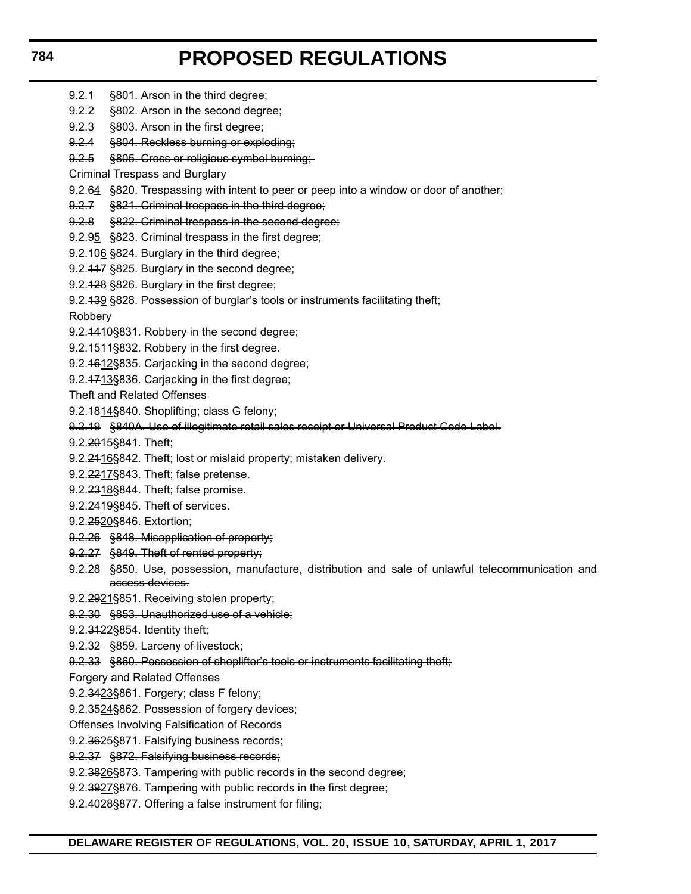9.2.1 §801. Arson in the third degree;

9.2.2 §802. Arson in the second degree;

9.2.3 §803. Arson in the first degree;

~~9.2.4 §804. Reckless burning or exploding;~~

~~9.2.5 §805. Cross or religious symbol burning;~~

Criminal Trespass and Burglary

9.2.~~6~~<u>4</u> §820. Trespassing with intent to peer or peep into a window or door of another;

~~9.2.7 §821. Criminal trespass in the third degree;~~

~~9.2.8 §822. Criminal trespass in the second degree;~~

9.2.~~9~~<u>5</u> §823. Criminal trespass in the first degree;

9.2.~~10~~<u>6</u> §824. Burglary in the third degree;

9.2.~~11~~<u>7</u> §825. Burglary in the second degree;

9.2.~~12~~<u>8</u> §826. Burglary in the first degree;

9.2.~~13~~<u>9</u> §828. Possession of burglar's tools or instruments facilitating theft;

Robbery

9.2.~~14~~<u>10</u>§831. Robbery in the second degree;

9.2.~~15~~<u>11</u>§832. Robbery in the first degree.

9.2.~~16~~<u>12</u>§835. Carjacking in the second degree;

9.2.~~17~~<u>13</u>§836. Carjacking in the first degree;

Theft and Related Offenses

9.2.~~18~~<u>14</u>§840. Shoplifting; class G felony;

~~9.2.19 §840A. Use of illegitimate retail sales receipt or Universal Product Code Label.~~

9.2.~~20~~<u>15</u>§841. Theft;

9.2.~~21~~<u>16</u>§842. Theft; lost or mislaid property; mistaken delivery.

9.2.~~22~~<u>17</u>§843. Theft; false pretense.

9.2.~~23~~<u>18</u>§844. Theft; false promise.

9.2.~~24~~<u>19</u>§845. Theft of services.

9.2.~~25~~<u>20</u>§846. Extortion;

~~9.2.26 §848. Misapplication of property;~~

~~9.2.27 §849. Theft of rented property;~~

~~9.2.28 §850. Use, possession, manufacture, distribution and sale of unlawful telecommunication and access devices.~~

9.2.~~29~~<u>21</u>§851. Receiving stolen property;

~~9.2.30 §853. Unauthorized use of a vehicle;~~

9.2.~~31~~<u>22</u>§854. Identity theft;

~~9.2.32 §859. Larceny of livestock;~~

~~9.2.33 §860. Possession of shoplifter's tools or instruments facilitating theft;~~

Forgery and Related Offenses

9.2.~~34~~<u>23</u>§861. Forgery; class F felony;

9.2.~~35~~<u>24</u>§862. Possession of forgery devices;

Offenses Involving Falsification of Records

9.2.~~36~~<u>25</u>§871. Falsifying business records;

~~9.2.37 §872. Falsifying business records;~~

9.2.~~38~~<u>26</u>§873. Tampering with public records in the second degree;

9.2.~~39~~<u>27</u>§876. Tampering with public records in the first degree;

9.2.~~40~~<u>28</u>§877. Offering a false instrument for filing;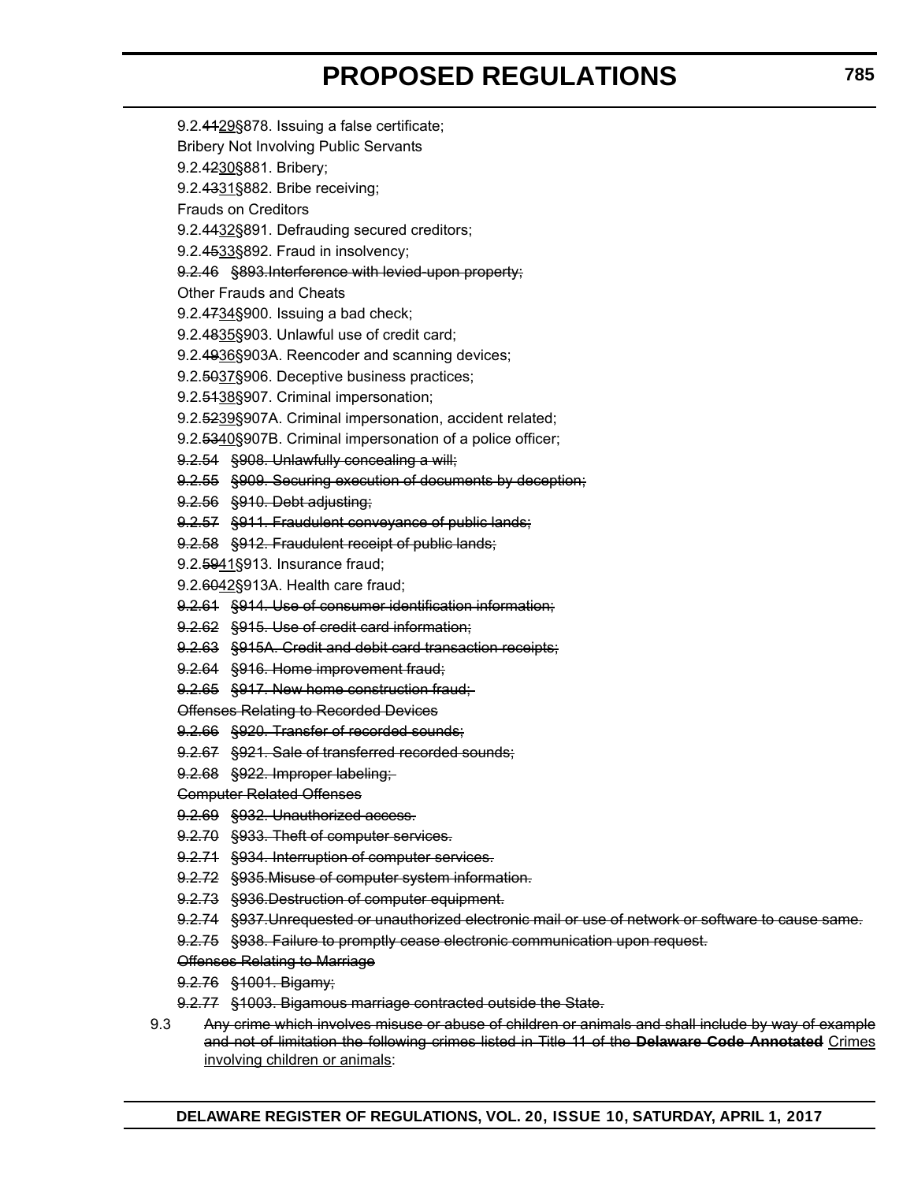9.2.~~41~~29§878. Issuing a false certificate;

Bribery Not Involving Public Servants

9.2.~~42~~30§881. Bribery;

9.2.~~43~~31§882. Bribe receiving;

Frauds on Creditors

9.2.~~44~~32§891. Defrauding secured creditors;

9.2.~~45~~33§892. Fraud in insolvency;

~~9.2.46 §893.Interference with levied-upon property;~~

Other Frauds and Cheats

9.2.~~47~~34§900. Issuing a bad check;

9.2.~~48~~35§903. Unlawful use of credit card;

9.2.~~49~~36§903A. Reencoder and scanning devices;

9.2.~~50~~37§906. Deceptive business practices;

9.2.~~51~~38§907. Criminal impersonation;

9.2.~~52~~39§907A. Criminal impersonation, accident related;

9.2.~~53~~40§907B. Criminal impersonation of a police officer;

~~9.2.54 §908. Unlawfully concealing a will;~~

~~9.2.55 §909. Securing execution of documents by deception;~~

~~9.2.56 §910. Debt adjusting;~~

~~9.2.57 §911. Fraudulent conveyance of public lands;~~

~~9.2.58 §912. Fraudulent receipt of public lands;~~

9.2.~~59~~41§913. Insurance fraud;

9.2.~~60~~42§913A. Health care fraud;

~~9.2.61 §914. Use of consumer identification information;~~

~~9.2.62 §915. Use of credit card information;~~

~~9.2.63 §915A. Credit and debit card transaction receipts;~~

~~9.2.64 §916. Home improvement fraud;~~

~~9.2.65 §917. New home construction fraud;~~

~~Offenses Relating to Recorded Devices~~

~~9.2.66 §920. Transfer of recorded sounds;~~

~~9.2.67 §921. Sale of transferred recorded sounds;~~

~~9.2.68 §922. Improper labeling;~~

~~Computer Related Offenses~~

~~9.2.69 §932. Unauthorized access.~~

~~9.2.70 §933. Theft of computer services.~~

~~9.2.71 §934. Interruption of computer services.~~

~~9.2.72 §935.Misuse of computer system information.~~

~~9.2.73 §936.Destruction of computer equipment.~~

~~9.2.74 §937.Unrequested or unauthorized electronic mail or use of network or software to cause same.~~

~~9.2.75 §938. Failure to promptly cease electronic communication upon request.~~

~~Offenses Relating to Marriage~~

~~9.2.76 §1001. Bigamy;~~

~~9.2.77 §1003. Bigamous marriage contracted outside the State.~~

9.3 ~~Any crime which involves misuse or abuse of children or animals and shall include by way of example and not of limitation the following crimes listed in Title 11 of the **Delaware Code Annotated**~~ Crimes involving children or animals: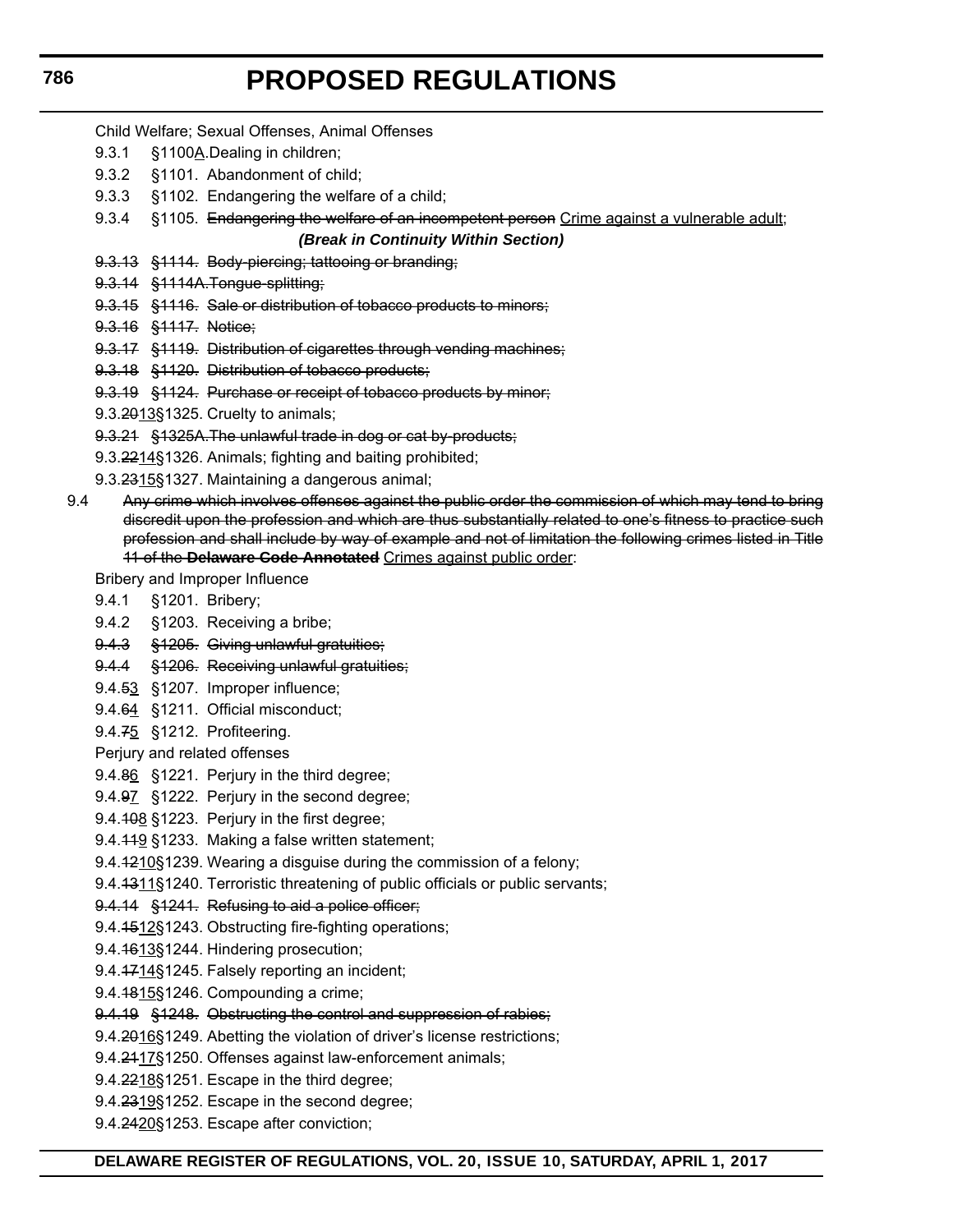Child Welfare; Sexual Offenses, Animal Offenses

9.3.1 §1100A.Dealing in children;

9.3.2 §1101. Abandonment of child;

9.3.3 §1102. Endangering the welfare of a child;

9.3.4 §1105. ~~Endangering the welfare of an incompetent person~~ Crime against a vulnerable adult;

***(Break in Continuity Within Section)***

~~9.3.13 §1114. Body-piercing; tattooing or branding;~~

~~9.3.14 §1114A.Tongue-splitting;~~

~~9.3.15 §1116. Sale or distribution of tobacco products to minors;~~

~~9.3.16 §1117. Notice;~~

~~9.3.17 §1119. Distribution of cigarettes through vending machines;~~

~~9.3.18 §1120. Distribution of tobacco products;~~

~~9.3.19 §1124. Purchase or receipt of tobacco products by minor;~~

9.3.~~20~~13§1325. Cruelty to animals;

~~9.3.21 §1325A.The unlawful trade in dog or cat by-products;~~

9.3.~~22~~14§1326. Animals; fighting and baiting prohibited;

9.3.~~23~~15§1327. Maintaining a dangerous animal;

9.4 ~~Any crime which involves offenses against the public order the commission of which may tend to bring discredit upon the profession and which are thus substantially related to one's fitness to practice such profession and shall include by way of example and not of limitation the following crimes listed in Title 11 of the **Delaware Code Annotated**~~ Crimes against public order:

Bribery and Improper Influence

9.4.1 §1201. Bribery;

9.4.2 §1203. Receiving a bribe;

~~9.4.3 §1205. Giving unlawful gratuities;~~

~~9.4.4 §1206. Receiving unlawful gratuities;~~

9.4.~~5~~3 §1207. Improper influence;

9.4.~~6~~4 §1211. Official misconduct;

9.4.~~7~~5 §1212. Profiteering.

Perjury and related offenses

9.4.~~8~~6 §1221. Perjury in the third degree;

9.4.~~9~~7 §1222. Perjury in the second degree;

9.4.~~10~~8 §1223. Perjury in the first degree;

9.4.~~11~~9 §1233. Making a false written statement;

9.4.~~12~~10§1239. Wearing a disguise during the commission of a felony;

9.4.~~13~~11§1240. Terroristic threatening of public officials or public servants;

~~9.4.14 §1241. Refusing to aid a police officer;~~

9.4.~~15~~12§1243. Obstructing fire-fighting operations;

9.4.~~16~~13§1244. Hindering prosecution;

9.4.~~17~~14§1245. Falsely reporting an incident;

9.4.~~18~~15§1246. Compounding a crime;

~~9.4.19 §1248. Obstructing the control and suppression of rabies;~~

9.4.~~20~~16§1249. Abetting the violation of driver's license restrictions;

9.4.~~21~~17§1250. Offenses against law-enforcement animals;

9.4.~~22~~18§1251. Escape in the third degree;

9.4.~~23~~19§1252. Escape in the second degree;

9.4.~~24~~20§1253. Escape after conviction;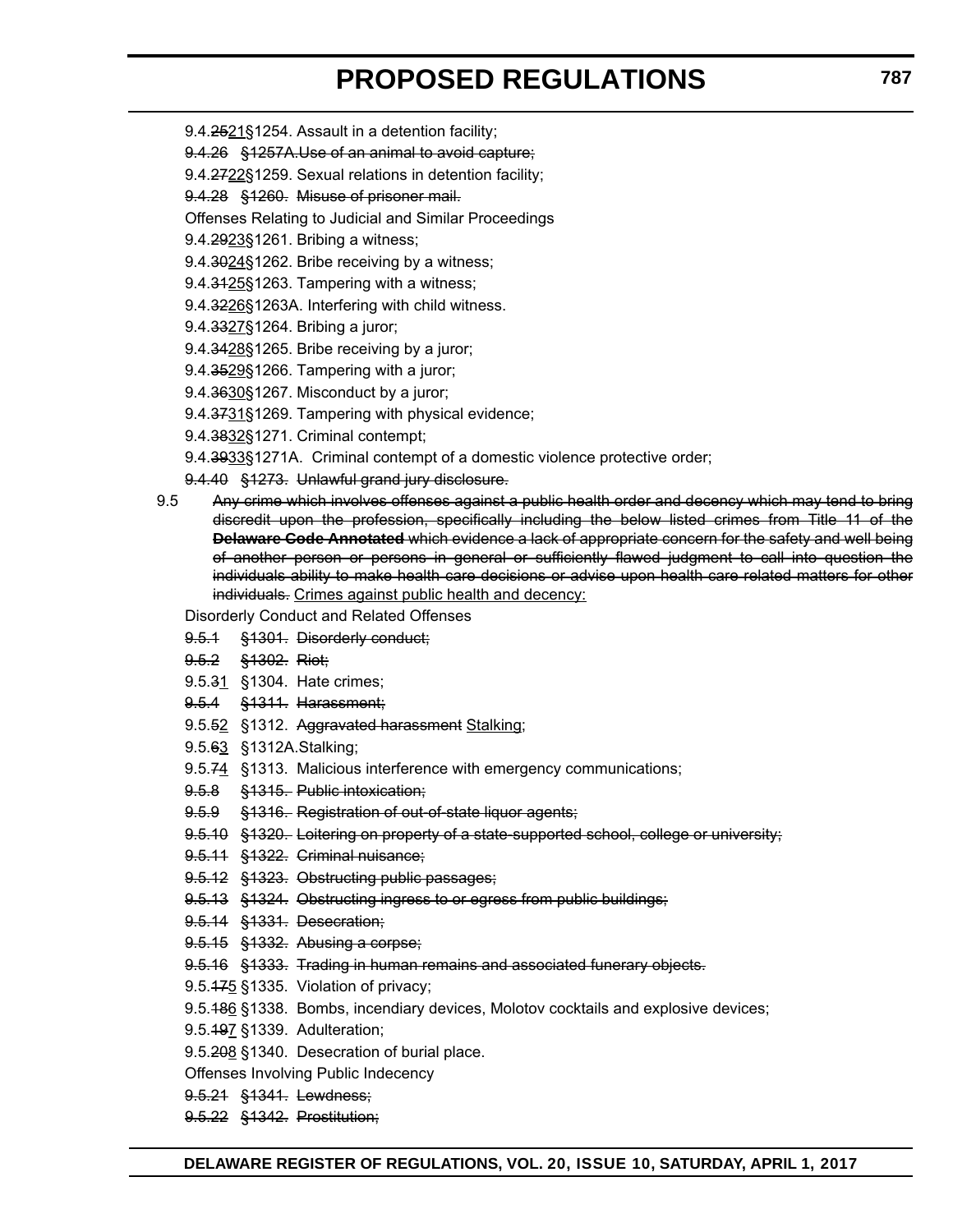9.4.~~25~~21§1254. Assault in a detention facility;

~~9.4.26 §1257A.Use of an animal to avoid capture;~~

9.4.~~27~~22§1259. Sexual relations in detention facility;

~~9.4.28 §1260. Misuse of prisoner mail.~~

Offenses Relating to Judicial and Similar Proceedings

9.4.~~29~~23§1261. Bribing a witness;

9.4.~~30~~24§1262. Bribe receiving by a witness;

9.4.~~31~~25§1263. Tampering with a witness;

9.4.~~32~~26§1263A. Interfering with child witness.

9.4.~~33~~27§1264. Bribing a juror;

9.4.~~34~~28§1265. Bribe receiving by a juror;

9.4.~~35~~29§1266. Tampering with a juror;

9.4.~~36~~30§1267. Misconduct by a juror;

9.4.~~37~~31§1269. Tampering with physical evidence;

9.4.~~38~~32§1271. Criminal contempt;

9.4.~~39~~33§1271A. Criminal contempt of a domestic violence protective order;

~~9.4.40 §1273. Unlawful grand jury disclosure.~~

9.5 ~~Any crime which involves offenses against a public health order and decency which may tend to bring discredit upon the profession, specifically including the below listed crimes from Title 11 of the **Delaware Code Annotated** which evidence a lack of appropriate concern for the safety and well being of another person or persons in general or sufficiently flawed judgment to call into question the individuals ability to make health care decisions or advise upon health care related matters for other individuals.~~ Crimes against public health and decency:

Disorderly Conduct and Related Offenses

~~9.5.1 §1301. Disorderly conduct;~~

~~9.5.2 §1302. Riot;~~

9.5.~~3~~1 §1304. Hate crimes;

~~9.5.4 §1311. Harassment;~~

9.5.~~5~~2 §1312. ~~Aggravated harassment~~ Stalking;

9.5.~~6~~3 §1312A.Stalking;

9.5.~~7~~4 §1313. Malicious interference with emergency communications;

~~9.5.8 §1315. Public intoxication;~~

~~9.5.9 §1316. Registration of out-of-state liquor agents;~~

~~9.5.10 §1320. Loitering on property of a state-supported school, college or university;~~

~~9.5.11 §1322. Criminal nuisance;~~

~~9.5.12 §1323. Obstructing public passages;~~

~~9.5.13 §1324. Obstructing ingress to or egress from public buildings;~~

~~9.5.14 §1331. Desecration;~~

~~9.5.15 §1332. Abusing a corpse;~~

~~9.5.16 §1333. Trading in human remains and associated funerary objects.~~

9.5.~~17~~5 §1335. Violation of privacy;

9.5.~~18~~6 §1338. Bombs, incendiary devices, Molotov cocktails and explosive devices;

9.5.~~19~~7 §1339. Adulteration;

9.5.~~20~~8 §1340. Desecration of burial place.

Offenses Involving Public Indecency

~~9.5.21 §1341. Lewdness;~~

~~9.5.22 §1342. Prostitution;~~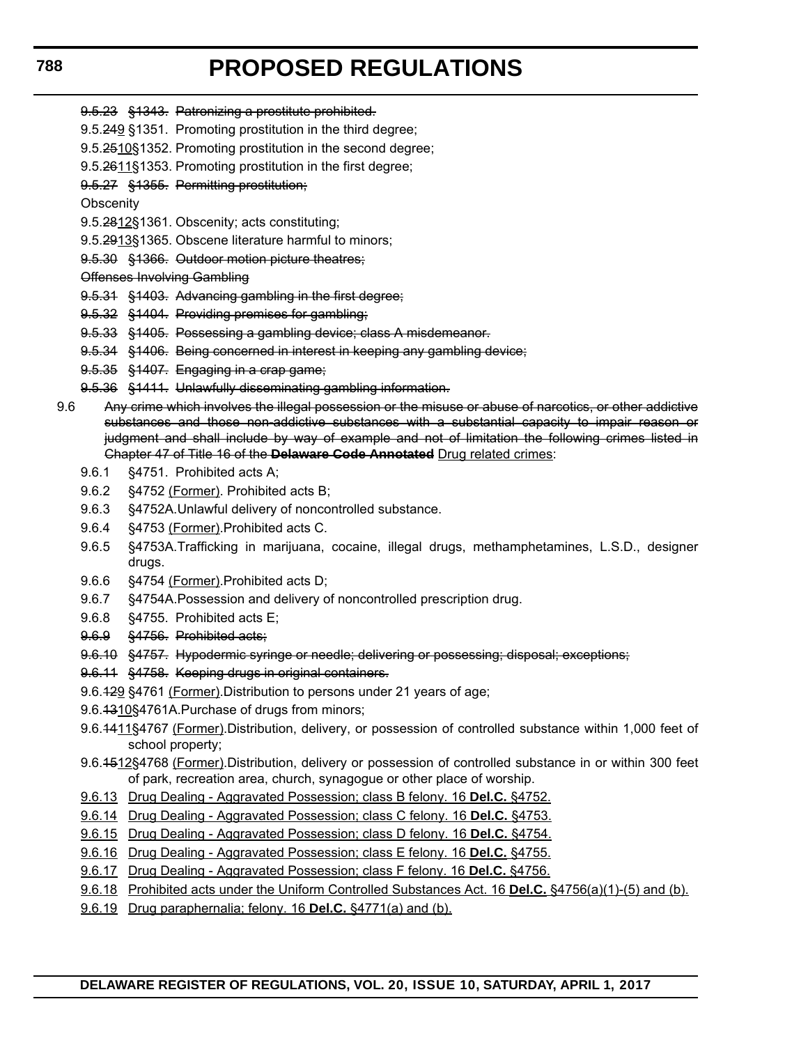~~9.5.23 §1343. Patronizing a prostitute prohibited.~~

9.5.~~24~~<u>9</u> §1351. Promoting prostitution in the third degree;

9.5.~~25~~<u>10</u>§1352. Promoting prostitution in the second degree;

9.5.~~26~~<u>11</u>§1353. Promoting prostitution in the first degree;

~~9.5.27 §1355. Permitting prostitution;~~

Obscenity

9.5.~~28~~<u>12</u>§1361. Obscenity; acts constituting;

9.5.~~29~~<u>13</u>§1365. Obscene literature harmful to minors;

~~9.5.30 §1366. Outdoor motion picture theatres;~~

~~Offenses Involving Gambling~~

~~9.5.31 §1403. Advancing gambling in the first degree;~~

~~9.5.32 §1404. Providing premises for gambling;~~

~~9.5.33 §1405. Possessing a gambling device; class A misdemeanor.~~

~~9.5.34 §1406. Being concerned in interest in keeping any gambling device;~~

~~9.5.35 §1407. Engaging in a crap game;~~

~~9.5.36 §1411. Unlawfully disseminating gambling information.~~

9.6 ~~Any crime which involves the illegal possession or the misuse or abuse of narcotics, or other addictive substances and those non-addictive substances with a substantial capacity to impair reason or judgment and shall include by way of example and not of limitation the following crimes listed in Chapter 47 of Title 16 of the **Delaware Code Annotated**~~ <u>Drug related crimes</u>:

9.6.1 §4751. Prohibited acts A;

9.6.2 §4752 <u>(Former)</u>. Prohibited acts B;

9.6.3 §4752A.Unlawful delivery of noncontrolled substance.

9.6.4 §4753 <u>(Former)</u>.Prohibited acts C.

9.6.5 §4753A.Trafficking in marijuana, cocaine, illegal drugs, methamphetamines, L.S.D., designer drugs.

9.6.6 §4754 <u>(Former)</u>.Prohibited acts D;

9.6.7 §4754A.Possession and delivery of noncontrolled prescription drug.

9.6.8 §4755. Prohibited acts E;

~~9.6.9 §4756. Prohibited acts;~~

~~9.6.10 §4757. Hypodermic syringe or needle; delivering or possessing; disposal; exceptions;~~

~~9.6.11 §4758. Keeping drugs in original containers.~~

9.6.~~12~~<u>9</u> §4761 <u>(Former)</u>.Distribution to persons under 21 years of age;

9.6.~~13~~<u>10</u>§4761A.Purchase of drugs from minors;

9.6.~~14~~<u>11</u>§4767 <u>(Former)</u>.Distribution, delivery, or possession of controlled substance within 1,000 feet of school property;

9.6.~~15~~<u>12</u>§4768 <u>(Former)</u>.Distribution, delivery or possession of controlled substance in or within 300 feet of park, recreation area, church, synagogue or other place of worship.

<u>9.6.13 Drug Dealing - Aggravated Possession; class B felony. 16 **Del.C.** §4752.</u>

<u>9.6.14 Drug Dealing - Aggravated Possession; class C felony. 16 **Del.C.** §4753.</u>

<u>9.6.15 Drug Dealing - Aggravated Possession; class D felony. 16 **Del.C.** §4754.</u>

<u>9.6.16 Drug Dealing - Aggravated Possession; class E felony. 16 **Del.C.** §4755.</u>

<u>9.6.17 Drug Dealing - Aggravated Possession; class F felony. 16 **Del.C.** §4756.</u>

<u>9.6.18 Prohibited acts under the Uniform Controlled Substances Act. 16 **Del.C.** §4756(a)(1)-(5) and (b).</u>

<u>9.6.19 Drug paraphernalia; felony. 16 **Del.C.** §4771(a) and (b).</u>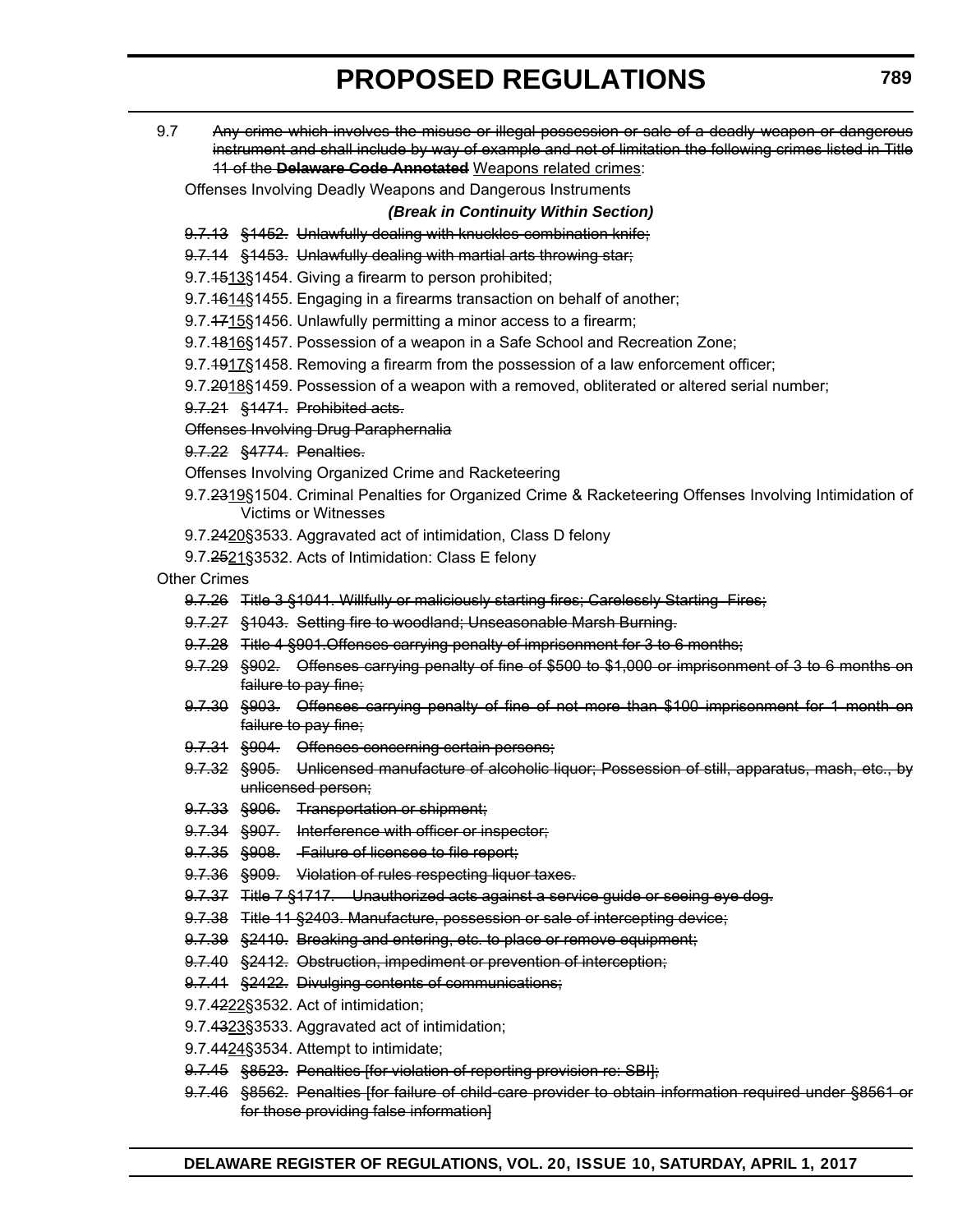9.7 ~~Any crime which involves the misuse or illegal possession or sale of a deadly weapon or dangerous instrument and shall include by way of example and not of limitation the following crimes listed in Title 11 of the **Delaware Code Annotated**~~ <u>Weapons related crimes</u>:

Offenses Involving Deadly Weapons and Dangerous Instruments

***(Break in Continuity Within Section)***

~~9.7.13 §1452. Unlawfully dealing with knuckles combination knife;~~

~~9.7.14 §1453. Unlawfully dealing with martial arts throwing star;~~

9.7.~~15~~<u>13</u>§1454. Giving a firearm to person prohibited;

9.7.~~16~~<u>14</u>§1455. Engaging in a firearms transaction on behalf of another;

9.7.~~17~~<u>15</u>§1456. Unlawfully permitting a minor access to a firearm;

9.7.~~18~~<u>16</u>§1457. Possession of a weapon in a Safe School and Recreation Zone;

9.7.~~19~~<u>17</u>§1458. Removing a firearm from the possession of a law enforcement officer;

9.7.~~20~~<u>18</u>§1459. Possession of a weapon with a removed, obliterated or altered serial number;

~~9.7.21 §1471. Prohibited acts.~~

~~Offenses Involving Drug Paraphernalia~~

~~9.7.22 §4774. Penalties.~~

Offenses Involving Organized Crime and Racketeering

9.7.~~23~~<u>19</u>§1504. Criminal Penalties for Organized Crime & Racketeering Offenses Involving Intimidation of Victims or Witnesses

9.7.~~24~~<u>20</u>§3533. Aggravated act of intimidation, Class D felony

9.7.~~25~~<u>21</u>§3532. Acts of Intimidation: Class E felony

Other Crimes

~~9.7.26 Title 3 §1041. Willfully or maliciously starting fires; Carelessly Starting Fires;~~

~~9.7.27 §1043. Setting fire to woodland; Unseasonable Marsh Burning.~~

~~9.7.28 Title 4 §901.Offenses carrying penalty of imprisonment for 3 to 6 months;~~

~~9.7.29 §902. Offenses carrying penalty of fine of $500 to $1,000 or imprisonment of 3 to 6 months on failure to pay fine;~~

~~9.7.30 §903. Offenses carrying penalty of fine of not more than $100 imprisonment for 1 month on failure to pay fine;~~

~~9.7.31 §904. Offenses concerning certain persons;~~

~~9.7.32 §905. Unlicensed manufacture of alcoholic liquor; Possession of still, apparatus, mash, etc., by unlicensed person;~~

~~9.7.33 §906. Transportation or shipment;~~

~~9.7.34 §907. Interference with officer or inspector;~~

~~9.7.35 §908. Failure of licensee to file report;~~

~~9.7.36 §909. Violation of rules respecting liquor taxes.~~

~~9.7.37 Title 7 §1717. Unauthorized acts against a service guide or seeing eye dog.~~

~~9.7.38 Title 11 §2403. Manufacture, possession or sale of intercepting device;~~

~~9.7.39 §2410. Breaking and entering, etc. to place or remove equipment;~~

~~9.7.40 §2412. Obstruction, impediment or prevention of interception;~~

~~9.7.41 §2422. Divulging contents of communications;~~

9.7.~~42~~<u>22</u>§3532. Act of intimidation;

9.7.~~43~~<u>23</u>§3533. Aggravated act of intimidation;

9.7.~~44~~<u>24</u>§3534. Attempt to intimidate;

~~9.7.45 §8523. Penalties [for violation of reporting provision re: SBI];~~

~~9.7.46 §8562. Penalties [for failure of child-care provider to obtain information required under §8561 or for those providing false information]~~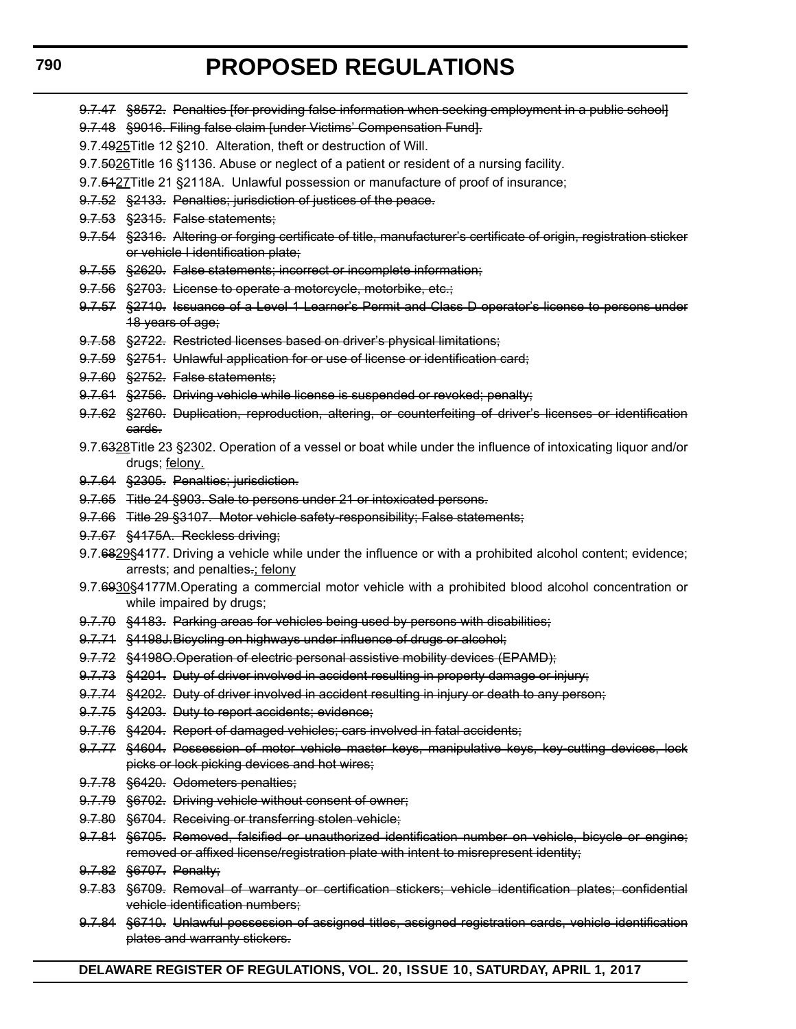~~9.7.47 §8572. Penalties [for providing false information when seeking employment in a public school]~~

~~9.7.48 §9016. Filing false claim [under Victims' Compensation Fund].~~

9.7.~~49~~25Title 12 §210. Alteration, theft or destruction of Will.

9.7.~~50~~26Title 16 §1136. Abuse or neglect of a patient or resident of a nursing facility.

9.7.~~51~~27Title 21 §2118A. Unlawful possession or manufacture of proof of insurance;

~~9.7.52 §2133. Penalties; jurisdiction of justices of the peace.~~

~~9.7.53 §2315. False statements;~~

~~9.7.54 §2316. Altering or forging certificate of title, manufacturer's certificate of origin, registration sticker or vehicle I identification plate;~~

~~9.7.55 §2620. False statements; incorrect or incomplete information;~~

~~9.7.56 §2703. License to operate a motorcycle, motorbike, etc.;~~

~~9.7.57 §2710. Issuance of a Level 1 Learner's Permit and Class D operator's license to persons under 18 years of age;~~

~~9.7.58 §2722. Restricted licenses based on driver's physical limitations;~~

~~9.7.59 §2751. Unlawful application for or use of license or identification card;~~

~~9.7.60 §2752. False statements;~~

~~9.7.61 §2756. Driving vehicle while license is suspended or revoked; penalty;~~

~~9.7.62 §2760. Duplication, reproduction, altering, or counterfeiting of driver's licenses or identification cards.~~

9.7.~~63~~28Title 23 §2302. Operation of a vessel or boat while under the influence of intoxicating liquor and/or drugs; felony.

~~9.7.64 §2305. Penalties; jurisdiction.~~

~~9.7.65 Title 24 §903. Sale to persons under 21 or intoxicated persons.~~

~~9.7.66 Title 29 §3107. Motor vehicle safety-responsibility; False statements;~~

~~9.7.67 §4175A. Reckless driving;~~

9.7.~~68~~29§4177. Driving a vehicle while under the influence or with a prohibited alcohol content; evidence; arrests; and penalties~~.~~; felony

9.7.~~69~~30§4177M.Operating a commercial motor vehicle with a prohibited blood alcohol concentration or while impaired by drugs;

~~9.7.70 §4183. Parking areas for vehicles being used by persons with disabilities;~~

~~9.7.71 §4198J.Bicycling on highways under influence of drugs or alcohol;~~

~~9.7.72 §4198O.Operation of electric personal assistive mobility devices (EPAMD);~~

~~9.7.73 §4201. Duty of driver involved in accident resulting in property damage or injury;~~

~~9.7.74 §4202. Duty of driver involved in accident resulting in injury or death to any person;~~

~~9.7.75 §4203. Duty to report accidents; evidence;~~

~~9.7.76 §4204. Report of damaged vehicles; cars involved in fatal accidents;~~

~~9.7.77 §4604. Possession of motor vehicle master keys, manipulative keys, key-cutting devices, lock picks or lock picking devices and hot wires;~~

~~9.7.78 §6420. Odometers penalties;~~

~~9.7.79 §6702. Driving vehicle without consent of owner;~~

~~9.7.80 §6704. Receiving or transferring stolen vehicle;~~

~~9.7.81 §6705. Removed, falsified or unauthorized identification number on vehicle, bicycle or engine; removed or affixed license/registration plate with intent to misrepresent identity;~~

~~9.7.82 §6707. Penalty;~~

~~9.7.83 §6709. Removal of warranty or certification stickers; vehicle identification plates; confidential vehicle identification numbers;~~

~~9.7.84 §6710. Unlawful possession of assigned titles, assigned registration cards, vehicle identification plates and warranty stickers.~~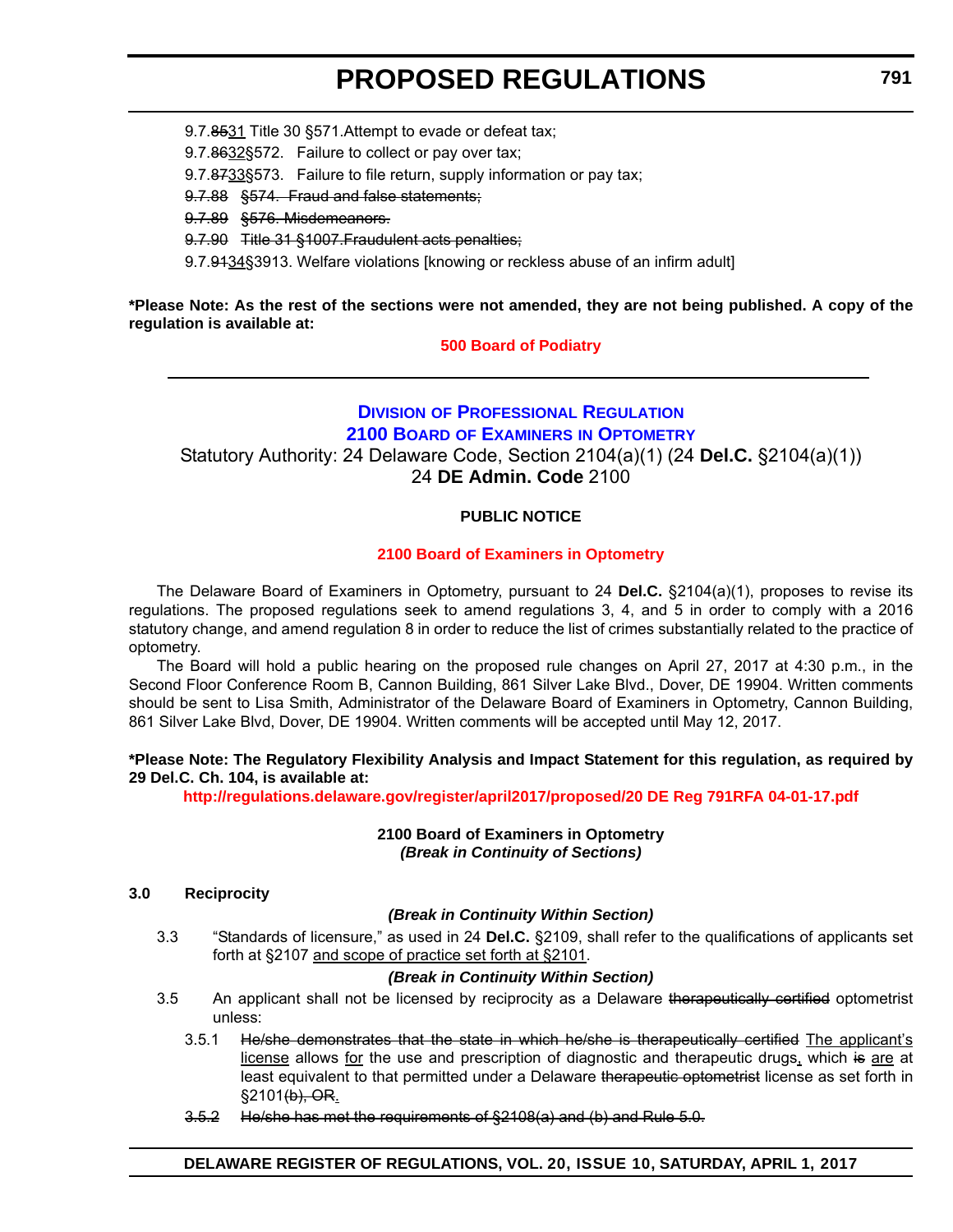9.7.~~85~~<u>31</u> Title 30 §571.Attempt to evade or defeat tax;

9.7.~~86~~<u>32</u>§572. Failure to collect or pay over tax;

9.7.~~87~~<u>33</u>§573. Failure to file return, supply information or pay tax;

~~9.7.88 §574. Fraud and false statements;~~

~~9.7.89 §576. Misdemeanors.~~

~~9.7.90 Title 31 §1007.Fraudulent acts penalties;~~

9.7.~~91~~<u>34</u>§3913. Welfare violations [knowing or reckless abuse of an infirm adult]

**\*Please Note: As the rest of the sections were not amended, they are not being published. A copy of the regulation is available at:**

**500 Board of Podiatry**

---

## Division of Professional Regulation
## 2100 Board of Examiners in Optometry

Statutory Authority: 24 Delaware Code, Section 2104(a)(1) (24 **Del.C.** §2104(a)(1))
24 **DE Admin. Code** 2100

**PUBLIC NOTICE**

**2100 Board of Examiners in Optometry**

The Delaware Board of Examiners in Optometry, pursuant to 24 **Del.C.** §2104(a)(1), proposes to revise its regulations. The proposed regulations seek to amend regulations 3, 4, and 5 in order to comply with a 2016 statutory change, and amend regulation 8 in order to reduce the list of crimes substantially related to the practice of optometry.

The Board will hold a public hearing on the proposed rule changes on April 27, 2017 at 4:30 p.m., in the Second Floor Conference Room B, Cannon Building, 861 Silver Lake Blvd., Dover, DE 19904. Written comments should be sent to Lisa Smith, Administrator of the Delaware Board of Examiners in Optometry, Cannon Building, 861 Silver Lake Blvd, Dover, DE 19904. Written comments will be accepted until May 12, 2017.

**\*Please Note: The Regulatory Flexibility Analysis and Impact Statement for this regulation, as required by 29 Del.C. Ch. 104, is available at:**

**http://regulations.delaware.gov/register/april2017/proposed/20 DE Reg 791RFA 04-01-17.pdf**

**2100 Board of Examiners in Optometry**
***(Break in Continuity of Sections)***

**3.0 Reciprocity**

***(Break in Continuity Within Section)***

3.3 "Standards of licensure," as used in 24 **Del.C.** §2109, shall refer to the qualifications of applicants set forth at §2107 <u>and scope of practice set forth at §2101</u>.

***(Break in Continuity Within Section)***

3.5 An applicant shall not be licensed by reciprocity as a Delaware ~~therapeutically certified~~ optometrist unless:

3.5.1 ~~He/she demonstrates that the state in which he/she is therapeutically certified~~ <u>The applicant's license</u> allows <u>for</u> the use and prescription of diagnostic and therapeutic drugs<u>,</u> which ~~is~~ <u>are</u> at least equivalent to that permitted under a Delaware ~~therapeutic optometrist~~ license as set forth in §2101~~(b), OR~~<u>.</u>

~~3.5.2 He/she has met the requirements of §2108(a) and (b) and Rule 5.0.~~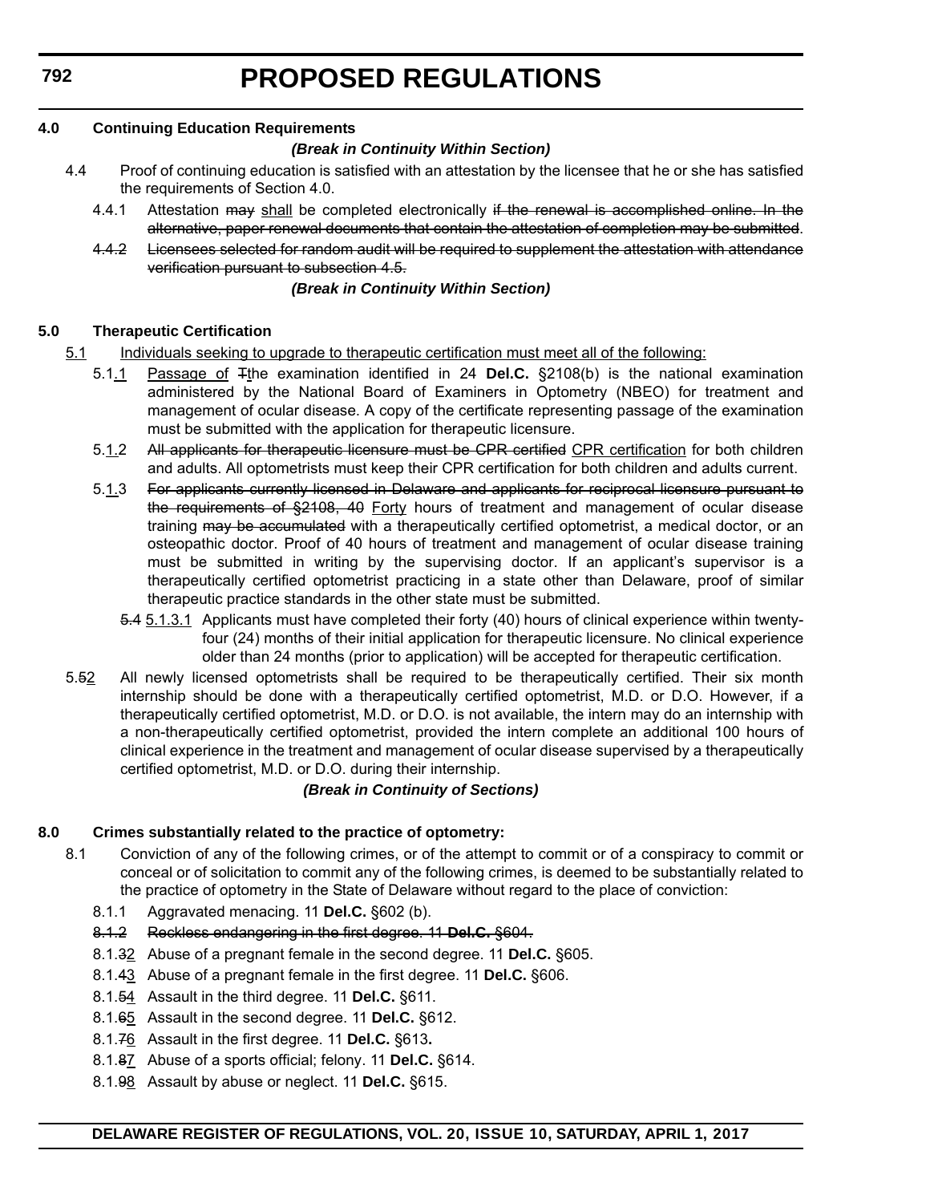**4.0 Continuing Education Requirements**

***(Break in Continuity Within Section)***

4.4 Proof of continuing education is satisfied with an attestation by the licensee that he or she has satisfied the requirements of Section 4.0.

4.4.1 Attestation ~~may~~ <u>shall</u> be completed electronically ~~if the renewal is accomplished online. In the alternative, paper renewal documents that contain the attestation of completion may be submitted~~.

~~4.4.2 Licensees selected for random audit will be required to supplement the attestation with attendance verification pursuant to subsection 4.5.~~

***(Break in Continuity Within Section)***

**5.0 Therapeutic Certification**

<u>5.1</u> <u>Individuals seeking to upgrade to therapeutic certification must meet all of the following:</u>

5.1<u>.1</u> <u>Passage of</u> ~~T~~the examination identified in 24 **Del.C.** §2108(b) is the national examination administered by the National Board of Examiners in Optometry (NBEO) for treatment and management of ocular disease. A copy of the certificate representing passage of the examination must be submitted with the application for therapeutic licensure.

5.<u>1.</u>2 ~~All applicants for therapeutic licensure must be CPR certified~~ <u>CPR certification</u> for both children and adults. All optometrists must keep their CPR certification for both children and adults current.

5.<u>1.</u>3 ~~For applicants currently licensed in Delaware and applicants for reciprocal licensure pursuant to the requirements of §2108, 40~~ <u>Forty</u> hours of treatment and management of ocular disease training ~~may be accumulated~~ with a therapeutically certified optometrist, a medical doctor, or an osteopathic doctor. Proof of 40 hours of treatment and management of ocular disease training must be submitted in writing by the supervising doctor. If an applicant's supervisor is a therapeutically certified optometrist practicing in a state other than Delaware, proof of similar therapeutic practice standards in the other state must be submitted.

~~5.4~~ <u>5.1.3.1</u> Applicants must have completed their forty (40) hours of clinical experience within twenty-four (24) months of their initial application for therapeutic licensure. No clinical experience older than 24 months (prior to application) will be accepted for therapeutic certification.

5.~~5~~<u>2</u> All newly licensed optometrists shall be required to be therapeutically certified. Their six month internship should be done with a therapeutically certified optometrist, M.D. or D.O. However, if a therapeutically certified optometrist, M.D. or D.O. is not available, the intern may do an internship with a non-therapeutically certified optometrist, provided the intern complete an additional 100 hours of clinical experience in the treatment and management of ocular disease supervised by a therapeutically certified optometrist, M.D. or D.O. during their internship.

***(Break in Continuity of Sections)***

**8.0 Crimes substantially related to the practice of optometry:**

8.1 Conviction of any of the following crimes, or of the attempt to commit or of a conspiracy to commit or conceal or of solicitation to commit any of the following crimes, is deemed to be substantially related to the practice of optometry in the State of Delaware without regard to the place of conviction:

8.1.1 Aggravated menacing. 11 **Del.C.** §602 (b).

~~8.1.2 Reckless endangering in the first degree. 11 **Del.C.** §604.~~

8.1.~~3~~<u>2</u> Abuse of a pregnant female in the second degree. 11 **Del.C.** §605.

8.1.~~4~~<u>3</u> Abuse of a pregnant female in the first degree. 11 **Del.C.** §606.

8.1.~~5~~<u>4</u> Assault in the third degree. 11 **Del.C.** §611.

8.1.~~6~~<u>5</u> Assault in the second degree. 11 **Del.C.** §612.

8.1.~~7~~<u>6</u> Assault in the first degree. 11 **Del.C.** §613**.**

8.1.~~8~~<u>7</u> Abuse of a sports official; felony. 11 **Del.C.** §614.

8.1.~~9~~<u>8</u> Assault by abuse or neglect. 11 **Del.C.** §615.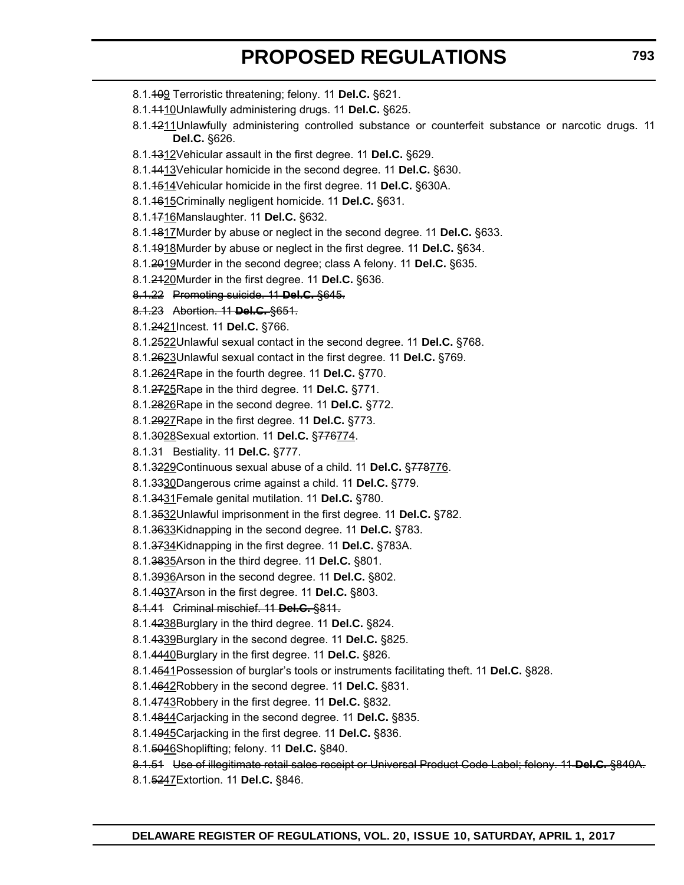8.1.~~10~~<u>9</u> Terroristic threatening; felony. 11 **Del.C.** §621.

8.1.~~11~~<u>10</u>Unlawfully administering drugs. 11 **Del.C.** §625.

8.1.~~12~~<u>11</u>Unlawfully administering controlled substance or counterfeit substance or narcotic drugs. 11 **Del.C.** §626.

8.1.~~13~~<u>12</u>Vehicular assault in the first degree. 11 **Del.C.** §629.

8.1.~~14~~<u>13</u>Vehicular homicide in the second degree. 11 **Del.C.** §630.

8.1.~~15~~<u>14</u>Vehicular homicide in the first degree. 11 **Del.C.** §630A.

8.1.~~16~~<u>15</u>Criminally negligent homicide. 11 **Del.C.** §631.

8.1.~~17~~<u>16</u>Manslaughter. 11 **Del.C.** §632.

8.1.~~18~~<u>17</u>Murder by abuse or neglect in the second degree. 11 **Del.C.** §633.

8.1.~~19~~<u>18</u>Murder by abuse or neglect in the first degree. 11 **Del.C.** §634.

8.1.~~20~~<u>19</u>Murder in the second degree; class A felony. 11 **Del.C.** §635.

8.1.~~21~~<u>20</u>Murder in the first degree. 11 **Del.C.** §636.

~~8.1.22 Promoting suicide. 11 **Del.C.** §645.~~

~~8.1.23 Abortion. 11 **Del.C.** §651.~~

8.1.~~24~~<u>21</u>Incest. 11 **Del.C.** §766.

8.1.~~25~~<u>22</u>Unlawful sexual contact in the second degree. 11 **Del.C.** §768.

8.1.~~26~~<u>23</u>Unlawful sexual contact in the first degree. 11 **Del.C.** §769.

8.1.~~26~~<u>24</u>Rape in the fourth degree. 11 **Del.C.** §770.

8.1.~~27~~<u>25</u>Rape in the third degree. 11 **Del.C.** §771.

8.1.~~28~~<u>26</u>Rape in the second degree. 11 **Del.C.** §772.

8.1.~~29~~<u>27</u>Rape in the first degree. 11 **Del.C.** §773.

8.1.~~30~~<u>28</u>Sexual extortion. 11 **Del.C.** §~~776~~<u>774</u>.

8.1.31 Bestiality. 11 **Del.C.** §777.

8.1.~~32~~<u>29</u>Continuous sexual abuse of a child. 11 **Del.C.** §~~778~~<u>776</u>.

8.1.~~33~~<u>30</u>Dangerous crime against a child. 11 **Del.C.** §779.

8.1.~~34~~<u>31</u>Female genital mutilation. 11 **Del.C.** §780.

8.1.~~35~~<u>32</u>Unlawful imprisonment in the first degree. 11 **Del.C.** §782.

8.1.~~36~~<u>33</u>Kidnapping in the second degree. 11 **Del.C.** §783.

8.1.~~37~~<u>34</u>Kidnapping in the first degree. 11 **Del.C.** §783A.

8.1.~~38~~<u>35</u>Arson in the third degree. 11 **Del.C.** §801.

8.1.~~39~~<u>36</u>Arson in the second degree. 11 **Del.C.** §802.

8.1.~~40~~<u>37</u>Arson in the first degree. 11 **Del.C.** §803.

~~8.1.41 Criminal mischief. 11 **Del.C.** §811.~~

8.1.~~42~~<u>38</u>Burglary in the third degree. 11 **Del.C.** §824.

8.1.~~43~~<u>39</u>Burglary in the second degree. 11 **Del.C.** §825.

8.1.~~44~~<u>40</u>Burglary in the first degree. 11 **Del.C.** §826.

8.1.~~45~~<u>41</u>Possession of burglar's tools or instruments facilitating theft. 11 **Del.C.** §828.

8.1.~~46~~<u>42</u>Robbery in the second degree. 11 **Del.C.** §831.

8.1.~~47~~<u>43</u>Robbery in the first degree. 11 **Del.C.** §832.

8.1.~~48~~<u>44</u>Carjacking in the second degree. 11 **Del.C.** §835.

8.1.~~49~~<u>45</u>Carjacking in the first degree. 11 **Del.C.** §836.

8.1.~~50~~<u>46</u>Shoplifting; felony. 11 **Del.C.** §840.

~~8.1.51 Use of illegitimate retail sales receipt or Universal Product Code Label; felony. 11 **Del.C.** §840A.~~

8.1.~~52~~<u>47</u>Extortion. 11 **Del.C.** §846.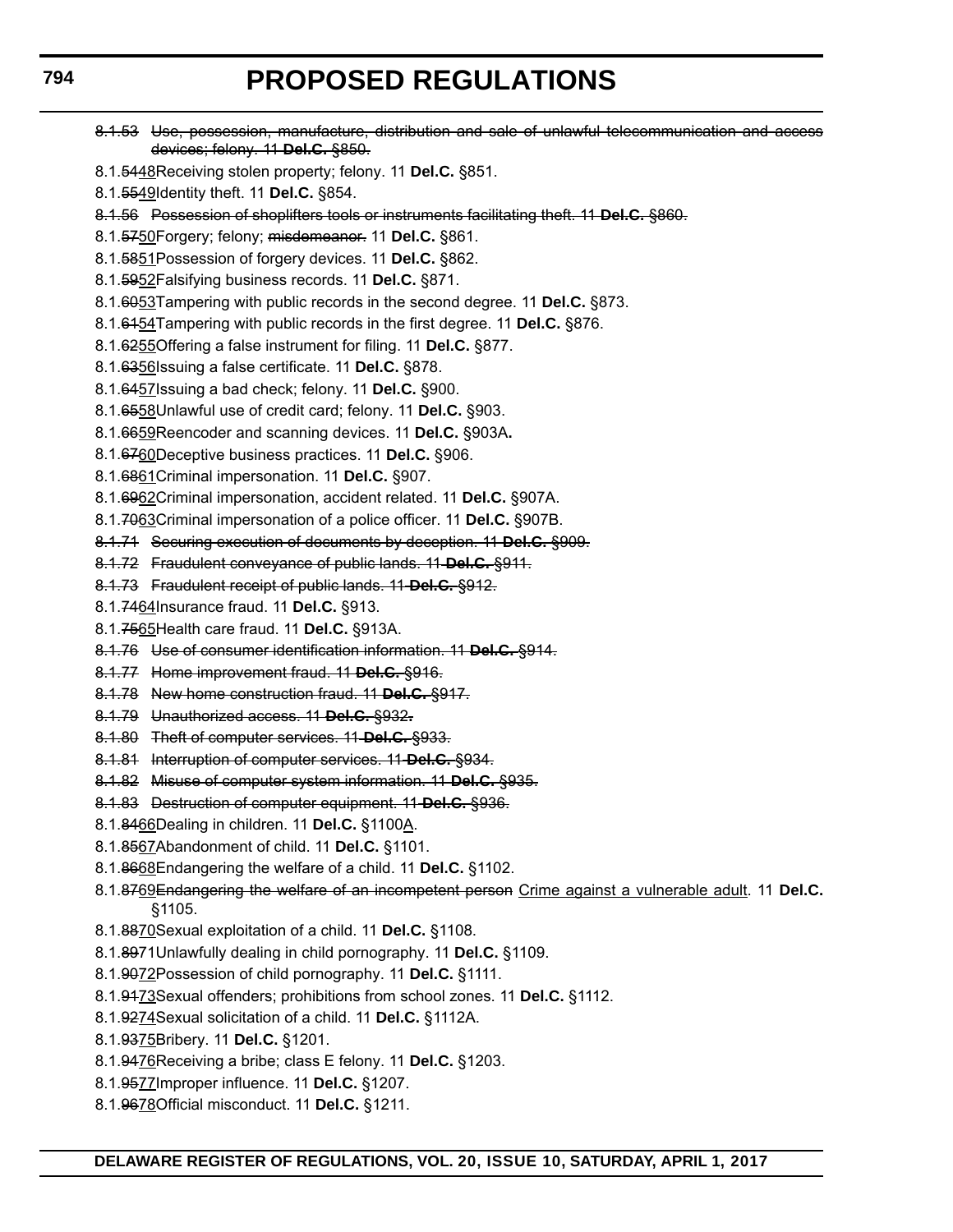~~8.1.53 Use, possession, manufacture, distribution and sale of unlawful telecommunication and access devices; felony. 11 **Del.C.** §850.~~

8.1.~~54~~48Receiving stolen property; felony. 11 **Del.C.** §851.

8.1.~~55~~49Identity theft. 11 **Del.C.** §854.

~~8.1.56 Possession of shoplifters tools or instruments facilitating theft. 11 **Del.C.** §860.~~

8.1.~~57~~50Forgery; felony; ~~misdemeanor.~~ 11 **Del.C.** §861.

8.1.~~58~~51Possession of forgery devices. 11 **Del.C.** §862.

8.1.~~59~~52Falsifying business records. 11 **Del.C.** §871.

8.1.~~60~~53Tampering with public records in the second degree. 11 **Del.C.** §873.

8.1.~~61~~54Tampering with public records in the first degree. 11 **Del.C.** §876.

8.1.~~62~~55Offering a false instrument for filing. 11 **Del.C.** §877.

8.1.~~63~~56Issuing a false certificate. 11 **Del.C.** §878.

8.1.~~64~~57Issuing a bad check; felony. 11 **Del.C.** §900.

8.1.~~65~~58Unlawful use of credit card; felony. 11 **Del.C.** §903.

8.1.~~66~~59Reencoder and scanning devices. 11 **Del.C.** §903A**.**

8.1.~~67~~60Deceptive business practices. 11 **Del.C.** §906.

8.1.~~68~~61Criminal impersonation. 11 **Del.C.** §907.

8.1.~~69~~62Criminal impersonation, accident related. 11 **Del.C.** §907A.

8.1.~~70~~63Criminal impersonation of a police officer. 11 **Del.C.** §907B.

~~8.1.71 Securing execution of documents by deception. 11 **Del.C.** §909.~~

~~8.1.72 Fraudulent conveyance of public lands. 11 **Del.C.** §911.~~

~~8.1.73 Fraudulent receipt of public lands. 11 **Del.C.** §912.~~

8.1.~~74~~64Insurance fraud. 11 **Del.C.** §913.

8.1.~~75~~65Health care fraud. 11 **Del.C.** §913A.

~~8.1.76 Use of consumer identification information. 11 **Del.C.** §914.~~

~~8.1.77 Home improvement fraud. 11 **Del.C.** §916.~~

~~8.1.78 New home construction fraud. 11 **Del.C.** §917.~~

~~8.1.79 Unauthorized access. 11 **Del.C.** §932.~~

~~8.1.80 Theft of computer services. 11 **Del.C.** §933.~~

~~8.1.81 Interruption of computer services. 11 **Del.C.** §934.~~

~~8.1.82 Misuse of computer system information. 11 **Del.C.** §935.~~

~~8.1.83 Destruction of computer equipment. 11 **Del.C.** §936.~~

8.1.~~84~~66Dealing in children. 11 **Del.C.** §1100A.

8.1.~~85~~67Abandonment of child. 11 **Del.C.** §1101.

8.1.~~86~~68Endangering the welfare of a child. 11 **Del.C.** §1102.

8.1.~~87~~69~~Endangering the welfare of an incompetent person~~ Crime against a vulnerable adult. 11 **Del.C.** §1105.

8.1.~~88~~70Sexual exploitation of a child. 11 **Del.C.** §1108.

8.1.~~89~~71Unlawfully dealing in child pornography. 11 **Del.C.** §1109.

8.1.~~90~~72Possession of child pornography. 11 **Del.C.** §1111.

8.1.~~91~~73Sexual offenders; prohibitions from school zones. 11 **Del.C.** §1112.

8.1.~~92~~74Sexual solicitation of a child. 11 **Del.C.** §1112A.

8.1.~~93~~75Bribery. 11 **Del.C.** §1201.

8.1.~~94~~76Receiving a bribe; class E felony. 11 **Del.C.** §1203.

8.1.~~95~~77Improper influence. 11 **Del.C.** §1207.

8.1.~~96~~78Official misconduct. 11 **Del.C.** §1211.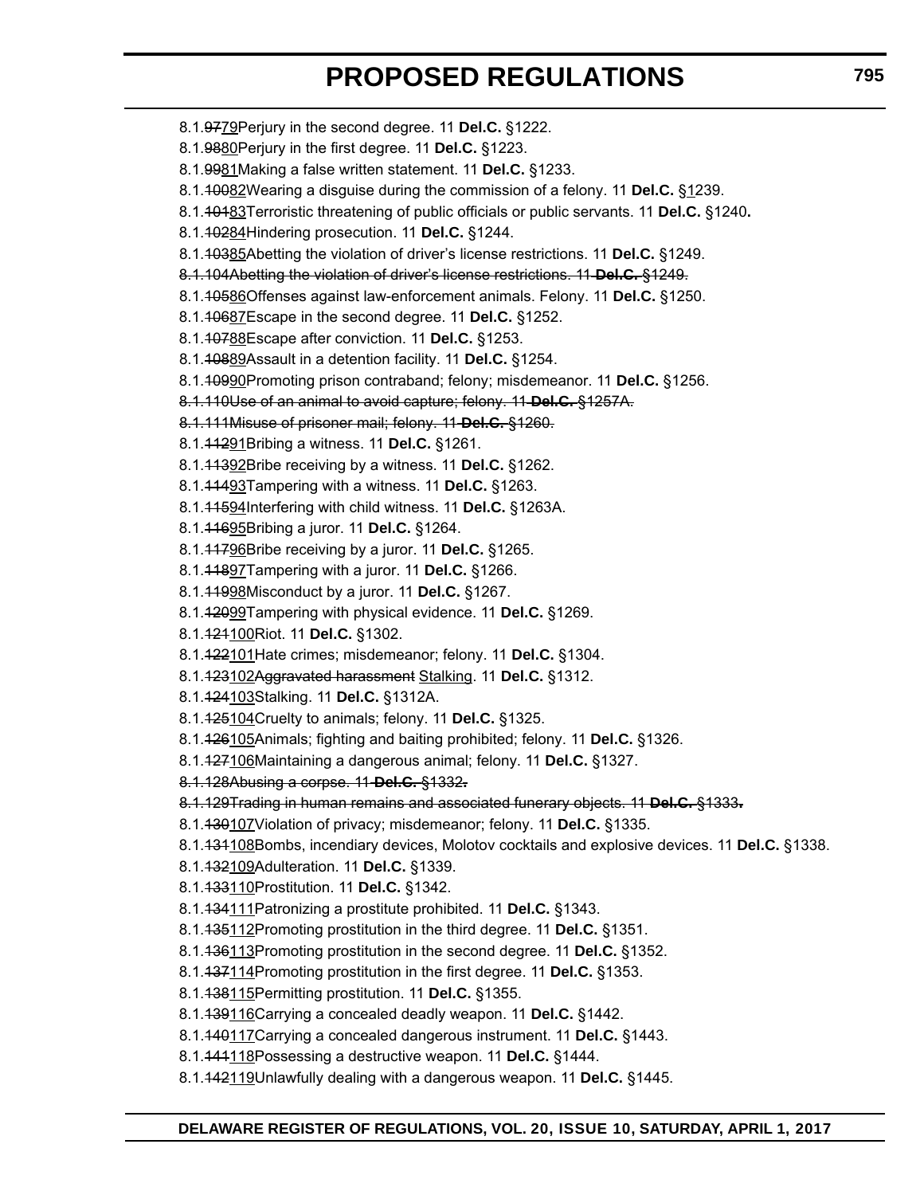8.1.~~97~~79Perjury in the second degree. 11 **Del.C.** §1222.

8.1.~~98~~80Perjury in the first degree. 11 **Del.C.** §1223.

8.1.~~99~~81Making a false written statement. 11 **Del.C.** §1233.

8.1.~~100~~82Wearing a disguise during the commission of a felony. 11 **Del.C.** §1239.

8.1.~~101~~83Terroristic threatening of public officials or public servants. 11 **Del.C.** §1240**.**

8.1.~~102~~84Hindering prosecution. 11 **Del.C.** §1244.

8.1.~~103~~85Abetting the violation of driver's license restrictions. 11 **Del.C.** §1249.

~~8.1.104Abetting the violation of driver's license restrictions. 11 **Del.C.** §1249.~~

8.1.~~105~~86Offenses against law-enforcement animals. Felony. 11 **Del.C.** §1250.

8.1.~~106~~87Escape in the second degree. 11 **Del.C.** §1252.

8.1.~~107~~88Escape after conviction. 11 **Del.C.** §1253.

8.1.~~108~~89Assault in a detention facility. 11 **Del.C.** §1254.

8.1.~~109~~90Promoting prison contraband; felony; misdemeanor. 11 **Del.C.** §1256.

~~8.1.110Use of an animal to avoid capture; felony. 11 **Del.C.** §1257A.~~

~~8.1.111Misuse of prisoner mail; felony. 11 **Del.C.** §1260.~~

8.1.~~112~~91Bribing a witness. 11 **Del.C.** §1261.

8.1.~~113~~92Bribe receiving by a witness. 11 **Del.C.** §1262.

8.1.~~114~~93Tampering with a witness. 11 **Del.C.** §1263.

8.1.~~115~~94Interfering with child witness. 11 **Del.C.** §1263A.

8.1.~~116~~95Bribing a juror. 11 **Del.C.** §1264.

8.1.~~117~~96Bribe receiving by a juror. 11 **Del.C.** §1265.

8.1.~~118~~97Tampering with a juror. 11 **Del.C.** §1266.

8.1.~~119~~98Misconduct by a juror. 11 **Del.C.** §1267.

8.1.~~120~~99Tampering with physical evidence. 11 **Del.C.** §1269.

8.1.~~121~~100Riot. 11 **Del.C.** §1302.

8.1.~~122~~101Hate crimes; misdemeanor; felony. 11 **Del.C.** §1304.

8.1.~~123~~102~~Aggravated harassment~~ Stalking. 11 **Del.C.** §1312.

8.1.~~124~~103Stalking. 11 **Del.C.** §1312A.

8.1.~~125~~104Cruelty to animals; felony. 11 **Del.C.** §1325.

8.1.~~126~~105Animals; fighting and baiting prohibited; felony. 11 **Del.C.** §1326.

8.1.~~127~~106Maintaining a dangerous animal; felony. 11 **Del.C.** §1327.

~~8.1.128Abusing a corpse. 11 **Del.C.** §1332.~~

~~8.1.129Trading in human remains and associated funerary objects. 11 **Del.C.** §1333.~~

8.1.~~130~~107Violation of privacy; misdemeanor; felony. 11 **Del.C.** §1335.

8.1.~~131~~108Bombs, incendiary devices, Molotov cocktails and explosive devices. 11 **Del.C.** §1338.

8.1.~~132~~109Adulteration. 11 **Del.C.** §1339.

8.1.~~133~~110Prostitution. 11 **Del.C.** §1342.

8.1.~~134~~111Patronizing a prostitute prohibited. 11 **Del.C.** §1343.

8.1.~~135~~112Promoting prostitution in the third degree. 11 **Del.C.** §1351.

8.1.~~136~~113Promoting prostitution in the second degree. 11 **Del.C.** §1352.

8.1.~~137~~114Promoting prostitution in the first degree. 11 **Del.C.** §1353.

8.1.~~138~~115Permitting prostitution. 11 **Del.C.** §1355.

8.1.~~139~~116Carrying a concealed deadly weapon. 11 **Del.C.** §1442.

8.1.~~140~~117Carrying a concealed dangerous instrument. 11 **Del.C.** §1443.

8.1.~~141~~118Possessing a destructive weapon. 11 **Del.C.** §1444.

8.1.~~142~~119Unlawfully dealing with a dangerous weapon. 11 **Del.C.** §1445.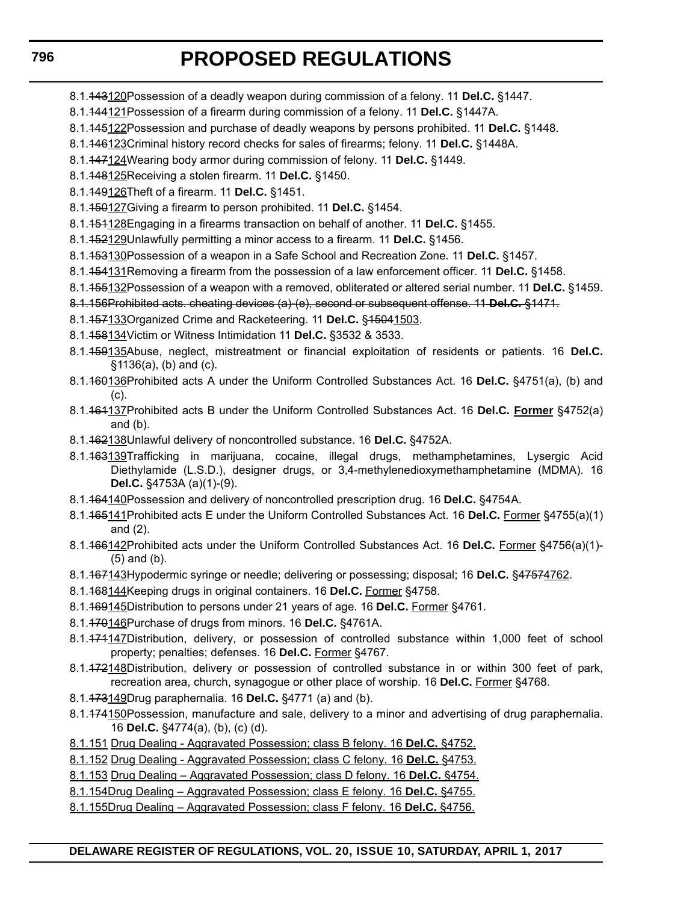8.1.~~143~~<u>120</u>Possession of a deadly weapon during commission of a felony. 11 **Del.C.** §1447.

8.1.~~144~~<u>121</u>Possession of a firearm during commission of a felony. 11 **Del.C.** §1447A.

8.1.~~145~~<u>122</u>Possession and purchase of deadly weapons by persons prohibited. 11 **Del.C.** §1448.

8.1.~~146~~<u>123</u>Criminal history record checks for sales of firearms; felony. 11 **Del.C.** §1448A.

8.1.~~147~~<u>124</u>Wearing body armor during commission of felony. 11 **Del.C.** §1449.

8.1.~~148~~<u>125</u>Receiving a stolen firearm. 11 **Del.C.** §1450.

8.1.~~149~~<u>126</u>Theft of a firearm. 11 **Del.C.** §1451.

8.1.~~150~~<u>127</u>Giving a firearm to person prohibited. 11 **Del.C.** §1454.

8.1.~~151~~<u>128</u>Engaging in a firearms transaction on behalf of another. 11 **Del.C.** §1455.

8.1.~~152~~<u>129</u>Unlawfully permitting a minor access to a firearm. 11 **Del.C.** §1456.

8.1.~~153~~<u>130</u>Possession of a weapon in a Safe School and Recreation Zone. 11 **Del.C.** §1457.

8.1.~~154~~<u>131</u>Removing a firearm from the possession of a law enforcement officer. 11 **Del.C.** §1458.

8.1.~~155~~<u>132</u>Possession of a weapon with a removed, obliterated or altered serial number. 11 **Del.C.** §1459.

~~8.1.156Prohibited acts. cheating devices (a)-(e), second or subsequent offense. 11 **Del.C.** §1471.~~

8.1.~~157~~<u>133</u>Organized Crime and Racketeering. 11 **Del.C.** §~~1504~~<u>1503</u>.

8.1.~~158~~<u>134</u>Victim or Witness Intimidation 11 **Del.C.** §3532 & 3533.

8.1.~~159~~<u>135</u>Abuse, neglect, mistreatment or financial exploitation of residents or patients. 16 **Del.C.** §1136(a), (b) and (c).

8.1.~~160~~<u>136</u>Prohibited acts A under the Uniform Controlled Substances Act. 16 **Del.C.** §4751(a), (b) and (c).

8.1.~~161~~<u>137</u>Prohibited acts B under the Uniform Controlled Substances Act. 16 **Del.C.** <u>**Former**</u> §4752(a) and (b).

8.1.~~162~~<u>138</u>Unlawful delivery of noncontrolled substance. 16 **Del.C.** §4752A.

8.1.~~163~~<u>139</u>Trafficking in marijuana, cocaine, illegal drugs, methamphetamines, Lysergic Acid Diethylamide (L.S.D.), designer drugs, or 3,4-methylenedioxymethamphetamine (MDMA). 16 **Del.C.** §4753A (a)(1)-(9).

8.1.~~164~~<u>140</u>Possession and delivery of noncontrolled prescription drug. 16 **Del.C.** §4754A.

8.1.~~165~~<u>141</u>Prohibited acts E under the Uniform Controlled Substances Act. 16 **Del.C.** <u>Former</u> §4755(a)(1) and (2).

8.1.~~166~~<u>142</u>Prohibited acts under the Uniform Controlled Substances Act. 16 **Del.C.** <u>Former</u> §4756(a)(1)-(5) and (b).

8.1.~~167~~<u>143</u>Hypodermic syringe or needle; delivering or possessing; disposal; 16 **Del.C.** §~~4757~~<u>4762</u>.

8.1.~~168~~<u>144</u>Keeping drugs in original containers. 16 **Del.C.** <u>Former</u> §4758.

8.1.~~169~~<u>145</u>Distribution to persons under 21 years of age. 16 **Del.C.** <u>Former</u> §4761.

8.1.~~170~~<u>146</u>Purchase of drugs from minors. 16 **Del.C.** §4761A.

8.1.~~171~~<u>147</u>Distribution, delivery, or possession of controlled substance within 1,000 feet of school property; penalties; defenses. 16 **Del.C.** <u>Former</u> §4767.

8.1.~~172~~<u>148</u>Distribution, delivery or possession of controlled substance in or within 300 feet of park, recreation area, church, synagogue or other place of worship. 16 **Del.C.** <u>Former</u> §4768.

8.1.~~173~~<u>149</u>Drug paraphernalia. 16 **Del.C.** §4771 (a) and (b).

8.1.~~174~~<u>150</u>Possession, manufacture and sale, delivery to a minor and advertising of drug paraphernalia. 16 **Del.C.** §4774(a), (b), (c) (d).

<u>8.1.151 Drug Dealing - Aggravated Possession; class B felony. 16 **Del.C.** §4752.</u>

<u>8.1.152 Drug Dealing - Aggravated Possession; class C felony. 16 **Del.C.** §4753.</u>

<u>8.1.153 Drug Dealing – Aggravated Possession; class D felony. 16 **Del.C.** §4754.</u>

<u>8.1.154Drug Dealing – Aggravated Possession; class E felony. 16 **Del.C.** §4755.</u>

<u>8.1.155Drug Dealing – Aggravated Possession; class F felony. 16 **Del.C.** §4756.</u>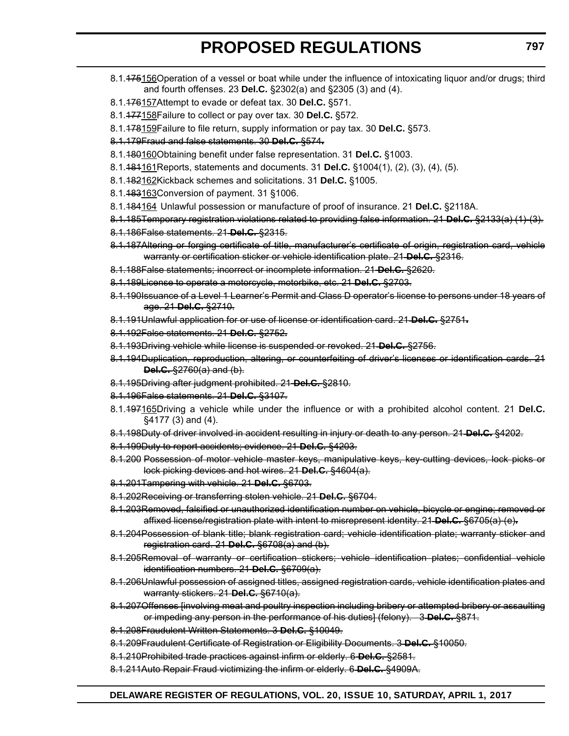8.1.~~175~~156Operation of a vessel or boat while under the influence of intoxicating liquor and/or drugs; third and fourth offenses. 23 **Del.C.** §2302(a) and §2305 (3) and (4).

8.1.~~176~~157Attempt to evade or defeat tax. 30 **Del.C.** §571.

8.1.~~177~~158Failure to collect or pay over tax. 30 **Del.C.** §572.

8.1.~~178~~159Failure to file return, supply information or pay tax. 30 **Del.C.** §573.

~~8.1.179Fraud and false statements. 30 **Del.C.** §574.~~

8.1.~~180~~160Obtaining benefit under false representation. 31 **Del.C.** §1003.

8.1.~~181~~161Reports, statements and documents. 31 **Del.C.** §1004(1), (2), (3), (4), (5).

8.1.~~182~~162Kickback schemes and solicitations. 31 **Del.C.** §1005.

8.1.~~183~~163Conversion of payment. 31 §1006.

8.1.~~184~~164 Unlawful possession or manufacture of proof of insurance. 21 **Del.C.** §2118A.

~~8.1.185Temporary registration violations related to providing false information. 21 **Del.C.** §2133(a) (1)-(3).~~

~~8.1.186False statements. 21 **Del.C.** §2315.~~

~~8.1.187Altering or forging certificate of title, manufacturer's certificate of origin, registration card, vehicle warranty or certification sticker or vehicle identification plate. 21 **Del.C.** §2316.~~

~~8.1.188False statements; incorrect or incomplete information. 21 **Del.C.** §2620.~~

~~8.1.189License to operate a motorcycle, motorbike, etc. 21 **Del.C.** §2703.~~

~~8.1.190Issuance of a Level 1 Learner's Permit and Class D operator's license to persons under 18 years of age. 21 **Del.C.** §2710.~~

~~8.1.191Unlawful application for or use of license or identification card. 21 **Del.C.** §2751.~~

~~8.1.192False statements. 21 **Del.C.** §2752.~~

~~8.1.193Driving vehicle while license is suspended or revoked. 21 **Del.C.** §2756.~~

~~8.1.194Duplication, reproduction, altering, or counterfeiting of driver's licenses or identification cards. 21 **Del.C.** §2760(a) and (b).~~

~~8.1.195Driving after judgment prohibited. 21 **Del.C.** §2810.~~

~~8.1.196False statements. 21 **Del.C.** §3107.~~

8.1.~~197~~165Driving a vehicle while under the influence or with a prohibited alcohol content. 21 **Del.C.** §4177 (3) and (4).

~~8.1.198Duty of driver involved in accident resulting in injury or death to any person. 21 **Del.C.** §4202.~~

~~8.1.199Duty to report accidents; evidence. 21 **Del.C.** §4203.~~

~~8.1.200 Possession of motor vehicle master keys, manipulative keys, key-cutting devices, lock picks or lock picking devices and hot wires. 21 **Del.C.** §4604(a).~~

~~8.1.201Tampering with vehicle. 21 **Del.C.** §6703.~~

~~8.1.202Receiving or transferring stolen vehicle. 21 **Del.C.** §6704.~~

~~8.1.203Removed, falsified or unauthorized identification number on vehicle, bicycle or engine; removed or affixed license/registration plate with intent to misrepresent identity. 21 **Del.C.** §6705(a)-(e).~~

~~8.1.204Possession of blank title; blank registration card; vehicle identification plate; warranty sticker and registration card. 21 **Del.C.** §6708(a) and (b).~~

~~8.1.205Removal of warranty or certification stickers; vehicle identification plates; confidential vehicle identification numbers. 21 **Del.C.** §6709(a).~~

~~8.1.206Unlawful possession of assigned titles, assigned registration cards, vehicle identification plates and warranty stickers. 21 **Del.C.** §6710(a).~~

~~8.1.207Offenses [involving meat and poultry inspection including bribery or attempted bribery or assaulting or impeding any person in the performance of his duties] (felony). 3 **Del.C.** §871.~~

~~8.1.208Fraudulent Written Statements. 3 **Del.C.** §10049.~~

~~8.1.209Fraudulent Certificate of Registration or Eligibility Documents. 3 **Del.C.** §10050.~~

~~8.1.210Prohibited trade practices against infirm or elderly. 6 **Del.C.** §2581.~~

~~8.1.211Auto Repair Fraud victimizing the infirm or elderly. 6 **Del.C.** §4909A.~~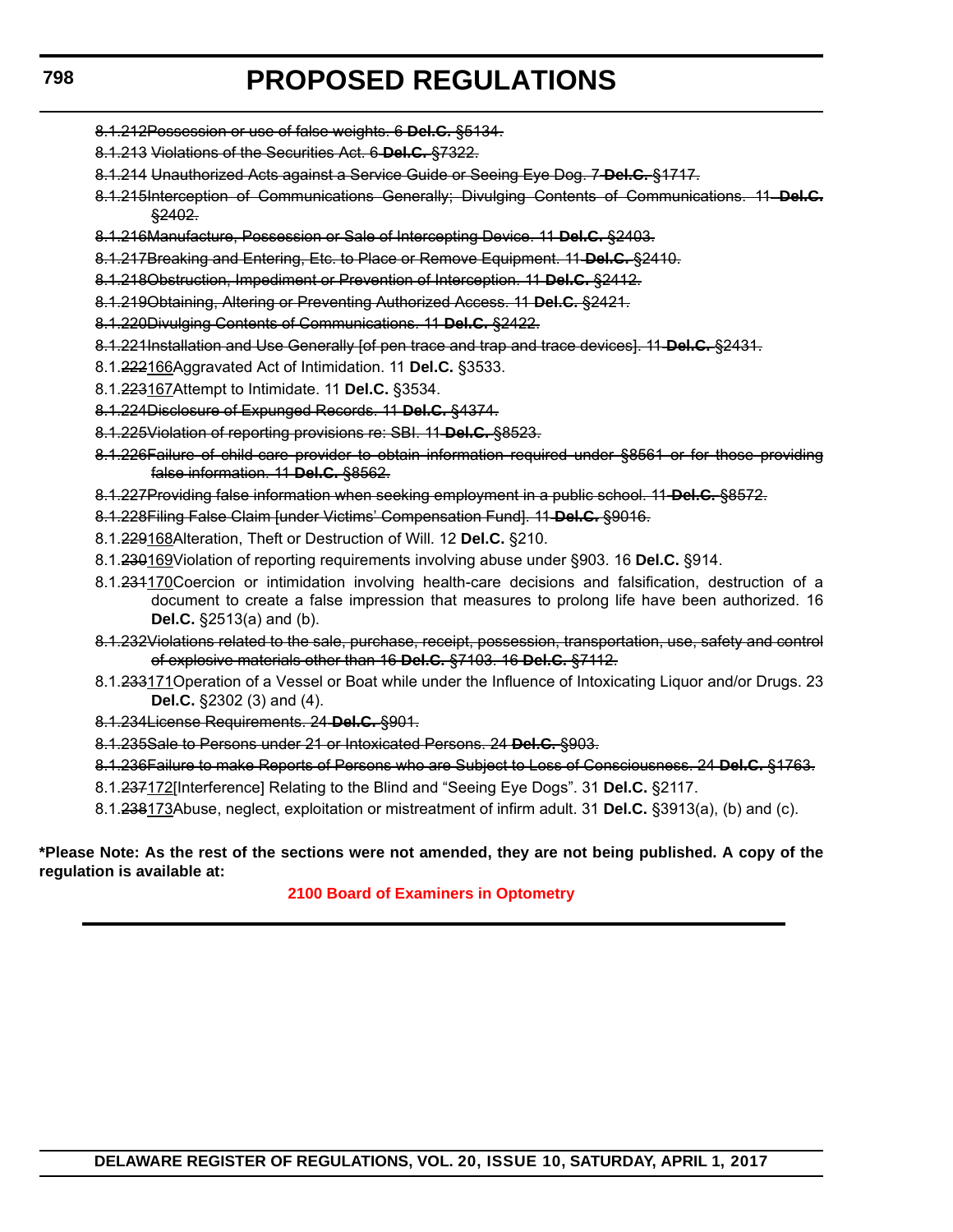~~8.1.212Possession or use of false weights. 6 **Del.C.** §5134.~~

~~8.1.213 Violations of the Securities Act. 6 **Del.C.** §7322.~~

~~8.1.214 Unauthorized Acts against a Service Guide or Seeing Eye Dog. 7 **Del.C.** §1717.~~

~~8.1.215Interception of Communications Generally; Divulging Contents of Communications. 11 **Del.C.** §2402.~~

~~8.1.216Manufacture, Possession or Sale of Intercepting Device. 11 **Del.C.** §2403.~~

~~8.1.217Breaking and Entering, Etc. to Place or Remove Equipment. 11 **Del.C.** §2410.~~

~~8.1.218Obstruction, Impediment or Prevention of Interception. 11 **Del.C.** §2412.~~

~~8.1.219Obtaining, Altering or Preventing Authorized Access. 11 **Del.C.** §2421.~~

~~8.1.220Divulging Contents of Communications. 11 **Del.C.** §2422.~~

~~8.1.221Installation and Use Generally [of pen trace and trap and trace devices]. 11 **Del.C.** §2431.~~

8.1.~~222~~<u>166</u>Aggravated Act of Intimidation. 11 **Del.C.** §3533.

8.1.~~223~~<u>167</u>Attempt to Intimidate. 11 **Del.C.** §3534.

~~8.1.224Disclosure of Expunged Records. 11 **Del.C.** §4374.~~

~~8.1.225Violation of reporting provisions re: SBI. 11 **Del.C.** §8523.~~

~~8.1.226Failure of child care provider to obtain information required under §8561 or for those providing false information. 11 **Del.C.** §8562.~~

~~8.1.227Providing false information when seeking employment in a public school. 11 **Del.C.** §8572.~~

~~8.1.228Filing False Claim [under Victims' Compensation Fund]. 11 **Del.C.** §9016.~~

8.1.~~229~~<u>168</u>Alteration, Theft or Destruction of Will. 12 **Del.C.** §210.

8.1.~~230~~<u>169</u>Violation of reporting requirements involving abuse under §903. 16 **Del.C.** §914.

8.1.~~231~~<u>170</u>Coercion or intimidation involving health-care decisions and falsification, destruction of a document to create a false impression that measures to prolong life have been authorized. 16 **Del.C.** §2513(a) and (b).

~~8.1.232Violations related to the sale, purchase, receipt, possession, transportation, use, safety and control of explosive materials other than 16 **Del.C.** §7103. 16 **Del.C.** §7112.~~

8.1.~~233~~<u>171</u>Operation of a Vessel or Boat while under the Influence of Intoxicating Liquor and/or Drugs. 23 **Del.C.** §2302 (3) and (4).

~~8.1.234License Requirements. 24 **Del.C.** §901.~~

~~8.1.235Sale to Persons under 21 or Intoxicated Persons. 24 **Del.C.** §903.~~

~~8.1.236Failure to make Reports of Persons who are Subject to Loss of Consciousness. 24 **Del.C.** §1763.~~

8.1.~~237~~<u>172</u>[Interference] Relating to the Blind and "Seeing Eye Dogs". 31 **Del.C.** §2117.

8.1.~~238~~<u>173</u>Abuse, neglect, exploitation or mistreatment of infirm adult. 31 **Del.C.** §3913(a), (b) and (c).

**\*Please Note: As the rest of the sections were not amended, they are not being published. A copy of the regulation is available at:**

**2100 Board of Examiners in Optometry**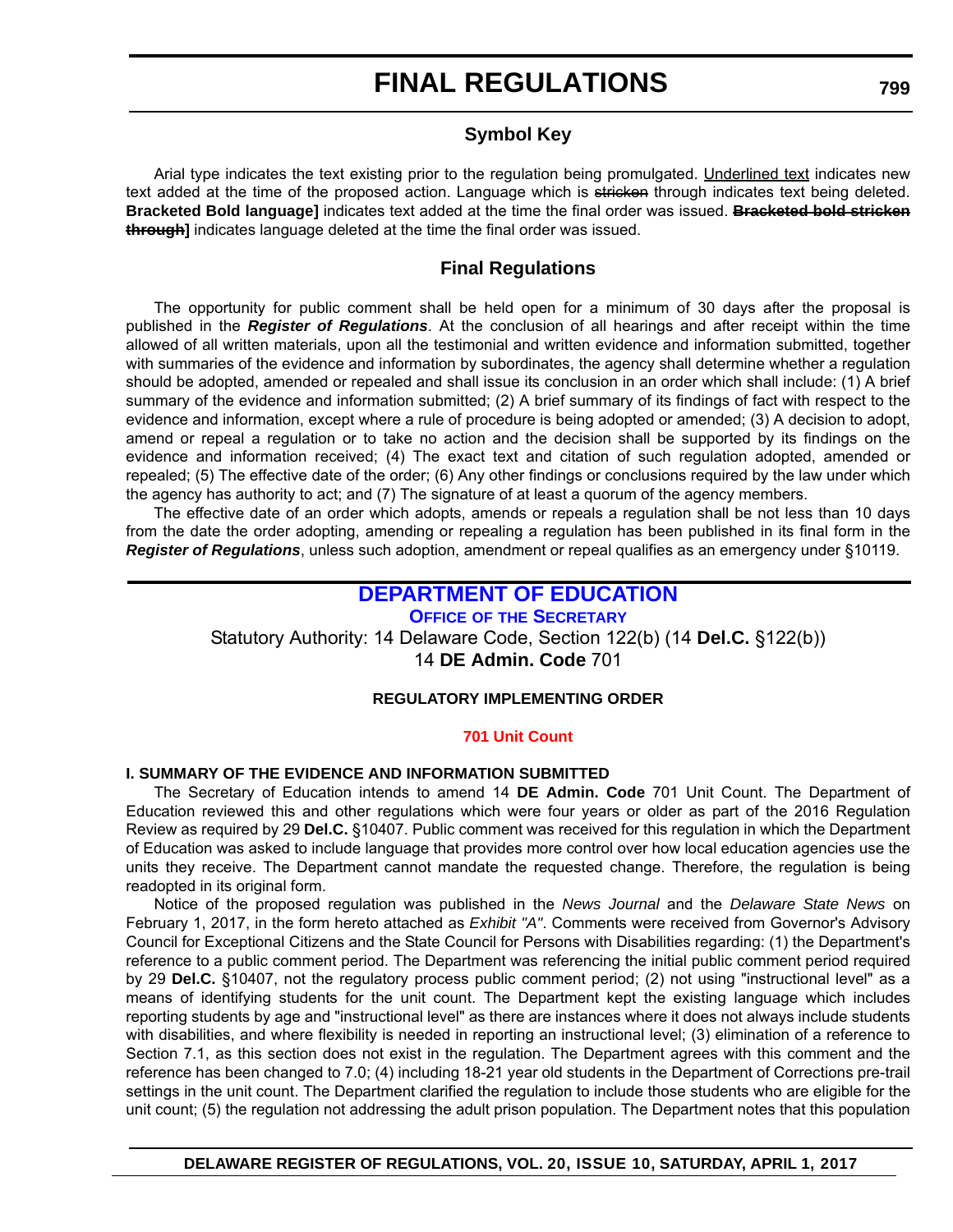# FINAL REGULATIONS

## Symbol Key

Arial type indicates the text existing prior to the regulation being promulgated. Underlined text indicates new text added at the time of the proposed action. Language which is ~~stricken~~ through indicates text being deleted. **Bracketed Bold language]** indicates text added at the time the final order was issued. **~~Bracketed bold stricken through~~]** indicates language deleted at the time the final order was issued.

## Final Regulations

The opportunity for public comment shall be held open for a minimum of 30 days after the proposal is published in the ***Register of Regulations***. At the conclusion of all hearings and after receipt within the time allowed of all written materials, upon all the testimonial and written evidence and information submitted, together with summaries of the evidence and information by subordinates, the agency shall determine whether a regulation should be adopted, amended or repealed and shall issue its conclusion in an order which shall include: (1) A brief summary of the evidence and information submitted; (2) A brief summary of its findings of fact with respect to the evidence and information, except where a rule of procedure is being adopted or amended; (3) A decision to adopt, amend or repeal a regulation or to take no action and the decision shall be supported by its findings on the evidence and information received; (4) The exact text and citation of such regulation adopted, amended or repealed; (5) The effective date of the order; (6) Any other findings or conclusions required by the law under which the agency has authority to act; and (7) The signature of at least a quorum of the agency members.

The effective date of an order which adopts, amends or repeals a regulation shall be not less than 10 days from the date the order adopting, amending or repealing a regulation has been published in its final form in the ***Register of Regulations***, unless such adoption, amendment or repeal qualifies as an emergency under §10119.

## DEPARTMENT OF EDUCATION

### OFFICE OF THE SECRETARY

Statutory Authority: 14 Delaware Code, Section 122(b) (14 **Del.C.** §122(b))
14 **DE Admin. Code** 701

**REGULATORY IMPLEMENTING ORDER**

**701 Unit Count**

**I. SUMMARY OF THE EVIDENCE AND INFORMATION SUBMITTED**

The Secretary of Education intends to amend 14 **DE Admin. Code** 701 Unit Count. The Department of Education reviewed this and other regulations which were four years or older as part of the 2016 Regulation Review as required by 29 **Del.C.** §10407. Public comment was received for this regulation in which the Department of Education was asked to include language that provides more control over how local education agencies use the units they receive. The Department cannot mandate the requested change. Therefore, the regulation is being readopted in its original form.

Notice of the proposed regulation was published in the *News Journal* and the *Delaware State News* on February 1, 2017, in the form hereto attached as *Exhibit "A"*. Comments were received from Governor's Advisory Council for Exceptional Citizens and the State Council for Persons with Disabilities regarding: (1) the Department's reference to a public comment period. The Department was referencing the initial public comment period required by 29 **Del.C.** §10407, not the regulatory process public comment period; (2) not using "instructional level" as a means of identifying students for the unit count. The Department kept the existing language which includes reporting students by age and "instructional level" as there are instances where it does not always include students with disabilities, and where flexibility is needed in reporting an instructional level; (3) elimination of a reference to Section 7.1, as this section does not exist in the regulation. The Department agrees with this comment and the reference has been changed to 7.0; (4) including 18-21 year old students in the Department of Corrections pre-trail settings in the unit count. The Department clarified the regulation to include those students who are eligible for the unit count; (5) the regulation not addressing the adult prison population. The Department notes that this population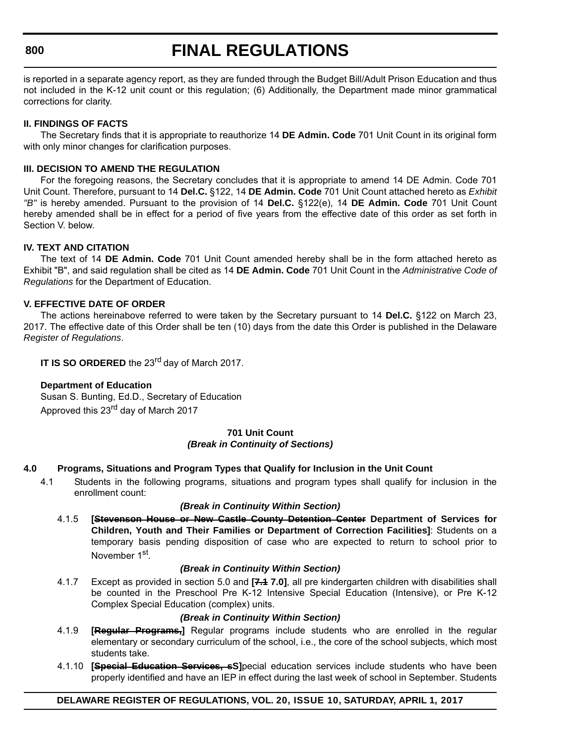is reported in a separate agency report, as they are funded through the Budget Bill/Adult Prison Education and thus not included in the K-12 unit count or this regulation; (6) Additionally, the Department made minor grammatical corrections for clarity.

**II. FINDINGS OF FACTS**

The Secretary finds that it is appropriate to reauthorize 14 **DE Admin. Code** 701 Unit Count in its original form with only minor changes for clarification purposes.

**III. DECISION TO AMEND THE REGULATION**

For the foregoing reasons, the Secretary concludes that it is appropriate to amend 14 DE Admin. Code 701 Unit Count. Therefore, pursuant to 14 **Del.C.** §122, 14 **DE Admin. Code** 701 Unit Count attached hereto as *Exhibit "B"* is hereby amended. Pursuant to the provision of 14 **Del.C.** §122(e), 14 **DE Admin. Code** 701 Unit Count hereby amended shall be in effect for a period of five years from the effective date of this order as set forth in Section V. below.

**IV. TEXT AND CITATION**

The text of 14 **DE Admin. Code** 701 Unit Count amended hereby shall be in the form attached hereto as Exhibit "B", and said regulation shall be cited as 14 **DE Admin. Code** 701 Unit Count in the *Administrative Code of Regulations* for the Department of Education.

**V. EFFECTIVE DATE OF ORDER**

The actions hereinabove referred to were taken by the Secretary pursuant to 14 **Del.C.** §122 on March 23, 2017. The effective date of this Order shall be ten (10) days from the date this Order is published in the Delaware *Register of Regulations*.

**IT IS SO ORDERED** the 23rd day of March 2017.

**Department of Education**
Susan S. Bunting, Ed.D., Secretary of Education
Approved this 23rd day of March 2017

**701 Unit Count**
***(Break in Continuity of Sections)***

**4.0 Programs, Situations and Program Types that Qualify for Inclusion in the Unit Count**

4.1 Students in the following programs, situations and program types shall qualify for inclusion in the enrollment count:

***(Break in Continuity Within Section)***

4.1.5 **[~~Stevenson House or New Castle County Detention Center~~ Department of Services for Children, Youth and Their Families or Department of Correction Facilities]**: Students on a temporary basis pending disposition of case who are expected to return to school prior to November 1st.

***(Break in Continuity Within Section)***

4.1.7 Except as provided in section 5.0 and **[~~7.1~~ 7.0]**, all pre kindergarten children with disabilities shall be counted in the Preschool Pre K-12 Intensive Special Education (Intensive), or Pre K-12 Complex Special Education (complex) units.

***(Break in Continuity Within Section)***

4.1.9 **[~~Regular Programs,~~]** Regular programs include students who are enrolled in the regular elementary or secondary curriculum of the school, i.e., the core of the school subjects, which most students take.

4.1.10 **[~~Special Education Services, s~~S]**pecial education services include students who have been properly identified and have an IEP in effect during the last week of school in September. Students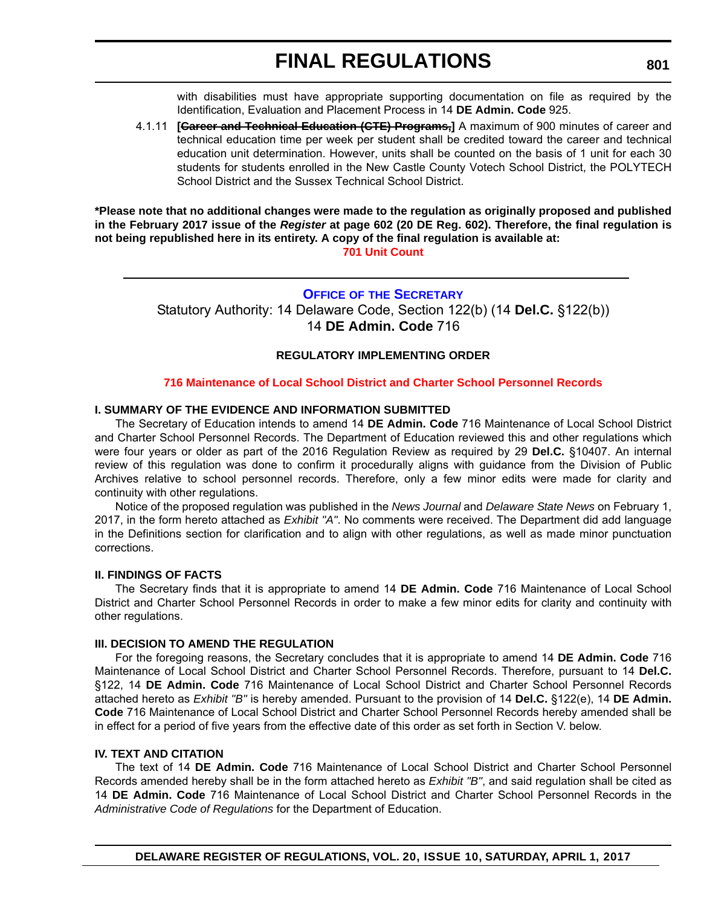with disabilities must have appropriate supporting documentation on file as required by the Identification, Evaluation and Placement Process in 14 **DE Admin. Code** 925.

4.1.11 **[~~Career and Technical Education (CTE) Programs,~~]** A maximum of 900 minutes of career and technical education time per week per student shall be credited toward the career and technical education unit determination. However, units shall be counted on the basis of 1 unit for each 30 students for students enrolled in the New Castle County Votech School District, the POLYTECH School District and the Sussex Technical School District.

**\*Please note that no additional changes were made to the regulation as originally proposed and published in the February 2017 issue of the *Register* at page 602 (20 DE Reg. 602). Therefore, the final regulation is not being republished here in its entirety. A copy of the final regulation is available at:**

**701 Unit Count**

---

## Office of the Secretary

Statutory Authority: 14 Delaware Code, Section 122(b) (14 **Del.C.** §122(b))
14 **DE Admin. Code** 716

**REGULATORY IMPLEMENTING ORDER**

**716 Maintenance of Local School District and Charter School Personnel Records**

### I. SUMMARY OF THE EVIDENCE AND INFORMATION SUBMITTED

The Secretary of Education intends to amend 14 **DE Admin. Code** 716 Maintenance of Local School District and Charter School Personnel Records. The Department of Education reviewed this and other regulations which were four years or older as part of the 2016 Regulation Review as required by 29 **Del.C.** §10407. An internal review of this regulation was done to confirm it procedurally aligns with guidance from the Division of Public Archives relative to school personnel records. Therefore, only a few minor edits were made for clarity and continuity with other regulations.

Notice of the proposed regulation was published in the *News Journal* and *Delaware State News* on February 1, 2017, in the form hereto attached as *Exhibit "A"*. No comments were received. The Department did add language in the Definitions section for clarification and to align with other regulations, as well as made minor punctuation corrections.

### II. FINDINGS OF FACTS

The Secretary finds that it is appropriate to amend 14 **DE Admin. Code** 716 Maintenance of Local School District and Charter School Personnel Records in order to make a few minor edits for clarity and continuity with other regulations.

### III. DECISION TO AMEND THE REGULATION

For the foregoing reasons, the Secretary concludes that it is appropriate to amend 14 **DE Admin. Code** 716 Maintenance of Local School District and Charter School Personnel Records. Therefore, pursuant to 14 **Del.C.** §122, 14 **DE Admin. Code** 716 Maintenance of Local School District and Charter School Personnel Records attached hereto as *Exhibit "B"* is hereby amended. Pursuant to the provision of 14 **Del.C.** §122(e), 14 **DE Admin. Code** 716 Maintenance of Local School District and Charter School Personnel Records hereby amended shall be in effect for a period of five years from the effective date of this order as set forth in Section V. below.

### IV. TEXT AND CITATION

The text of 14 **DE Admin. Code** 716 Maintenance of Local School District and Charter School Personnel Records amended hereby shall be in the form attached hereto as *Exhibit "B"*, and said regulation shall be cited as 14 **DE Admin. Code** 716 Maintenance of Local School District and Charter School Personnel Records in the *Administrative Code of Regulations* for the Department of Education.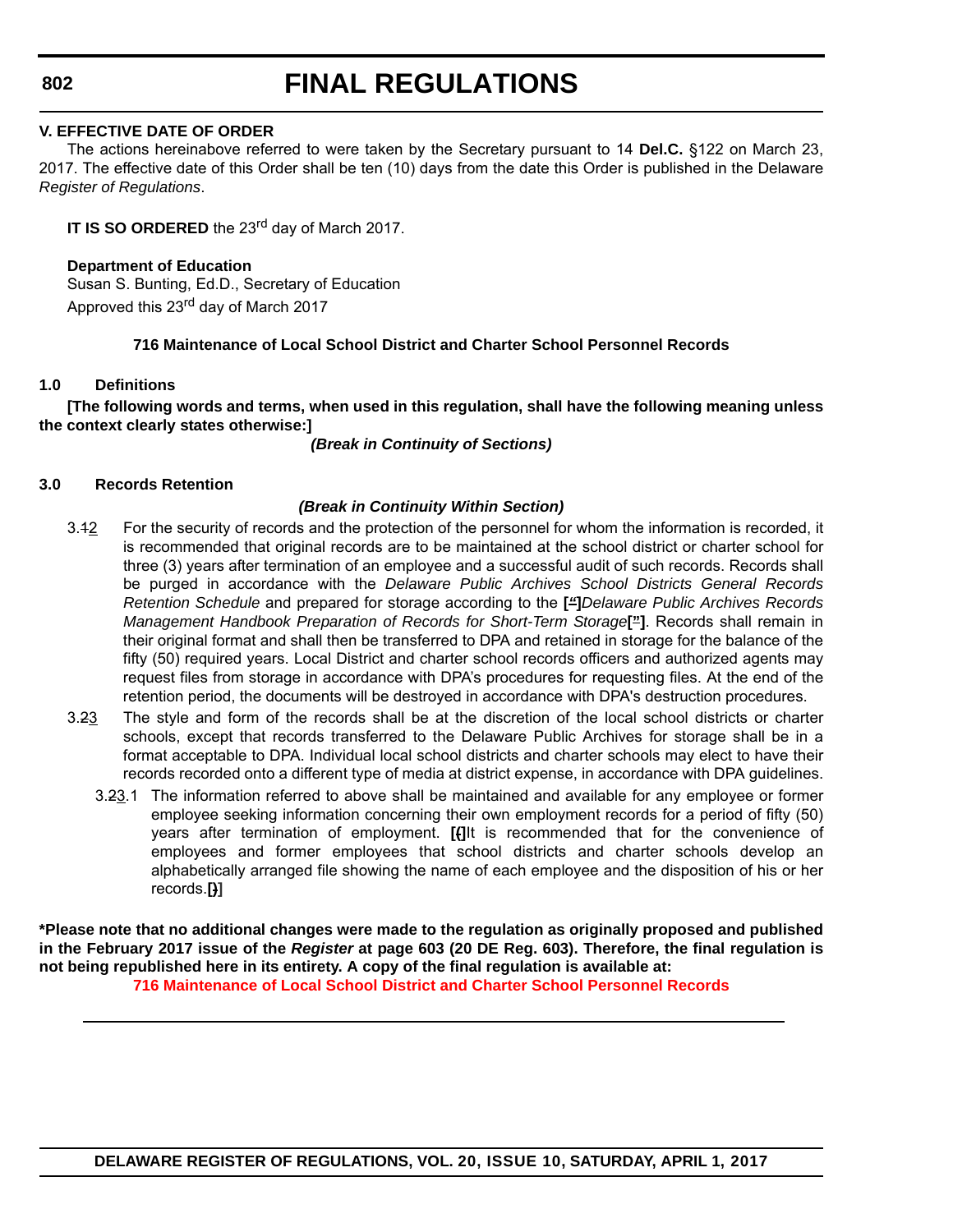### V. EFFECTIVE DATE OF ORDER

The actions hereinabove referred to were taken by the Secretary pursuant to 14 **Del.C.** §122 on March 23, 2017. The effective date of this Order shall be ten (10) days from the date this Order is published in the Delaware *Register of Regulations*.

**IT IS SO ORDERED** the 23rd day of March 2017.

**Department of Education**
Susan S. Bunting, Ed.D., Secretary of Education
Approved this 23rd day of March 2017

### 716 Maintenance of Local School District and Charter School Personnel Records

**1.0 Definitions**

**[The following words and terms, when used in this regulation, shall have the following meaning unless the context clearly states otherwise:]**

***(Break in Continuity of Sections)***

**3.0 Records Retention**

***(Break in Continuity Within Section)***

3.12 For the security of records and the protection of the personnel for whom the information is recorded, it is recommended that original records are to be maintained at the school district or charter school for three (3) years after termination of an employee and a successful audit of such records. Records shall be purged in accordance with the *Delaware Public Archives School Districts General Records Retention Schedule* and prepared for storage according to the **[“]***Delaware Public Archives Records Management Handbook Preparation of Records for Short-Term Storage***[”]**. Records shall remain in their original format and shall then be transferred to DPA and retained in storage for the balance of the fifty (50) required years. Local District and charter school records officers and authorized agents may request files from storage in accordance with DPA's procedures for requesting files. At the end of the retention period, the documents will be destroyed in accordance with DPA's destruction procedures.

3.23 The style and form of the records shall be at the discretion of the local school districts or charter schools, except that records transferred to the Delaware Public Archives for storage shall be in a format acceptable to DPA. Individual local school districts and charter schools may elect to have their records recorded onto a different type of media at district expense, in accordance with DPA guidelines.

3.23.1 The information referred to above shall be maintained and available for any employee or former employee seeking information concerning their own employment records for a period of fifty (50) years after termination of employment. **[(]**It is recommended that for the convenience of employees and former employees that school districts and charter schools develop an alphabetically arranged file showing the name of each employee and the disposition of his or her records.**[)]**

**\*Please note that no additional changes were made to the regulation as originally proposed and published in the February 2017 issue of the *Register* at page 603 (20 DE Reg. 603). Therefore, the final regulation is not being republished here in its entirety. A copy of the final regulation is available at:**

**716 Maintenance of Local School District and Charter School Personnel Records**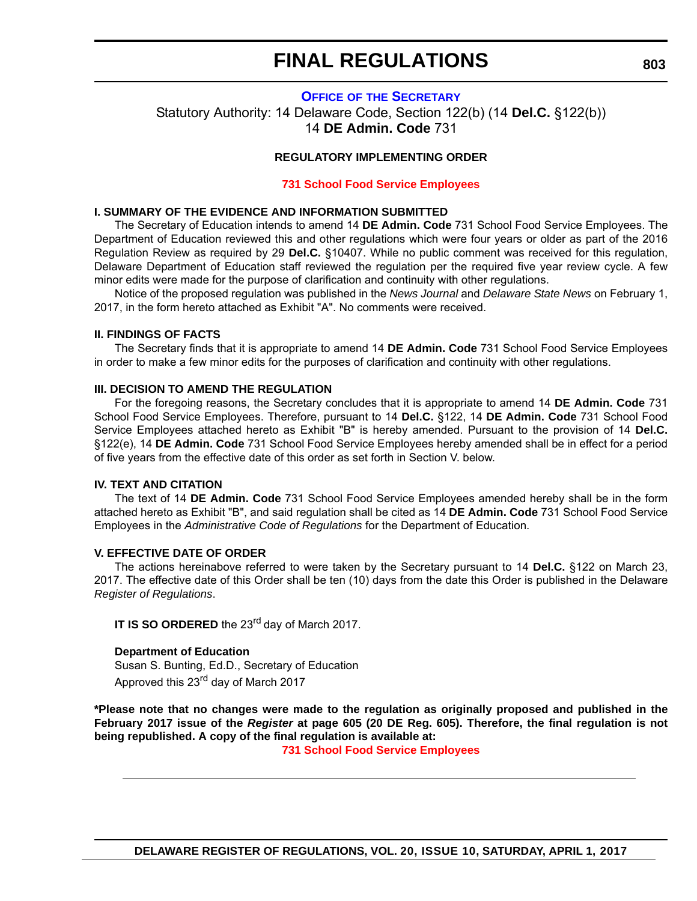# FINAL REGULATIONS

## OFFICE OF THE SECRETARY

Statutory Authority: 14 Delaware Code, Section 122(b) (14 **Del.C.** §122(b))
14 **DE Admin. Code** 731

### REGULATORY IMPLEMENTING ORDER

### 731 School Food Service Employees

**I. SUMMARY OF THE EVIDENCE AND INFORMATION SUBMITTED**

The Secretary of Education intends to amend 14 **DE Admin. Code** 731 School Food Service Employees. The Department of Education reviewed this and other regulations which were four years or older as part of the 2016 Regulation Review as required by 29 **Del.C.** §10407. While no public comment was received for this regulation, Delaware Department of Education staff reviewed the regulation per the required five year review cycle. A few minor edits were made for the purpose of clarification and continuity with other regulations.

Notice of the proposed regulation was published in the *News Journal* and *Delaware State News* on February 1, 2017, in the form hereto attached as Exhibit "A". No comments were received.

**II. FINDINGS OF FACTS**

The Secretary finds that it is appropriate to amend 14 **DE Admin. Code** 731 School Food Service Employees in order to make a few minor edits for the purposes of clarification and continuity with other regulations.

**III. DECISION TO AMEND THE REGULATION**

For the foregoing reasons, the Secretary concludes that it is appropriate to amend 14 **DE Admin. Code** 731 School Food Service Employees. Therefore, pursuant to 14 **Del.C.** §122, 14 **DE Admin. Code** 731 School Food Service Employees attached hereto as Exhibit "B" is hereby amended. Pursuant to the provision of 14 **Del.C.** §122(e), 14 **DE Admin. Code** 731 School Food Service Employees hereby amended shall be in effect for a period of five years from the effective date of this order as set forth in Section V. below.

**IV. TEXT AND CITATION**

The text of 14 **DE Admin. Code** 731 School Food Service Employees amended hereby shall be in the form attached hereto as Exhibit "B", and said regulation shall be cited as 14 **DE Admin. Code** 731 School Food Service Employees in the *Administrative Code of Regulations* for the Department of Education.

**V. EFFECTIVE DATE OF ORDER**

The actions hereinabove referred to were taken by the Secretary pursuant to 14 **Del.C.** §122 on March 23, 2017. The effective date of this Order shall be ten (10) days from the date this Order is published in the Delaware *Register of Regulations*.

**IT IS SO ORDERED** the 23rd day of March 2017.

**Department of Education**
Susan S. Bunting, Ed.D., Secretary of Education
Approved this 23rd day of March 2017

**\*Please note that no changes were made to the regulation as originally proposed and published in the February 2017 issue of the *Register* at page 605 (20 DE Reg. 605). Therefore, the final regulation is not being republished. A copy of the final regulation is available at:**

**731 School Food Service Employees**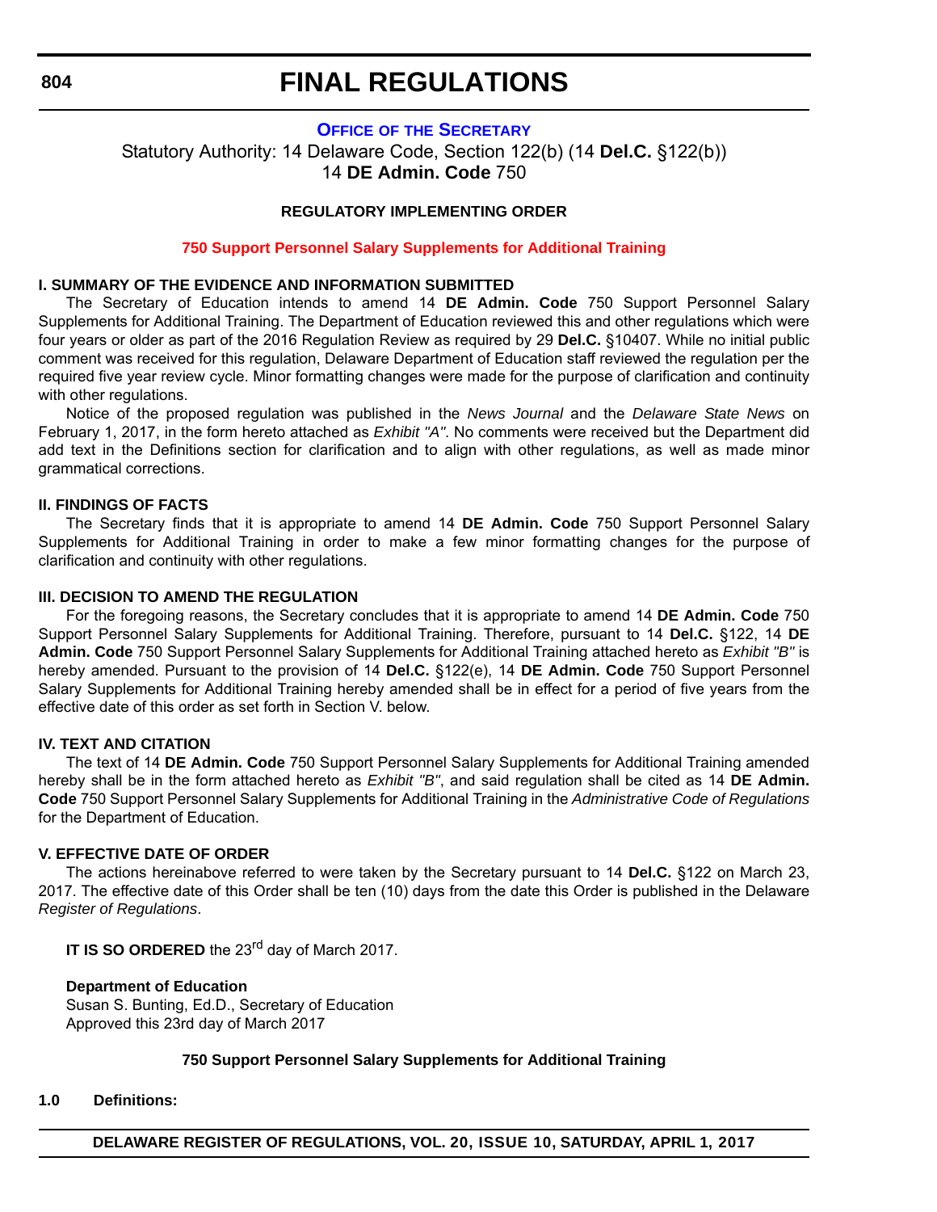# FINAL REGULATIONS

## OFFICE OF THE SECRETARY

Statutory Authority: 14 Delaware Code, Section 122(b) (14 **Del.C.** §122(b))
14 **DE Admin. Code** 750

### REGULATORY IMPLEMENTING ORDER

### 750 Support Personnel Salary Supplements for Additional Training

**I. SUMMARY OF THE EVIDENCE AND INFORMATION SUBMITTED**

The Secretary of Education intends to amend 14 **DE Admin. Code** 750 Support Personnel Salary Supplements for Additional Training. The Department of Education reviewed this and other regulations which were four years or older as part of the 2016 Regulation Review as required by 29 **Del.C.** §10407. While no initial public comment was received for this regulation, Delaware Department of Education staff reviewed the regulation per the required five year review cycle. Minor formatting changes were made for the purpose of clarification and continuity with other regulations.

Notice of the proposed regulation was published in the *News Journal* and the *Delaware State News* on February 1, 2017, in the form hereto attached as *Exhibit "A"*. No comments were received but the Department did add text in the Definitions section for clarification and to align with other regulations, as well as made minor grammatical corrections.

**II. FINDINGS OF FACTS**

The Secretary finds that it is appropriate to amend 14 **DE Admin. Code** 750 Support Personnel Salary Supplements for Additional Training in order to make a few minor formatting changes for the purpose of clarification and continuity with other regulations.

**III. DECISION TO AMEND THE REGULATION**

For the foregoing reasons, the Secretary concludes that it is appropriate to amend 14 **DE Admin. Code** 750 Support Personnel Salary Supplements for Additional Training. Therefore, pursuant to 14 **Del.C.** §122, 14 **DE Admin. Code** 750 Support Personnel Salary Supplements for Additional Training attached hereto as *Exhibit "B"* is hereby amended. Pursuant to the provision of 14 **Del.C.** §122(e), 14 **DE Admin. Code** 750 Support Personnel Salary Supplements for Additional Training hereby amended shall be in effect for a period of five years from the effective date of this order as set forth in Section V. below.

**IV. TEXT AND CITATION**

The text of 14 **DE Admin. Code** 750 Support Personnel Salary Supplements for Additional Training amended hereby shall be in the form attached hereto as *Exhibit "B"*, and said regulation shall be cited as 14 **DE Admin. Code** 750 Support Personnel Salary Supplements for Additional Training in the *Administrative Code of Regulations* for the Department of Education.

**V. EFFECTIVE DATE OF ORDER**

The actions hereinabove referred to were taken by the Secretary pursuant to 14 **Del.C.** §122 on March 23, 2017. The effective date of this Order shall be ten (10) days from the date this Order is published in the Delaware *Register of Regulations*.

**IT IS SO ORDERED** the 23rd day of March 2017.

**Department of Education**
Susan S. Bunting, Ed.D., Secretary of Education
Approved this 23rd day of March 2017

### 750 Support Personnel Salary Supplements for Additional Training

**1.0 Definitions:**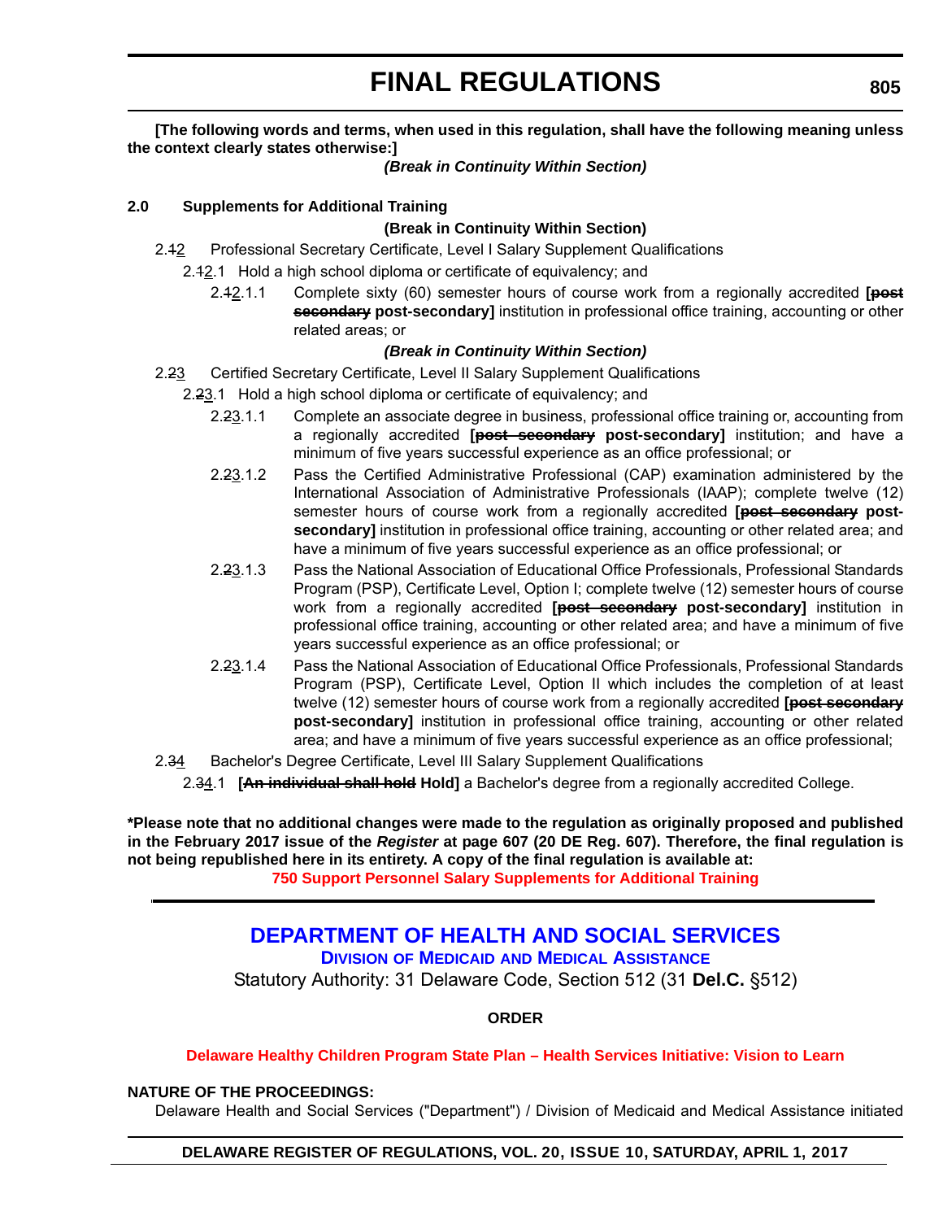**[The following words and terms, when used in this regulation, shall have the following meaning unless the context clearly states otherwise:]**

***(Break in Continuity Within Section)***

**2.0 Supplements for Additional Training**

**(Break in Continuity Within Section)**

2.~~1~~2 Professional Secretary Certificate, Level I Salary Supplement Qualifications

2.~~1~~2.1 Hold a high school diploma or certificate of equivalency; and

2.~~1~~2.1.1 Complete sixty (60) semester hours of course work from a regionally accredited **[~~post secondary~~ post-secondary]** institution in professional office training, accounting or other related areas; or

***(Break in Continuity Within Section)***

2.~~2~~3 Certified Secretary Certificate, Level II Salary Supplement Qualifications

2.~~2~~3.1 Hold a high school diploma or certificate of equivalency; and

2.~~2~~3.1.1 Complete an associate degree in business, professional office training or, accounting from a regionally accredited **[~~post secondary~~ post-secondary]** institution; and have a minimum of five years successful experience as an office professional; or

2.~~2~~3.1.2 Pass the Certified Administrative Professional (CAP) examination administered by the International Association of Administrative Professionals (IAAP); complete twelve (12) semester hours of course work from a regionally accredited **[~~post secondary~~ post-secondary]** institution in professional office training, accounting or other related area; and have a minimum of five years successful experience as an office professional; or

2.~~2~~3.1.3 Pass the National Association of Educational Office Professionals, Professional Standards Program (PSP), Certificate Level, Option I; complete twelve (12) semester hours of course work from a regionally accredited **[~~post secondary~~ post-secondary]** institution in professional office training, accounting or other related area; and have a minimum of five years successful experience as an office professional; or

2.~~2~~3.1.4 Pass the National Association of Educational Office Professionals, Professional Standards Program (PSP), Certificate Level, Option II which includes the completion of at least twelve (12) semester hours of course work from a regionally accredited **[~~post secondary~~ post-secondary]** institution in professional office training, accounting or other related area; and have a minimum of five years successful experience as an office professional;

2.~~3~~4 Bachelor's Degree Certificate, Level III Salary Supplement Qualifications

2.~~3~~4.1 **[~~An individual shall hold~~ Hold]** a Bachelor's degree from a regionally accredited College.

**\*Please note that no additional changes were made to the regulation as originally proposed and published in the February 2017 issue of the *Register* at page 607 (20 DE Reg. 607). Therefore, the final regulation is not being republished here in its entirety. A copy of the final regulation is available at:**

**750 Support Personnel Salary Supplements for Additional Training**

---

## DEPARTMENT OF HEALTH AND SOCIAL SERVICES

### Division of Medicaid and Medical Assistance

Statutory Authority: 31 Delaware Code, Section 512 (31 **Del.C.** §512)

**ORDER**

**Delaware Healthy Children Program State Plan – Health Services Initiative: Vision to Learn**

**NATURE OF THE PROCEEDINGS:**

Delaware Health and Social Services ("Department") / Division of Medicaid and Medical Assistance initiated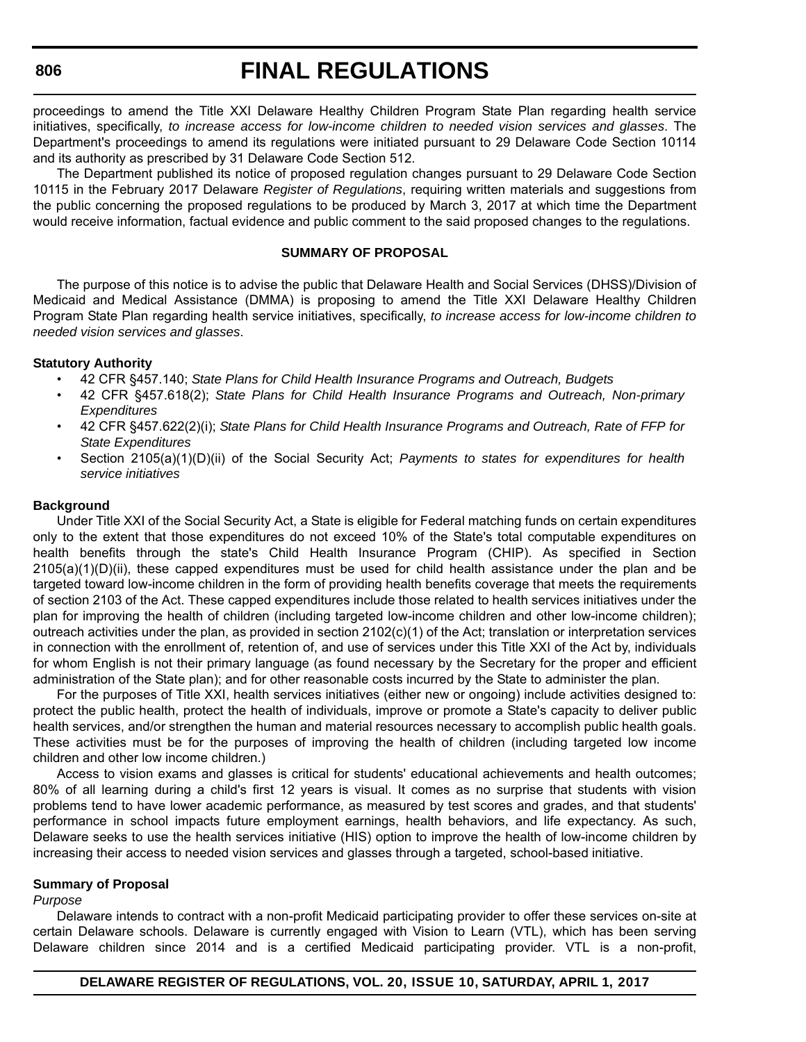proceedings to amend the Title XXI Delaware Healthy Children Program State Plan regarding health service initiatives, specifically, *to increase access for low-income children to needed vision services and glasses*. The Department's proceedings to amend its regulations were initiated pursuant to 29 Delaware Code Section 10114 and its authority as prescribed by 31 Delaware Code Section 512.

The Department published its notice of proposed regulation changes pursuant to 29 Delaware Code Section 10115 in the February 2017 Delaware *Register of Regulations*, requiring written materials and suggestions from the public concerning the proposed regulations to be produced by March 3, 2017 at which time the Department would receive information, factual evidence and public comment to the said proposed changes to the regulations.

**SUMMARY OF PROPOSAL**

The purpose of this notice is to advise the public that Delaware Health and Social Services (DHSS)/Division of Medicaid and Medical Assistance (DMMA) is proposing to amend the Title XXI Delaware Healthy Children Program State Plan regarding health service initiatives, specifically, *to increase access for low-income children to needed vision services and glasses*.

**Statutory Authority**

- 42 CFR §457.140; *State Plans for Child Health Insurance Programs and Outreach, Budgets*
- 42 CFR §457.618(2); *State Plans for Child Health Insurance Programs and Outreach, Non-primary Expenditures*
- 42 CFR §457.622(2)(i); *State Plans for Child Health Insurance Programs and Outreach, Rate of FFP for State Expenditures*
- Section 2105(a)(1)(D)(ii) of the Social Security Act; *Payments to states for expenditures for health service initiatives*

**Background**

Under Title XXI of the Social Security Act, a State is eligible for Federal matching funds on certain expenditures only to the extent that those expenditures do not exceed 10% of the State's total computable expenditures on health benefits through the state's Child Health Insurance Program (CHIP). As specified in Section 2105(a)(1)(D)(ii), these capped expenditures must be used for child health assistance under the plan and be targeted toward low-income children in the form of providing health benefits coverage that meets the requirements of section 2103 of the Act. These capped expenditures include those related to health services initiatives under the plan for improving the health of children (including targeted low-income children and other low-income children); outreach activities under the plan, as provided in section 2102(c)(1) of the Act; translation or interpretation services in connection with the enrollment of, retention of, and use of services under this Title XXI of the Act by, individuals for whom English is not their primary language (as found necessary by the Secretary for the proper and efficient administration of the State plan); and for other reasonable costs incurred by the State to administer the plan.

For the purposes of Title XXI, health services initiatives (either new or ongoing) include activities designed to: protect the public health, protect the health of individuals, improve or promote a State's capacity to deliver public health services, and/or strengthen the human and material resources necessary to accomplish public health goals. These activities must be for the purposes of improving the health of children (including targeted low income children and other low income children.)

Access to vision exams and glasses is critical for students' educational achievements and health outcomes; 80% of all learning during a child's first 12 years is visual. It comes as no surprise that students with vision problems tend to have lower academic performance, as measured by test scores and grades, and that students' performance in school impacts future employment earnings, health behaviors, and life expectancy. As such, Delaware seeks to use the health services initiative (HIS) option to improve the health of low-income children by increasing their access to needed vision services and glasses through a targeted, school-based initiative.

**Summary of Proposal**

*Purpose*

Delaware intends to contract with a non-profit Medicaid participating provider to offer these services on-site at certain Delaware schools. Delaware is currently engaged with Vision to Learn (VTL), which has been serving Delaware children since 2014 and is a certified Medicaid participating provider. VTL is a non-profit,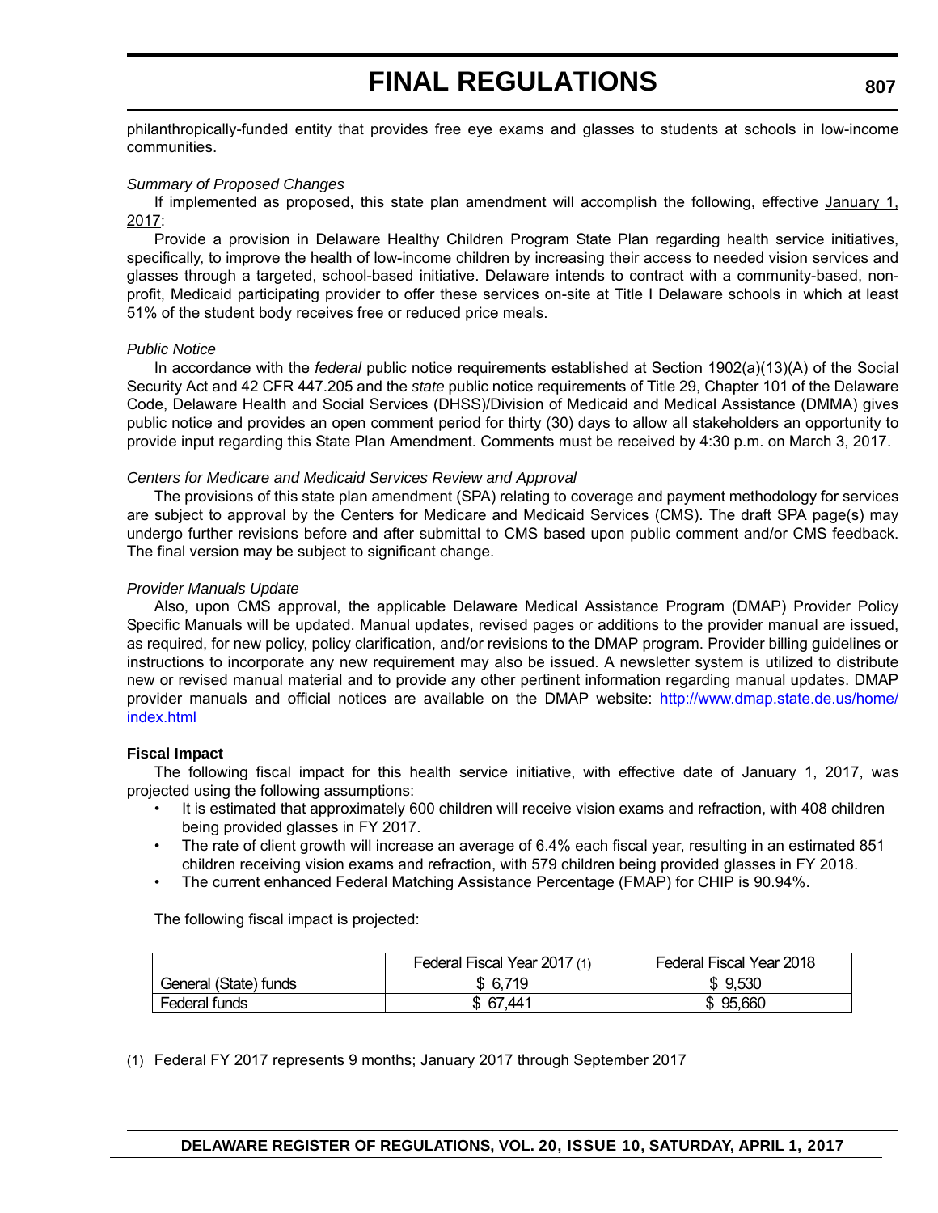philanthropically-funded entity that provides free eye exams and glasses to students at schools in low-income communities.

*Summary of Proposed Changes*

If implemented as proposed, this state plan amendment will accomplish the following, effective January 1, 2017:

Provide a provision in Delaware Healthy Children Program State Plan regarding health service initiatives, specifically, to improve the health of low-income children by increasing their access to needed vision services and glasses through a targeted, school-based initiative. Delaware intends to contract with a community-based, non-profit, Medicaid participating provider to offer these services on-site at Title I Delaware schools in which at least 51% of the student body receives free or reduced price meals.

*Public Notice*

In accordance with the *federal* public notice requirements established at Section 1902(a)(13)(A) of the Social Security Act and 42 CFR 447.205 and the *state* public notice requirements of Title 29, Chapter 101 of the Delaware Code, Delaware Health and Social Services (DHSS)/Division of Medicaid and Medical Assistance (DMMA) gives public notice and provides an open comment period for thirty (30) days to allow all stakeholders an opportunity to provide input regarding this State Plan Amendment. Comments must be received by 4:30 p.m. on March 3, 2017.

*Centers for Medicare and Medicaid Services Review and Approval*

The provisions of this state plan amendment (SPA) relating to coverage and payment methodology for services are subject to approval by the Centers for Medicare and Medicaid Services (CMS). The draft SPA page(s) may undergo further revisions before and after submittal to CMS based upon public comment and/or CMS feedback. The final version may be subject to significant change.

*Provider Manuals Update*

Also, upon CMS approval, the applicable Delaware Medical Assistance Program (DMAP) Provider Policy Specific Manuals will be updated. Manual updates, revised pages or additions to the provider manual are issued, as required, for new policy, policy clarification, and/or revisions to the DMAP program. Provider billing guidelines or instructions to incorporate any new requirement may also be issued. A newsletter system is utilized to distribute new or revised manual material and to provide any other pertinent information regarding manual updates. DMAP provider manuals and official notices are available on the DMAP website: http://www.dmap.state.de.us/home/index.html

**Fiscal Impact**

The following fiscal impact for this health service initiative, with effective date of January 1, 2017, was projected using the following assumptions:

- It is estimated that approximately 600 children will receive vision exams and refraction, with 408 children being provided glasses in FY 2017.
- The rate of client growth will increase an average of 6.4% each fiscal year, resulting in an estimated 851 children receiving vision exams and refraction, with 579 children being provided glasses in FY 2018.
- The current enhanced Federal Matching Assistance Percentage (FMAP) for CHIP is 90.94%.

The following fiscal impact is projected:

| | Federal Fiscal Year 2017 (1) | Federal Fiscal Year 2018 |
|---|---|---|
| General (State) funds | $ 6,719 | $ 9,530 |
| Federal funds | $ 67,441 | $ 95,660 |

(1) Federal FY 2017 represents 9 months; January 2017 through September 2017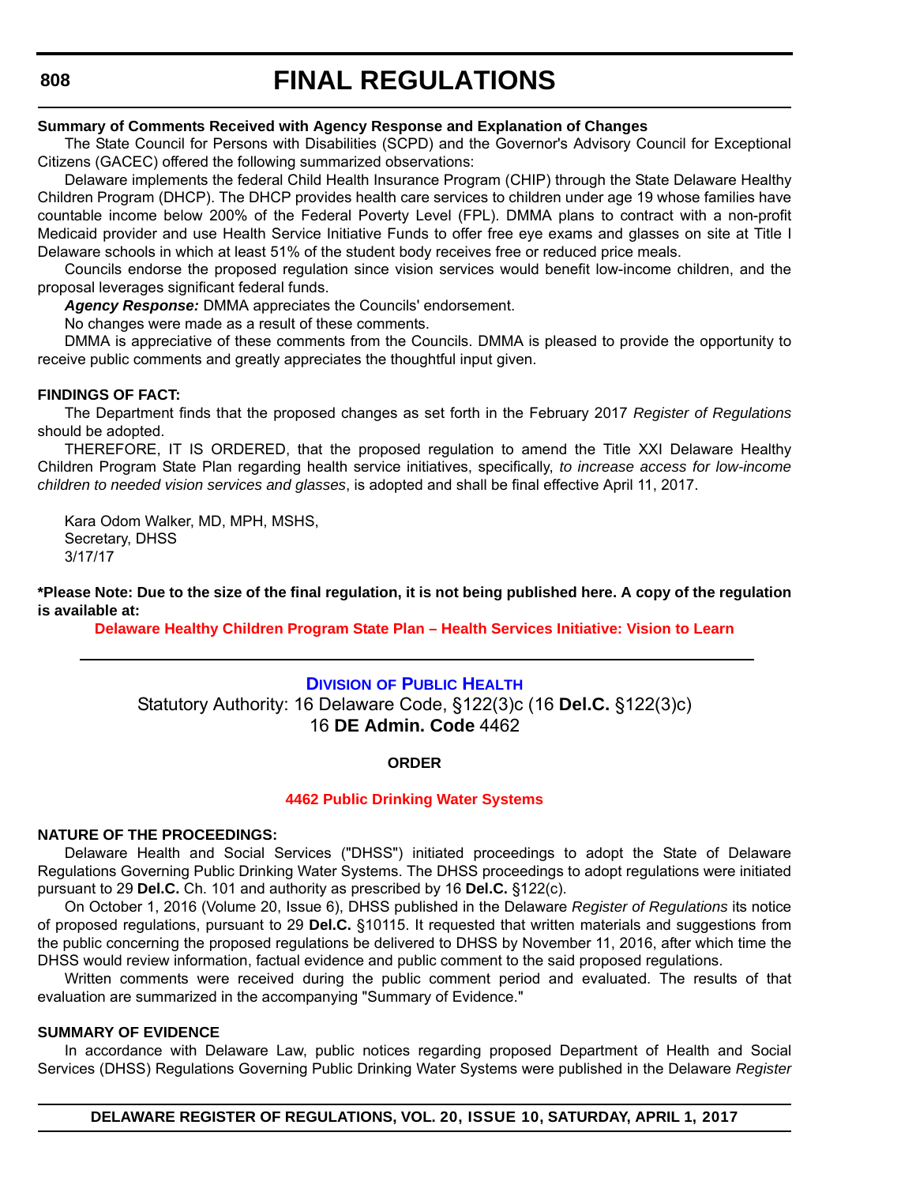**Summary of Comments Received with Agency Response and Explanation of Changes**

The State Council for Persons with Disabilities (SCPD) and the Governor's Advisory Council for Exceptional Citizens (GACEC) offered the following summarized observations:

Delaware implements the federal Child Health Insurance Program (CHIP) through the State Delaware Healthy Children Program (DHCP). The DHCP provides health care services to children under age 19 whose families have countable income below 200% of the Federal Poverty Level (FPL). DMMA plans to contract with a non-profit Medicaid provider and use Health Service Initiative Funds to offer free eye exams and glasses on site at Title I Delaware schools in which at least 51% of the student body receives free or reduced price meals.

Councils endorse the proposed regulation since vision services would benefit low-income children, and the proposal leverages significant federal funds.

***Agency Response:*** DMMA appreciates the Councils' endorsement.

No changes were made as a result of these comments.

DMMA is appreciative of these comments from the Councils. DMMA is pleased to provide the opportunity to receive public comments and greatly appreciates the thoughtful input given.

**FINDINGS OF FACT:**

The Department finds that the proposed changes as set forth in the February 2017 *Register of Regulations* should be adopted.

THEREFORE, IT IS ORDERED, that the proposed regulation to amend the Title XXI Delaware Healthy Children Program State Plan regarding health service initiatives, specifically, *to increase access for low-income children to needed vision services and glasses*, is adopted and shall be final effective April 11, 2017.

Kara Odom Walker, MD, MPH, MSHS,
Secretary, DHSS
3/17/17

**\*Please Note: Due to the size of the final regulation, it is not being published here. A copy of the regulation is available at:**

**Delaware Healthy Children Program State Plan – Health Services Initiative: Vision to Learn**

---

## Division of Public Health

Statutory Authority: 16 Delaware Code, §122(3)c (16 **Del.C.** §122(3)c)
16 **DE Admin. Code** 4462

### ORDER

### 4462 Public Drinking Water Systems

**NATURE OF THE PROCEEDINGS:**

Delaware Health and Social Services ("DHSS") initiated proceedings to adopt the State of Delaware Regulations Governing Public Drinking Water Systems. The DHSS proceedings to adopt regulations were initiated pursuant to 29 **Del.C.** Ch. 101 and authority as prescribed by 16 **Del.C.** §122(c).

On October 1, 2016 (Volume 20, Issue 6), DHSS published in the Delaware *Register of Regulations* its notice of proposed regulations, pursuant to 29 **Del.C.** §10115. It requested that written materials and suggestions from the public concerning the proposed regulations be delivered to DHSS by November 11, 2016, after which time the DHSS would review information, factual evidence and public comment to the said proposed regulations.

Written comments were received during the public comment period and evaluated. The results of that evaluation are summarized in the accompanying "Summary of Evidence."

**SUMMARY OF EVIDENCE**

In accordance with Delaware Law, public notices regarding proposed Department of Health and Social Services (DHSS) Regulations Governing Public Drinking Water Systems were published in the Delaware *Register*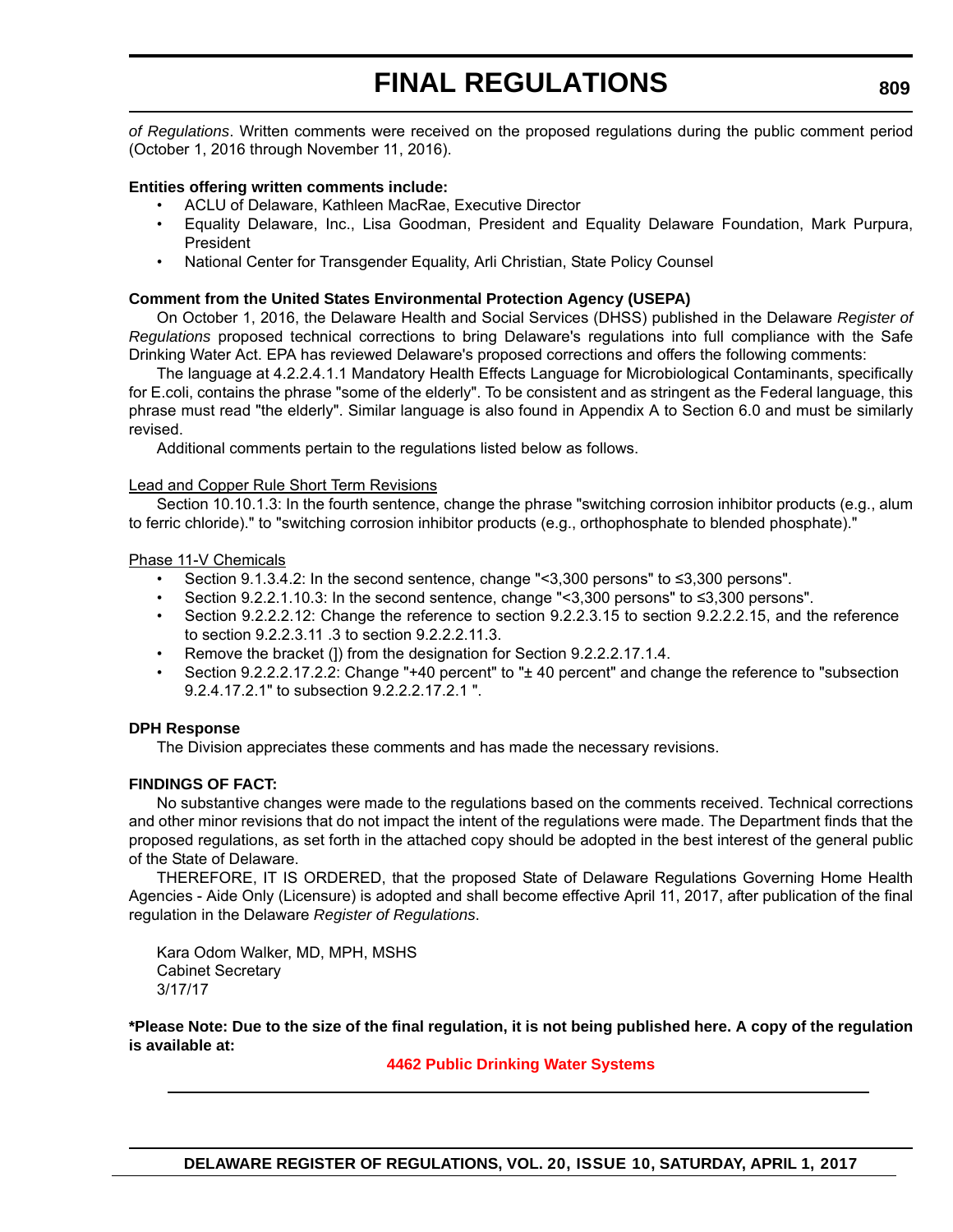*of Regulations*. Written comments were received on the proposed regulations during the public comment period (October 1, 2016 through November 11, 2016).

**Entities offering written comments include:**

- ACLU of Delaware, Kathleen MacRae, Executive Director
- Equality Delaware, Inc., Lisa Goodman, President and Equality Delaware Foundation, Mark Purpura, President
- National Center for Transgender Equality, Arli Christian, State Policy Counsel

**Comment from the United States Environmental Protection Agency (USEPA)**

On October 1, 2016, the Delaware Health and Social Services (DHSS) published in the Delaware *Register of Regulations* proposed technical corrections to bring Delaware's regulations into full compliance with the Safe Drinking Water Act. EPA has reviewed Delaware's proposed corrections and offers the following comments:

The language at 4.2.2.4.1.1 Mandatory Health Effects Language for Microbiological Contaminants, specifically for E.coli, contains the phrase "some of the elderly". To be consistent and as stringent as the Federal language, this phrase must read "the elderly". Similar language is also found in Appendix A to Section 6.0 and must be similarly revised.

Additional comments pertain to the regulations listed below as follows.

<u>Lead and Copper Rule Short Term Revisions</u>

Section 10.10.1.3: In the fourth sentence, change the phrase "switching corrosion inhibitor products (e.g., alum to ferric chloride)." to "switching corrosion inhibitor products (e.g., orthophosphate to blended phosphate)."

<u>Phase 11-V Chemicals</u>

- Section 9.1.3.4.2: In the second sentence, change "<3,300 persons" to ≤3,300 persons".
- Section 9.2.2.1.10.3: In the second sentence, change "<3,300 persons" to ≤3,300 persons".
- Section 9.2.2.2.12: Change the reference to section 9.2.2.3.15 to section 9.2.2.2.15, and the reference to section 9.2.2.3.11 .3 to section 9.2.2.2.11.3.
- Remove the bracket (]) from the designation for Section 9.2.2.2.17.1.4.
- Section 9.2.2.2.17.2.2: Change "+40 percent" to "± 40 percent" and change the reference to "subsection 9.2.4.17.2.1" to subsection 9.2.2.2.17.2.1 ".

**DPH Response**

The Division appreciates these comments and has made the necessary revisions.

**FINDINGS OF FACT:**

No substantive changes were made to the regulations based on the comments received. Technical corrections and other minor revisions that do not impact the intent of the regulations were made. The Department finds that the proposed regulations, as set forth in the attached copy should be adopted in the best interest of the general public of the State of Delaware.

THEREFORE, IT IS ORDERED, that the proposed State of Delaware Regulations Governing Home Health Agencies - Aide Only (Licensure) is adopted and shall become effective April 11, 2017, after publication of the final regulation in the Delaware *Register of Regulations*.

Kara Odom Walker, MD, MPH, MSHS
Cabinet Secretary
3/17/17

**\*Please Note: Due to the size of the final regulation, it is not being published here. A copy of the regulation is available at:**

**4462 Public Drinking Water Systems**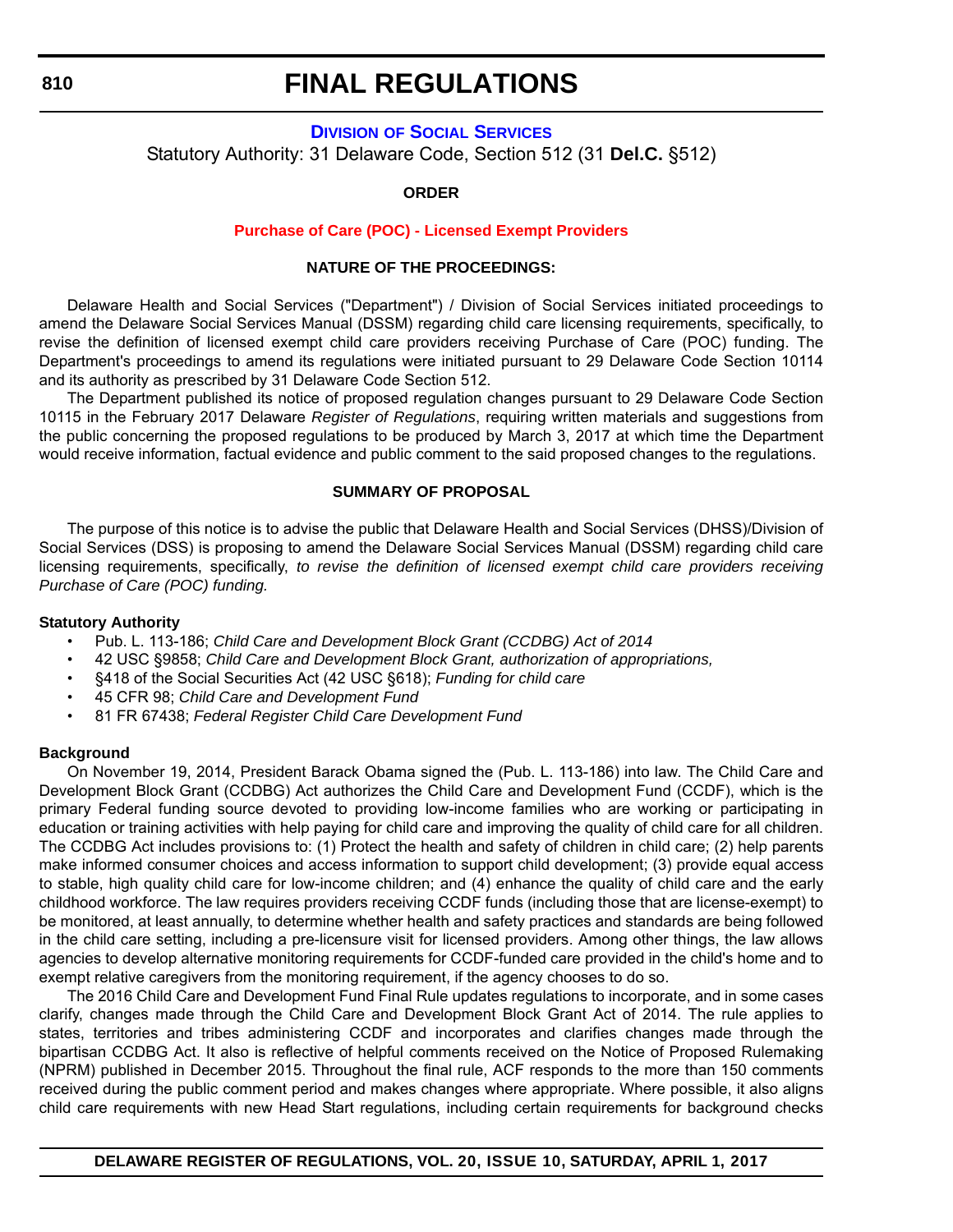# FINAL REGULATIONS

## DIVISION OF SOCIAL SERVICES

Statutory Authority: 31 Delaware Code, Section 512 (31 **Del.C.** §512)

### ORDER

### Purchase of Care (POC) - Licensed Exempt Providers

### NATURE OF THE PROCEEDINGS:

Delaware Health and Social Services ("Department") / Division of Social Services initiated proceedings to amend the Delaware Social Services Manual (DSSM) regarding child care licensing requirements, specifically, to revise the definition of licensed exempt child care providers receiving Purchase of Care (POC) funding. The Department's proceedings to amend its regulations were initiated pursuant to 29 Delaware Code Section 10114 and its authority as prescribed by 31 Delaware Code Section 512.

The Department published its notice of proposed regulation changes pursuant to 29 Delaware Code Section 10115 in the February 2017 Delaware *Register of Regulations*, requiring written materials and suggestions from the public concerning the proposed regulations to be produced by March 3, 2017 at which time the Department would receive information, factual evidence and public comment to the said proposed changes to the regulations.

### SUMMARY OF PROPOSAL

The purpose of this notice is to advise the public that Delaware Health and Social Services (DHSS)/Division of Social Services (DSS) is proposing to amend the Delaware Social Services Manual (DSSM) regarding child care licensing requirements, specifically, *to revise the definition of licensed exempt child care providers receiving Purchase of Care (POC) funding.*

**Statutory Authority**

- Pub. L. 113-186; *Child Care and Development Block Grant (CCDBG) Act of 2014*
- 42 USC §9858; *Child Care and Development Block Grant, authorization of appropriations,*
- §418 of the Social Securities Act (42 USC §618); *Funding for child care*
- 45 CFR 98; *Child Care and Development Fund*
- 81 FR 67438; *Federal Register Child Care Development Fund*

**Background**

On November 19, 2014, President Barack Obama signed the (Pub. L. 113-186) into law. The Child Care and Development Block Grant (CCDBG) Act authorizes the Child Care and Development Fund (CCDF), which is the primary Federal funding source devoted to providing low-income families who are working or participating in education or training activities with help paying for child care and improving the quality of child care for all children. The CCDBG Act includes provisions to: (1) Protect the health and safety of children in child care; (2) help parents make informed consumer choices and access information to support child development; (3) provide equal access to stable, high quality child care for low-income children; and (4) enhance the quality of child care and the early childhood workforce. The law requires providers receiving CCDF funds (including those that are license-exempt) to be monitored, at least annually, to determine whether health and safety practices and standards are being followed in the child care setting, including a pre-licensure visit for licensed providers. Among other things, the law allows agencies to develop alternative monitoring requirements for CCDF-funded care provided in the child's home and to exempt relative caregivers from the monitoring requirement, if the agency chooses to do so.

The 2016 Child Care and Development Fund Final Rule updates regulations to incorporate, and in some cases clarify, changes made through the Child Care and Development Block Grant Act of 2014. The rule applies to states, territories and tribes administering CCDF and incorporates and clarifies changes made through the bipartisan CCDBG Act. It also is reflective of helpful comments received on the Notice of Proposed Rulemaking (NPRM) published in December 2015. Throughout the final rule, ACF responds to the more than 150 comments received during the public comment period and makes changes where appropriate. Where possible, it also aligns child care requirements with new Head Start regulations, including certain requirements for background checks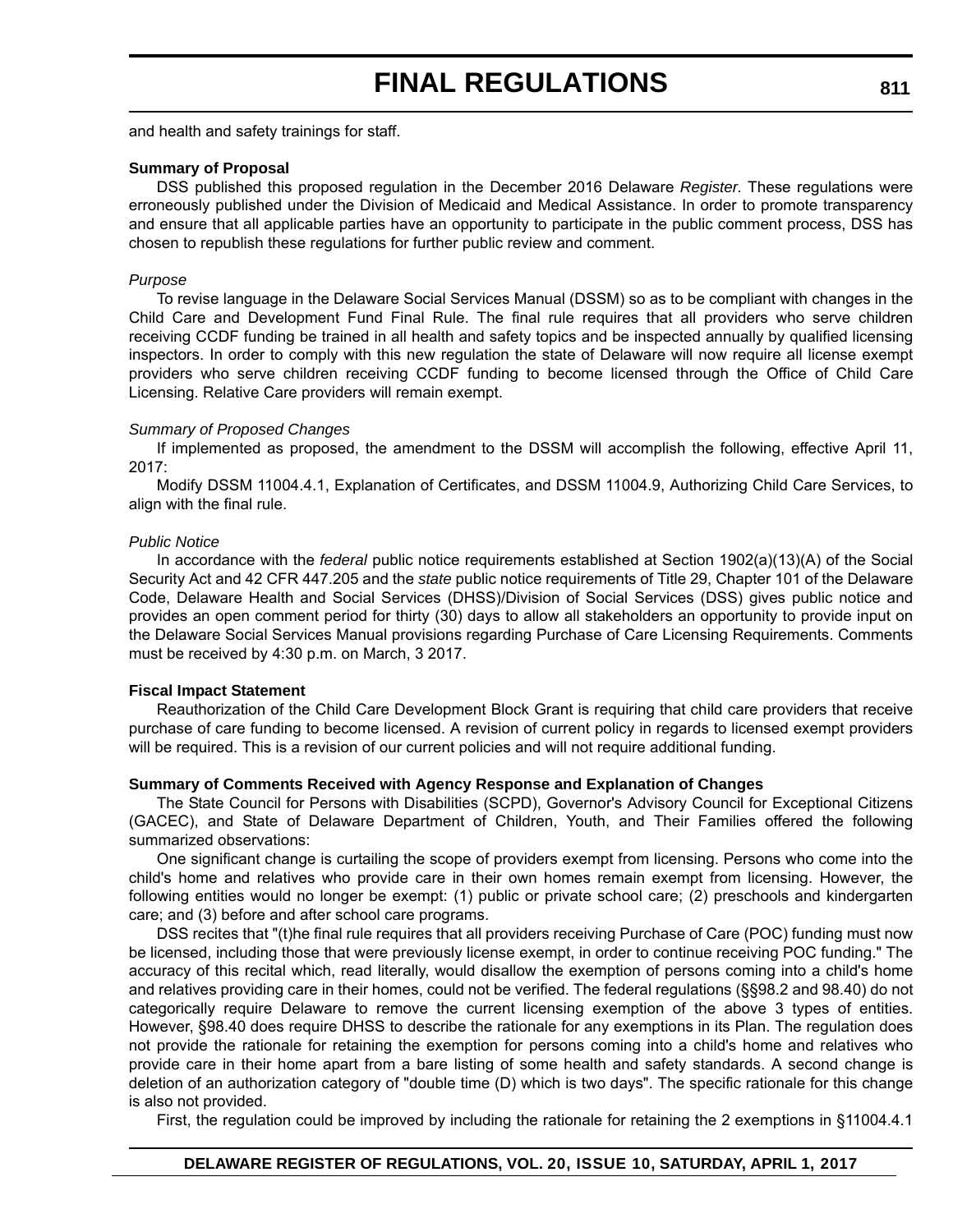and health and safety trainings for staff.

**Summary of Proposal**

DSS published this proposed regulation in the December 2016 Delaware *Register*. These regulations were erroneously published under the Division of Medicaid and Medical Assistance. In order to promote transparency and ensure that all applicable parties have an opportunity to participate in the public comment process, DSS has chosen to republish these regulations for further public review and comment.

*Purpose*

To revise language in the Delaware Social Services Manual (DSSM) so as to be compliant with changes in the Child Care and Development Fund Final Rule. The final rule requires that all providers who serve children receiving CCDF funding be trained in all health and safety topics and be inspected annually by qualified licensing inspectors. In order to comply with this new regulation the state of Delaware will now require all license exempt providers who serve children receiving CCDF funding to become licensed through the Office of Child Care Licensing. Relative Care providers will remain exempt.

*Summary of Proposed Changes*

If implemented as proposed, the amendment to the DSSM will accomplish the following, effective April 11, 2017:

Modify DSSM 11004.4.1, Explanation of Certificates, and DSSM 11004.9, Authorizing Child Care Services, to align with the final rule.

*Public Notice*

In accordance with the *federal* public notice requirements established at Section 1902(a)(13)(A) of the Social Security Act and 42 CFR 447.205 and the *state* public notice requirements of Title 29, Chapter 101 of the Delaware Code, Delaware Health and Social Services (DHSS)/Division of Social Services (DSS) gives public notice and provides an open comment period for thirty (30) days to allow all stakeholders an opportunity to provide input on the Delaware Social Services Manual provisions regarding Purchase of Care Licensing Requirements. Comments must be received by 4:30 p.m. on March, 3 2017.

**Fiscal Impact Statement**

Reauthorization of the Child Care Development Block Grant is requiring that child care providers that receive purchase of care funding to become licensed. A revision of current policy in regards to licensed exempt providers will be required. This is a revision of our current policies and will not require additional funding.

**Summary of Comments Received with Agency Response and Explanation of Changes**

The State Council for Persons with Disabilities (SCPD), Governor's Advisory Council for Exceptional Citizens (GACEC), and State of Delaware Department of Children, Youth, and Their Families offered the following summarized observations:

One significant change is curtailing the scope of providers exempt from licensing. Persons who come into the child's home and relatives who provide care in their own homes remain exempt from licensing. However, the following entities would no longer be exempt: (1) public or private school care; (2) preschools and kindergarten care; and (3) before and after school care programs.

DSS recites that "(t)he final rule requires that all providers receiving Purchase of Care (POC) funding must now be licensed, including those that were previously license exempt, in order to continue receiving POC funding." The accuracy of this recital which, read literally, would disallow the exemption of persons coming into a child's home and relatives providing care in their homes, could not be verified. The federal regulations (§§98.2 and 98.40) do not categorically require Delaware to remove the current licensing exemption of the above 3 types of entities. However, §98.40 does require DHSS to describe the rationale for any exemptions in its Plan. The regulation does not provide the rationale for retaining the exemption for persons coming into a child's home and relatives who provide care in their home apart from a bare listing of some health and safety standards. A second change is deletion of an authorization category of "double time (D) which is two days". The specific rationale for this change is also not provided.

First, the regulation could be improved by including the rationale for retaining the 2 exemptions in §11004.4.1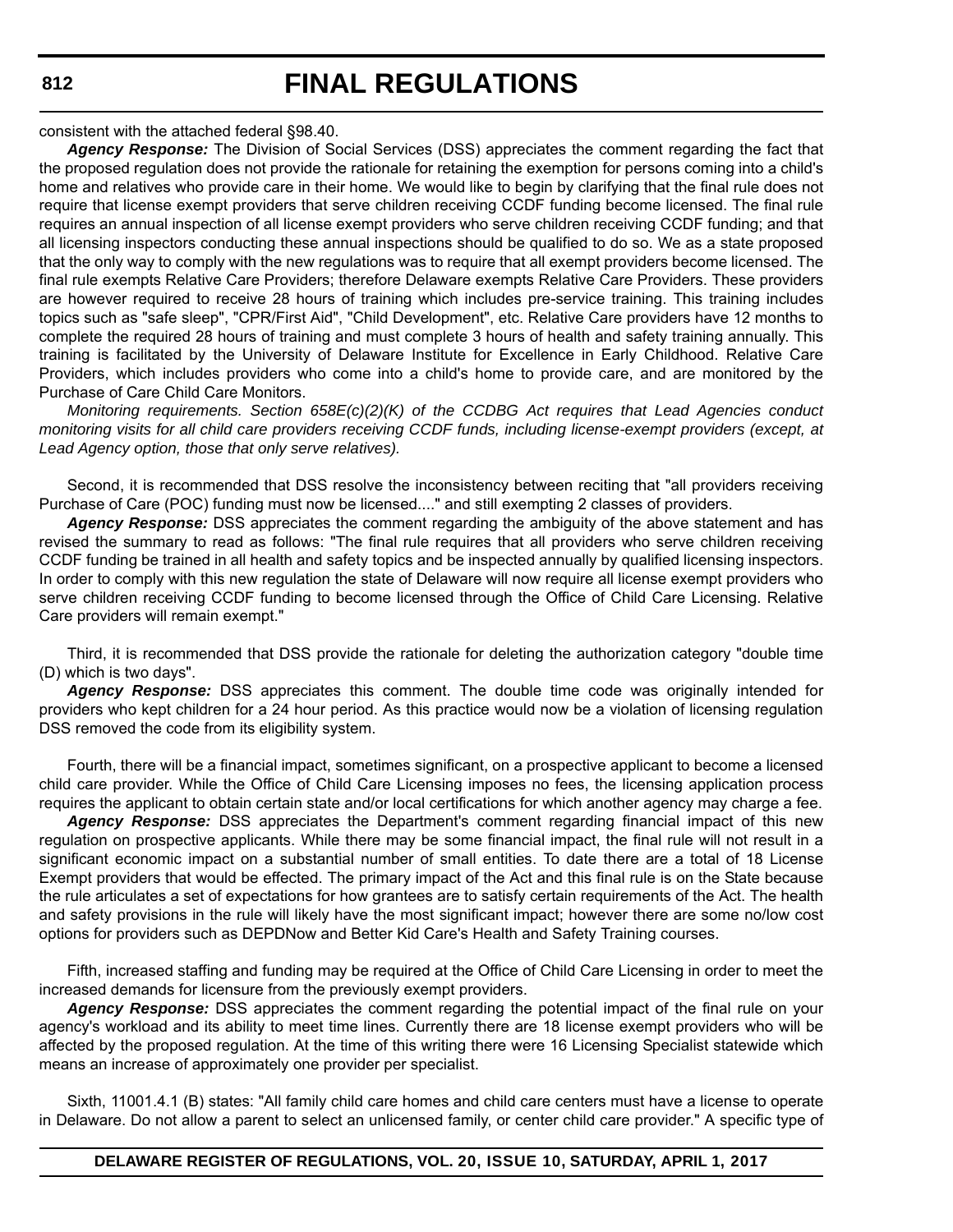consistent with the attached federal §98.40.

***Agency Response:*** The Division of Social Services (DSS) appreciates the comment regarding the fact that the proposed regulation does not provide the rationale for retaining the exemption for persons coming into a child's home and relatives who provide care in their home. We would like to begin by clarifying that the final rule does not require that license exempt providers that serve children receiving CCDF funding become licensed. The final rule requires an annual inspection of all license exempt providers who serve children receiving CCDF funding; and that all licensing inspectors conducting these annual inspections should be qualified to do so. We as a state proposed that the only way to comply with the new regulations was to require that all exempt providers become licensed. The final rule exempts Relative Care Providers; therefore Delaware exempts Relative Care Providers. These providers are however required to receive 28 hours of training which includes pre-service training. This training includes topics such as "safe sleep", "CPR/First Aid", "Child Development", etc. Relative Care providers have 12 months to complete the required 28 hours of training and must complete 3 hours of health and safety training annually. This training is facilitated by the University of Delaware Institute for Excellence in Early Childhood. Relative Care Providers, which includes providers who come into a child's home to provide care, and are monitored by the Purchase of Care Child Care Monitors.

*Monitoring requirements. Section 658E(c)(2)(K) of the CCDBG Act requires that Lead Agencies conduct monitoring visits for all child care providers receiving CCDF funds, including license-exempt providers (except, at Lead Agency option, those that only serve relatives).*

Second, it is recommended that DSS resolve the inconsistency between reciting that "all providers receiving Purchase of Care (POC) funding must now be licensed...." and still exempting 2 classes of providers.

***Agency Response:*** DSS appreciates the comment regarding the ambiguity of the above statement and has revised the summary to read as follows: "The final rule requires that all providers who serve children receiving CCDF funding be trained in all health and safety topics and be inspected annually by qualified licensing inspectors. In order to comply with this new regulation the state of Delaware will now require all license exempt providers who serve children receiving CCDF funding to become licensed through the Office of Child Care Licensing. Relative Care providers will remain exempt."

Third, it is recommended that DSS provide the rationale for deleting the authorization category "double time (D) which is two days".

***Agency Response:*** DSS appreciates this comment. The double time code was originally intended for providers who kept children for a 24 hour period. As this practice would now be a violation of licensing regulation DSS removed the code from its eligibility system.

Fourth, there will be a financial impact, sometimes significant, on a prospective applicant to become a licensed child care provider. While the Office of Child Care Licensing imposes no fees, the licensing application process requires the applicant to obtain certain state and/or local certifications for which another agency may charge a fee.

***Agency Response:*** DSS appreciates the Department's comment regarding financial impact of this new regulation on prospective applicants. While there may be some financial impact, the final rule will not result in a significant economic impact on a substantial number of small entities. To date there are a total of 18 License Exempt providers that would be effected. The primary impact of the Act and this final rule is on the State because the rule articulates a set of expectations for how grantees are to satisfy certain requirements of the Act. The health and safety provisions in the rule will likely have the most significant impact; however there are some no/low cost options for providers such as DEPDNow and Better Kid Care's Health and Safety Training courses.

Fifth, increased staffing and funding may be required at the Office of Child Care Licensing in order to meet the increased demands for licensure from the previously exempt providers.

***Agency Response:*** DSS appreciates the comment regarding the potential impact of the final rule on your agency's workload and its ability to meet time lines. Currently there are 18 license exempt providers who will be affected by the proposed regulation. At the time of this writing there were 16 Licensing Specialist statewide which means an increase of approximately one provider per specialist.

Sixth, 11001.4.1 (B) states: "All family child care homes and child care centers must have a license to operate in Delaware. Do not allow a parent to select an unlicensed family, or center child care provider." A specific type of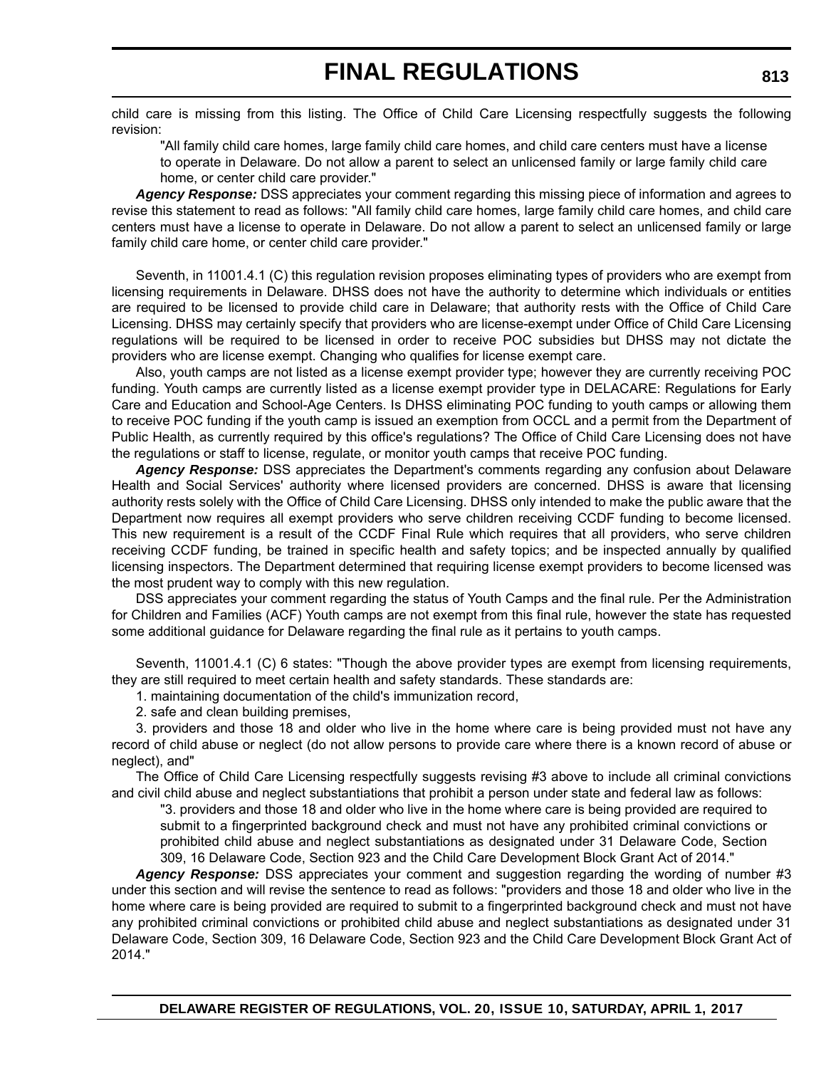child care is missing from this listing. The Office of Child Care Licensing respectfully suggests the following revision:

> "All family child care homes, large family child care homes, and child care centers must have a license to operate in Delaware. Do not allow a parent to select an unlicensed family or large family child care home, or center child care provider."

***Agency Response:*** DSS appreciates your comment regarding this missing piece of information and agrees to revise this statement to read as follows: "All family child care homes, large family child care homes, and child care centers must have a license to operate in Delaware. Do not allow a parent to select an unlicensed family or large family child care home, or center child care provider."

Seventh, in 11001.4.1 (C) this regulation revision proposes eliminating types of providers who are exempt from licensing requirements in Delaware. DHSS does not have the authority to determine which individuals or entities are required to be licensed to provide child care in Delaware; that authority rests with the Office of Child Care Licensing. DHSS may certainly specify that providers who are license-exempt under Office of Child Care Licensing regulations will be required to be licensed in order to receive POC subsidies but DHSS may not dictate the providers who are license exempt. Changing who qualifies for license exempt care.

Also, youth camps are not listed as a license exempt provider type; however they are currently receiving POC funding. Youth camps are currently listed as a license exempt provider type in DELACARE: Regulations for Early Care and Education and School-Age Centers. Is DHSS eliminating POC funding to youth camps or allowing them to receive POC funding if the youth camp is issued an exemption from OCCL and a permit from the Department of Public Health, as currently required by this office's regulations? The Office of Child Care Licensing does not have the regulations or staff to license, regulate, or monitor youth camps that receive POC funding.

***Agency Response:*** DSS appreciates the Department's comments regarding any confusion about Delaware Health and Social Services' authority where licensed providers are concerned. DHSS is aware that licensing authority rests solely with the Office of Child Care Licensing. DHSS only intended to make the public aware that the Department now requires all exempt providers who serve children receiving CCDF funding to become licensed. This new requirement is a result of the CCDF Final Rule which requires that all providers, who serve children receiving CCDF funding, be trained in specific health and safety topics; and be inspected annually by qualified licensing inspectors. The Department determined that requiring license exempt providers to become licensed was the most prudent way to comply with this new regulation.

DSS appreciates your comment regarding the status of Youth Camps and the final rule. Per the Administration for Children and Families (ACF) Youth camps are not exempt from this final rule, however the state has requested some additional guidance for Delaware regarding the final rule as it pertains to youth camps.

Seventh, 11001.4.1 (C) 6 states: "Though the above provider types are exempt from licensing requirements, they are still required to meet certain health and safety standards. These standards are:

1. maintaining documentation of the child's immunization record,
2. safe and clean building premises,
3. providers and those 18 and older who live in the home where care is being provided must not have any record of child abuse or neglect (do not allow persons to provide care where there is a known record of abuse or neglect), and"

The Office of Child Care Licensing respectfully suggests revising #3 above to include all criminal convictions and civil child abuse and neglect substantiations that prohibit a person under state and federal law as follows:

> "3. providers and those 18 and older who live in the home where care is being provided are required to submit to a fingerprinted background check and must not have any prohibited criminal convictions or prohibited child abuse and neglect substantiations as designated under 31 Delaware Code, Section 309, 16 Delaware Code, Section 923 and the Child Care Development Block Grant Act of 2014."

***Agency Response:*** DSS appreciates your comment and suggestion regarding the wording of number #3 under this section and will revise the sentence to read as follows: "providers and those 18 and older who live in the home where care is being provided are required to submit to a fingerprinted background check and must not have any prohibited criminal convictions or prohibited child abuse and neglect substantiations as designated under 31 Delaware Code, Section 309, 16 Delaware Code, Section 923 and the Child Care Development Block Grant Act of 2014."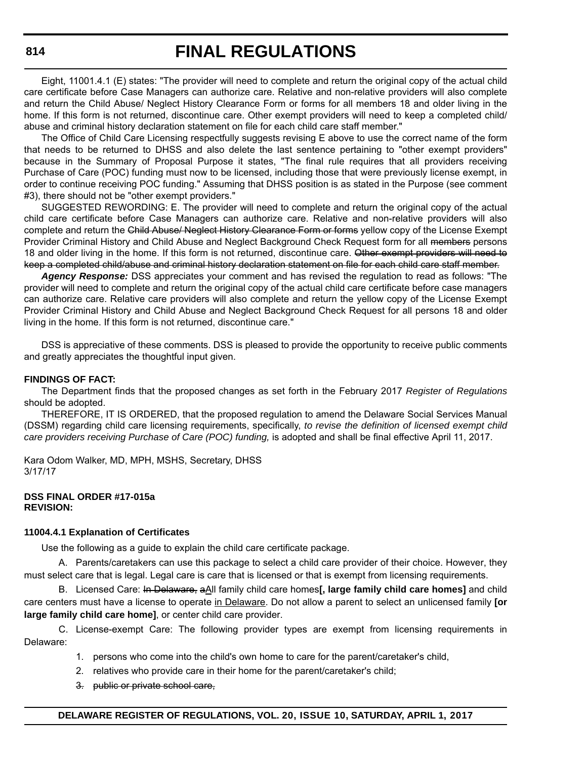Eight, 11001.4.1 (E) states: "The provider will need to complete and return the original copy of the actual child care certificate before Case Managers can authorize care. Relative and non-relative providers will also complete and return the Child Abuse/ Neglect History Clearance Form or forms for all members 18 and older living in the home. If this form is not returned, discontinue care. Other exempt providers will need to keep a completed child/ abuse and criminal history declaration statement on file for each child care staff member."

The Office of Child Care Licensing respectfully suggests revising E above to use the correct name of the form that needs to be returned to DHSS and also delete the last sentence pertaining to "other exempt providers" because in the Summary of Proposal Purpose it states, "The final rule requires that all providers receiving Purchase of Care (POC) funding must now to be licensed, including those that were previously license exempt, in order to continue receiving POC funding." Assuming that DHSS position is as stated in the Purpose (see comment #3), there should not be "other exempt providers."

SUGGESTED REWORDING: E. The provider will need to complete and return the original copy of the actual child care certificate before Case Managers can authorize care. Relative and non-relative providers will also complete and return the ~~Child Abuse/ Neglect History Clearance Form or forms~~ yellow copy of the License Exempt Provider Criminal History and Child Abuse and Neglect Background Check Request form for all ~~members~~ persons 18 and older living in the home. If this form is not returned, discontinue care. ~~Other exempt providers will need to keep a completed child/abuse and criminal history declaration statement on file for each child care staff member.~~

***Agency Response:*** DSS appreciates your comment and has revised the regulation to read as follows: "The provider will need to complete and return the original copy of the actual child care certificate before case managers can authorize care. Relative care providers will also complete and return the yellow copy of the License Exempt Provider Criminal History and Child Abuse and Neglect Background Check Request for all persons 18 and older living in the home. If this form is not returned, discontinue care."

DSS is appreciative of these comments. DSS is pleased to provide the opportunity to receive public comments and greatly appreciates the thoughtful input given.

**FINDINGS OF FACT:**

The Department finds that the proposed changes as set forth in the February 2017 *Register of Regulations* should be adopted.

THEREFORE, IT IS ORDERED, that the proposed regulation to amend the Delaware Social Services Manual (DSSM) regarding child care licensing requirements, specifically, *to revise the definition of licensed exempt child care providers receiving Purchase of Care (POC) funding,* is adopted and shall be final effective April 11, 2017.

Kara Odom Walker, MD, MPH, MSHS, Secretary, DHSS
3/17/17

**DSS FINAL ORDER #17-015a**
**REVISION:**

**11004.4.1 Explanation of Certificates**

Use the following as a guide to explain the child care certificate package.

A. Parents/caretakers can use this package to select a child care provider of their choice. However, they must select care that is legal. Legal care is care that is licensed or that is exempt from licensing requirements.

B. Licensed Care: ~~In Delaware, a~~<u>A</u>ll family child care homes**[, large family child care homes]** and child care centers must have a license to operate <u>in Delaware</u>. Do not allow a parent to select an unlicensed family **[or large family child care home]**, or center child care provider.

C. License-exempt Care: The following provider types are exempt from licensing requirements in Delaware:

1. persons who come into the child's own home to care for the parent/caretaker's child,
2. relatives who provide care in their home for the parent/caretaker's child;
3. ~~public or private school care,~~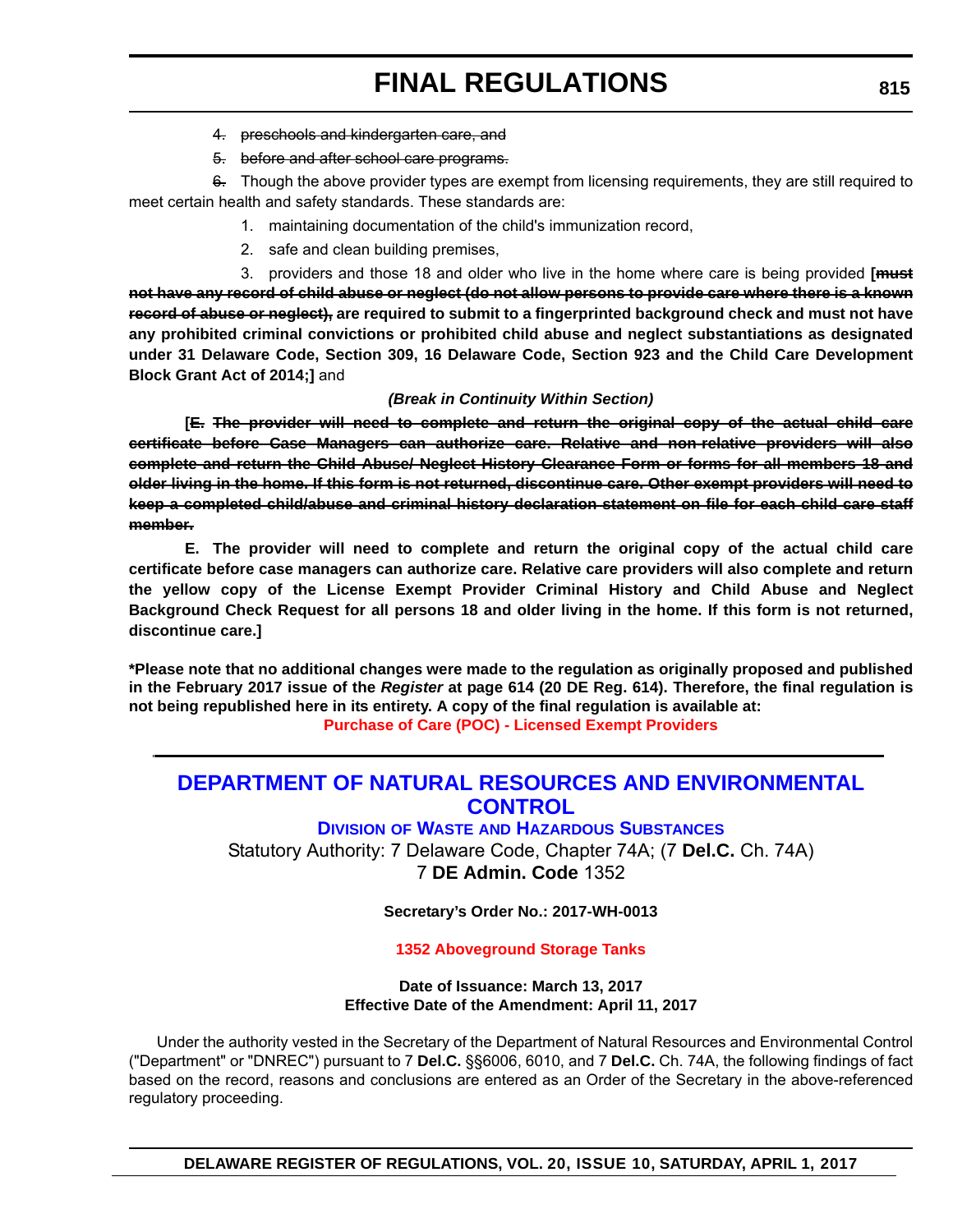4. ~~preschools and kindergarten care, and~~

5. ~~before and after school care programs.~~

~~6.~~ Though the above provider types are exempt from licensing requirements, they are still required to meet certain health and safety standards. These standards are:

1. maintaining documentation of the child's immunization record,

2. safe and clean building premises,

3. providers and those 18 and older who live in the home where care is being provided **[~~must not have any record of child abuse or neglect (do not allow persons to provide care where there is a known record of abuse or neglect),~~ are required to submit to a fingerprinted background check and must not have any prohibited criminal convictions or prohibited child abuse and neglect substantiations as designated under 31 Delaware Code, Section 309, 16 Delaware Code, Section 923 and the Child Care Development Block Grant Act of 2014;]** and

***(Break in Continuity Within Section)***

**[~~E. The provider will need to complete and return the original copy of the actual child care certificate before Case Managers can authorize care. Relative and non-relative providers will also complete and return the Child Abuse/ Neglect History Clearance Form or forms for all members 18 and older living in the home. If this form is not returned, discontinue care. Other exempt providers will need to keep a completed child/abuse and criminal history declaration statement on file for each child care staff member.~~**

**E. The provider will need to complete and return the original copy of the actual child care certificate before case managers can authorize care. Relative care providers will also complete and return the yellow copy of the License Exempt Provider Criminal History and Child Abuse and Neglect Background Check Request for all persons 18 and older living in the home. If this form is not returned, discontinue care.]**

**\*Please note that no additional changes were made to the regulation as originally proposed and published in the February 2017 issue of the *Register* at page 614 (20 DE Reg. 614). Therefore, the final regulation is not being republished here in its entirety. A copy of the final regulation is available at:**

**Purchase of Care (POC) - Licensed Exempt Providers**

---

# DEPARTMENT OF NATURAL RESOURCES AND ENVIRONMENTAL CONTROL

## DIVISION OF WASTE AND HAZARDOUS SUBSTANCES

Statutory Authority: 7 Delaware Code, Chapter 74A; (7 **Del.C.** Ch. 74A)
7 **DE Admin. Code** 1352

**Secretary's Order No.: 2017-WH-0013**

**1352 Aboveground Storage Tanks**

**Date of Issuance: March 13, 2017**
**Effective Date of the Amendment: April 11, 2017**

Under the authority vested in the Secretary of the Department of Natural Resources and Environmental Control ("Department" or "DNREC") pursuant to 7 **Del.C.** §§6006, 6010, and 7 **Del.C.** Ch. 74A, the following findings of fact based on the record, reasons and conclusions are entered as an Order of the Secretary in the above-referenced regulatory proceeding.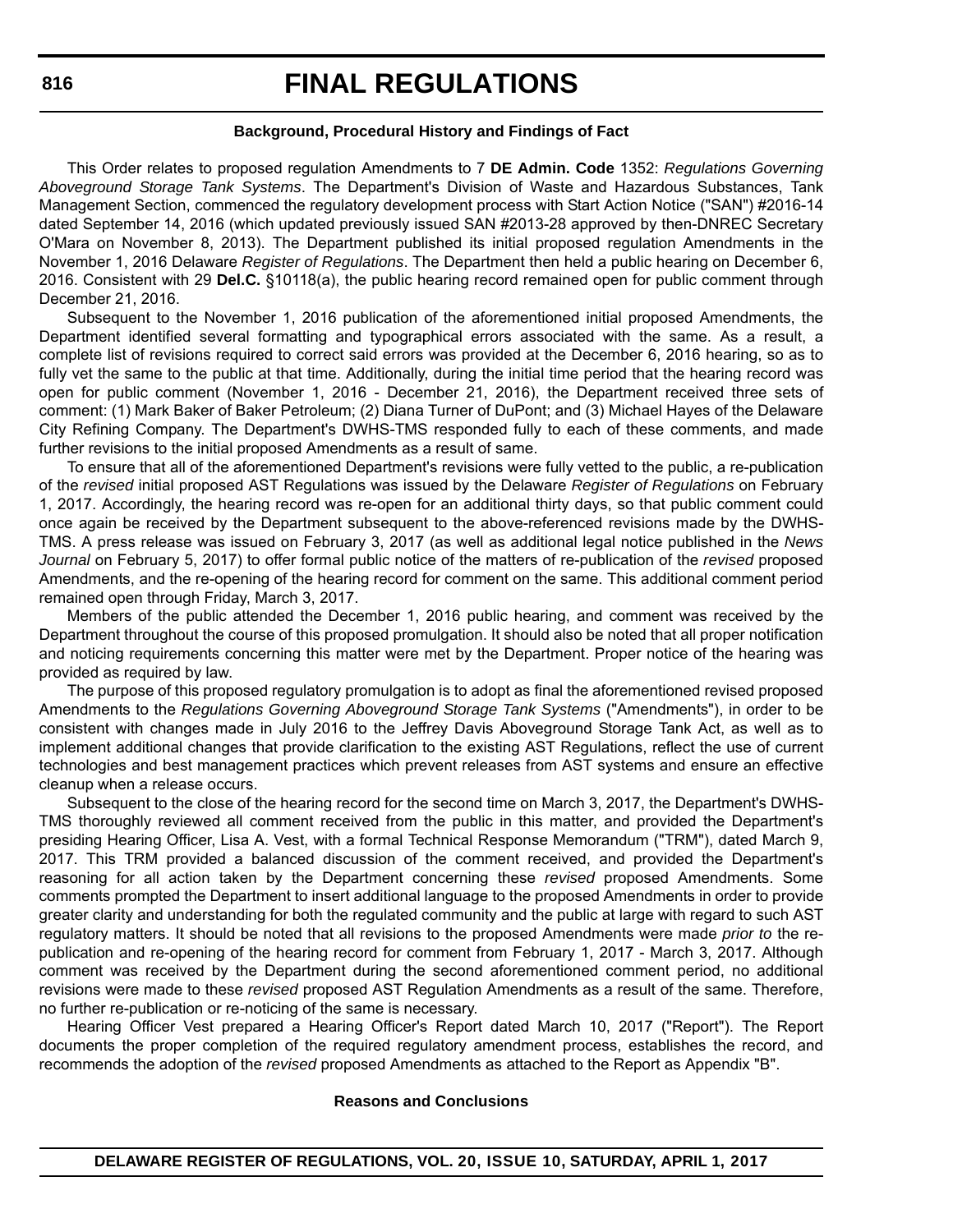**Background, Procedural History and Findings of Fact**

This Order relates to proposed regulation Amendments to 7 **DE Admin. Code** 1352: *Regulations Governing Aboveground Storage Tank Systems*. The Department's Division of Waste and Hazardous Substances, Tank Management Section, commenced the regulatory development process with Start Action Notice ("SAN") #2016-14 dated September 14, 2016 (which updated previously issued SAN #2013-28 approved by then-DNREC Secretary O'Mara on November 8, 2013). The Department published its initial proposed regulation Amendments in the November 1, 2016 Delaware *Register of Regulations*. The Department then held a public hearing on December 6, 2016. Consistent with 29 **Del.C.** §10118(a), the public hearing record remained open for public comment through December 21, 2016.

Subsequent to the November 1, 2016 publication of the aforementioned initial proposed Amendments, the Department identified several formatting and typographical errors associated with the same. As a result, a complete list of revisions required to correct said errors was provided at the December 6, 2016 hearing, so as to fully vet the same to the public at that time. Additionally, during the initial time period that the hearing record was open for public comment (November 1, 2016 - December 21, 2016), the Department received three sets of comment: (1) Mark Baker of Baker Petroleum; (2) Diana Turner of DuPont; and (3) Michael Hayes of the Delaware City Refining Company. The Department's DWHS-TMS responded fully to each of these comments, and made further revisions to the initial proposed Amendments as a result of same.

To ensure that all of the aforementioned Department's revisions were fully vetted to the public, a re-publication of the *revised* initial proposed AST Regulations was issued by the Delaware *Register of Regulations* on February 1, 2017. Accordingly, the hearing record was re-open for an additional thirty days, so that public comment could once again be received by the Department subsequent to the above-referenced revisions made by the DWHS-TMS. A press release was issued on February 3, 2017 (as well as additional legal notice published in the *News Journal* on February 5, 2017) to offer formal public notice of the matters of re-publication of the *revised* proposed Amendments, and the re-opening of the hearing record for comment on the same. This additional comment period remained open through Friday, March 3, 2017.

Members of the public attended the December 1, 2016 public hearing, and comment was received by the Department throughout the course of this proposed promulgation. It should also be noted that all proper notification and noticing requirements concerning this matter were met by the Department. Proper notice of the hearing was provided as required by law.

The purpose of this proposed regulatory promulgation is to adopt as final the aforementioned revised proposed Amendments to the *Regulations Governing Aboveground Storage Tank Systems* ("Amendments"), in order to be consistent with changes made in July 2016 to the Jeffrey Davis Aboveground Storage Tank Act, as well as to implement additional changes that provide clarification to the existing AST Regulations, reflect the use of current technologies and best management practices which prevent releases from AST systems and ensure an effective cleanup when a release occurs.

Subsequent to the close of the hearing record for the second time on March 3, 2017, the Department's DWHS-TMS thoroughly reviewed all comment received from the public in this matter, and provided the Department's presiding Hearing Officer, Lisa A. Vest, with a formal Technical Response Memorandum ("TRM"), dated March 9, 2017. This TRM provided a balanced discussion of the comment received, and provided the Department's reasoning for all action taken by the Department concerning these *revised* proposed Amendments. Some comments prompted the Department to insert additional language to the proposed Amendments in order to provide greater clarity and understanding for both the regulated community and the public at large with regard to such AST regulatory matters. It should be noted that all revisions to the proposed Amendments were made *prior to* the re-publication and re-opening of the hearing record for comment from February 1, 2017 - March 3, 2017. Although comment was received by the Department during the second aforementioned comment period, no additional revisions were made to these *revised* proposed AST Regulation Amendments as a result of the same. Therefore, no further re-publication or re-noticing of the same is necessary.

Hearing Officer Vest prepared a Hearing Officer's Report dated March 10, 2017 ("Report"). The Report documents the proper completion of the required regulatory amendment process, establishes the record, and recommends the adoption of the *revised* proposed Amendments as attached to the Report as Appendix "B".

**Reasons and Conclusions**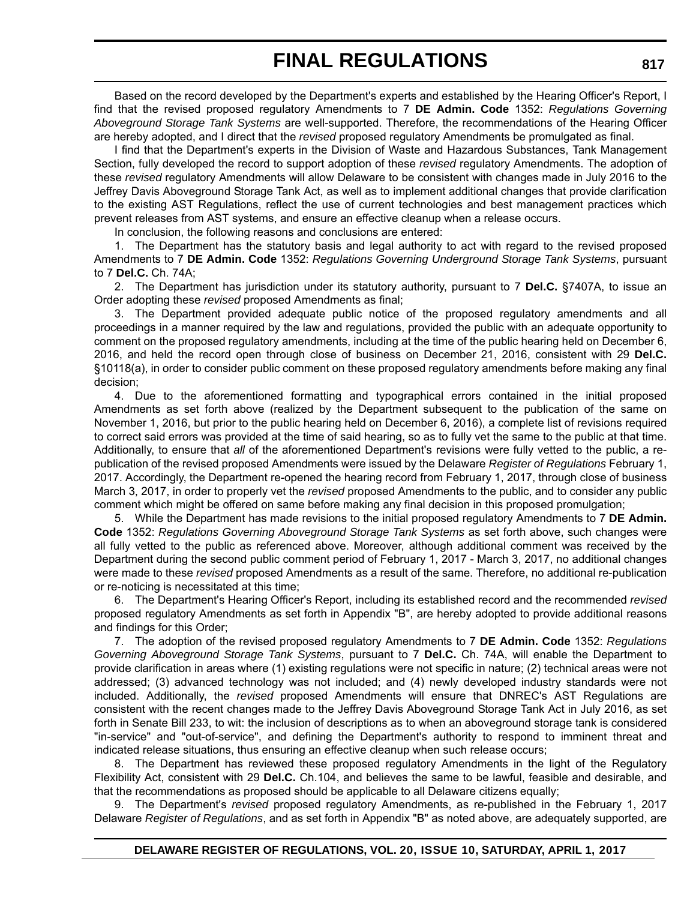Based on the record developed by the Department's experts and established by the Hearing Officer's Report, I find that the revised proposed regulatory Amendments to 7 **DE Admin. Code** 1352: *Regulations Governing Aboveground Storage Tank Systems* are well-supported. Therefore, the recommendations of the Hearing Officer are hereby adopted, and I direct that the *revised* proposed regulatory Amendments be promulgated as final.

I find that the Department's experts in the Division of Waste and Hazardous Substances, Tank Management Section, fully developed the record to support adoption of these *revised* regulatory Amendments. The adoption of these *revised* regulatory Amendments will allow Delaware to be consistent with changes made in July 2016 to the Jeffrey Davis Aboveground Storage Tank Act, as well as to implement additional changes that provide clarification to the existing AST Regulations, reflect the use of current technologies and best management practices which prevent releases from AST systems, and ensure an effective cleanup when a release occurs.

In conclusion, the following reasons and conclusions are entered:

1. The Department has the statutory basis and legal authority to act with regard to the revised proposed Amendments to 7 **DE Admin. Code** 1352: *Regulations Governing Underground Storage Tank Systems*, pursuant to 7 **Del.C.** Ch. 74A;

2. The Department has jurisdiction under its statutory authority, pursuant to 7 **Del.C.** §7407A, to issue an Order adopting these *revised* proposed Amendments as final;

3. The Department provided adequate public notice of the proposed regulatory amendments and all proceedings in a manner required by the law and regulations, provided the public with an adequate opportunity to comment on the proposed regulatory amendments, including at the time of the public hearing held on December 6, 2016, and held the record open through close of business on December 21, 2016, consistent with 29 **Del.C.** §10118(a), in order to consider public comment on these proposed regulatory amendments before making any final decision;

4. Due to the aforementioned formatting and typographical errors contained in the initial proposed Amendments as set forth above (realized by the Department subsequent to the publication of the same on November 1, 2016, but prior to the public hearing held on December 6, 2016), a complete list of revisions required to correct said errors was provided at the time of said hearing, so as to fully vet the same to the public at that time. Additionally, to ensure that *all* of the aforementioned Department's revisions were fully vetted to the public, a re-publication of the revised proposed Amendments were issued by the Delaware *Register of Regulations* February 1, 2017. Accordingly, the Department re-opened the hearing record from February 1, 2017, through close of business March 3, 2017, in order to properly vet the *revised* proposed Amendments to the public, and to consider any public comment which might be offered on same before making any final decision in this proposed promulgation;

5. While the Department has made revisions to the initial proposed regulatory Amendments to 7 **DE Admin. Code** 1352: *Regulations Governing Aboveground Storage Tank Systems* as set forth above, such changes were all fully vetted to the public as referenced above. Moreover, although additional comment was received by the Department during the second public comment period of February 1, 2017 - March 3, 2017, no additional changes were made to these *revised* proposed Amendments as a result of the same. Therefore, no additional re-publication or re-noticing is necessitated at this time;

6. The Department's Hearing Officer's Report, including its established record and the recommended *revised* proposed regulatory Amendments as set forth in Appendix "B", are hereby adopted to provide additional reasons and findings for this Order;

7. The adoption of the revised proposed regulatory Amendments to 7 **DE Admin. Code** 1352: *Regulations Governing Aboveground Storage Tank Systems*, pursuant to 7 **Del.C.** Ch. 74A, will enable the Department to provide clarification in areas where (1) existing regulations were not specific in nature; (2) technical areas were not addressed; (3) advanced technology was not included; and (4) newly developed industry standards were not included. Additionally, the *revised* proposed Amendments will ensure that DNREC's AST Regulations are consistent with the recent changes made to the Jeffrey Davis Aboveground Storage Tank Act in July 2016, as set forth in Senate Bill 233, to wit: the inclusion of descriptions as to when an aboveground storage tank is considered "in-service" and "out-of-service", and defining the Department's authority to respond to imminent threat and indicated release situations, thus ensuring an effective cleanup when such release occurs;

8. The Department has reviewed these proposed regulatory Amendments in the light of the Regulatory Flexibility Act, consistent with 29 **Del.C.** Ch.104, and believes the same to be lawful, feasible and desirable, and that the recommendations as proposed should be applicable to all Delaware citizens equally;

9. The Department's *revised* proposed regulatory Amendments, as re-published in the February 1, 2017 Delaware *Register of Regulations*, and as set forth in Appendix "B" as noted above, are adequately supported, are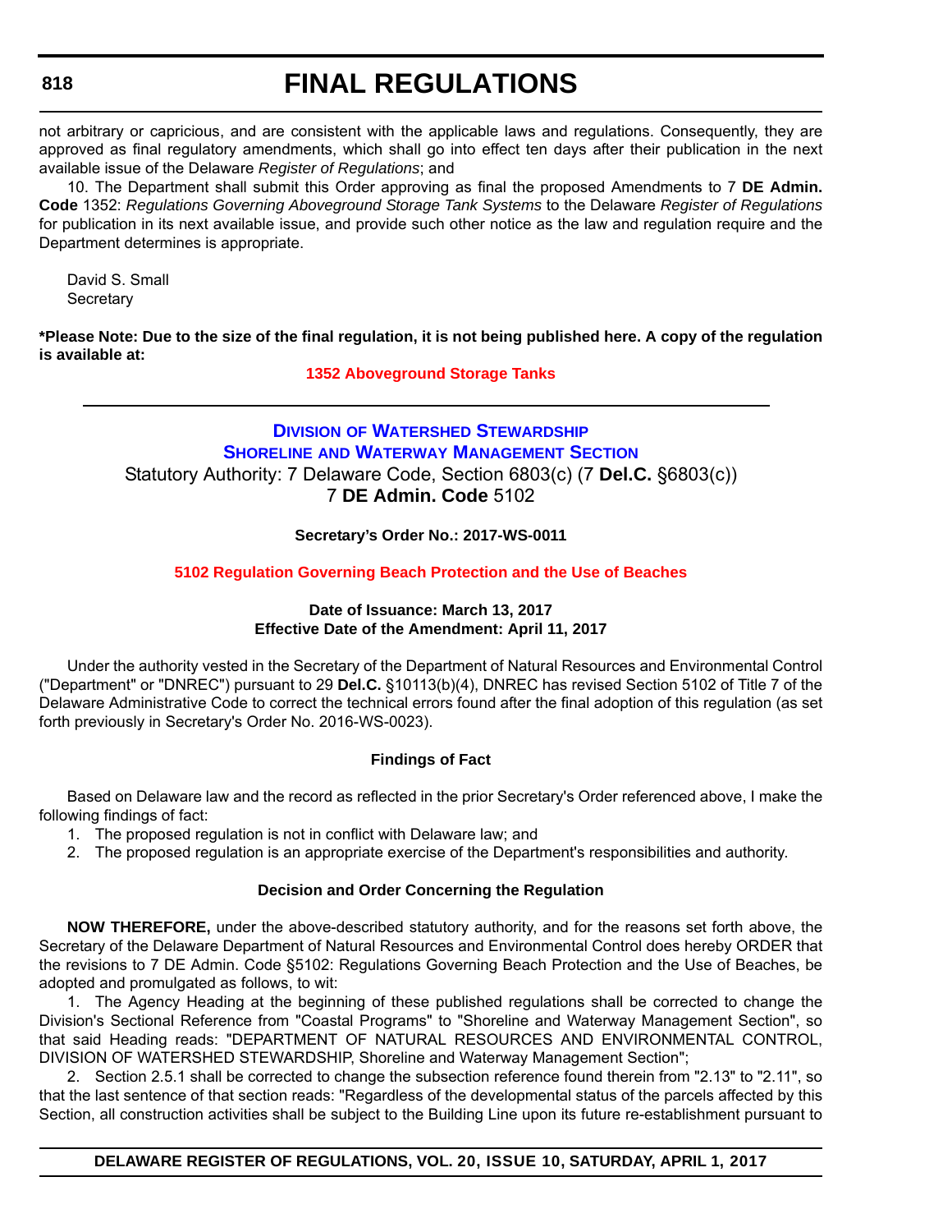not arbitrary or capricious, and are consistent with the applicable laws and regulations. Consequently, they are approved as final regulatory amendments, which shall go into effect ten days after their publication in the next available issue of the Delaware *Register of Regulations*; and

10. The Department shall submit this Order approving as final the proposed Amendments to 7 **DE Admin. Code** 1352: *Regulations Governing Aboveground Storage Tank Systems* to the Delaware *Register of Regulations* for publication in its next available issue, and provide such other notice as the law and regulation require and the Department determines is appropriate.

David S. Small
Secretary

**\*Please Note: Due to the size of the final regulation, it is not being published here. A copy of the regulation is available at:**

**1352 Aboveground Storage Tanks**

---

## Division of Watershed Stewardship
## Shoreline and Waterway Management Section

Statutory Authority: 7 Delaware Code, Section 6803(c) (7 **Del.C.** §6803(c))
7 **DE Admin. Code** 5102

**Secretary's Order No.: 2017-WS-0011**

**5102 Regulation Governing Beach Protection and the Use of Beaches**

**Date of Issuance: March 13, 2017**
**Effective Date of the Amendment: April 11, 2017**

Under the authority vested in the Secretary of the Department of Natural Resources and Environmental Control ("Department" or "DNREC") pursuant to 29 **Del.C.** §10113(b)(4), DNREC has revised Section 5102 of Title 7 of the Delaware Administrative Code to correct the technical errors found after the final adoption of this regulation (as set forth previously in Secretary's Order No. 2016-WS-0023).

**Findings of Fact**

Based on Delaware law and the record as reflected in the prior Secretary's Order referenced above, I make the following findings of fact:

1. The proposed regulation is not in conflict with Delaware law; and
2. The proposed regulation is an appropriate exercise of the Department's responsibilities and authority.

**Decision and Order Concerning the Regulation**

**NOW THEREFORE,** under the above-described statutory authority, and for the reasons set forth above, the Secretary of the Delaware Department of Natural Resources and Environmental Control does hereby ORDER that the revisions to 7 DE Admin. Code §5102: Regulations Governing Beach Protection and the Use of Beaches, be adopted and promulgated as follows, to wit:

1. The Agency Heading at the beginning of these published regulations shall be corrected to change the Division's Sectional Reference from "Coastal Programs" to "Shoreline and Waterway Management Section", so that said Heading reads: "DEPARTMENT OF NATURAL RESOURCES AND ENVIRONMENTAL CONTROL, DIVISION OF WATERSHED STEWARDSHIP, Shoreline and Waterway Management Section";

2. Section 2.5.1 shall be corrected to change the subsection reference found therein from "2.13" to "2.11", so that the last sentence of that section reads: "Regardless of the developmental status of the parcels affected by this Section, all construction activities shall be subject to the Building Line upon its future re-establishment pursuant to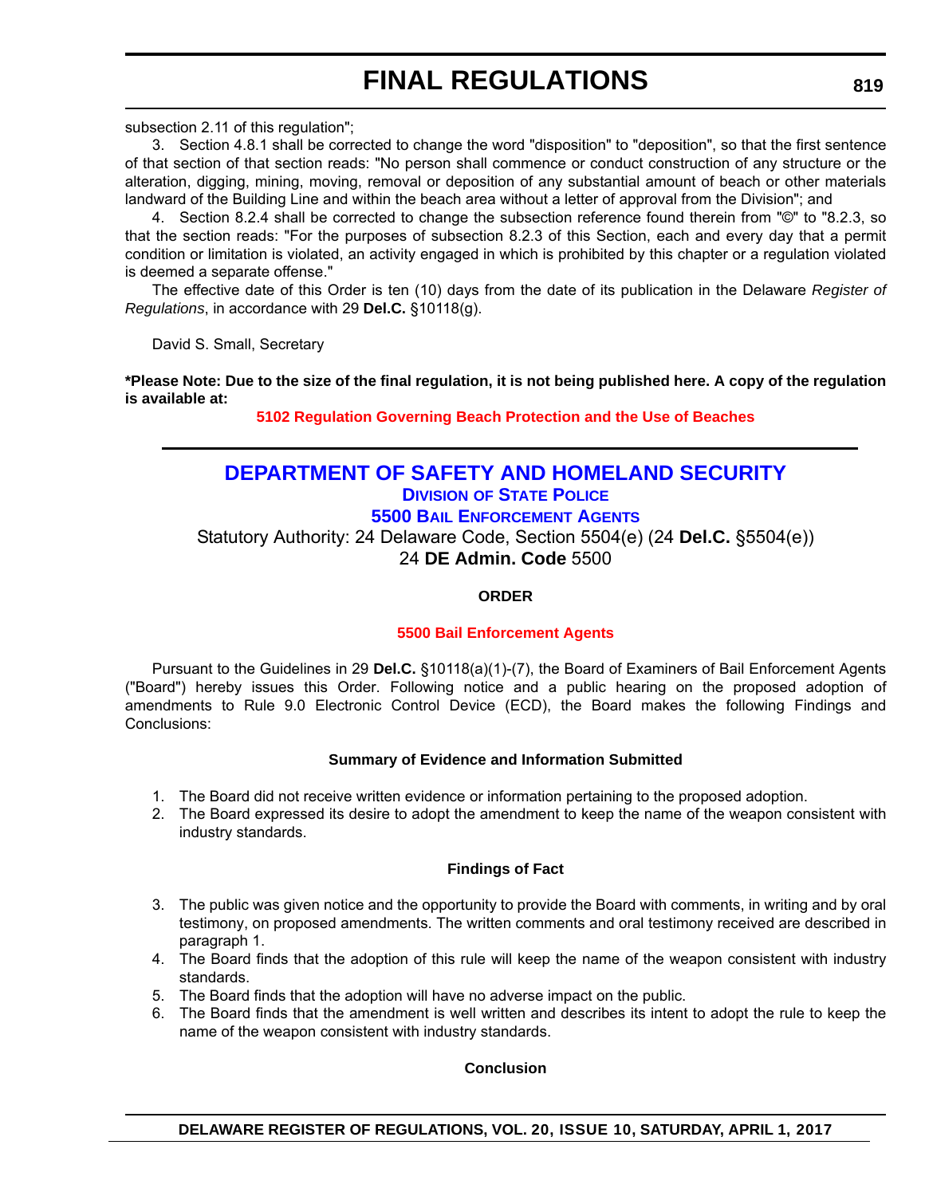subsection 2.11 of this regulation";

3. Section 4.8.1 shall be corrected to change the word "disposition" to "deposition", so that the first sentence of that section of that section reads: "No person shall commence or conduct construction of any structure or the alteration, digging, mining, moving, removal or deposition of any substantial amount of beach or other materials landward of the Building Line and within the beach area without a letter of approval from the Division"; and

4. Section 8.2.4 shall be corrected to change the subsection reference found therein from "©" to "8.2.3, so that the section reads: "For the purposes of subsection 8.2.3 of this Section, each and every day that a permit condition or limitation is violated, an activity engaged in which is prohibited by this chapter or a regulation violated is deemed a separate offense."

The effective date of this Order is ten (10) days from the date of its publication in the Delaware *Register of Regulations*, in accordance with 29 **Del.C.** §10118(g).

David S. Small, Secretary

***Please Note: Due to the size of the final regulation, it is not being published here. A copy of the regulation is available at:**

**5102 Regulation Governing Beach Protection and the Use of Beaches**

---

# DEPARTMENT OF SAFETY AND HOMELAND SECURITY

## DIVISION OF STATE POLICE

## 5500 BAIL ENFORCEMENT AGENTS

Statutory Authority: 24 Delaware Code, Section 5504(e) (24 **Del.C.** §5504(e))
24 **DE Admin. Code** 5500

### ORDER

**5500 Bail Enforcement Agents**

Pursuant to the Guidelines in 29 **Del.C.** §10118(a)(1)-(7), the Board of Examiners of Bail Enforcement Agents ("Board") hereby issues this Order. Following notice and a public hearing on the proposed adoption of amendments to Rule 9.0 Electronic Control Device (ECD), the Board makes the following Findings and Conclusions:

### Summary of Evidence and Information Submitted

1. The Board did not receive written evidence or information pertaining to the proposed adoption.
2. The Board expressed its desire to adopt the amendment to keep the name of the weapon consistent with industry standards.

### Findings of Fact

3. The public was given notice and the opportunity to provide the Board with comments, in writing and by oral testimony, on proposed amendments. The written comments and oral testimony received are described in paragraph 1.
4. The Board finds that the adoption of this rule will keep the name of the weapon consistent with industry standards.
5. The Board finds that the adoption will have no adverse impact on the public.
6. The Board finds that the amendment is well written and describes its intent to adopt the rule to keep the name of the weapon consistent with industry standards.

### Conclusion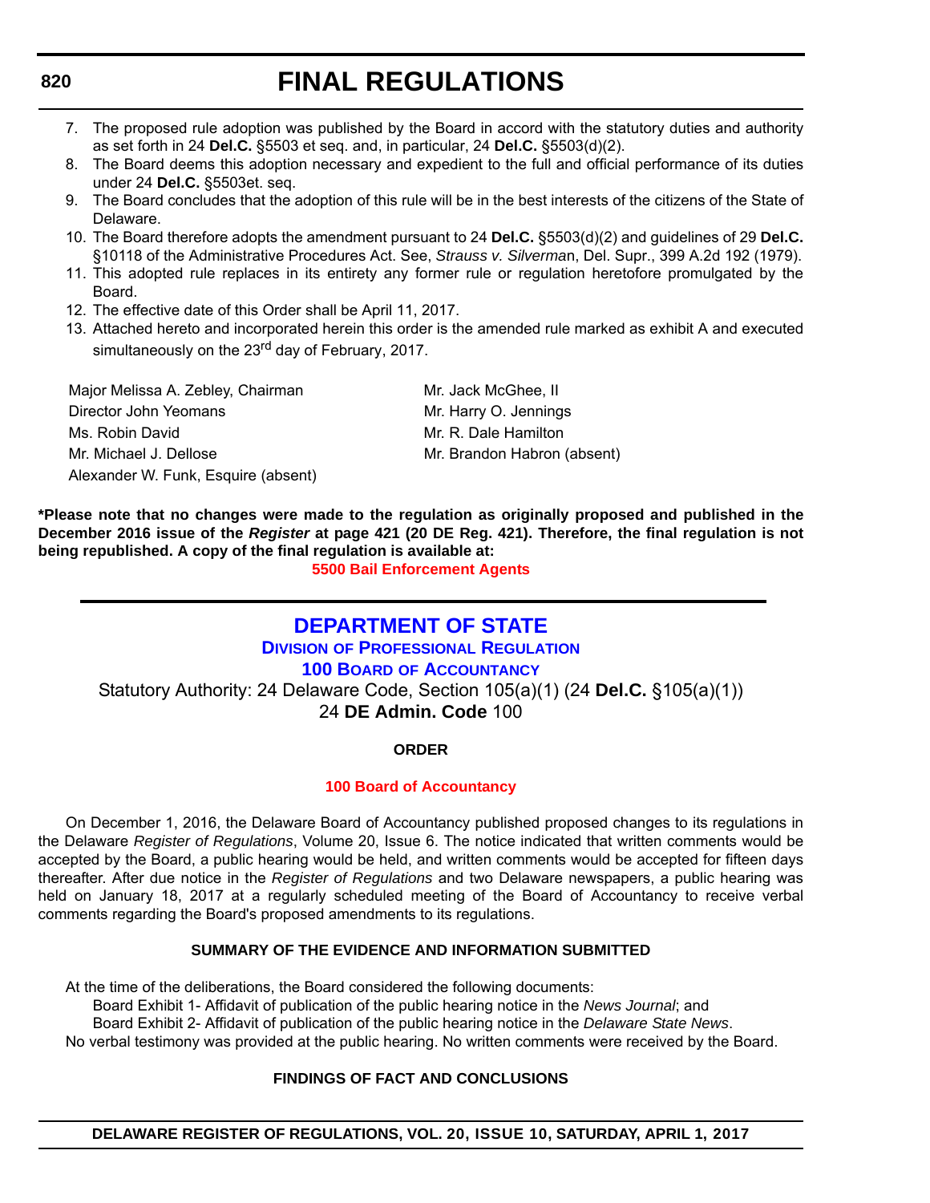7. The proposed rule adoption was published by the Board in accord with the statutory duties and authority as set forth in 24 **Del.C.** §5503 et seq. and, in particular, 24 **Del.C.** §5503(d)(2).
8. The Board deems this adoption necessary and expedient to the full and official performance of its duties under 24 **Del.C.** §5503et. seq.
9. The Board concludes that the adoption of this rule will be in the best interests of the citizens of the State of Delaware.
10. The Board therefore adopts the amendment pursuant to 24 **Del.C.** §5503(d)(2) and guidelines of 29 **Del.C.** §10118 of the Administrative Procedures Act. See, *Strauss v. Silverma*n, Del. Supr., 399 A.2d 192 (1979).
11. This adopted rule replaces in its entirety any former rule or regulation heretofore promulgated by the Board.
12. The effective date of this Order shall be April 11, 2017.
13. Attached hereto and incorporated herein this order is the amended rule marked as exhibit A and executed simultaneously on the 23rd day of February, 2017.

Major Melissa A. Zebley, Chairman
Director John Yeomans
Ms. Robin David
Mr. Michael J. Dellose
Alexander W. Funk, Esquire (absent)
Mr. Jack McGhee, II
Mr. Harry O. Jennings
Mr. R. Dale Hamilton
Mr. Brandon Habron (absent)

**\*Please note that no changes were made to the regulation as originally proposed and published in the December 2016 issue of the *Register* at page 421 (20 DE Reg. 421). Therefore, the final regulation is not being republished. A copy of the final regulation is available at:**

**5500 Bail Enforcement Agents**

---

# DEPARTMENT OF STATE

## Division of Professional Regulation

## 100 Board of Accountancy

Statutory Authority: 24 Delaware Code, Section 105(a)(1) (24 **Del.C.** §105(a)(1))
24 **DE Admin. Code** 100

**ORDER**

**100 Board of Accountancy**

On December 1, 2016, the Delaware Board of Accountancy published proposed changes to its regulations in the Delaware *Register of Regulations*, Volume 20, Issue 6. The notice indicated that written comments would be accepted by the Board, a public hearing would be held, and written comments would be accepted for fifteen days thereafter. After due notice in the *Register of Regulations* and two Delaware newspapers, a public hearing was held on January 18, 2017 at a regularly scheduled meeting of the Board of Accountancy to receive verbal comments regarding the Board's proposed amendments to its regulations.

**SUMMARY OF THE EVIDENCE AND INFORMATION SUBMITTED**

At the time of the deliberations, the Board considered the following documents:

Board Exhibit 1- Affidavit of publication of the public hearing notice in the *News Journal*; and

Board Exhibit 2- Affidavit of publication of the public hearing notice in the *Delaware State News*.

No verbal testimony was provided at the public hearing. No written comments were received by the Board.

**FINDINGS OF FACT AND CONCLUSIONS**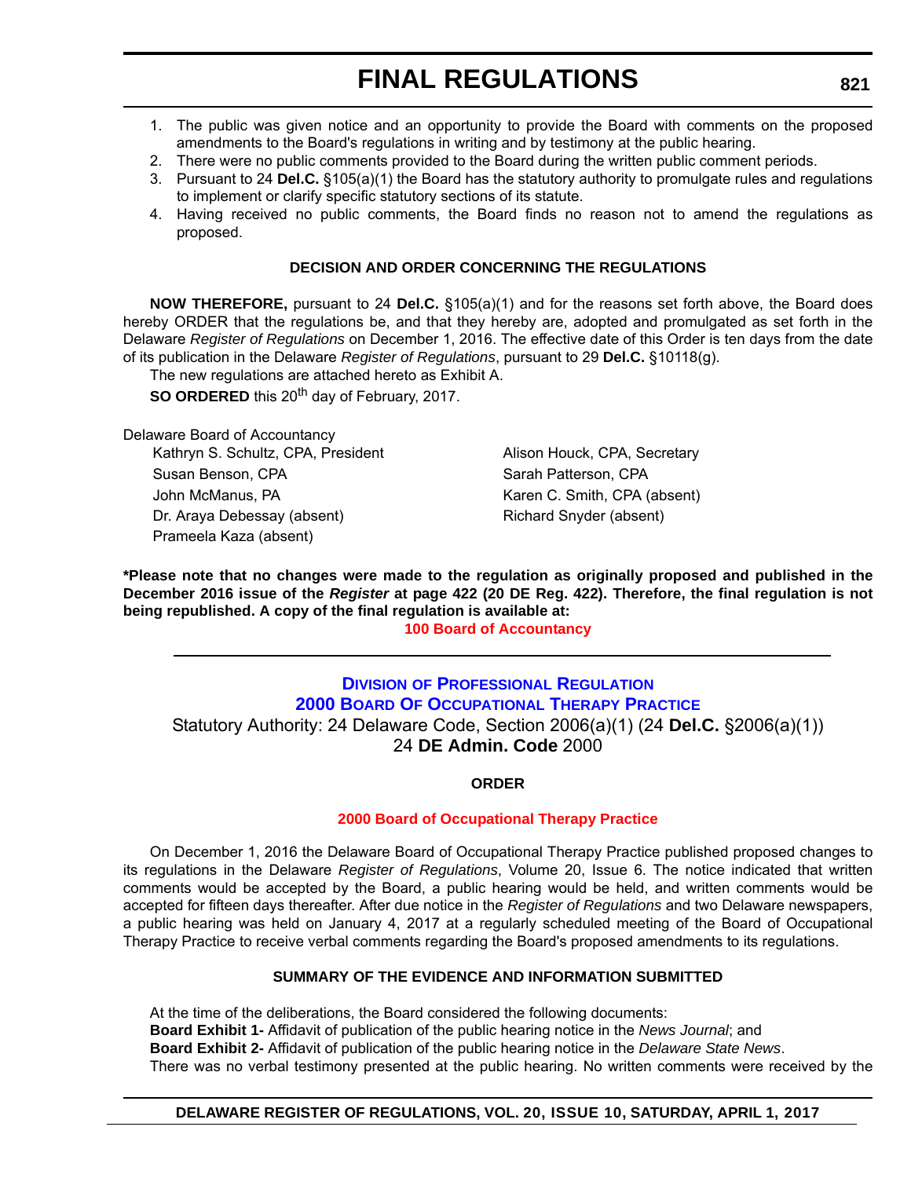1. The public was given notice and an opportunity to provide the Board with comments on the proposed amendments to the Board's regulations in writing and by testimony at the public hearing.
2. There were no public comments provided to the Board during the written public comment periods.
3. Pursuant to 24 **Del.C.** §105(a)(1) the Board has the statutory authority to promulgate rules and regulations to implement or clarify specific statutory sections of its statute.
4. Having received no public comments, the Board finds no reason not to amend the regulations as proposed.

**DECISION AND ORDER CONCERNING THE REGULATIONS**

**NOW THEREFORE,** pursuant to 24 **Del.C.** §105(a)(1) and for the reasons set forth above, the Board does hereby ORDER that the regulations be, and that they hereby are, adopted and promulgated as set forth in the Delaware *Register of Regulations* on December 1, 2016. The effective date of this Order is ten days from the date of its publication in the Delaware *Register of Regulations*, pursuant to 29 **Del.C.** §10118(g).

The new regulations are attached hereto as Exhibit A.

**SO ORDERED** this 20th day of February, 2017.

Delaware Board of Accountancy

Kathryn S. Schultz, CPA, President
Susan Benson, CPA
John McManus, PA
Dr. Araya Debessay (absent)
Prameela Kaza (absent)
Alison Houck, CPA, Secretary
Sarah Patterson, CPA
Karen C. Smith, CPA (absent)
Richard Snyder (absent)

**\*Please note that no changes were made to the regulation as originally proposed and published in the December 2016 issue of the *Register* at page 422 (20 DE Reg. 422). Therefore, the final regulation is not being republished. A copy of the final regulation is available at:**

**100 Board of Accountancy**

## DIVISION OF PROFESSIONAL REGULATION
## 2000 BOARD OF OCCUPATIONAL THERAPY PRACTICE

Statutory Authority: 24 Delaware Code, Section 2006(a)(1) (24 **Del.C.** §2006(a)(1))
24 **DE Admin. Code** 2000

**ORDER**

**2000 Board of Occupational Therapy Practice**

On December 1, 2016 the Delaware Board of Occupational Therapy Practice published proposed changes to its regulations in the Delaware *Register of Regulations*, Volume 20, Issue 6. The notice indicated that written comments would be accepted by the Board, a public hearing would be held, and written comments would be accepted for fifteen days thereafter. After due notice in the *Register of Regulations* and two Delaware newspapers, a public hearing was held on January 4, 2017 at a regularly scheduled meeting of the Board of Occupational Therapy Practice to receive verbal comments regarding the Board's proposed amendments to its regulations.

**SUMMARY OF THE EVIDENCE AND INFORMATION SUBMITTED**

At the time of the deliberations, the Board considered the following documents:

**Board Exhibit 1-** Affidavit of publication of the public hearing notice in the *News Journal*; and

**Board Exhibit 2-** Affidavit of publication of the public hearing notice in the *Delaware State News*.

There was no verbal testimony presented at the public hearing. No written comments were received by the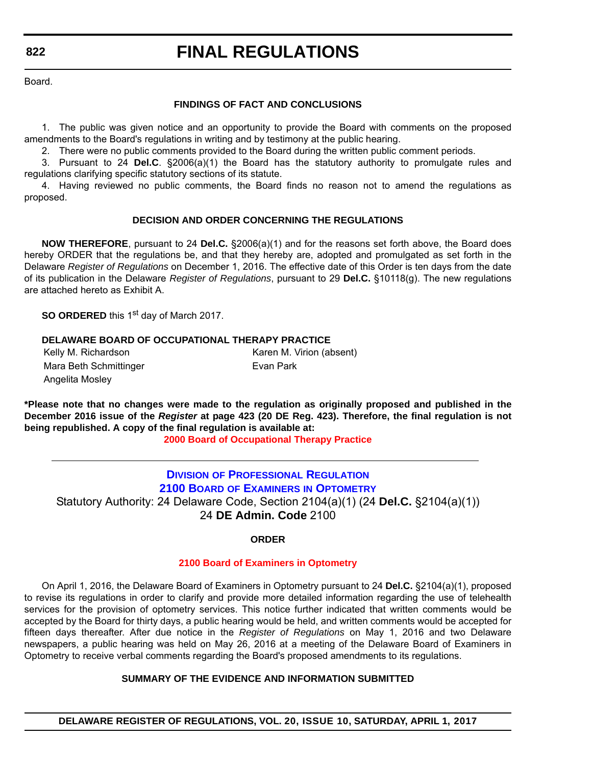Board.

**FINDINGS OF FACT AND CONCLUSIONS**

1. The public was given notice and an opportunity to provide the Board with comments on the proposed amendments to the Board's regulations in writing and by testimony at the public hearing.

2. There were no public comments provided to the Board during the written public comment periods.

3. Pursuant to 24 **Del.C**. §2006(a)(1) the Board has the statutory authority to promulgate rules and regulations clarifying specific statutory sections of its statute.

4. Having reviewed no public comments, the Board finds no reason not to amend the regulations as proposed.

**DECISION AND ORDER CONCERNING THE REGULATIONS**

**NOW THEREFORE**, pursuant to 24 **Del.C.** §2006(a)(1) and for the reasons set forth above, the Board does hereby ORDER that the regulations be, and that they hereby are, adopted and promulgated as set forth in the Delaware *Register of Regulations* on December 1, 2016. The effective date of this Order is ten days from the date of its publication in the Delaware *Register of Regulations*, pursuant to 29 **Del.C.** §10118(g). The new regulations are attached hereto as Exhibit A.

**SO ORDERED** this 1st day of March 2017.

**DELAWARE BOARD OF OCCUPATIONAL THERAPY PRACTICE**

Kelly M. Richardson
Karen M. Virion (absent)
Mara Beth Schmittinger
Evan Park
Angelita Mosley

**\*Please note that no changes were made to the regulation as originally proposed and published in the December 2016 issue of the *Register* at page 423 (20 DE Reg. 423). Therefore, the final regulation is not being republished. A copy of the final regulation is available at:**

**2000 Board of Occupational Therapy Practice**

---

## DIVISION OF PROFESSIONAL REGULATION
## 2100 BOARD OF EXAMINERS IN OPTOMETRY

Statutory Authority: 24 Delaware Code, Section 2104(a)(1) (24 **Del.C.** §2104(a)(1))
24 **DE Admin. Code** 2100

**ORDER**

**2100 Board of Examiners in Optometry**

On April 1, 2016, the Delaware Board of Examiners in Optometry pursuant to 24 **Del.C.** §2104(a)(1), proposed to revise its regulations in order to clarify and provide more detailed information regarding the use of telehealth services for the provision of optometry services. This notice further indicated that written comments would be accepted by the Board for thirty days, a public hearing would be held, and written comments would be accepted for fifteen days thereafter. After due notice in the *Register of Regulations* on May 1, 2016 and two Delaware newspapers, a public hearing was held on May 26, 2016 at a meeting of the Delaware Board of Examiners in Optometry to receive verbal comments regarding the Board's proposed amendments to its regulations.

**SUMMARY OF THE EVIDENCE AND INFORMATION SUBMITTED**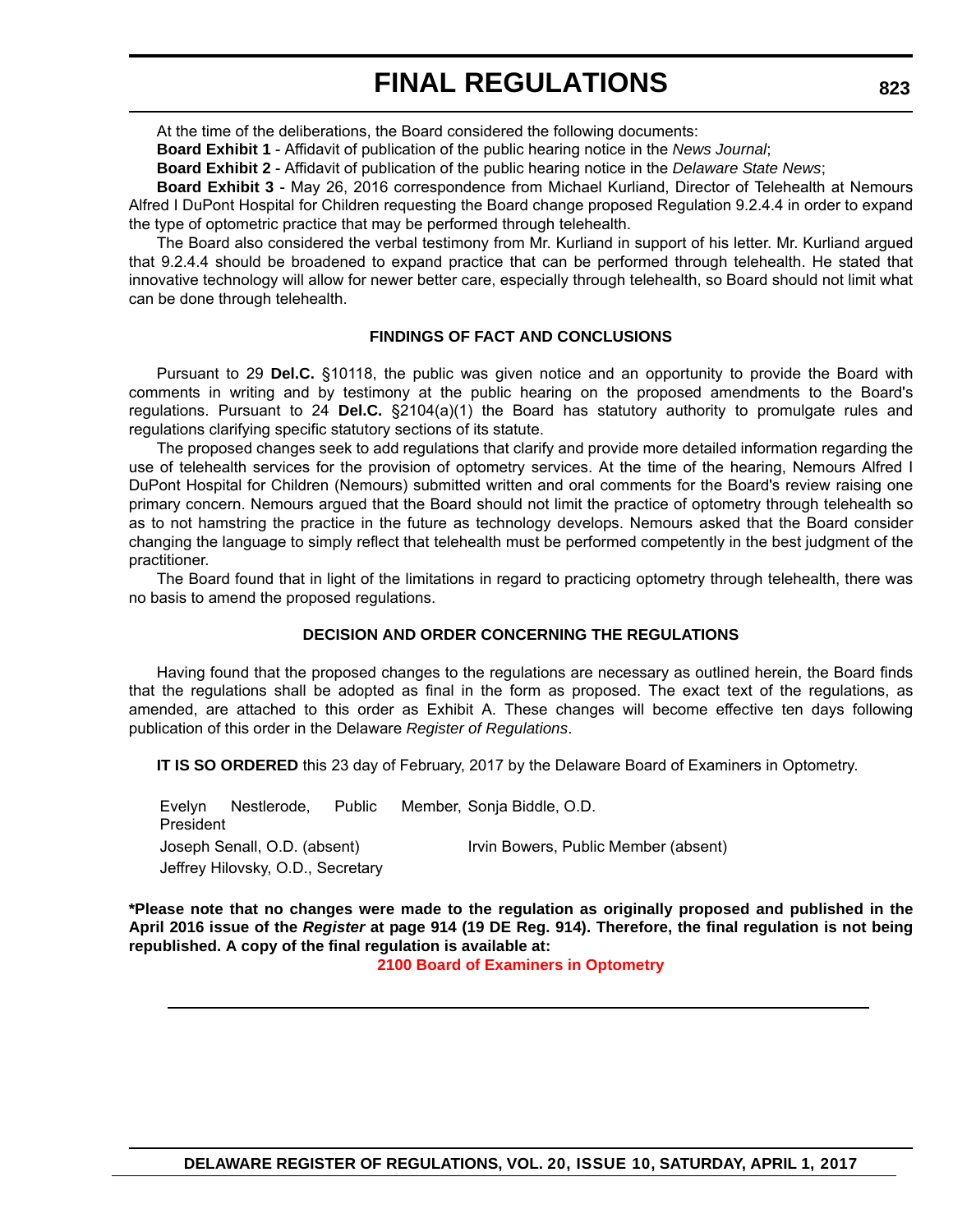At the time of the deliberations, the Board considered the following documents:

**Board Exhibit 1** - Affidavit of publication of the public hearing notice in the *News Journal*;

**Board Exhibit 2** - Affidavit of publication of the public hearing notice in the *Delaware State News*;

**Board Exhibit 3** - May 26, 2016 correspondence from Michael Kurliand, Director of Telehealth at Nemours Alfred I DuPont Hospital for Children requesting the Board change proposed Regulation 9.2.4.4 in order to expand the type of optometric practice that may be performed through telehealth.

The Board also considered the verbal testimony from Mr. Kurliand in support of his letter. Mr. Kurliand argued that 9.2.4.4 should be broadened to expand practice that can be performed through telehealth. He stated that innovative technology will allow for newer better care, especially through telehealth, so Board should not limit what can be done through telehealth.

**FINDINGS OF FACT AND CONCLUSIONS**

Pursuant to 29 **Del.C.** §10118, the public was given notice and an opportunity to provide the Board with comments in writing and by testimony at the public hearing on the proposed amendments to the Board's regulations. Pursuant to 24 **Del.C.** §2104(a)(1) the Board has statutory authority to promulgate rules and regulations clarifying specific statutory sections of its statute.

The proposed changes seek to add regulations that clarify and provide more detailed information regarding the use of telehealth services for the provision of optometry services. At the time of the hearing, Nemours Alfred I DuPont Hospital for Children (Nemours) submitted written and oral comments for the Board's review raising one primary concern. Nemours argued that the Board should not limit the practice of optometry through telehealth so as to not hamstring the practice in the future as technology develops. Nemours asked that the Board consider changing the language to simply reflect that telehealth must be performed competently in the best judgment of the practitioner.

The Board found that in light of the limitations in regard to practicing optometry through telehealth, there was no basis to amend the proposed regulations.

**DECISION AND ORDER CONCERNING THE REGULATIONS**

Having found that the proposed changes to the regulations are necessary as outlined herein, the Board finds that the regulations shall be adopted as final in the form as proposed. The exact text of the regulations, as amended, are attached to this order as Exhibit A. These changes will become effective ten days following publication of this order in the Delaware *Register of Regulations*.

**IT IS SO ORDERED** this 23 day of February, 2017 by the Delaware Board of Examiners in Optometry.

| | |
|---|---|
| Evelyn Nestlerode, Public Member, President | Sonja Biddle, O.D. |
| Joseph Senall, O.D. (absent) | Irvin Bowers, Public Member (absent) |
| Jeffrey Hilovsky, O.D., Secretary | |

**\*Please note that no changes were made to the regulation as originally proposed and published in the April 2016 issue of the *Register* at page 914 (19 DE Reg. 914). Therefore, the final regulation is not being republished. A copy of the final regulation is available at:**

**2100 Board of Examiners in Optometry**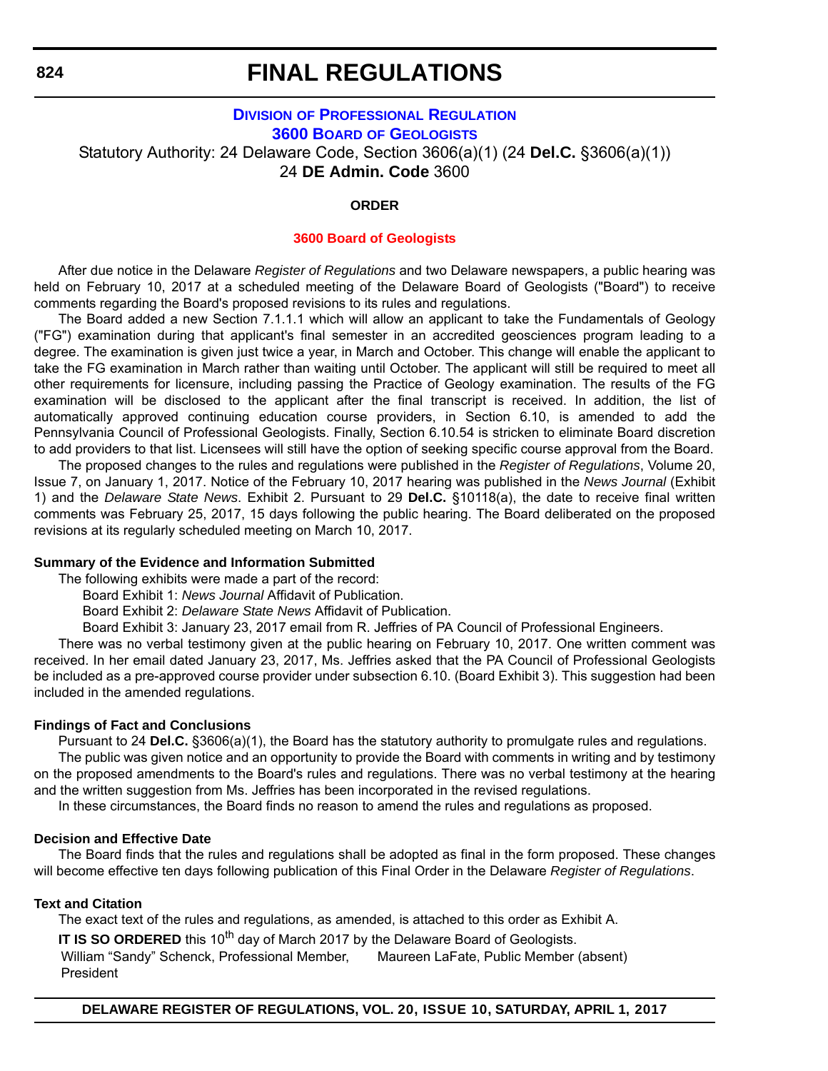# FINAL REGULATIONS

## Division of Professional Regulation

## 3600 Board of Geologists

Statutory Authority: 24 Delaware Code, Section 3606(a)(1) (24 **Del.C.** §3606(a)(1))
24 **DE Admin. Code** 3600

**ORDER**

**3600 Board of Geologists**

After due notice in the Delaware *Register of Regulations* and two Delaware newspapers, a public hearing was held on February 10, 2017 at a scheduled meeting of the Delaware Board of Geologists ("Board") to receive comments regarding the Board's proposed revisions to its rules and regulations.

The Board added a new Section 7.1.1.1 which will allow an applicant to take the Fundamentals of Geology ("FG") examination during that applicant's final semester in an accredited geosciences program leading to a degree. The examination is given just twice a year, in March and October. This change will enable the applicant to take the FG examination in March rather than waiting until October. The applicant will still be required to meet all other requirements for licensure, including passing the Practice of Geology examination. The results of the FG examination will be disclosed to the applicant after the final transcript is received. In addition, the list of automatically approved continuing education course providers, in Section 6.10, is amended to add the Pennsylvania Council of Professional Geologists. Finally, Section 6.10.54 is stricken to eliminate Board discretion to add providers to that list. Licensees will still have the option of seeking specific course approval from the Board.

The proposed changes to the rules and regulations were published in the *Register of Regulations*, Volume 20, Issue 7, on January 1, 2017. Notice of the February 10, 2017 hearing was published in the *News Journal* (Exhibit 1) and the *Delaware State News*. Exhibit 2. Pursuant to 29 **Del.C.** §10118(a), the date to receive final written comments was February 25, 2017, 15 days following the public hearing. The Board deliberated on the proposed revisions at its regularly scheduled meeting on March 10, 2017.

**Summary of the Evidence and Information Submitted**

The following exhibits were made a part of the record:

Board Exhibit 1: *News Journal* Affidavit of Publication.

Board Exhibit 2: *Delaware State News* Affidavit of Publication.

Board Exhibit 3: January 23, 2017 email from R. Jeffries of PA Council of Professional Engineers.

There was no verbal testimony given at the public hearing on February 10, 2017. One written comment was received. In her email dated January 23, 2017, Ms. Jeffries asked that the PA Council of Professional Geologists be included as a pre-approved course provider under subsection 6.10. (Board Exhibit 3). This suggestion had been included in the amended regulations.

**Findings of Fact and Conclusions**

Pursuant to 24 **Del.C.** §3606(a)(1), the Board has the statutory authority to promulgate rules and regulations.

The public was given notice and an opportunity to provide the Board with comments in writing and by testimony on the proposed amendments to the Board's rules and regulations. There was no verbal testimony at the hearing and the written suggestion from Ms. Jeffries has been incorporated in the revised regulations.

In these circumstances, the Board finds no reason to amend the rules and regulations as proposed.

**Decision and Effective Date**

The Board finds that the rules and regulations shall be adopted as final in the form proposed. These changes will become effective ten days following publication of this Final Order in the Delaware *Register of Regulations*.

**Text and Citation**

The exact text of the rules and regulations, as amended, is attached to this order as Exhibit A.

**IT IS SO ORDERED** this 10th day of March 2017 by the Delaware Board of Geologists.

| | |
|---|---|
| William "Sandy" Schenck, Professional Member, President | Maureen LaFate, Public Member (absent) |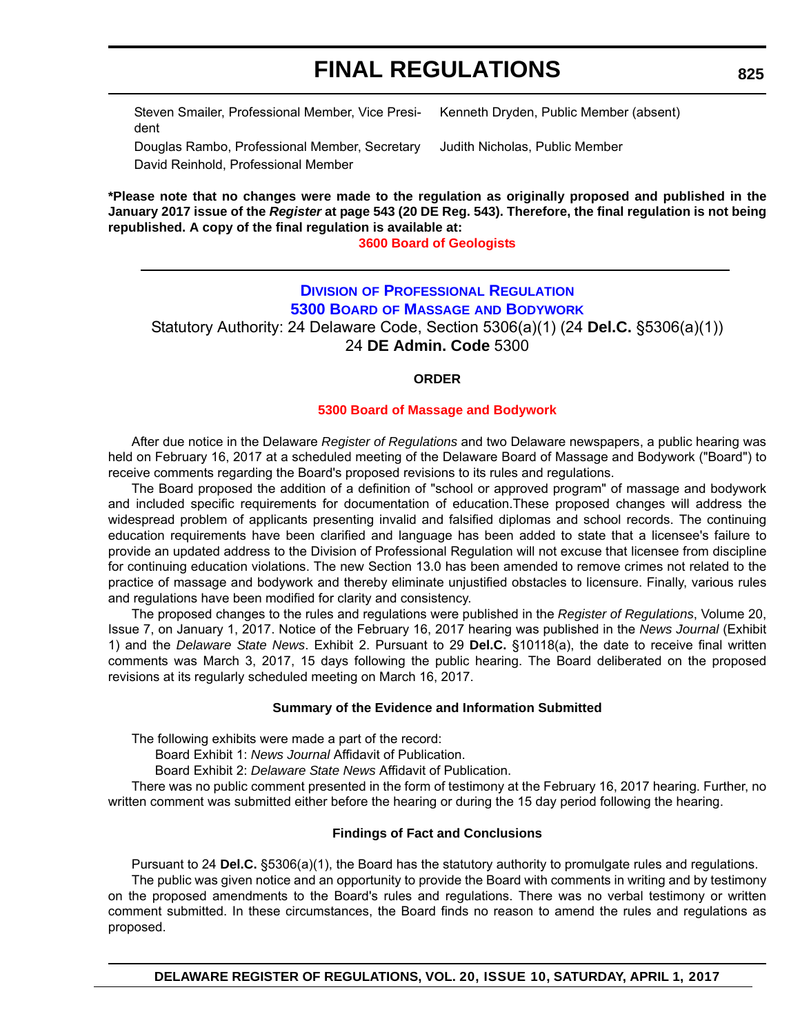Steven Smailer, Professional Member, Vice President
Kenneth Dryden, Public Member (absent)
Douglas Rambo, Professional Member, Secretary
Judith Nicholas, Public Member
David Reinhold, Professional Member

**\*Please note that no changes were made to the regulation as originally proposed and published in the January 2017 issue of the *Register* at page 543 (20 DE Reg. 543). Therefore, the final regulation is not being republished. A copy of the final regulation is available at:**

**3600 Board of Geologists**

---

## DIVISION OF PROFESSIONAL REGULATION
## 5300 BOARD OF MASSAGE AND BODYWORK

Statutory Authority: 24 Delaware Code, Section 5306(a)(1) (24 **Del.C.** §5306(a)(1))
24 **DE Admin. Code** 5300

**ORDER**

**5300 Board of Massage and Bodywork**

After due notice in the Delaware *Register of Regulations* and two Delaware newspapers, a public hearing was held on February 16, 2017 at a scheduled meeting of the Delaware Board of Massage and Bodywork ("Board") to receive comments regarding the Board's proposed revisions to its rules and regulations.

The Board proposed the addition of a definition of "school or approved program" of massage and bodywork and included specific requirements for documentation of education.These proposed changes will address the widespread problem of applicants presenting invalid and falsified diplomas and school records. The continuing education requirements have been clarified and language has been added to state that a licensee's failure to provide an updated address to the Division of Professional Regulation will not excuse that licensee from discipline for continuing education violations. The new Section 13.0 has been amended to remove crimes not related to the practice of massage and bodywork and thereby eliminate unjustified obstacles to licensure. Finally, various rules and regulations have been modified for clarity and consistency.

The proposed changes to the rules and regulations were published in the *Register of Regulations*, Volume 20, Issue 7, on January 1, 2017. Notice of the February 16, 2017 hearing was published in the *News Journal* (Exhibit 1) and the *Delaware State News*. Exhibit 2. Pursuant to 29 **Del.C.** §10118(a), the date to receive final written comments was March 3, 2017, 15 days following the public hearing. The Board deliberated on the proposed revisions at its regularly scheduled meeting on March 16, 2017.

**Summary of the Evidence and Information Submitted**

The following exhibits were made a part of the record:

Board Exhibit 1: *News Journal* Affidavit of Publication.

Board Exhibit 2: *Delaware State News* Affidavit of Publication.

There was no public comment presented in the form of testimony at the February 16, 2017 hearing. Further, no written comment was submitted either before the hearing or during the 15 day period following the hearing.

**Findings of Fact and Conclusions**

Pursuant to 24 **Del.C.** §5306(a)(1), the Board has the statutory authority to promulgate rules and regulations.

The public was given notice and an opportunity to provide the Board with comments in writing and by testimony on the proposed amendments to the Board's rules and regulations. There was no verbal testimony or written comment submitted. In these circumstances, the Board finds no reason to amend the rules and regulations as proposed.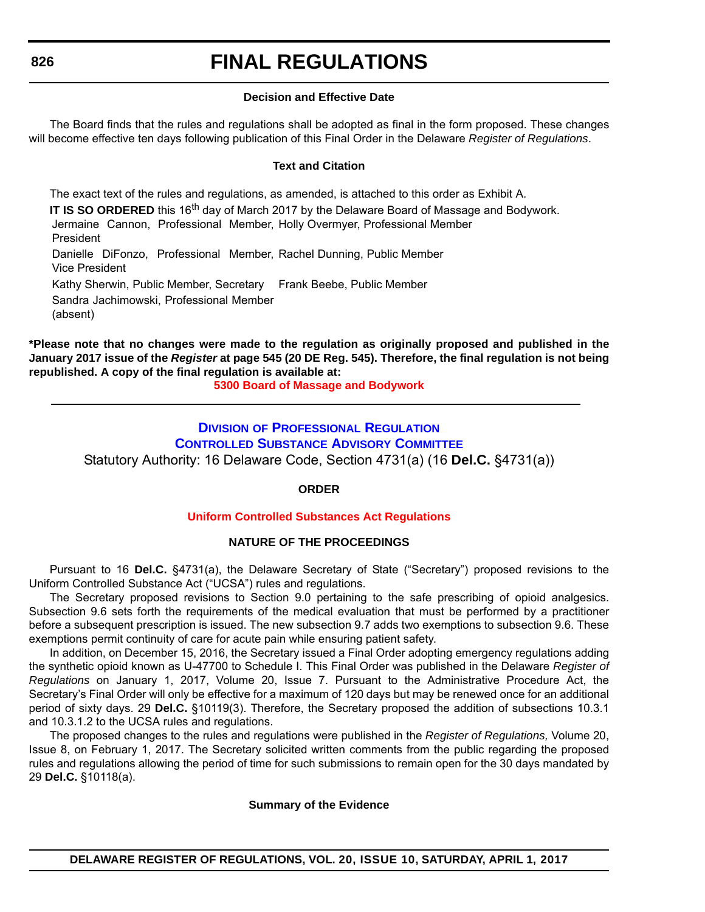### Decision and Effective Date

The Board finds that the rules and regulations shall be adopted as final in the form proposed. These changes will become effective ten days following publication of this Final Order in the Delaware *Register of Regulations*.

### Text and Citation

The exact text of the rules and regulations, as amended, is attached to this order as Exhibit A.

**IT IS SO ORDERED** this 16th day of March 2017 by the Delaware Board of Massage and Bodywork.

| | |
|---|---|
| Jermaine Cannon, Professional Member, President | Holly Overmyer, Professional Member |
| Danielle DiFonzo, Professional Member, Vice President | Rachel Dunning, Public Member |
| Kathy Sherwin, Public Member, Secretary | Frank Beebe, Public Member |
| Sandra Jachimowski, Professional Member (absent) | |

**\*Please note that no changes were made to the regulation as originally proposed and published in the January 2017 issue of the *Register* at page 545 (20 DE Reg. 545). Therefore, the final regulation is not being republished. A copy of the final regulation is available at:**

**5300 Board of Massage and Bodywork**

---

## Division of Professional Regulation
## Controlled Substance Advisory Committee

Statutory Authority: 16 Delaware Code, Section 4731(a) (16 **Del.C.** §4731(a))

### ORDER

### Uniform Controlled Substances Act Regulations

### NATURE OF THE PROCEEDINGS

Pursuant to 16 **Del.C.** §4731(a), the Delaware Secretary of State ("Secretary") proposed revisions to the Uniform Controlled Substance Act ("UCSA") rules and regulations.

The Secretary proposed revisions to Section 9.0 pertaining to the safe prescribing of opioid analgesics. Subsection 9.6 sets forth the requirements of the medical evaluation that must be performed by a practitioner before a subsequent prescription is issued. The new subsection 9.7 adds two exemptions to subsection 9.6. These exemptions permit continuity of care for acute pain while ensuring patient safety.

In addition, on December 15, 2016, the Secretary issued a Final Order adopting emergency regulations adding the synthetic opioid known as U-47700 to Schedule I. This Final Order was published in the Delaware *Register of Regulations* on January 1, 2017, Volume 20, Issue 7. Pursuant to the Administrative Procedure Act, the Secretary's Final Order will only be effective for a maximum of 120 days but may be renewed once for an additional period of sixty days. 29 **Del.C.** §10119(3). Therefore, the Secretary proposed the addition of subsections 10.3.1 and 10.3.1.2 to the UCSA rules and regulations.

The proposed changes to the rules and regulations were published in the *Register of Regulations,* Volume 20, Issue 8, on February 1, 2017. The Secretary solicited written comments from the public regarding the proposed rules and regulations allowing the period of time for such submissions to remain open for the 30 days mandated by 29 **Del.C.** §10118(a).

### Summary of the Evidence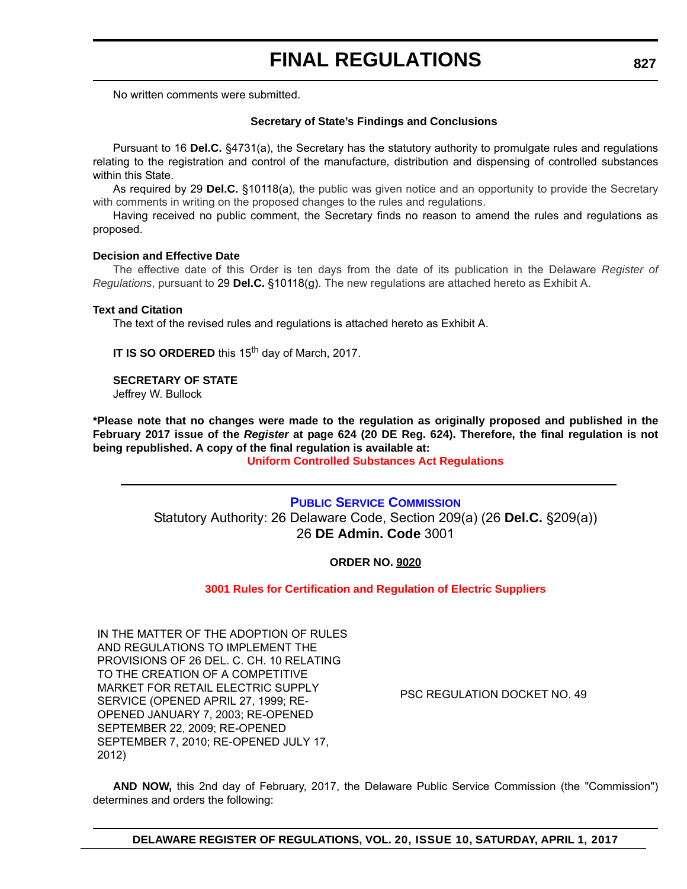No written comments were submitted.

**Secretary of State's Findings and Conclusions**

Pursuant to 16 **Del.C.** §4731(a), the Secretary has the statutory authority to promulgate rules and regulations relating to the registration and control of the manufacture, distribution and dispensing of controlled substances within this State.

As required by 29 **Del.C.** §10118(a), the public was given notice and an opportunity to provide the Secretary with comments in writing on the proposed changes to the rules and regulations.

Having received no public comment, the Secretary finds no reason to amend the rules and regulations as proposed.

**Decision and Effective Date**

The effective date of this Order is ten days from the date of its publication in the Delaware *Register of Regulations*, pursuant to 29 **Del.C.** §10118(g). The new regulations are attached hereto as Exhibit A.

**Text and Citation**

The text of the revised rules and regulations is attached hereto as Exhibit A.

**IT IS SO ORDERED** this 15th day of March, 2017.

**SECRETARY OF STATE**
Jeffrey W. Bullock

**\*Please note that no changes were made to the regulation as originally proposed and published in the February 2017 issue of the *Register* at page 624 (20 DE Reg. 624). Therefore, the final regulation is not being republished. A copy of the final regulation is available at:**

**Uniform Controlled Substances Act Regulations**

---

## PUBLIC SERVICE COMMISSION

Statutory Authority: 26 Delaware Code, Section 209(a) (26 **Del.C.** §209(a))
26 **DE Admin. Code** 3001

**ORDER NO. 9020**

### 3001 Rules for Certification and Regulation of Electric Suppliers

| | |
|---|---|
| IN THE MATTER OF THE ADOPTION OF RULES AND REGULATIONS TO IMPLEMENT THE PROVISIONS OF 26 DEL. C. CH. 10 RELATING TO THE CREATION OF A COMPETITIVE MARKET FOR RETAIL ELECTRIC SUPPLY SERVICE (OPENED APRIL 27, 1999; RE-OPENED JANUARY 7, 2003; RE-OPENED SEPTEMBER 22, 2009; RE-OPENED SEPTEMBER 7, 2010; RE-OPENED JULY 17, 2012) | PSC REGULATION DOCKET NO. 49 |

**AND NOW,** this 2nd day of February, 2017, the Delaware Public Service Commission (the "Commission") determines and orders the following: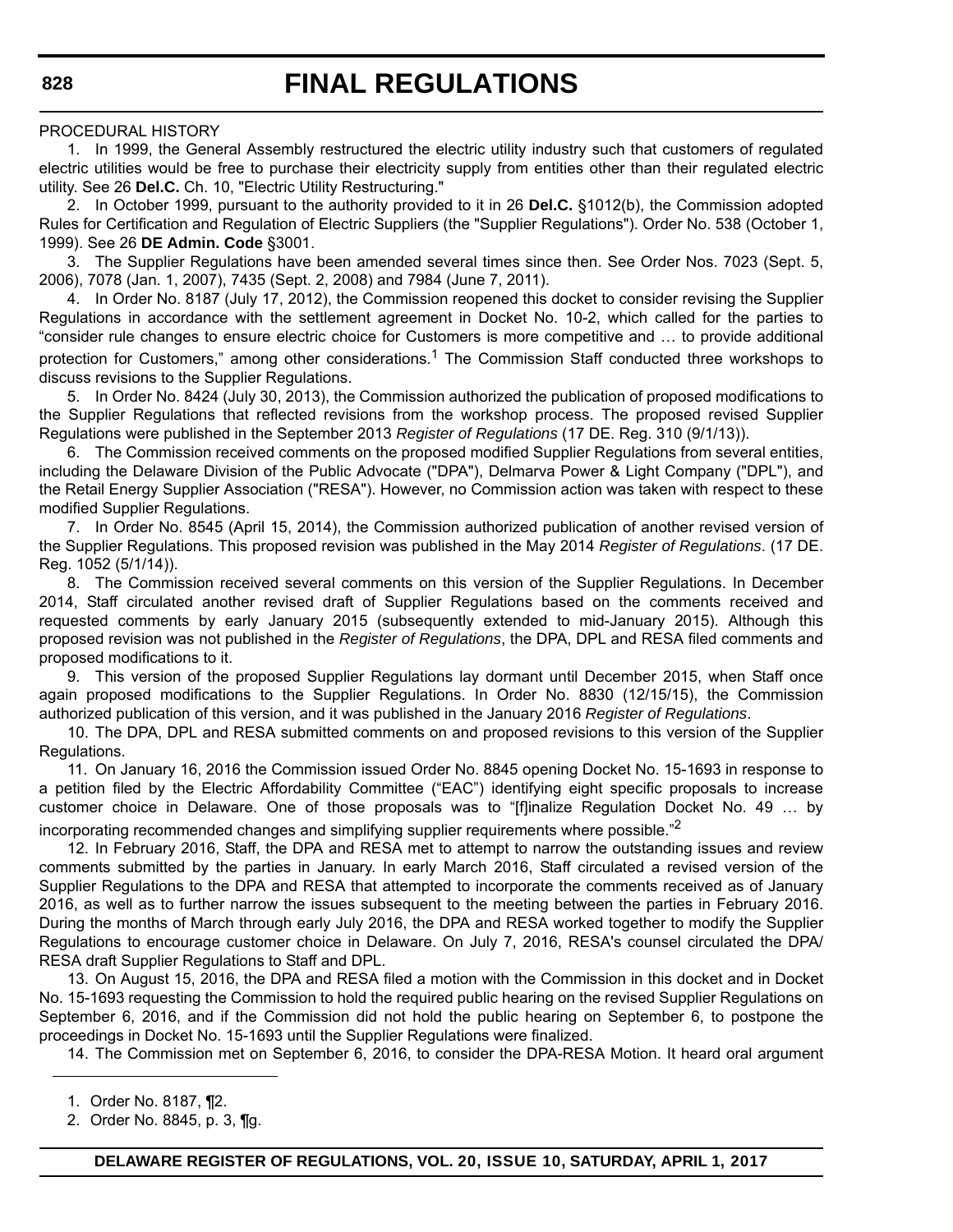PROCEDURAL HISTORY

1. In 1999, the General Assembly restructured the electric utility industry such that customers of regulated electric utilities would be free to purchase their electricity supply from entities other than their regulated electric utility. See 26 **Del.C.** Ch. 10, "Electric Utility Restructuring."

2. In October 1999, pursuant to the authority provided to it in 26 **Del.C.** §1012(b), the Commission adopted Rules for Certification and Regulation of Electric Suppliers (the "Supplier Regulations"). Order No. 538 (October 1, 1999). See 26 **DE Admin. Code** §3001.

3. The Supplier Regulations have been amended several times since then. See Order Nos. 7023 (Sept. 5, 2006), 7078 (Jan. 1, 2007), 7435 (Sept. 2, 2008) and 7984 (June 7, 2011).

4. In Order No. 8187 (July 17, 2012), the Commission reopened this docket to consider revising the Supplier Regulations in accordance with the settlement agreement in Docket No. 10-2, which called for the parties to "consider rule changes to ensure electric choice for Customers is more competitive and … to provide additional protection for Customers," among other considerations.[1] The Commission Staff conducted three workshops to discuss revisions to the Supplier Regulations.

5. In Order No. 8424 (July 30, 2013), the Commission authorized the publication of proposed modifications to the Supplier Regulations that reflected revisions from the workshop process. The proposed revised Supplier Regulations were published in the September 2013 *Register of Regulations* (17 DE. Reg. 310 (9/1/13)).

6. The Commission received comments on the proposed modified Supplier Regulations from several entities, including the Delaware Division of the Public Advocate ("DPA"), Delmarva Power & Light Company ("DPL"), and the Retail Energy Supplier Association ("RESA"). However, no Commission action was taken with respect to these modified Supplier Regulations.

7. In Order No. 8545 (April 15, 2014), the Commission authorized publication of another revised version of the Supplier Regulations. This proposed revision was published in the May 2014 *Register of Regulations*. (17 DE. Reg. 1052 (5/1/14)).

8. The Commission received several comments on this version of the Supplier Regulations. In December 2014, Staff circulated another revised draft of Supplier Regulations based on the comments received and requested comments by early January 2015 (subsequently extended to mid-January 2015). Although this proposed revision was not published in the *Register of Regulations*, the DPA, DPL and RESA filed comments and proposed modifications to it.

9. This version of the proposed Supplier Regulations lay dormant until December 2015, when Staff once again proposed modifications to the Supplier Regulations. In Order No. 8830 (12/15/15), the Commission authorized publication of this version, and it was published in the January 2016 *Register of Regulations*.

10. The DPA, DPL and RESA submitted comments on and proposed revisions to this version of the Supplier Regulations.

11. On January 16, 2016 the Commission issued Order No. 8845 opening Docket No. 15-1693 in response to a petition filed by the Electric Affordability Committee ("EAC") identifying eight specific proposals to increase customer choice in Delaware. One of those proposals was to "[f]inalize Regulation Docket No. 49 … by incorporating recommended changes and simplifying supplier requirements where possible."[2]

12. In February 2016, Staff, the DPA and RESA met to attempt to narrow the outstanding issues and review comments submitted by the parties in January. In early March 2016, Staff circulated a revised version of the Supplier Regulations to the DPA and RESA that attempted to incorporate the comments received as of January 2016, as well as to further narrow the issues subsequent to the meeting between the parties in February 2016. During the months of March through early July 2016, the DPA and RESA worked together to modify the Supplier Regulations to encourage customer choice in Delaware. On July 7, 2016, RESA's counsel circulated the DPA/RESA draft Supplier Regulations to Staff and DPL.

13. On August 15, 2016, the DPA and RESA filed a motion with the Commission in this docket and in Docket No. 15-1693 requesting the Commission to hold the required public hearing on the revised Supplier Regulations on September 6, 2016, and if the Commission did not hold the public hearing on September 6, to postpone the proceedings in Docket No. 15-1693 until the Supplier Regulations were finalized.

14. The Commission met on September 6, 2016, to consider the DPA-RESA Motion. It heard oral argument

---

1. Order No. 8187, ¶2.

2. Order No. 8845, p. 3, ¶g.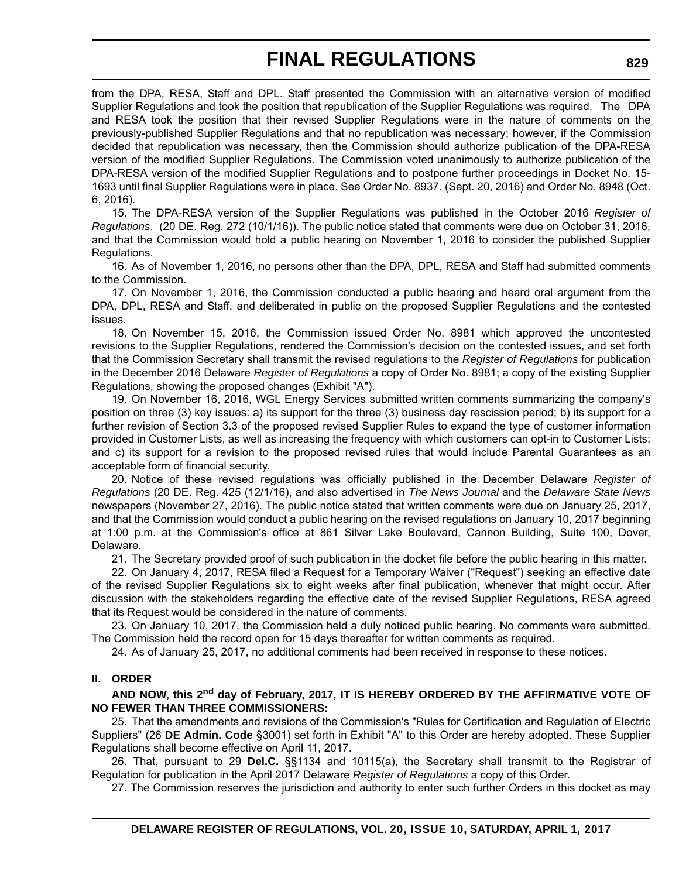from the DPA, RESA, Staff and DPL. Staff presented the Commission with an alternative version of modified Supplier Regulations and took the position that republication of the Supplier Regulations was required. The DPA and RESA took the position that their revised Supplier Regulations were in the nature of comments on the previously-published Supplier Regulations and that no republication was necessary; however, if the Commission decided that republication was necessary, then the Commission should authorize publication of the DPA-RESA version of the modified Supplier Regulations. The Commission voted unanimously to authorize publication of the DPA-RESA version of the modified Supplier Regulations and to postpone further proceedings in Docket No. 15-1693 until final Supplier Regulations were in place. See Order No. 8937. (Sept. 20, 2016) and Order No. 8948 (Oct. 6, 2016).

15. The DPA-RESA version of the Supplier Regulations was published in the October 2016 *Register of Regulations*. (20 DE. Reg. 272 (10/1/16)). The public notice stated that comments were due on October 31, 2016, and that the Commission would hold a public hearing on November 1, 2016 to consider the published Supplier Regulations.

16. As of November 1, 2016, no persons other than the DPA, DPL, RESA and Staff had submitted comments to the Commission.

17. On November 1, 2016, the Commission conducted a public hearing and heard oral argument from the DPA, DPL, RESA and Staff, and deliberated in public on the proposed Supplier Regulations and the contested issues.

18. On November 15, 2016, the Commission issued Order No. 8981 which approved the uncontested revisions to the Supplier Regulations, rendered the Commission's decision on the contested issues, and set forth that the Commission Secretary shall transmit the revised regulations to the *Register of Regulations* for publication in the December 2016 Delaware *Register of Regulations* a copy of Order No. 8981; a copy of the existing Supplier Regulations, showing the proposed changes (Exhibit "A").

19. On November 16, 2016, WGL Energy Services submitted written comments summarizing the company's position on three (3) key issues: a) its support for the three (3) business day rescission period; b) its support for a further revision of Section 3.3 of the proposed revised Supplier Rules to expand the type of customer information provided in Customer Lists, as well as increasing the frequency with which customers can opt-in to Customer Lists; and c) its support for a revision to the proposed revised rules that would include Parental Guarantees as an acceptable form of financial security.

20. Notice of these revised regulations was officially published in the December Delaware *Register of Regulations* (20 DE. Reg. 425 (12/1/16), and also advertised in *The News Journal* and the *Delaware State News* newspapers (November 27, 2016). The public notice stated that written comments were due on January 25, 2017, and that the Commission would conduct a public hearing on the revised regulations on January 10, 2017 beginning at 1:00 p.m. at the Commission's office at 861 Silver Lake Boulevard, Cannon Building, Suite 100, Dover, Delaware.

21. The Secretary provided proof of such publication in the docket file before the public hearing in this matter.

22. On January 4, 2017, RESA filed a Request for a Temporary Waiver ("Request") seeking an effective date of the revised Supplier Regulations six to eight weeks after final publication, whenever that might occur. After discussion with the stakeholders regarding the effective date of the revised Supplier Regulations, RESA agreed that its Request would be considered in the nature of comments.

23. On January 10, 2017, the Commission held a duly noticed public hearing. No comments were submitted. The Commission held the record open for 15 days thereafter for written comments as required.

24. As of January 25, 2017, no additional comments had been received in response to these notices.

## II. ORDER

**AND NOW, this 2nd day of February, 2017, IT IS HEREBY ORDERED BY THE AFFIRMATIVE VOTE OF NO FEWER THAN THREE COMMISSIONERS:**

25. That the amendments and revisions of the Commission's "Rules for Certification and Regulation of Electric Suppliers" (26 **DE Admin. Code** §3001) set forth in Exhibit "A" to this Order are hereby adopted. These Supplier Regulations shall become effective on April 11, 2017.

26. That, pursuant to 29 **Del.C.** §§1134 and 10115(a), the Secretary shall transmit to the Registrar of Regulation for publication in the April 2017 Delaware *Register of Regulations* a copy of this Order.

27. The Commission reserves the jurisdiction and authority to enter such further Orders in this docket as may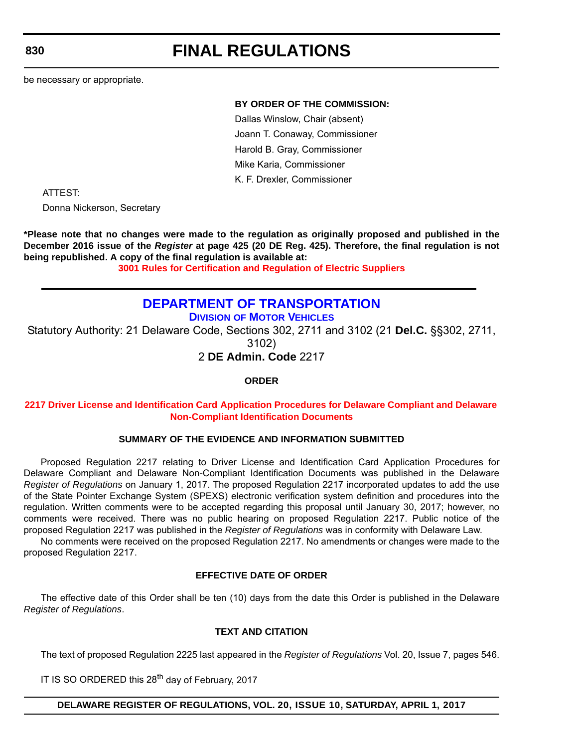be necessary or appropriate.

**BY ORDER OF THE COMMISSION:**

Dallas Winslow, Chair (absent)

Joann T. Conaway, Commissioner

Harold B. Gray, Commissioner

Mike Karia, Commissioner

K. F. Drexler, Commissioner

ATTEST:

Donna Nickerson, Secretary

**\*Please note that no changes were made to the regulation as originally proposed and published in the December 2016 issue of the *Register* at page 425 (20 DE Reg. 425). Therefore, the final regulation is not being republished. A copy of the final regulation is available at:**

**3001 Rules for Certification and Regulation of Electric Suppliers**

---

# DEPARTMENT OF TRANSPORTATION

## Division of Motor Vehicles

Statutory Authority: 21 Delaware Code, Sections 302, 2711 and 3102 (21 **Del.C.** §§302, 2711, 3102)

2 **DE Admin. Code** 2217

**ORDER**

**2217 Driver License and Identification Card Application Procedures for Delaware Compliant and Delaware Non-Compliant Identification Documents**

**SUMMARY OF THE EVIDENCE AND INFORMATION SUBMITTED**

Proposed Regulation 2217 relating to Driver License and Identification Card Application Procedures for Delaware Compliant and Delaware Non-Compliant Identification Documents was published in the Delaware *Register of Regulations* on January 1, 2017. The proposed Regulation 2217 incorporated updates to add the use of the State Pointer Exchange System (SPEXS) electronic verification system definition and procedures into the regulation. Written comments were to be accepted regarding this proposal until January 30, 2017; however, no comments were received. There was no public hearing on proposed Regulation 2217. Public notice of the proposed Regulation 2217 was published in the *Register of Regulations* was in conformity with Delaware Law.

No comments were received on the proposed Regulation 2217. No amendments or changes were made to the proposed Regulation 2217.

**EFFECTIVE DATE OF ORDER**

The effective date of this Order shall be ten (10) days from the date this Order is published in the Delaware *Register of Regulations*.

**TEXT AND CITATION**

The text of proposed Regulation 2225 last appeared in the *Register of Regulations* Vol. 20, Issue 7, pages 546.

IT IS SO ORDERED this 28th day of February, 2017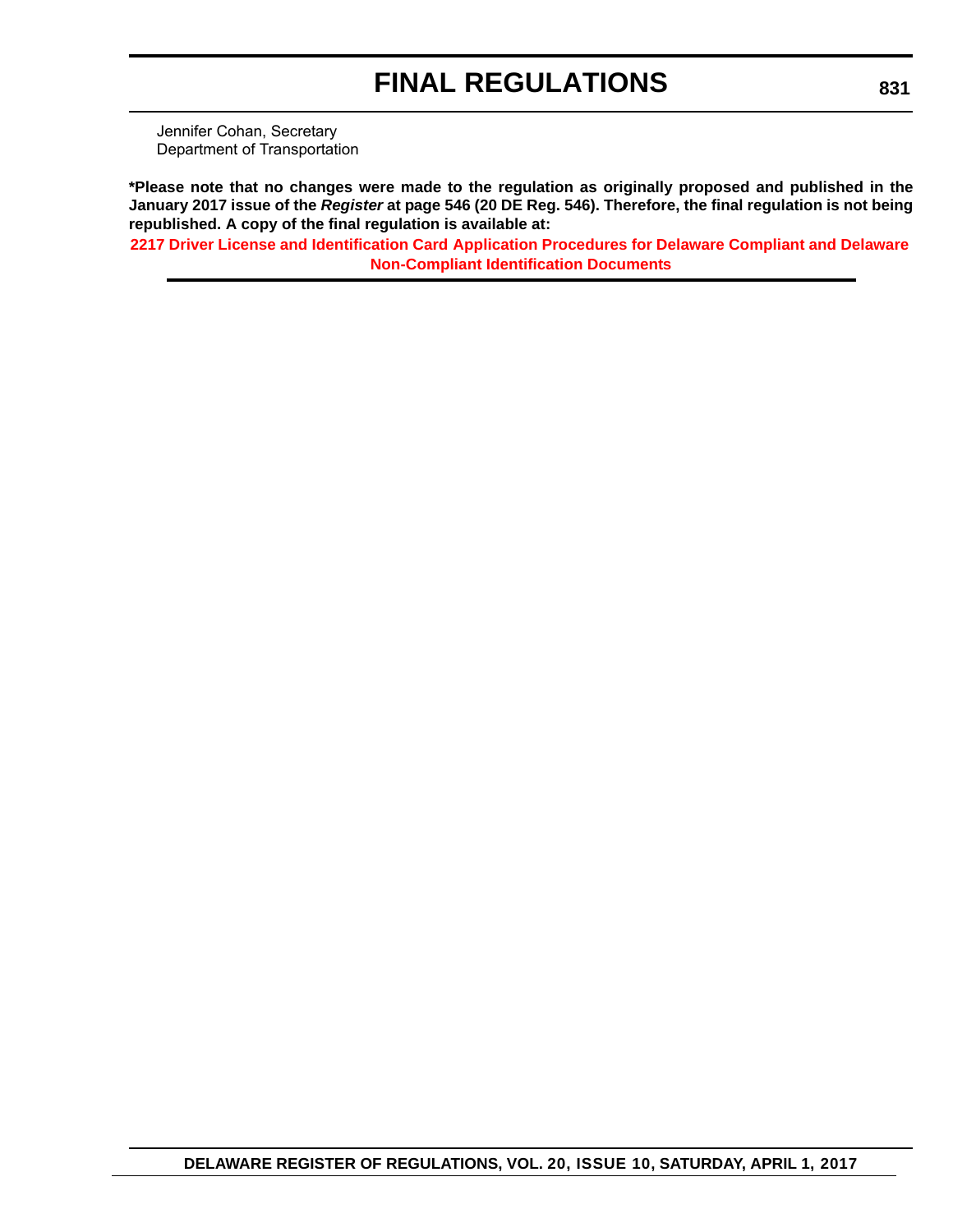Jennifer Cohan, Secretary
Department of Transportation

**\*Please note that no changes were made to the regulation as originally proposed and published in the January 2017 issue of the *Register* at page 546 (20 DE Reg. 546). Therefore, the final regulation is not being republished. A copy of the final regulation is available at:**

**2217 Driver License and Identification Card Application Procedures for Delaware Compliant and Delaware Non-Compliant Identification Documents**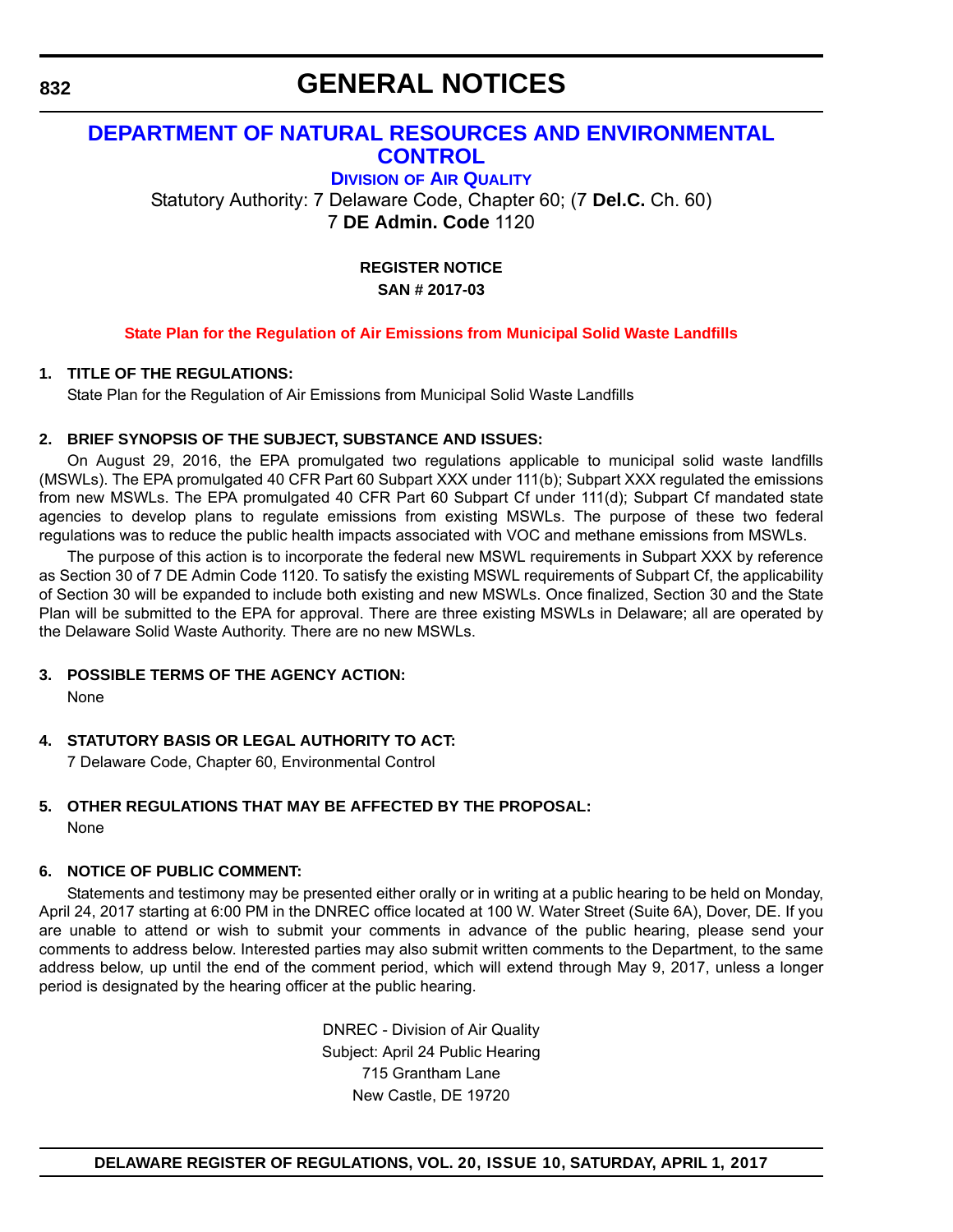# GENERAL NOTICES

## DEPARTMENT OF NATURAL RESOURCES AND ENVIRONMENTAL CONTROL

### DIVISION OF AIR QUALITY

Statutory Authority: 7 Delaware Code, Chapter 60; (7 **Del.C.** Ch. 60)
7 **DE Admin. Code** 1120

**REGISTER NOTICE**
**SAN # 2017-03**

**State Plan for the Regulation of Air Emissions from Municipal Solid Waste Landfills**

**1. TITLE OF THE REGULATIONS:**

State Plan for the Regulation of Air Emissions from Municipal Solid Waste Landfills

**2. BRIEF SYNOPSIS OF THE SUBJECT, SUBSTANCE AND ISSUES:**

On August 29, 2016, the EPA promulgated two regulations applicable to municipal solid waste landfills (MSWLs). The EPA promulgated 40 CFR Part 60 Subpart XXX under 111(b); Subpart XXX regulated the emissions from new MSWLs. The EPA promulgated 40 CFR Part 60 Subpart Cf under 111(d); Subpart Cf mandated state agencies to develop plans to regulate emissions from existing MSWLs. The purpose of these two federal regulations was to reduce the public health impacts associated with VOC and methane emissions from MSWLs.

The purpose of this action is to incorporate the federal new MSWL requirements in Subpart XXX by reference as Section 30 of 7 DE Admin Code 1120. To satisfy the existing MSWL requirements of Subpart Cf, the applicability of Section 30 will be expanded to include both existing and new MSWLs. Once finalized, Section 30 and the State Plan will be submitted to the EPA for approval. There are three existing MSWLs in Delaware; all are operated by the Delaware Solid Waste Authority. There are no new MSWLs.

**3. POSSIBLE TERMS OF THE AGENCY ACTION:**

None

**4. STATUTORY BASIS OR LEGAL AUTHORITY TO ACT:**

7 Delaware Code, Chapter 60, Environmental Control

**5. OTHER REGULATIONS THAT MAY BE AFFECTED BY THE PROPOSAL:**

None

**6. NOTICE OF PUBLIC COMMENT:**

Statements and testimony may be presented either orally or in writing at a public hearing to be held on Monday, April 24, 2017 starting at 6:00 PM in the DNREC office located at 100 W. Water Street (Suite 6A), Dover, DE. If you are unable to attend or wish to submit your comments in advance of the public hearing, please send your comments to address below. Interested parties may also submit written comments to the Department, to the same address below, up until the end of the comment period, which will extend through May 9, 2017, unless a longer period is designated by the hearing officer at the public hearing.

DNREC - Division of Air Quality
Subject: April 24 Public Hearing
715 Grantham Lane
New Castle, DE 19720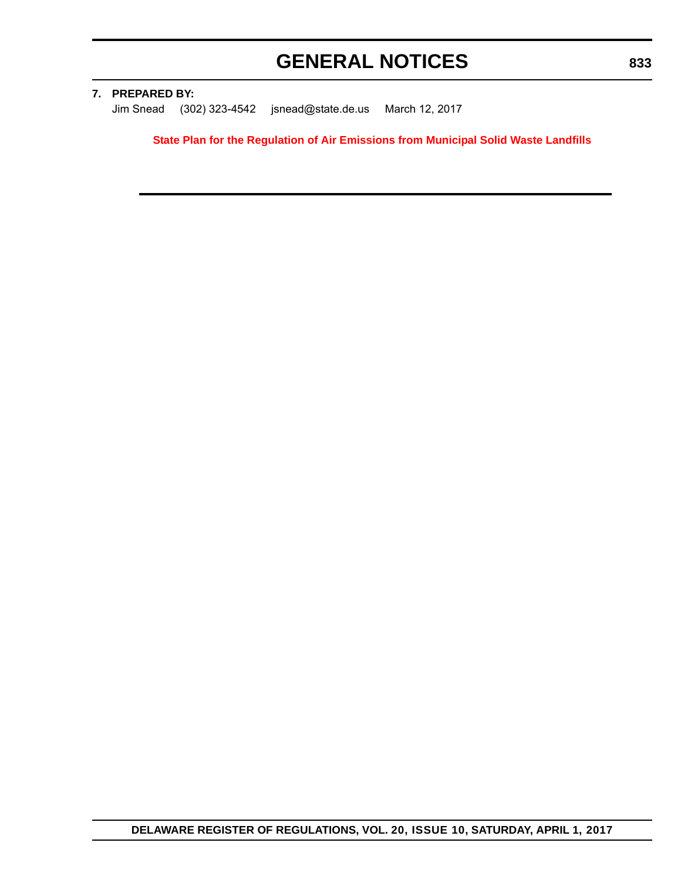**7. PREPARED BY:**

Jim Snead (302) 323-4542 jsnead@state.de.us March 12, 2017

**State Plan for the Regulation of Air Emissions from Municipal Solid Waste Landfills**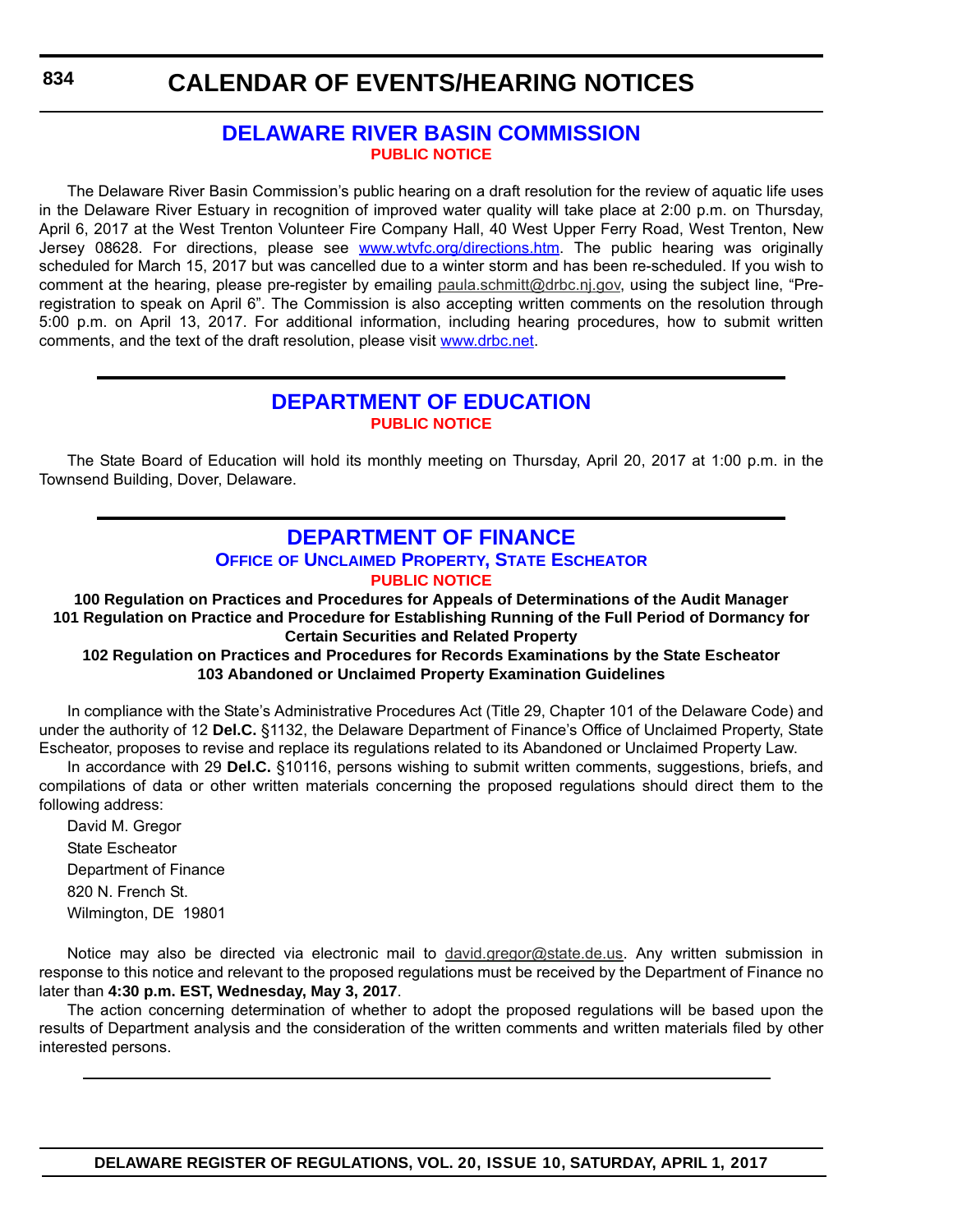# CALENDAR OF EVENTS/HEARING NOTICES

## DELAWARE RIVER BASIN COMMISSION

### PUBLIC NOTICE

The Delaware River Basin Commission's public hearing on a draft resolution for the review of aquatic life uses in the Delaware River Estuary in recognition of improved water quality will take place at 2:00 p.m. on Thursday, April 6, 2017 at the West Trenton Volunteer Fire Company Hall, 40 West Upper Ferry Road, West Trenton, New Jersey 08628. For directions, please see www.wtvfc.org/directions.htm. The public hearing was originally scheduled for March 15, 2017 but was cancelled due to a winter storm and has been re-scheduled. If you wish to comment at the hearing, please pre-register by emailing paula.schmitt@drbc.nj.gov, using the subject line, "Pre-registration to speak on April 6". The Commission is also accepting written comments on the resolution through 5:00 p.m. on April 13, 2017. For additional information, including hearing procedures, how to submit written comments, and the text of the draft resolution, please visit www.drbc.net.

## DEPARTMENT OF EDUCATION

### PUBLIC NOTICE

The State Board of Education will hold its monthly meeting on Thursday, April 20, 2017 at 1:00 p.m. in the Townsend Building, Dover, Delaware.

## DEPARTMENT OF FINANCE

### OFFICE OF UNCLAIMED PROPERTY, STATE ESCHEATOR

### PUBLIC NOTICE

**100 Regulation on Practices and Procedures for Appeals of Determinations of the Audit Manager**
**101 Regulation on Practice and Procedure for Establishing Running of the Full Period of Dormancy for Certain Securities and Related Property**
**102 Regulation on Practices and Procedures for Records Examinations by the State Escheator**
**103 Abandoned or Unclaimed Property Examination Guidelines**

In compliance with the State's Administrative Procedures Act (Title 29, Chapter 101 of the Delaware Code) and under the authority of 12 **Del.C.** §1132, the Delaware Department of Finance's Office of Unclaimed Property, State Escheator, proposes to revise and replace its regulations related to its Abandoned or Unclaimed Property Law.

In accordance with 29 **Del.C.** §10116, persons wishing to submit written comments, suggestions, briefs, and compilations of data or other written materials concerning the proposed regulations should direct them to the following address:

David M. Gregor
State Escheator
Department of Finance
820 N. French St.
Wilmington, DE 19801

Notice may also be directed via electronic mail to david.gregor@state.de.us. Any written submission in response to this notice and relevant to the proposed regulations must be received by the Department of Finance no later than **4:30 p.m. EST, Wednesday, May 3, 2017**.

The action concerning determination of whether to adopt the proposed regulations will be based upon the results of Department analysis and the consideration of the written comments and written materials filed by other interested persons.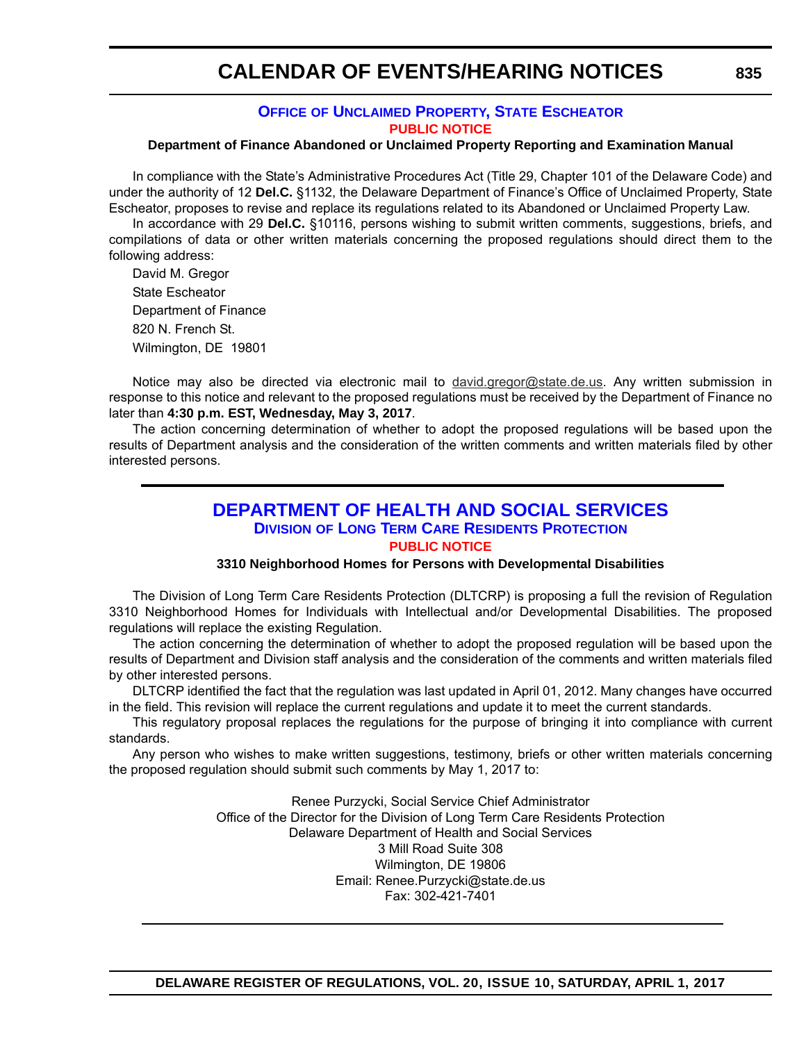# CALENDAR OF EVENTS/HEARING NOTICES

## OFFICE OF UNCLAIMED PROPERTY, STATE ESCHEATOR

### PUBLIC NOTICE

**Department of Finance Abandoned or Unclaimed Property Reporting and Examination Manual**

In compliance with the State's Administrative Procedures Act (Title 29, Chapter 101 of the Delaware Code) and under the authority of 12 **Del.C.** §1132, the Delaware Department of Finance's Office of Unclaimed Property, State Escheator, proposes to revise and replace its regulations related to its Abandoned or Unclaimed Property Law.

In accordance with 29 **Del.C.** §10116, persons wishing to submit written comments, suggestions, briefs, and compilations of data or other written materials concerning the proposed regulations should direct them to the following address:

David M. Gregor
State Escheator
Department of Finance
820 N. French St.
Wilmington, DE 19801

Notice may also be directed via electronic mail to david.gregor@state.de.us. Any written submission in response to this notice and relevant to the proposed regulations must be received by the Department of Finance no later than **4:30 p.m. EST, Wednesday, May 3, 2017**.

The action concerning determination of whether to adopt the proposed regulations will be based upon the results of Department analysis and the consideration of the written comments and written materials filed by other interested persons.

---

## DEPARTMENT OF HEALTH AND SOCIAL SERVICES

### DIVISION OF LONG TERM CARE RESIDENTS PROTECTION

### PUBLIC NOTICE

**3310 Neighborhood Homes for Persons with Developmental Disabilities**

The Division of Long Term Care Residents Protection (DLTCRP) is proposing a full the revision of Regulation 3310 Neighborhood Homes for Individuals with Intellectual and/or Developmental Disabilities. The proposed regulations will replace the existing Regulation.

The action concerning the determination of whether to adopt the proposed regulation will be based upon the results of Department and Division staff analysis and the consideration of the comments and written materials filed by other interested persons.

DLTCRP identified the fact that the regulation was last updated in April 01, 2012. Many changes have occurred in the field. This revision will replace the current regulations and update it to meet the current standards.

This regulatory proposal replaces the regulations for the purpose of bringing it into compliance with current standards.

Any person who wishes to make written suggestions, testimony, briefs or other written materials concerning the proposed regulation should submit such comments by May 1, 2017 to:

Renee Purzycki, Social Service Chief Administrator
Office of the Director for the Division of Long Term Care Residents Protection
Delaware Department of Health and Social Services
3 Mill Road Suite 308
Wilmington, DE 19806
Email: Renee.Purzycki@state.de.us
Fax: 302-421-7401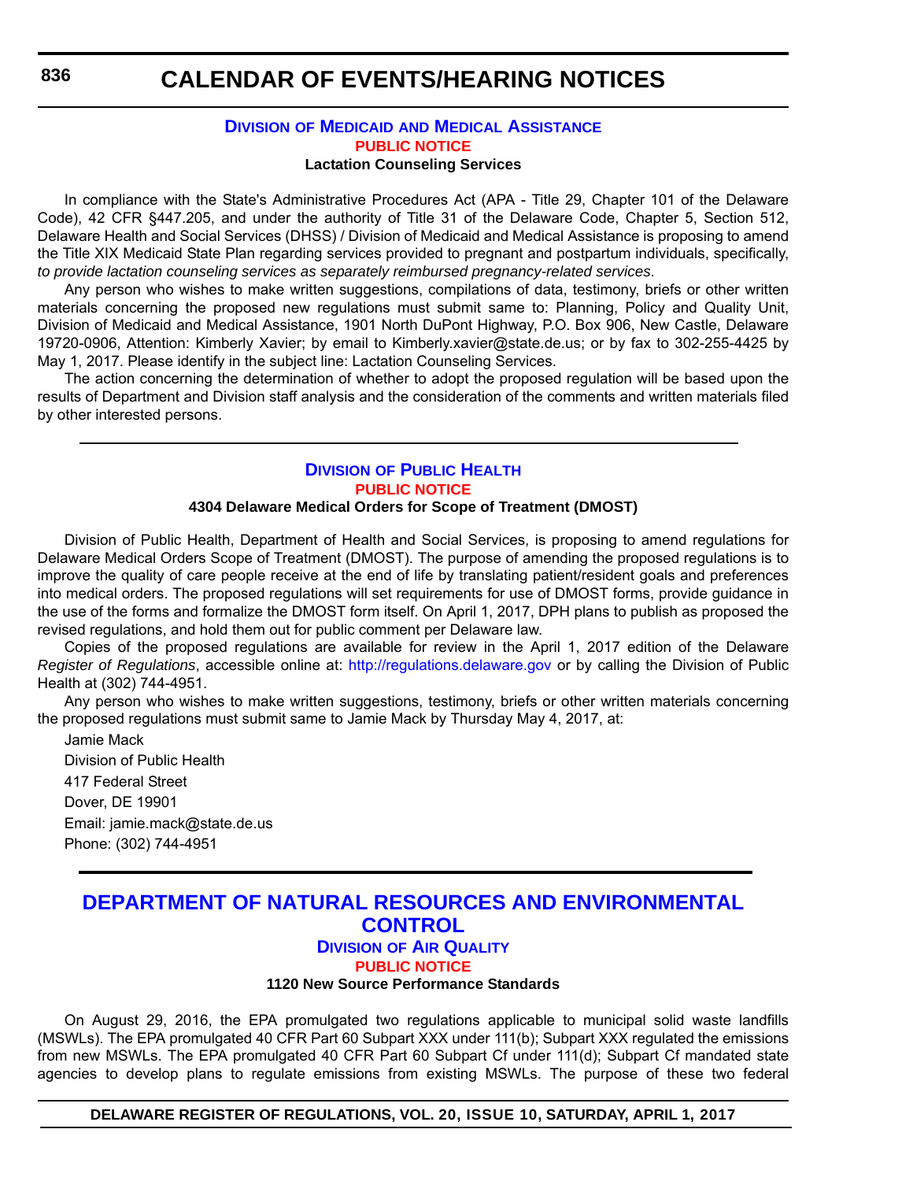# CALENDAR OF EVENTS/HEARING NOTICES

### DIVISION OF MEDICAID AND MEDICAL ASSISTANCE

**PUBLIC NOTICE**

**Lactation Counseling Services**

In compliance with the State's Administrative Procedures Act (APA - Title 29, Chapter 101 of the Delaware Code), 42 CFR §447.205, and under the authority of Title 31 of the Delaware Code, Chapter 5, Section 512, Delaware Health and Social Services (DHSS) / Division of Medicaid and Medical Assistance is proposing to amend the Title XIX Medicaid State Plan regarding services provided to pregnant and postpartum individuals, specifically, *to provide lactation counseling services as separately reimbursed pregnancy-related services*.

Any person who wishes to make written suggestions, compilations of data, testimony, briefs or other written materials concerning the proposed new regulations must submit same to: Planning, Policy and Quality Unit, Division of Medicaid and Medical Assistance, 1901 North DuPont Highway, P.O. Box 906, New Castle, Delaware 19720-0906, Attention: Kimberly Xavier; by email to Kimberly.xavier@state.de.us; or by fax to 302-255-4425 by May 1, 2017. Please identify in the subject line: Lactation Counseling Services.

The action concerning the determination of whether to adopt the proposed regulation will be based upon the results of Department and Division staff analysis and the consideration of the comments and written materials filed by other interested persons.

---

### DIVISION OF PUBLIC HEALTH

**PUBLIC NOTICE**

**4304 Delaware Medical Orders for Scope of Treatment (DMOST)**

Division of Public Health, Department of Health and Social Services, is proposing to amend regulations for Delaware Medical Orders Scope of Treatment (DMOST). The purpose of amending the proposed regulations is to improve the quality of care people receive at the end of life by translating patient/resident goals and preferences into medical orders. The proposed regulations will set requirements for use of DMOST forms, provide guidance in the use of the forms and formalize the DMOST form itself. On April 1, 2017, DPH plans to publish as proposed the revised regulations, and hold them out for public comment per Delaware law.

Copies of the proposed regulations are available for review in the April 1, 2017 edition of the Delaware *Register of Regulations*, accessible online at: http://regulations.delaware.gov or by calling the Division of Public Health at (302) 744-4951.

Any person who wishes to make written suggestions, testimony, briefs or other written materials concerning the proposed regulations must submit same to Jamie Mack by Thursday May 4, 2017, at:

Jamie Mack
Division of Public Health
417 Federal Street
Dover, DE 19901
Email: jamie.mack@state.de.us
Phone: (302) 744-4951

---

## DEPARTMENT OF NATURAL RESOURCES AND ENVIRONMENTAL CONTROL

### DIVISION OF AIR QUALITY

**PUBLIC NOTICE**

**1120 New Source Performance Standards**

On August 29, 2016, the EPA promulgated two regulations applicable to municipal solid waste landfills (MSWLs). The EPA promulgated 40 CFR Part 60 Subpart XXX under 111(b); Subpart XXX regulated the emissions from new MSWLs. The EPA promulgated 40 CFR Part 60 Subpart Cf under 111(d); Subpart Cf mandated state agencies to develop plans to regulate emissions from existing MSWLs. The purpose of these two federal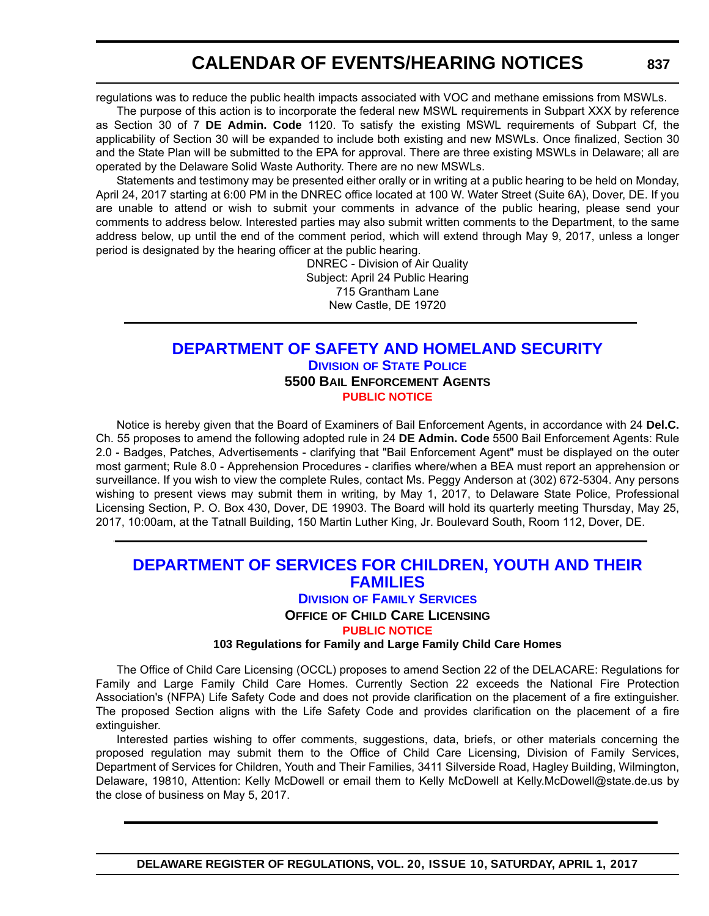regulations was to reduce the public health impacts associated with VOC and methane emissions from MSWLs.

The purpose of this action is to incorporate the federal new MSWL requirements in Subpart XXX by reference as Section 30 of 7 **DE Admin. Code** 1120. To satisfy the existing MSWL requirements of Subpart Cf, the applicability of Section 30 will be expanded to include both existing and new MSWLs. Once finalized, Section 30 and the State Plan will be submitted to the EPA for approval. There are three existing MSWLs in Delaware; all are operated by the Delaware Solid Waste Authority. There are no new MSWLs.

Statements and testimony may be presented either orally or in writing at a public hearing to be held on Monday, April 24, 2017 starting at 6:00 PM in the DNREC office located at 100 W. Water Street (Suite 6A), Dover, DE. If you are unable to attend or wish to submit your comments in advance of the public hearing, please send your comments to address below. Interested parties may also submit written comments to the Department, to the same address below, up until the end of the comment period, which will extend through May 9, 2017, unless a longer period is designated by the hearing officer at the public hearing.

DNREC - Division of Air Quality
Subject: April 24 Public Hearing
715 Grantham Lane
New Castle, DE 19720

---

## DEPARTMENT OF SAFETY AND HOMELAND SECURITY

### Division of State Police

### 5500 Bail Enforcement Agents

**PUBLIC NOTICE**

Notice is hereby given that the Board of Examiners of Bail Enforcement Agents, in accordance with 24 **Del.C.** Ch. 55 proposes to amend the following adopted rule in 24 **DE Admin. Code** 5500 Bail Enforcement Agents: Rule 2.0 - Badges, Patches, Advertisements - clarifying that "Bail Enforcement Agent" must be displayed on the outer most garment; Rule 8.0 - Apprehension Procedures - clarifies where/when a BEA must report an apprehension or surveillance. If you wish to view the complete Rules, contact Ms. Peggy Anderson at (302) 672-5304. Any persons wishing to present views may submit them in writing, by May 1, 2017, to Delaware State Police, Professional Licensing Section, P. O. Box 430, Dover, DE 19903. The Board will hold its quarterly meeting Thursday, May 25, 2017, 10:00am, at the Tatnall Building, 150 Martin Luther King, Jr. Boulevard South, Room 112, Dover, DE.

---

## DEPARTMENT OF SERVICES FOR CHILDREN, YOUTH AND THEIR FAMILIES

### Division of Family Services

### Office of Child Care Licensing

**PUBLIC NOTICE**

**103 Regulations for Family and Large Family Child Care Homes**

The Office of Child Care Licensing (OCCL) proposes to amend Section 22 of the DELACARE: Regulations for Family and Large Family Child Care Homes. Currently Section 22 exceeds the National Fire Protection Association's (NFPA) Life Safety Code and does not provide clarification on the placement of a fire extinguisher. The proposed Section aligns with the Life Safety Code and provides clarification on the placement of a fire extinguisher.

Interested parties wishing to offer comments, suggestions, data, briefs, or other materials concerning the proposed regulation may submit them to the Office of Child Care Licensing, Division of Family Services, Department of Services for Children, Youth and Their Families, 3411 Silverside Road, Hagley Building, Wilmington, Delaware, 19810, Attention: Kelly McDowell or email them to Kelly McDowell at Kelly.McDowell@state.de.us by the close of business on May 5, 2017.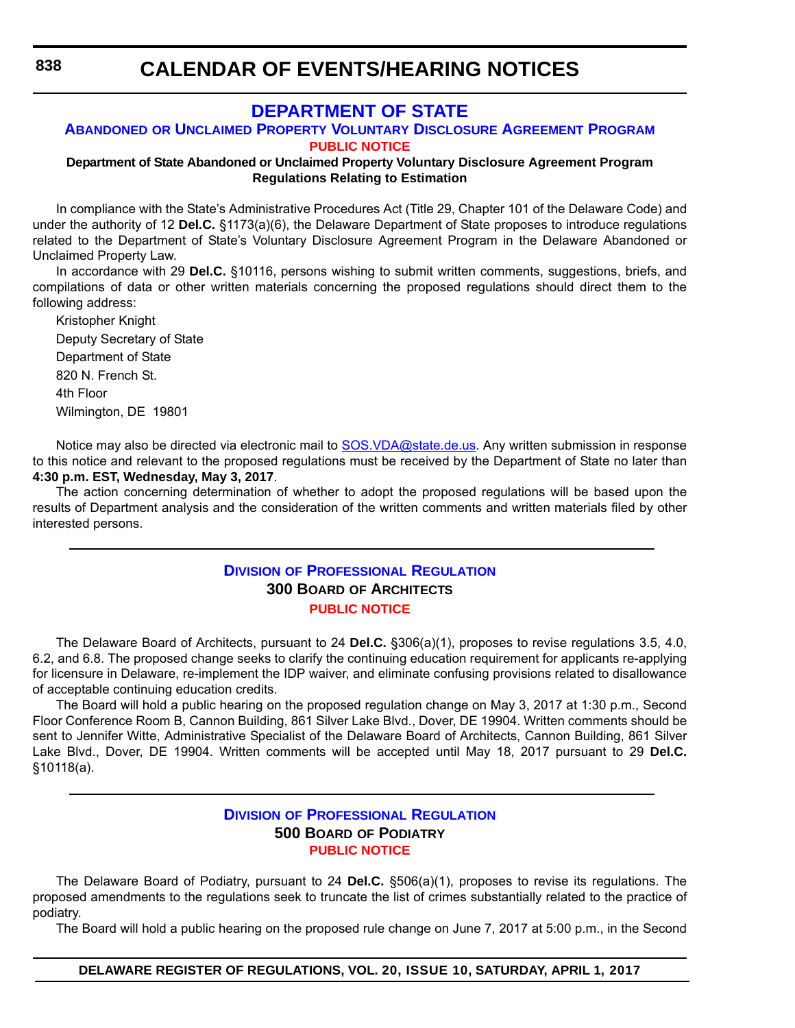# CALENDAR OF EVENTS/HEARING NOTICES

## DEPARTMENT OF STATE

### ABANDONED OR UNCLAIMED PROPERTY VOLUNTARY DISCLOSURE AGREEMENT PROGRAM

**PUBLIC NOTICE**

**Department of State Abandoned or Unclaimed Property Voluntary Disclosure Agreement Program Regulations Relating to Estimation**

In compliance with the State's Administrative Procedures Act (Title 29, Chapter 101 of the Delaware Code) and under the authority of 12 **Del.C.** §1173(a)(6), the Delaware Department of State proposes to introduce regulations related to the Department of State's Voluntary Disclosure Agreement Program in the Delaware Abandoned or Unclaimed Property Law.

In accordance with 29 **Del.C.** §10116, persons wishing to submit written comments, suggestions, briefs, and compilations of data or other written materials concerning the proposed regulations should direct them to the following address:

Kristopher Knight
Deputy Secretary of State
Department of State
820 N. French St.
4th Floor
Wilmington, DE 19801

Notice may also be directed via electronic mail to SOS.VDA@state.de.us. Any written submission in response to this notice and relevant to the proposed regulations must be received by the Department of State no later than **4:30 p.m. EST, Wednesday, May 3, 2017**.

The action concerning determination of whether to adopt the proposed regulations will be based upon the results of Department analysis and the consideration of the written comments and written materials filed by other interested persons.

---

### DIVISION OF PROFESSIONAL REGULATION

### 300 BOARD OF ARCHITECTS

**PUBLIC NOTICE**

The Delaware Board of Architects, pursuant to 24 **Del.C.** §306(a)(1), proposes to revise regulations 3.5, 4.0, 6.2, and 6.8. The proposed change seeks to clarify the continuing education requirement for applicants re-applying for licensure in Delaware, re-implement the IDP waiver, and eliminate confusing provisions related to disallowance of acceptable continuing education credits.

The Board will hold a public hearing on the proposed regulation change on May 3, 2017 at 1:30 p.m., Second Floor Conference Room B, Cannon Building, 861 Silver Lake Blvd., Dover, DE 19904. Written comments should be sent to Jennifer Witte, Administrative Specialist of the Delaware Board of Architects, Cannon Building, 861 Silver Lake Blvd., Dover, DE 19904. Written comments will be accepted until May 18, 2017 pursuant to 29 **Del.C.** §10118(a).

---

### DIVISION OF PROFESSIONAL REGULATION

### 500 BOARD OF PODIATRY

**PUBLIC NOTICE**

The Delaware Board of Podiatry, pursuant to 24 **Del.C.** §506(a)(1), proposes to revise its regulations. The proposed amendments to the regulations seek to truncate the list of crimes substantially related to the practice of podiatry.

The Board will hold a public hearing on the proposed rule change on June 7, 2017 at 5:00 p.m., in the Second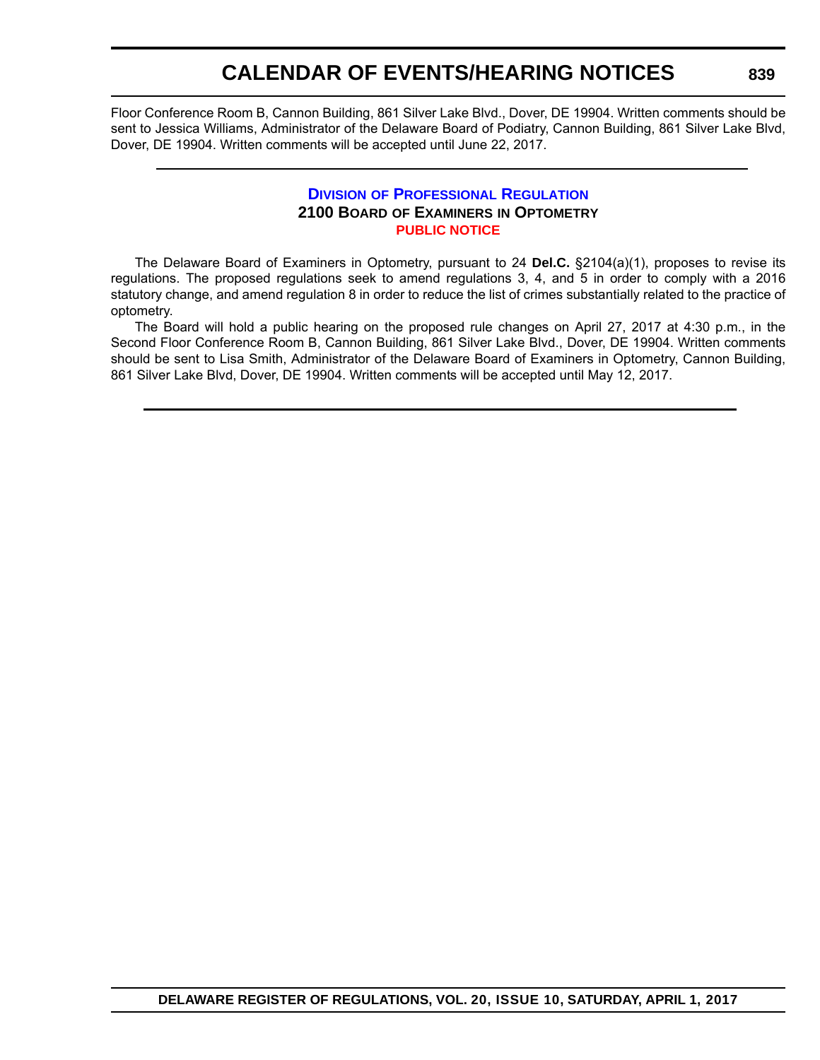Floor Conference Room B, Cannon Building, 861 Silver Lake Blvd., Dover, DE 19904. Written comments should be sent to Jessica Williams, Administrator of the Delaware Board of Podiatry, Cannon Building, 861 Silver Lake Blvd, Dover, DE 19904. Written comments will be accepted until June 22, 2017.

---

## Division of Professional Regulation

### 2100 Board of Examiners in Optometry

**PUBLIC NOTICE**

The Delaware Board of Examiners in Optometry, pursuant to 24 **Del.C.** §2104(a)(1), proposes to revise its regulations. The proposed regulations seek to amend regulations 3, 4, and 5 in order to comply with a 2016 statutory change, and amend regulation 8 in order to reduce the list of crimes substantially related to the practice of optometry.

The Board will hold a public hearing on the proposed rule changes on April 27, 2017 at 4:30 p.m., in the Second Floor Conference Room B, Cannon Building, 861 Silver Lake Blvd., Dover, DE 19904. Written comments should be sent to Lisa Smith, Administrator of the Delaware Board of Examiners in Optometry, Cannon Building, 861 Silver Lake Blvd, Dover, DE 19904. Written comments will be accepted until May 12, 2017.

---